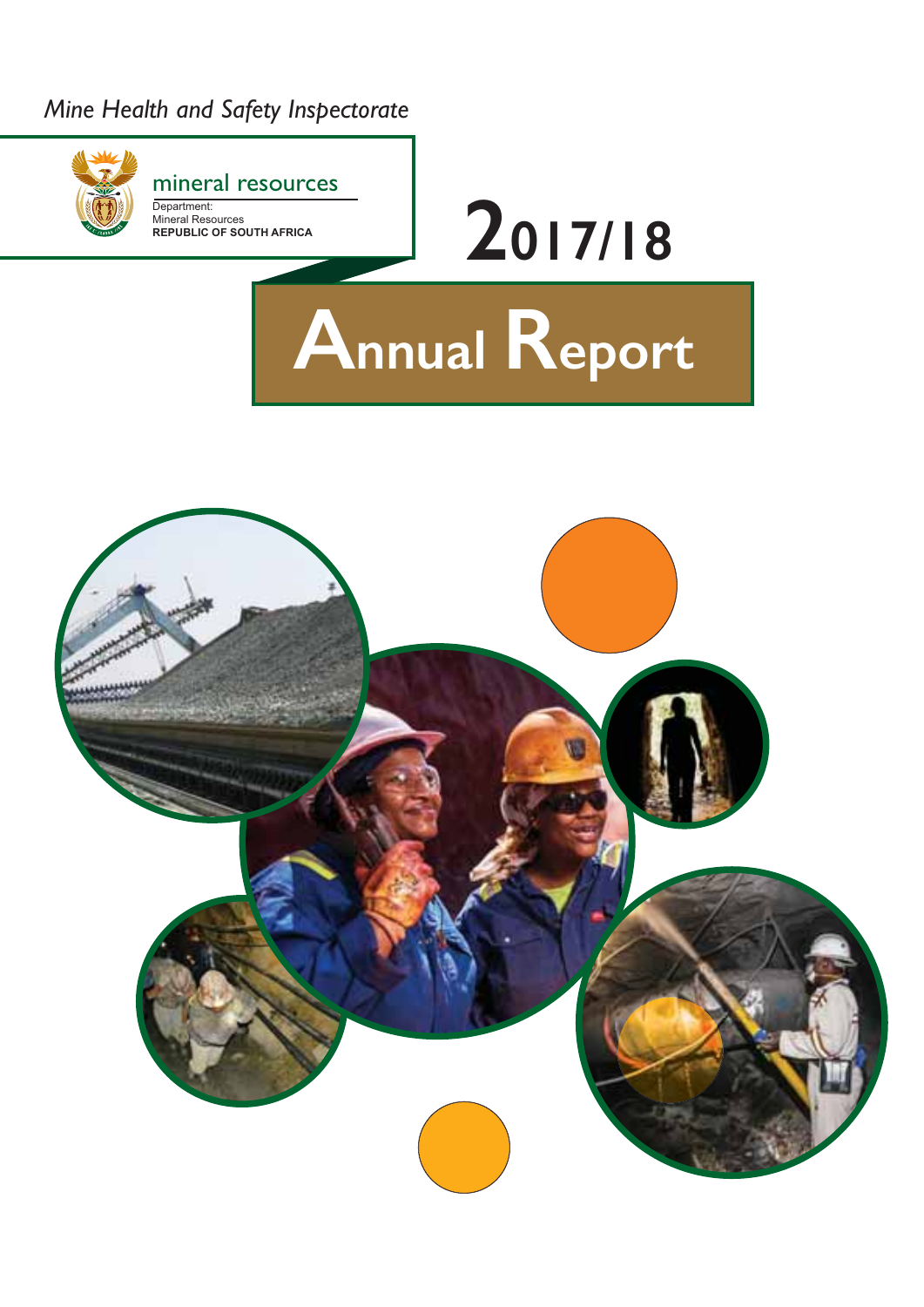*Mine Health and Safety Inspectorate*

mineral resources

Department:
Mineral Resources
**REPUBLIC OF SOUTH AFRICA**

# 2017/18

# Annual Report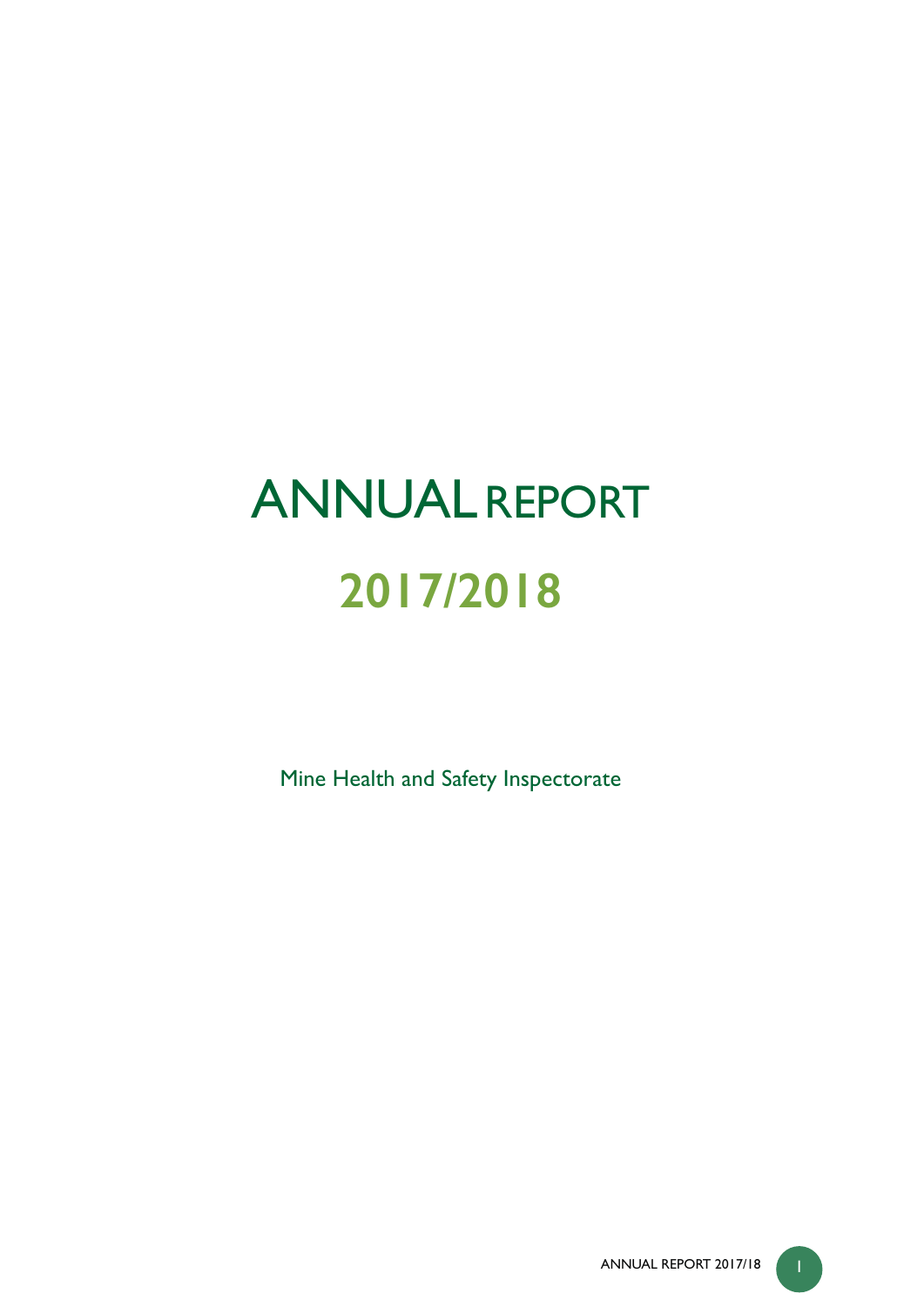# ANNUAL REPORT

# 2017/2018

Mine Health and Safety Inspectorate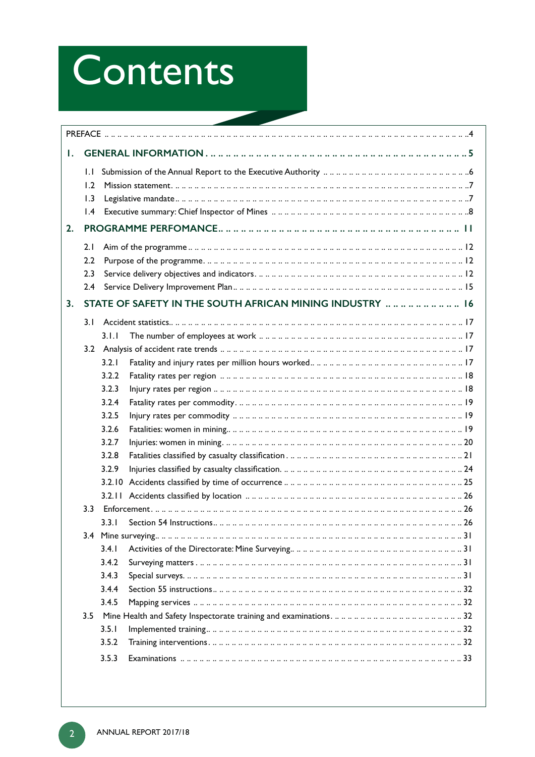# Contents

| | |
|---|---|
| PREFACE | 4 |
| **1. GENERAL INFORMATION** | **5** |
| 1.1 Submission of the Annual Report to the Executive Authority | 6 |
| 1.2 Mission statement | 7 |
| 1.3 Legislative mandate | 7 |
| 1.4 Executive summary: Chief Inspector of Mines | 8 |
| **2. PROGRAMME PERFOMANCE** | **11** |
| 2.1 Aim of the programme | 12 |
| 2.2 Purpose of the programme | 12 |
| 2.3 Service delivery objectives and indicators | 12 |
| 2.4 Service Delivery Improvement Plan | 15 |
| **3. STATE OF SAFETY IN THE SOUTH AFRICAN MINING INDUSTRY** | **16** |
| 3.1 Accident statistics | 17 |
| 3.1.1 The number of employees at work | 17 |
| 3.2 Analysis of accident rate trends | 17 |
| 3.2.1 Fatality and injury rates per million hours worked | 17 |
| 3.2.2 Fatality rates per region | 18 |
| 3.2.3 Injury rates per region | 18 |
| 3.2.4 Fatality rates per commodity | 19 |
| 3.2.5 Injury rates per commodity | 19 |
| 3.2.6 Fatalities: women in mining | 19 |
| 3.2.7 Injuries: women in mining | 20 |
| 3.2.8 Fatalities classified by casualty classification | 21 |
| 3.2.9 Injuries classified by casualty classification | 24 |
| 3.2.10 Accidents classified by time of occurrence | 25 |
| 3.2.11 Accidents classified by location | 26 |
| 3.3 Enforcement | 26 |
| 3.3.1 Section 54 Instructions | 26 |
| 3.4 Mine surveying | 31 |
| 3.4.1 Activities of the Directorate: Mine Surveying | 31 |
| 3.4.2 Surveying matters | 31 |
| 3.4.3 Special surveys | 31 |
| 3.4.4 Section 55 instructions | 32 |
| 3.4.5 Mapping services | 32 |
| 3.5 Mine Health and Safety Inspectorate training and examinations | 32 |
| 3.5.1 Implemented training | 32 |
| 3.5.2 Training interventions | 32 |
| 3.5.3 Examinations | 33 |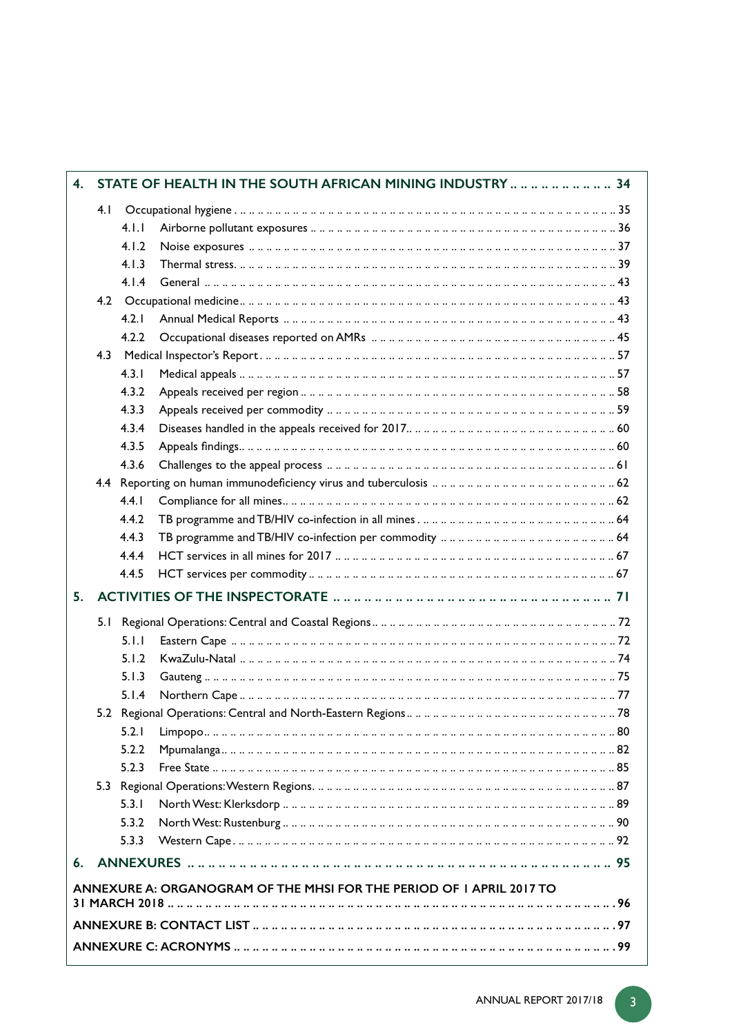**4. STATE OF HEALTH IN THE SOUTH AFRICAN MINING INDUSTRY .. 34**

- 4.1 Occupational hygiene .. 35
  - 4.1.1 Airborne pollutant exposures .. 36
  - 4.1.2 Noise exposures .. 37
  - 4.1.3 Thermal stress .. 39
  - 4.1.4 General .. 43
- 4.2 Occupational medicine .. 43
  - 4.2.1 Annual Medical Reports .. 43
  - 4.2.2 Occupational diseases reported on AMRs .. 45
- 4.3 Medical Inspector's Report .. 57
  - 4.3.1 Medical appeals .. 57
  - 4.3.2 Appeals received per region .. 58
  - 4.3.3 Appeals received per commodity .. 59
  - 4.3.4 Diseases handled in the appeals received for 2017 .. 60
  - 4.3.5 Appeals findings .. 60
  - 4.3.6 Challenges to the appeal process .. 61
- 4.4 Reporting on human immunodeficiency virus and tuberculosis .. 62
  - 4.4.1 Compliance for all mines .. 62
  - 4.4.2 TB programme and TB/HIV co-infection in all mines .. 64
  - 4.4.3 TB programme and TB/HIV co-infection per commodity .. 64
  - 4.4.4 HCT services in all mines for 2017 .. 67
  - 4.4.5 HCT services per commodity .. 67

**5. ACTIVITIES OF THE INSPECTORATE .. 71**

- 5.1 Regional Operations: Central and Coastal Regions .. 72
  - 5.1.1 Eastern Cape .. 72
  - 5.1.2 KwaZulu-Natal .. 74
  - 5.1.3 Gauteng .. 75
  - 5.1.4 Northern Cape .. 77
- 5.2 Regional Operations: Central and North-Eastern Regions .. 78
  - 5.2.1 Limpopo .. 80
  - 5.2.2 Mpumalanga .. 82
  - 5.2.3 Free State .. 85
- 5.3 Regional Operations: Western Regions .. 87
  - 5.3.1 North West: Klerksdorp .. 89
  - 5.3.2 North West: Rustenburg .. 90
  - 5.3.3 Western Cape .. 92

**6. ANNEXURES .. 95**

**ANNEXURE A: ORGANOGRAM OF THE MHSI FOR THE PERIOD OF 1 APRIL 2017 TO 31 MARCH 2018 .. 96**

**ANNEXURE B: CONTACT LIST .. 97**

**ANNEXURE C: ACRONYMS .. 99**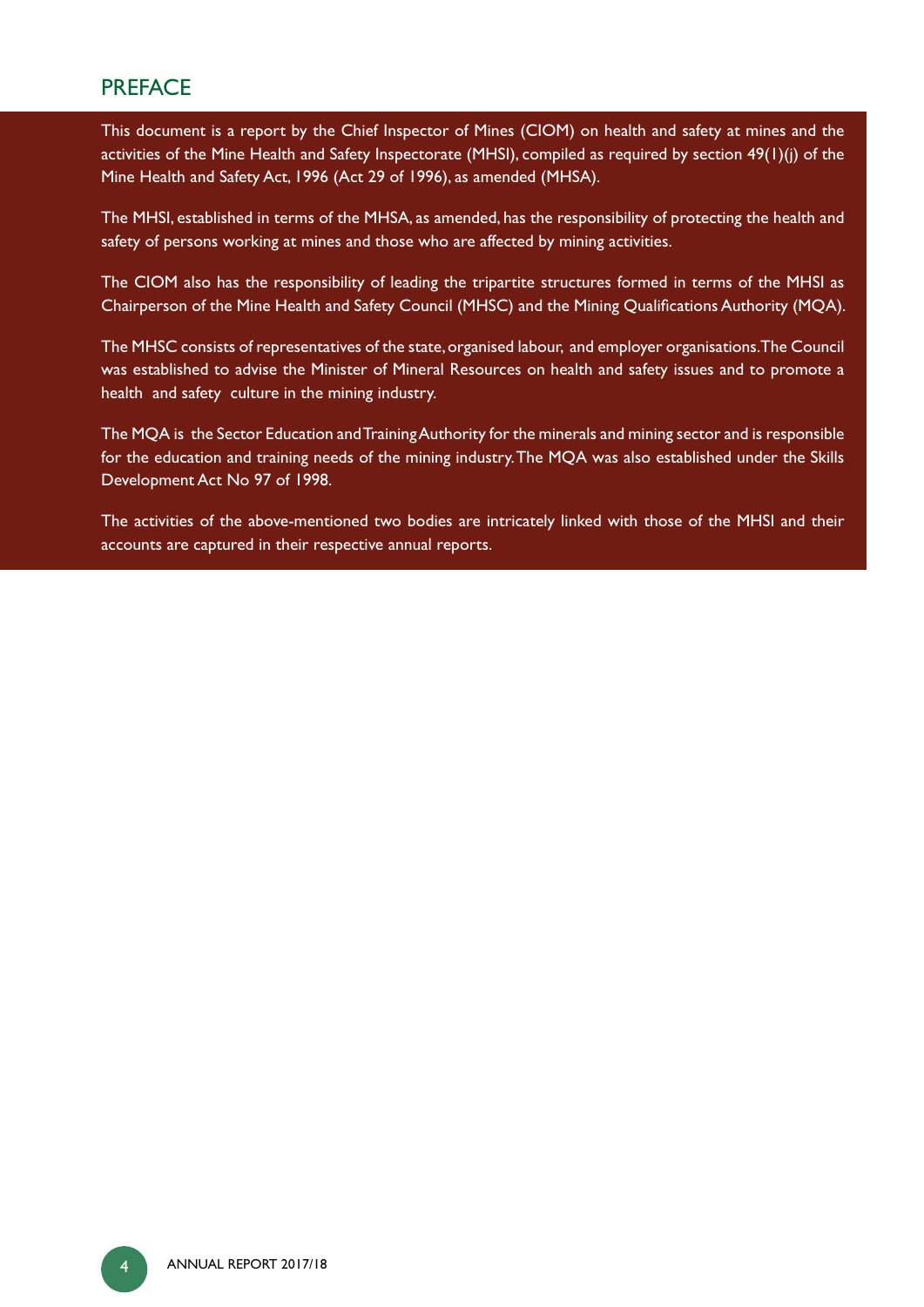## PREFACE

This document is a report by the Chief Inspector of Mines (CIOM) on health and safety at mines and the activities of the Mine Health and Safety Inspectorate (MHSI), compiled as required by section 49(1)(j) of the Mine Health and Safety Act, 1996 (Act 29 of 1996), as amended (MHSA).

The MHSI, established in terms of the MHSA, as amended, has the responsibility of protecting the health and safety of persons working at mines and those who are affected by mining activities.

The CIOM also has the responsibility of leading the tripartite structures formed in terms of the MHSI as Chairperson of the Mine Health and Safety Council (MHSC) and the Mining Qualifications Authority (MQA).

The MHSC consists of representatives of the state, organised labour, and employer organisations. The Council was established to advise the Minister of Mineral Resources on health and safety issues and to promote a health and safety culture in the mining industry.

The MQA is the Sector Education and Training Authority for the minerals and mining sector and is responsible for the education and training needs of the mining industry. The MQA was also established under the Skills Development Act No 97 of 1998.

The activities of the above-mentioned two bodies are intricately linked with those of the MHSI and their accounts are captured in their respective annual reports.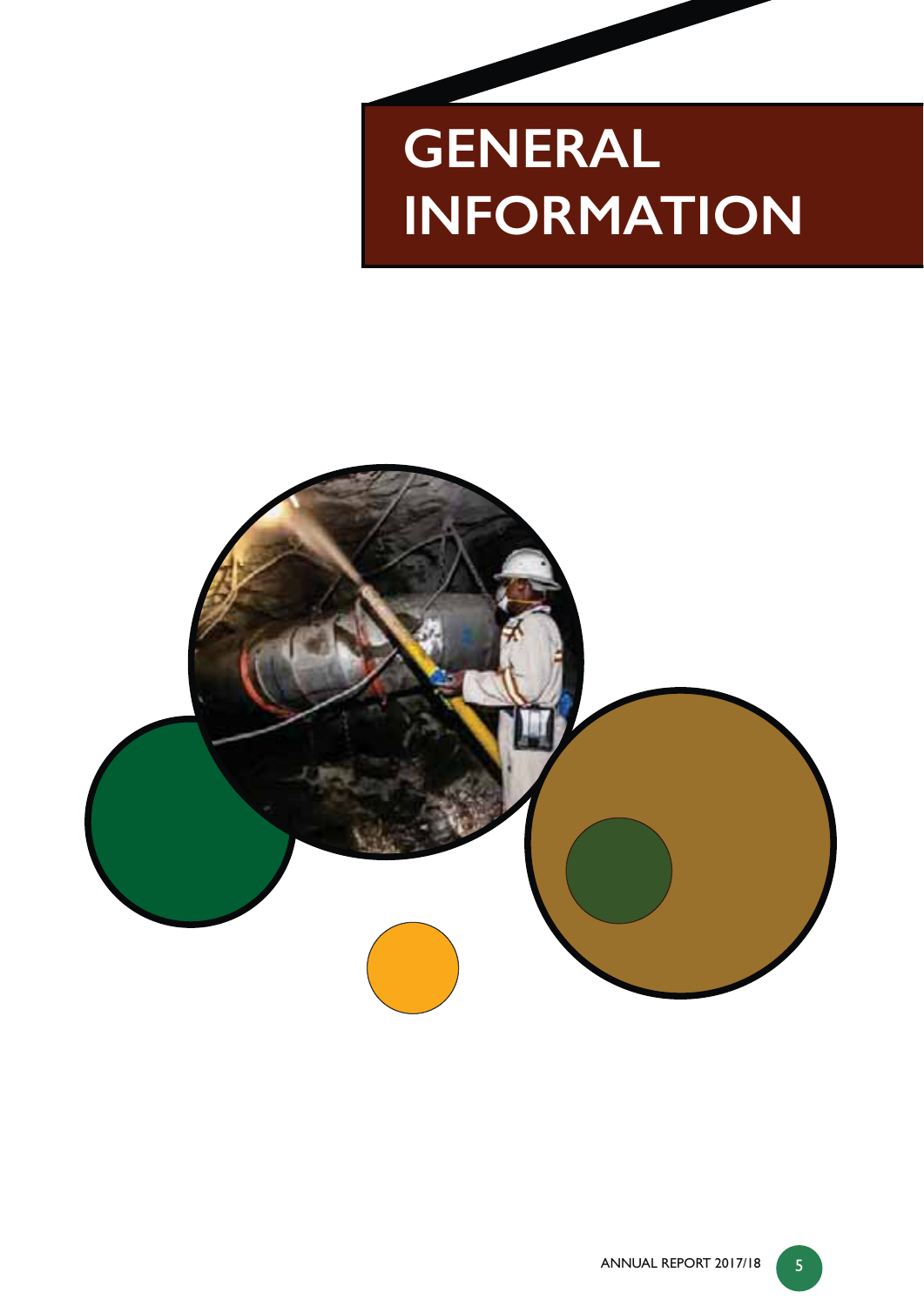# GENERAL INFORMATION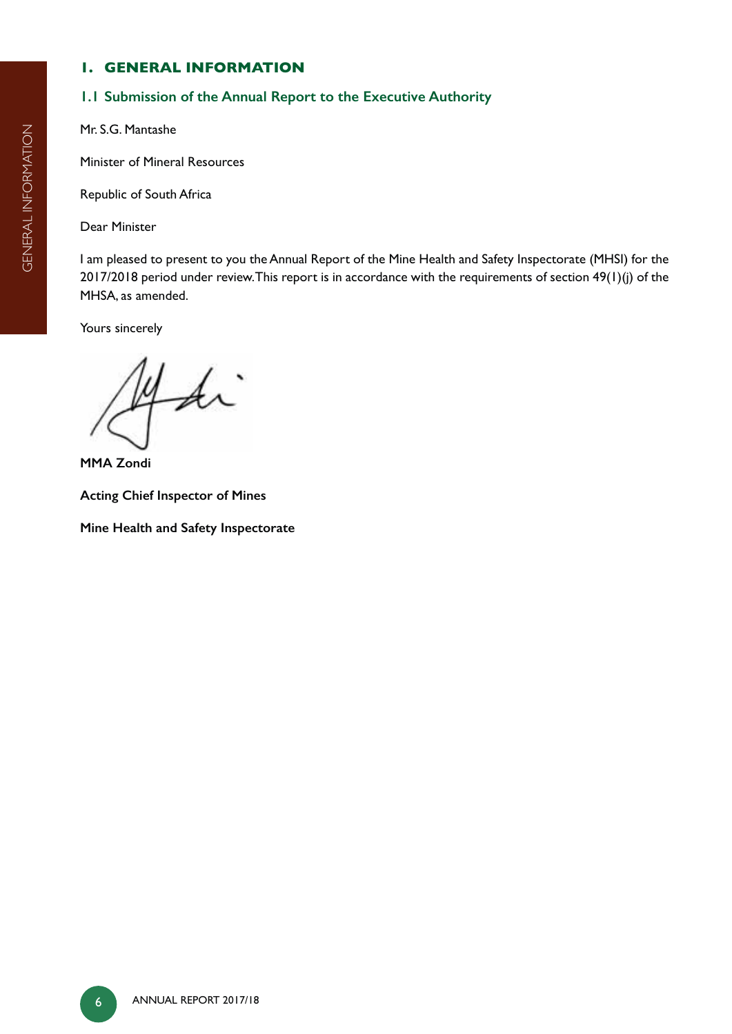# 1. GENERAL INFORMATION

## 1.1 Submission of the Annual Report to the Executive Authority

Mr. S.G. Mantashe

Minister of Mineral Resources

Republic of South Africa

Dear Minister

I am pleased to present to you the Annual Report of the Mine Health and Safety Inspectorate (MHSI) for the 2017/2018 period under review. This report is in accordance with the requirements of section 49(1)(j) of the MHSA, as amended.

Yours sincerely

**MMA Zondi**

**Acting Chief Inspector of Mines**

**Mine Health and Safety Inspectorate**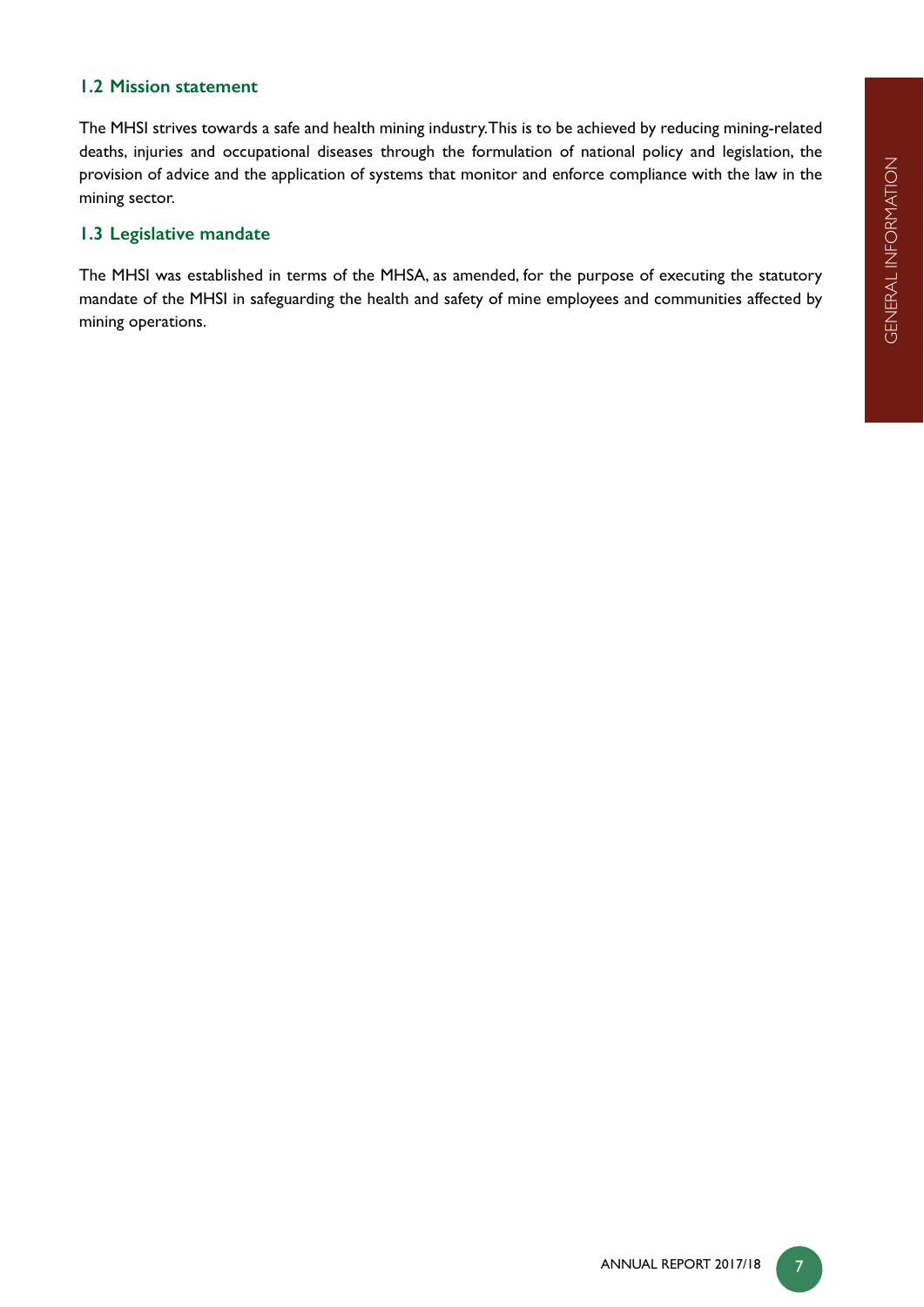## 1.2 Mission statement

The MHSI strives towards a safe and health mining industry. This is to be achieved by reducing mining-related deaths, injuries and occupational diseases through the formulation of national policy and legislation, the provision of advice and the application of systems that monitor and enforce compliance with the law in the mining sector.

## 1.3 Legislative mandate

The MHSI was established in terms of the MHSA, as amended, for the purpose of executing the statutory mandate of the MHSI in safeguarding the health and safety of mine employees and communities affected by mining operations.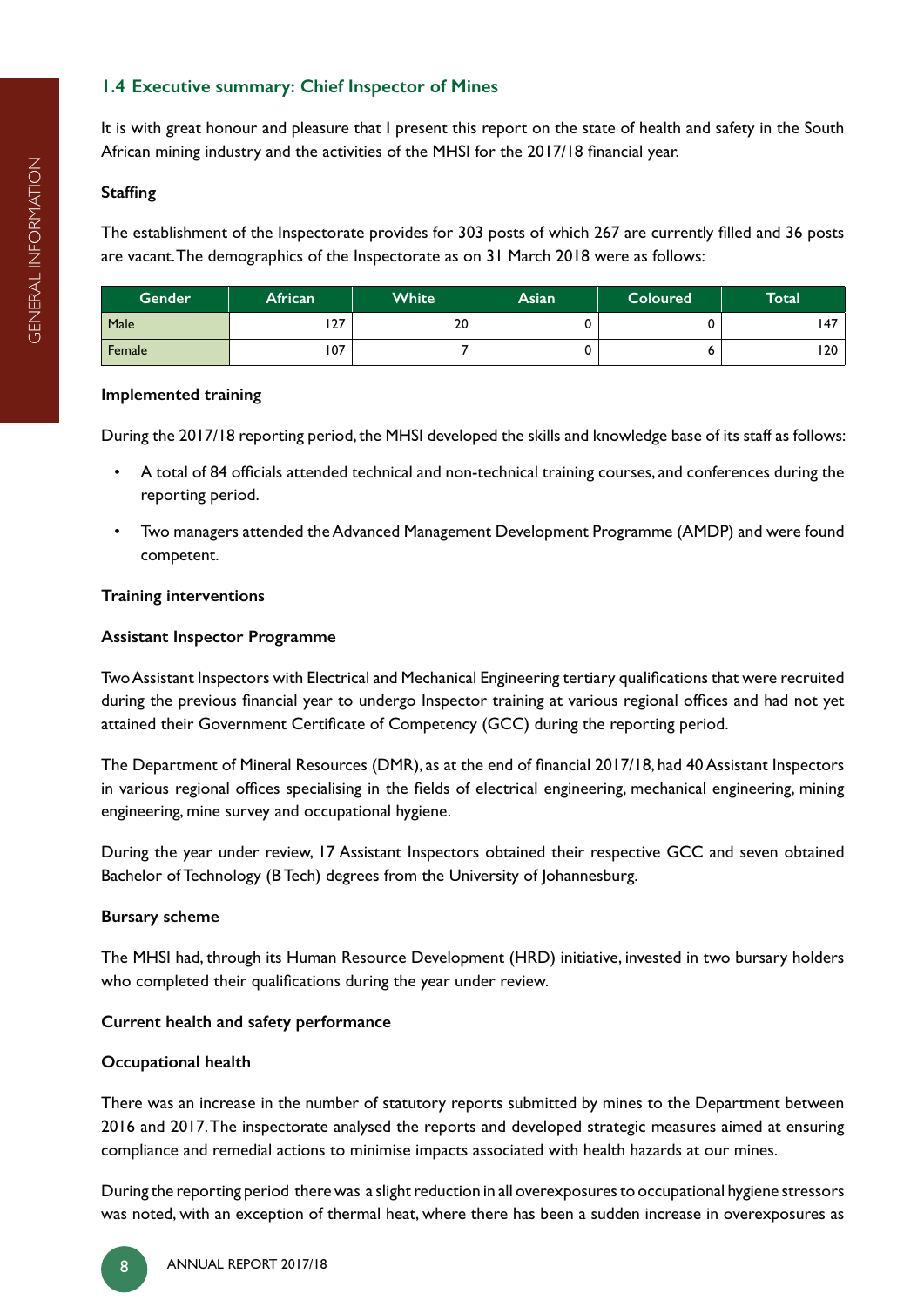## 1.4 Executive summary: Chief Inspector of Mines

It is with great honour and pleasure that I present this report on the state of health and safety in the South African mining industry and the activities of the MHSI for the 2017/18 financial year.

**Staffing**

The establishment of the Inspectorate provides for 303 posts of which 267 are currently filled and 36 posts are vacant. The demographics of the Inspectorate as on 31 March 2018 were as follows:

| Gender | African | White | Asian | Coloured | Total |
|---|---|---|---|---|---|
| Male | 127 | 20 | 0 | 0 | 147 |
| Female | 107 | 7 | 0 | 6 | 120 |

**Implemented training**

During the 2017/18 reporting period, the MHSI developed the skills and knowledge base of its staff as follows:

- A total of 84 officials attended technical and non-technical training courses, and conferences during the reporting period.
- Two managers attended the Advanced Management Development Programme (AMDP) and were found competent.

**Training interventions**

**Assistant Inspector Programme**

Two Assistant Inspectors with Electrical and Mechanical Engineering tertiary qualifications that were recruited during the previous financial year to undergo Inspector training at various regional offices and had not yet attained their Government Certificate of Competency (GCC) during the reporting period.

The Department of Mineral Resources (DMR), as at the end of financial 2017/18, had 40 Assistant Inspectors in various regional offices specialising in the fields of electrical engineering, mechanical engineering, mining engineering, mine survey and occupational hygiene.

During the year under review, 17 Assistant Inspectors obtained their respective GCC and seven obtained Bachelor of Technology (B Tech) degrees from the University of Johannesburg.

**Bursary scheme**

The MHSI had, through its Human Resource Development (HRD) initiative, invested in two bursary holders who completed their qualifications during the year under review.

**Current health and safety performance**

**Occupational health**

There was an increase in the number of statutory reports submitted by mines to the Department between 2016 and 2017. The inspectorate analysed the reports and developed strategic measures aimed at ensuring compliance and remedial actions to minimise impacts associated with health hazards at our mines.

During the reporting period there was a slight reduction in all overexposures to occupational hygiene stressors was noted, with an exception of thermal heat, where there has been a sudden increase in overexposures as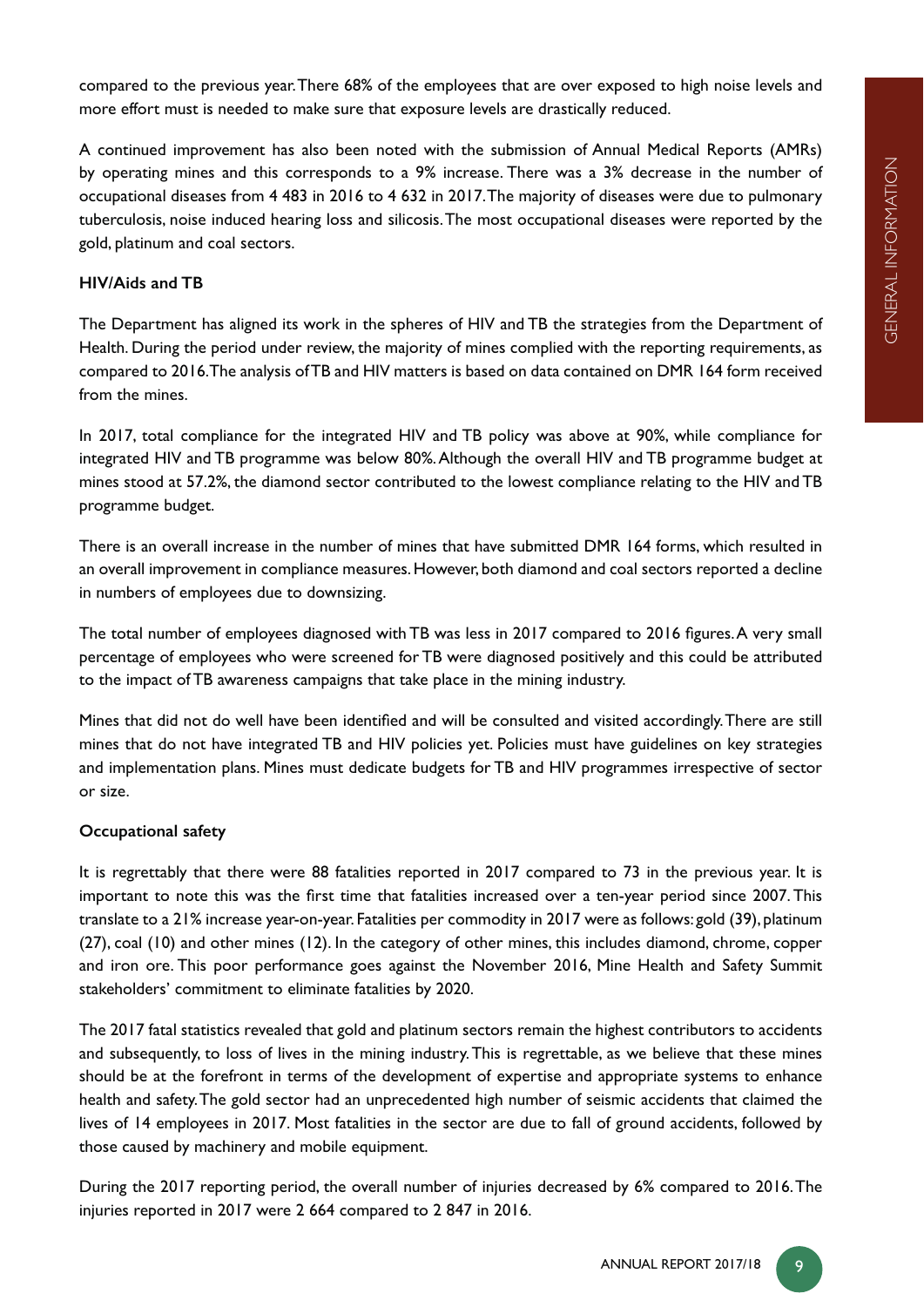compared to the previous year. There 68% of the employees that are over exposed to high noise levels and more effort must is needed to make sure that exposure levels are drastically reduced.

A continued improvement has also been noted with the submission of Annual Medical Reports (AMRs) by operating mines and this corresponds to a 9% increase. There was a 3% decrease in the number of occupational diseases from 4 483 in 2016 to 4 632 in 2017. The majority of diseases were due to pulmonary tuberculosis, noise induced hearing loss and silicosis. The most occupational diseases were reported by the gold, platinum and coal sectors.

**HIV/Aids and TB**

The Department has aligned its work in the spheres of HIV and TB the strategies from the Department of Health. During the period under review, the majority of mines complied with the reporting requirements, as compared to 2016. The analysis of TB and HIV matters is based on data contained on DMR 164 form received from the mines.

In 2017, total compliance for the integrated HIV and TB policy was above at 90%, while compliance for integrated HIV and TB programme was below 80%. Although the overall HIV and TB programme budget at mines stood at 57.2%, the diamond sector contributed to the lowest compliance relating to the HIV and TB programme budget.

There is an overall increase in the number of mines that have submitted DMR 164 forms, which resulted in an overall improvement in compliance measures. However, both diamond and coal sectors reported a decline in numbers of employees due to downsizing.

The total number of employees diagnosed with TB was less in 2017 compared to 2016 figures. A very small percentage of employees who were screened for TB were diagnosed positively and this could be attributed to the impact of TB awareness campaigns that take place in the mining industry.

Mines that did not do well have been identified and will be consulted and visited accordingly. There are still mines that do not have integrated TB and HIV policies yet. Policies must have guidelines on key strategies and implementation plans. Mines must dedicate budgets for TB and HIV programmes irrespective of sector or size.

**Occupational safety**

It is regrettably that there were 88 fatalities reported in 2017 compared to 73 in the previous year. It is important to note this was the first time that fatalities increased over a ten-year period since 2007. This translate to a 21% increase year-on-year. Fatalities per commodity in 2017 were as follows: gold (39), platinum (27), coal (10) and other mines (12). In the category of other mines, this includes diamond, chrome, copper and iron ore. This poor performance goes against the November 2016, Mine Health and Safety Summit stakeholders' commitment to eliminate fatalities by 2020.

The 2017 fatal statistics revealed that gold and platinum sectors remain the highest contributors to accidents and subsequently, to loss of lives in the mining industry. This is regrettable, as we believe that these mines should be at the forefront in terms of the development of expertise and appropriate systems to enhance health and safety. The gold sector had an unprecedented high number of seismic accidents that claimed the lives of 14 employees in 2017. Most fatalities in the sector are due to fall of ground accidents, followed by those caused by machinery and mobile equipment.

During the 2017 reporting period, the overall number of injuries decreased by 6% compared to 2016. The injuries reported in 2017 were 2 664 compared to 2 847 in 2016.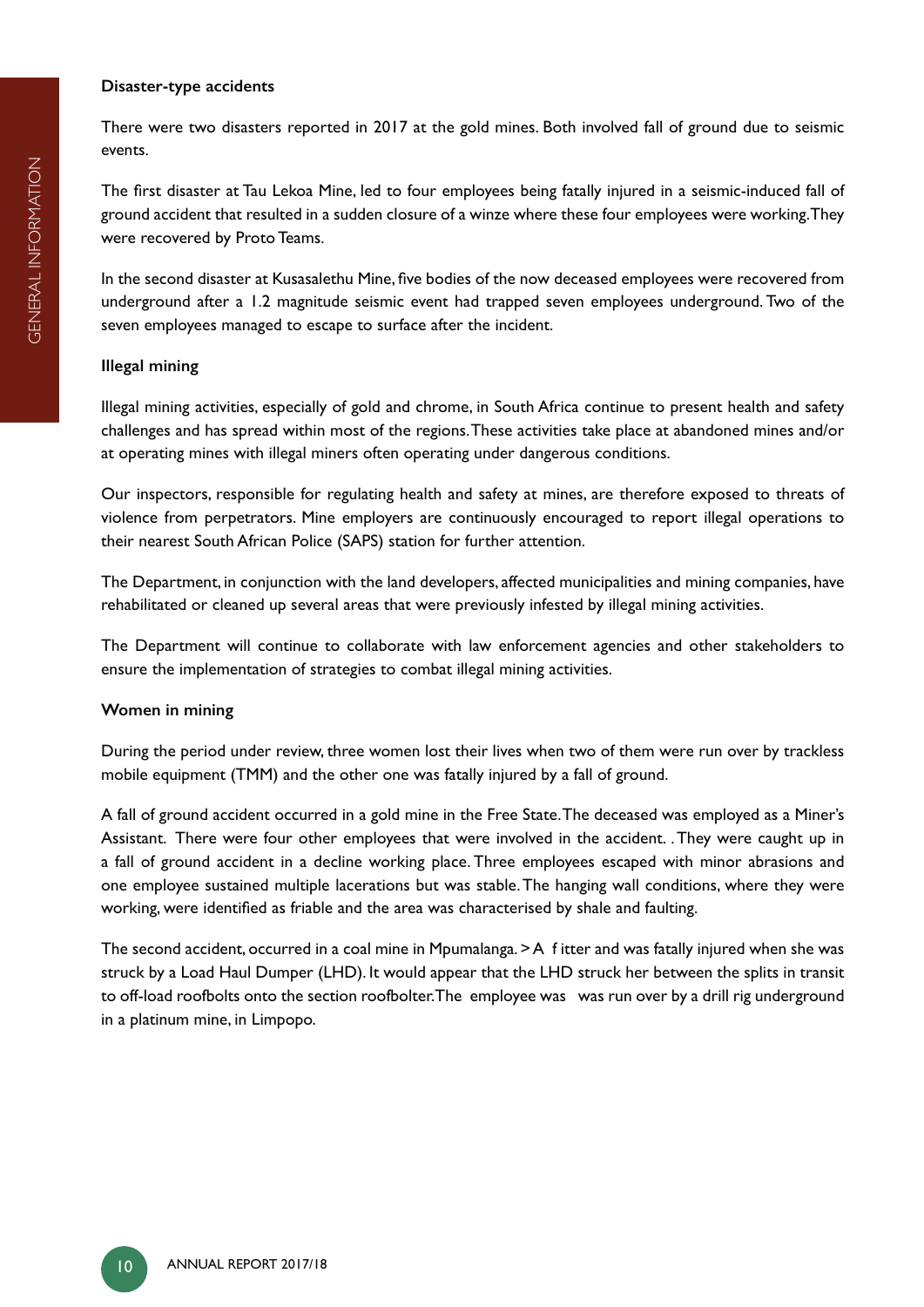**Disaster-type accidents**

There were two disasters reported in 2017 at the gold mines. Both involved fall of ground due to seismic events.

The first disaster at Tau Lekoa Mine, led to four employees being fatally injured in a seismic-induced fall of ground accident that resulted in a sudden closure of a winze where these four employees were working. They were recovered by Proto Teams.

In the second disaster at Kusasalethu Mine, five bodies of the now deceased employees were recovered from underground after a 1.2 magnitude seismic event had trapped seven employees underground. Two of the seven employees managed to escape to surface after the incident.

**Illegal mining**

Illegal mining activities, especially of gold and chrome, in South Africa continue to present health and safety challenges and has spread within most of the regions. These activities take place at abandoned mines and/or at operating mines with illegal miners often operating under dangerous conditions.

Our inspectors, responsible for regulating health and safety at mines, are therefore exposed to threats of violence from perpetrators. Mine employers are continuously encouraged to report illegal operations to their nearest South African Police (SAPS) station for further attention.

The Department, in conjunction with the land developers, affected municipalities and mining companies, have rehabilitated or cleaned up several areas that were previously infested by illegal mining activities.

The Department will continue to collaborate with law enforcement agencies and other stakeholders to ensure the implementation of strategies to combat illegal mining activities.

**Women in mining**

During the period under review, three women lost their lives when two of them were run over by trackless mobile equipment (TMM) and the other one was fatally injured by a fall of ground.

A fall of ground accident occurred in a gold mine in the Free State. The deceased was employed as a Miner's Assistant. There were four other employees that were involved in the accident. . They were caught up in a fall of ground accident in a decline working place. Three employees escaped with minor abrasions and one employee sustained multiple lacerations but was stable. The hanging wall conditions, where they were working, were identified as friable and the area was characterised by shale and faulting.

The second accident, occurred in a coal mine in Mpumalanga. > A f itter and was fatally injured when she was struck by a Load Haul Dumper (LHD). It would appear that the LHD struck her between the splits in transit to off-load roofbolts onto the section roofbolter. The employee was was run over by a drill rig underground in a platinum mine, in Limpopo.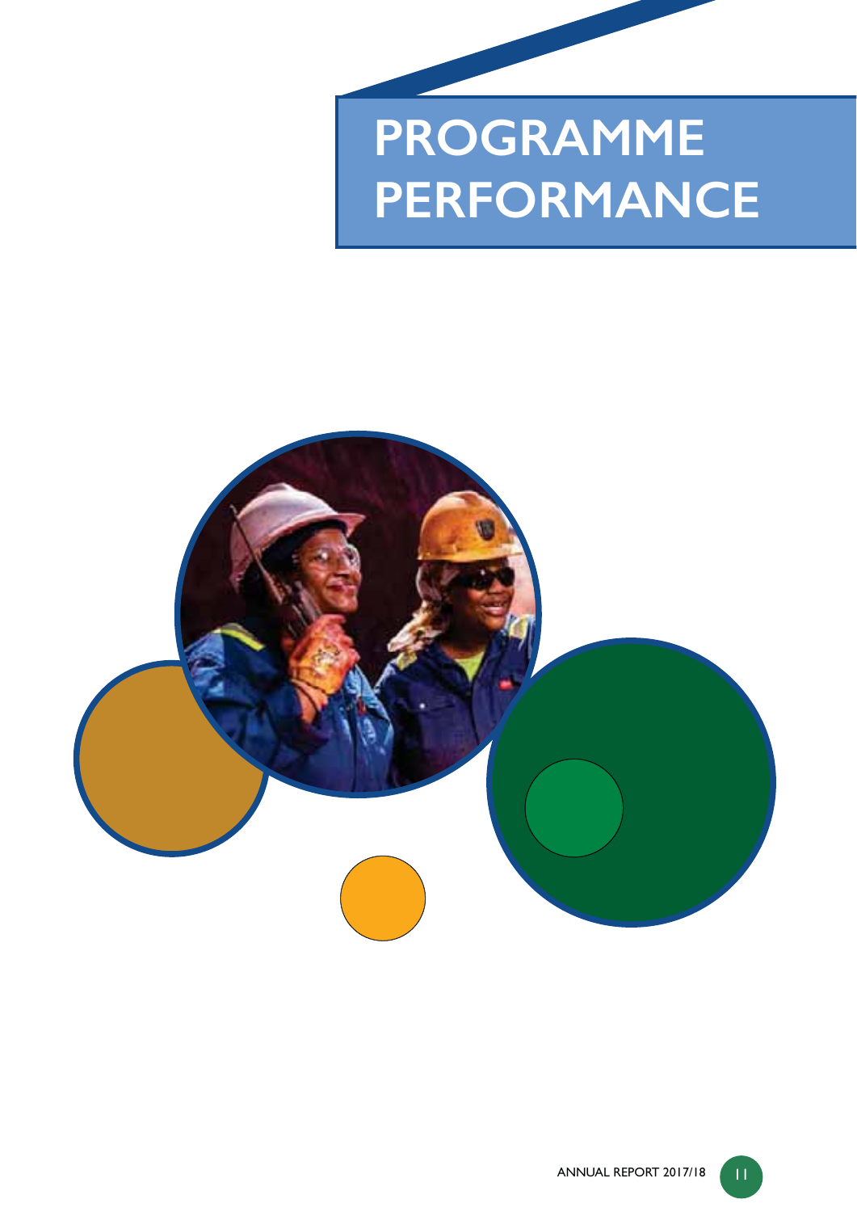# PROGRAMME PERFORMANCE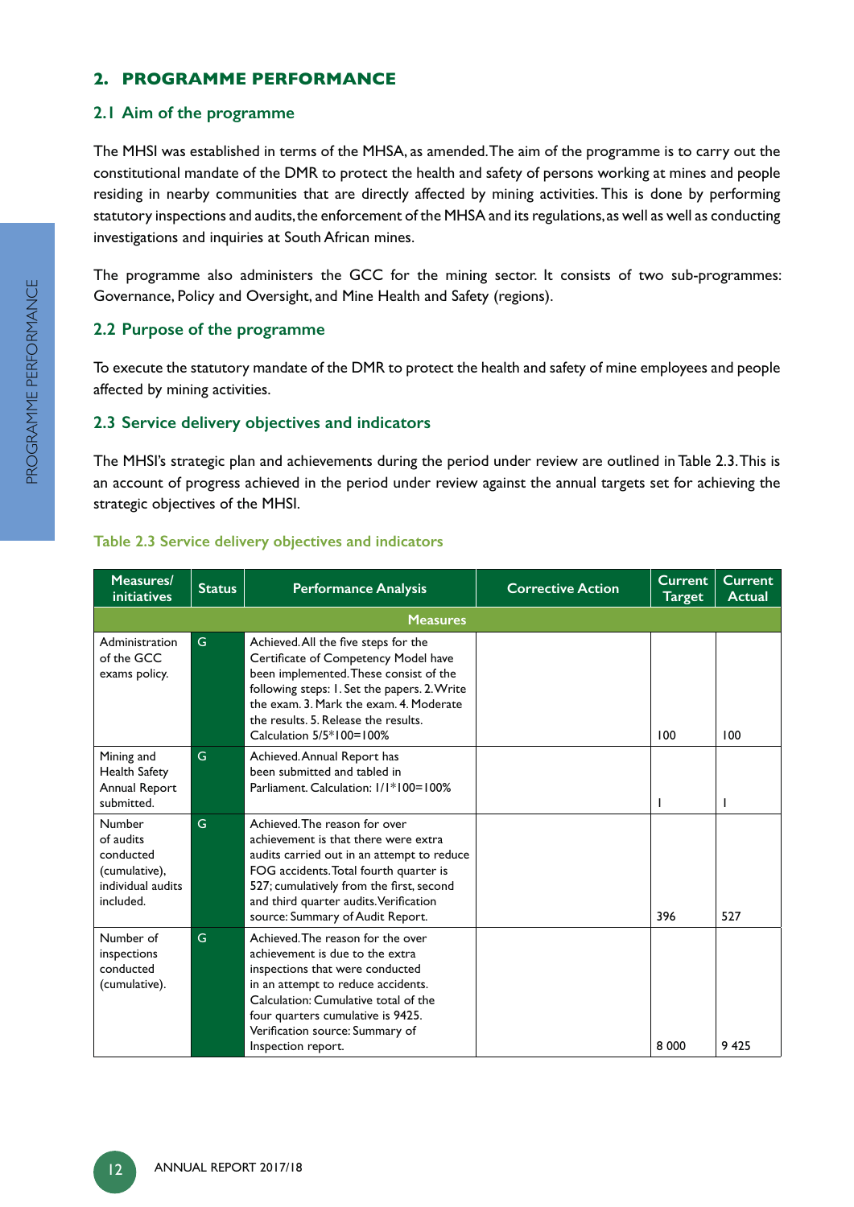## 2. PROGRAMME PERFORMANCE

### 2.1 Aim of the programme

The MHSI was established in terms of the MHSA, as amended. The aim of the programme is to carry out the constitutional mandate of the DMR to protect the health and safety of persons working at mines and people residing in nearby communities that are directly affected by mining activities. This is done by performing statutory inspections and audits, the enforcement of the MHSA and its regulations, as well as well as conducting investigations and inquiries at South African mines.

The programme also administers the GCC for the mining sector. It consists of two sub-programmes: Governance, Policy and Oversight, and Mine Health and Safety (regions).

### 2.2 Purpose of the programme

To execute the statutory mandate of the DMR to protect the health and safety of mine employees and people affected by mining activities.

### 2.3 Service delivery objectives and indicators

The MHSI's strategic plan and achievements during the period under review are outlined in Table 2.3. This is an account of progress achieved in the period under review against the annual targets set for achieving the strategic objectives of the MHSI.

Table 2.3 Service delivery objectives and indicators

| Measures/ initiatives | Status | Performance Analysis | Corrective Action | Current Target | Current Actual |
|---|---|---|---|---|---|
| **Measures** | | | | | |
| Administration of the GCC exams policy. | G | Achieved. All the five steps for the Certificate of Competency Model have been implemented. These consist of the following steps: 1. Set the papers. 2. Write the exam. 3. Mark the exam. 4. Moderate the results. 5. Release the results. Calculation 5/5*100=100% | | 100 | 100 |
| Mining and Health Safety Annual Report submitted. | G | Achieved. Annual Report has been submitted and tabled in Parliament. Calculation: 1/1*100=100% | | 1 | 1 |
| Number of audits conducted (cumulative), individual audits included. | G | Achieved. The reason for over achievement is that there were extra audits carried out in an attempt to reduce FOG accidents. Total fourth quarter is 527; cumulatively from the first, second and third quarter audits. Verification source: Summary of Audit Report. | | 396 | 527 |
| Number of inspections conducted (cumulative). | G | Achieved. The reason for the over achievement is due to the extra inspections that were conducted in an attempt to reduce accidents. Calculation: Cumulative total of the four quarters cumulative is 9425. Verification source: Summary of Inspection report. | | 8 000 | 9 425 |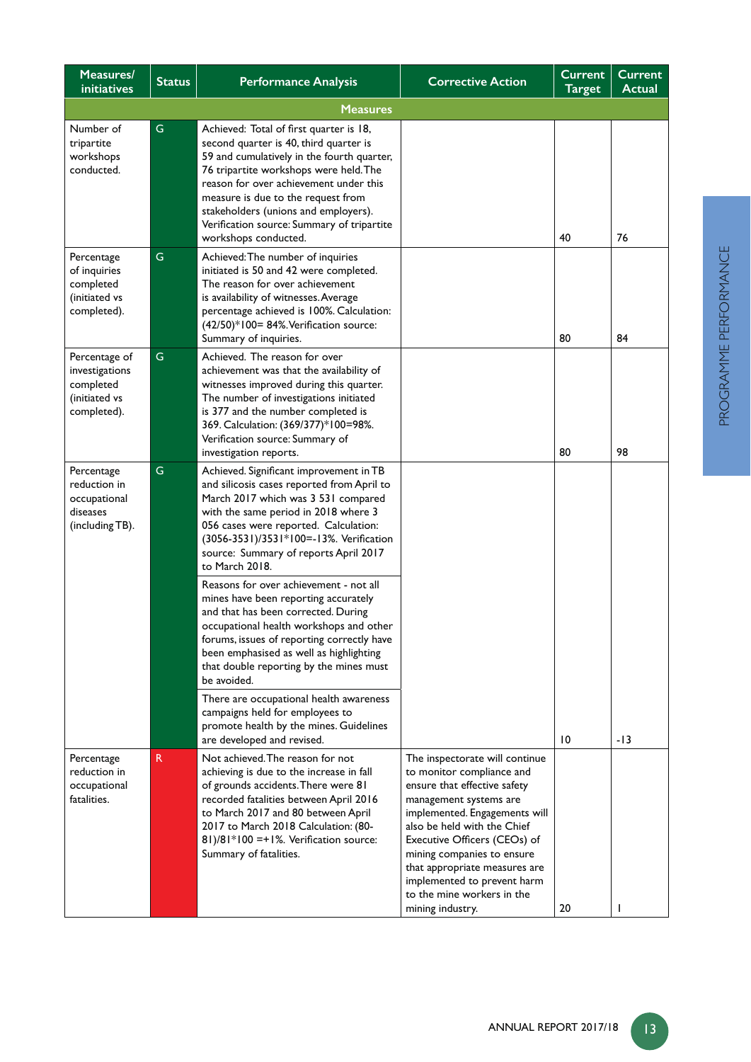| Measures/ initiatives | Status | Performance Analysis | Corrective Action | Current Target | Current Actual |
|---|---|---|---|---|---|
| **Measures** | | | | | |
| Number of tripartite workshops conducted. | G | Achieved: Total of first quarter is 18, second quarter is 40, third quarter is 59 and cumulatively in the fourth quarter, 76 tripartite workshops were held. The reason for over achievement under this measure is due to the request from stakeholders (unions and employers). Verification source: Summary of tripartite workshops conducted. | | 40 | 76 |
| Percentage of inquiries completed (initiated vs completed). | G | Achieved: The number of inquiries initiated is 50 and 42 were completed. The reason for over achievement is availability of witnesses. Average percentage achieved is 100%. Calculation: (42/50)*100= 84%. Verification source: Summary of inquiries. | | 80 | 84 |
| Percentage of investigations completed (initiated vs completed). | G | Achieved. The reason for over achievement was that the availability of witnesses improved during this quarter. The number of investigations initiated is 377 and the number completed is 369. Calculation: (369/377)*100=98%. Verification source: Summary of investigation reports. | | 80 | 98 |
| Percentage reduction in occupational diseases (including TB). | G | Achieved. Significant improvement in TB and silicosis cases reported from April to March 2017 which was 3 531 compared with the same period in 2018 where 3 056 cases were reported. Calculation: (3056-3531)/3531*100=-13%. Verification source: Summary of reports April 2017 to March 2018.<br><br>Reasons for over achievement - not all mines have been reporting accurately and that has been corrected. During occupational health workshops and other forums, issues of reporting correctly have been emphasised as well as highlighting that double reporting by the mines must be avoided.<br><br>There are occupational health awareness campaigns held for employees to promote health by the mines. Guidelines are developed and revised. | | 10 | -13 |
| Percentage reduction in occupational fatalities. | R | Not achieved. The reason for not achieving is due to the increase in fall of grounds accidents. There were 81 recorded fatalities between April 2016 to March 2017 and 80 between April 2017 to March 2018 Calculation: (80-81)/81*100 =+1%. Verification source: Summary of fatalities. | The inspectorate will continue to monitor compliance and ensure that effective safety management systems are implemented. Engagements will also be held with the Chief Executive Officers (CEOs) of mining companies to ensure that appropriate measures are implemented to prevent harm to the mine workers in the mining industry. | 20 | 1 |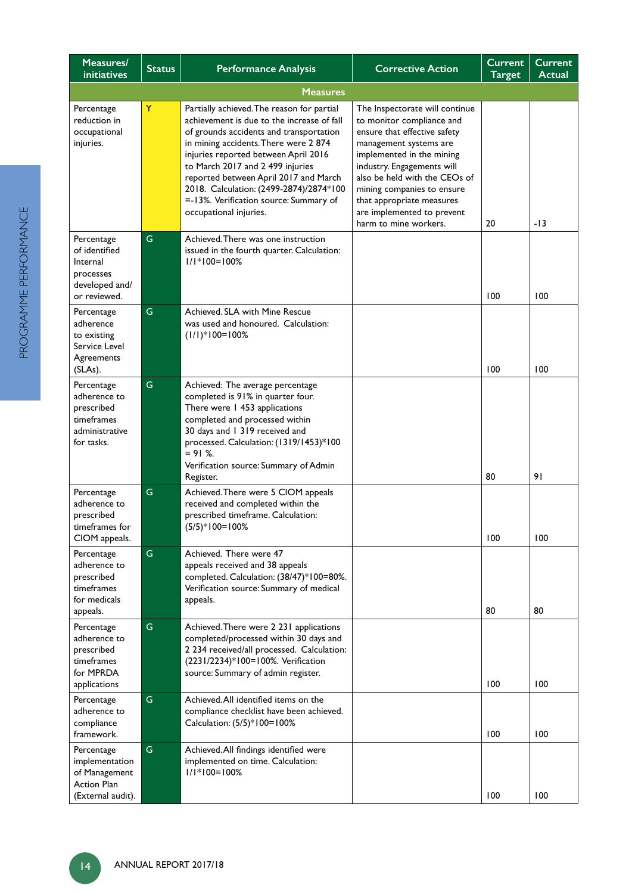| Measures/ initiatives | Status | Performance Analysis | Corrective Action | Current Target | Current Actual |
|---|---|---|---|---|---|
| **Measures** | | | | | |
| Percentage reduction in occupational injuries. | Y | Partially achieved. The reason for partial achievement is due to the increase of fall of grounds accidents and transportation in mining accidents. There were 2 874 injuries reported between April 2016 to March 2017 and 2 499 injuries reported between April 2017 and March 2018. Calculation: (2499-2874)/2874*100 =-13%. Verification source: Summary of occupational injuries. | The Inspectorate will continue to monitor compliance and ensure that effective safety management systems are implemented in the mining industry. Engagements will also be held with the CEOs of mining companies to ensure that appropriate measures are implemented to prevent harm to mine workers. | 20 | -13 |
| Percentage of identified Internal processes developed and/ or reviewed. | G | Achieved. There was one instruction issued in the fourth quarter. Calculation: 1/1*100=100% | | 100 | 100 |
| Percentage adherence to existing Service Level Agreements (SLAs). | G | Achieved. SLA with Mine Rescue was used and honoured. Calculation: (1/1)*100=100% | | 100 | 100 |
| Percentage adherence to prescribed timeframes administrative for tasks. | G | Achieved: The average percentage completed is 91% in quarter four. There were 1 453 applications completed and processed within 30 days and 1 319 received and processed. Calculation: (1319/1453)*100 = 91 %. Verification source: Summary of Admin Register. | | 80 | 91 |
| Percentage adherence to prescribed timeframes for CIOM appeals. | G | Achieved. There were 5 CIOM appeals received and completed within the prescribed timeframe. Calculation: (5/5)*100=100% | | 100 | 100 |
| Percentage adherence to prescribed timeframes for medicals appeals. | G | Achieved. There were 47 appeals received and 38 appeals completed. Calculation: (38/47)*100=80%. Verification source: Summary of medical appeals. | | 80 | 80 |
| Percentage adherence to prescribed timeframes for MPRDA applications | G | Achieved. There were 2 231 applications completed/processed within 30 days and 2 234 received/all processed. Calculation: (2231/2234)*100=100%. Verification source: Summary of admin register. | | 100 | 100 |
| Percentage adherence to compliance framework. | G | Achieved. All identified items on the compliance checklist have been achieved. Calculation: (5/5)*100=100% | | 100 | 100 |
| Percentage implementation of Management Action Plan (External audit). | G | Achieved. All findings identified were implemented on time. Calculation: 1/1*100=100% | | 100 | 100 |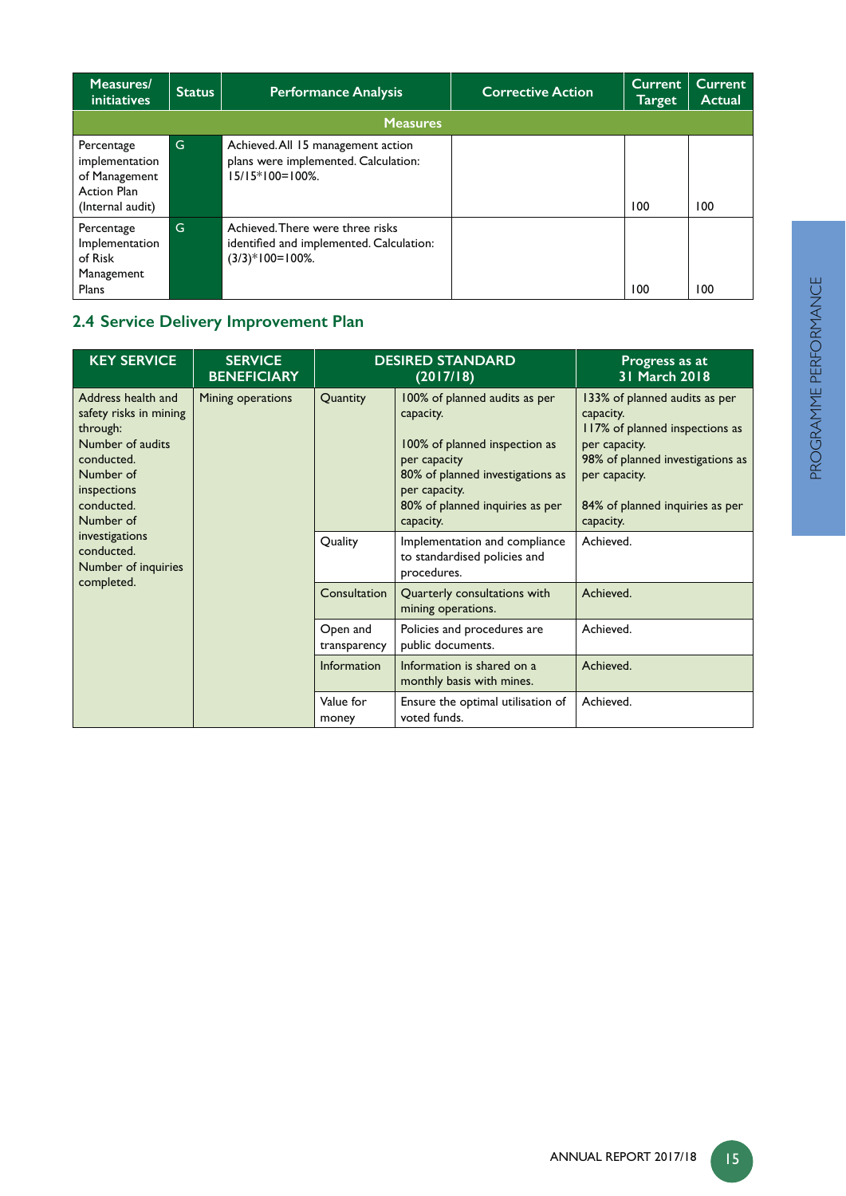| Measures/ initiatives | Status | Performance Analysis | Corrective Action | Current Target | Current Actual |
|---|---|---|---|---|---|
| **Measures** | | | | | |
| Percentage implementation of Management Action Plan (Internal audit) | G | Achieved. All 15 management action plans were implemented. Calculation: 15/15*100=100%. | | 100 | 100 |
| Percentage Implementation of Risk Management Plans | G | Achieved. There were three risks identified and implemented. Calculation: (3/3)*100=100%. | | 100 | 100 |

## 2.4 Service Delivery Improvement Plan

| KEY SERVICE | SERVICE BENEFICIARY | DESIRED STANDARD (2017/18) | | Progress as at 31 March 2018 |
|---|---|---|---|---|
| Address health and safety risks in mining through: Number of audits conducted. Number of inspections conducted. Number of investigations conducted. Number of inquiries completed. | Mining operations | Quantity | 100% of planned audits as per capacity.<br><br>100% of planned inspection as per capacity<br>80% of planned investigations as per capacity.<br>80% of planned inquiries as per capacity. | 133% of planned audits as per capacity.<br>117% of planned inspections as per capacity.<br>98% of planned investigations as per capacity.<br><br>84% of planned inquiries as per capacity. |
| | | Quality | Implementation and compliance to standardised policies and procedures. | Achieved. |
| | | Consultation | Quarterly consultations with mining operations. | Achieved. |
| | | Open and transparency | Policies and procedures are public documents. | Achieved. |
| | | Information | Information is shared on a monthly basis with mines. | Achieved. |
| | | Value for money | Ensure the optimal utilisation of voted funds. | Achieved. |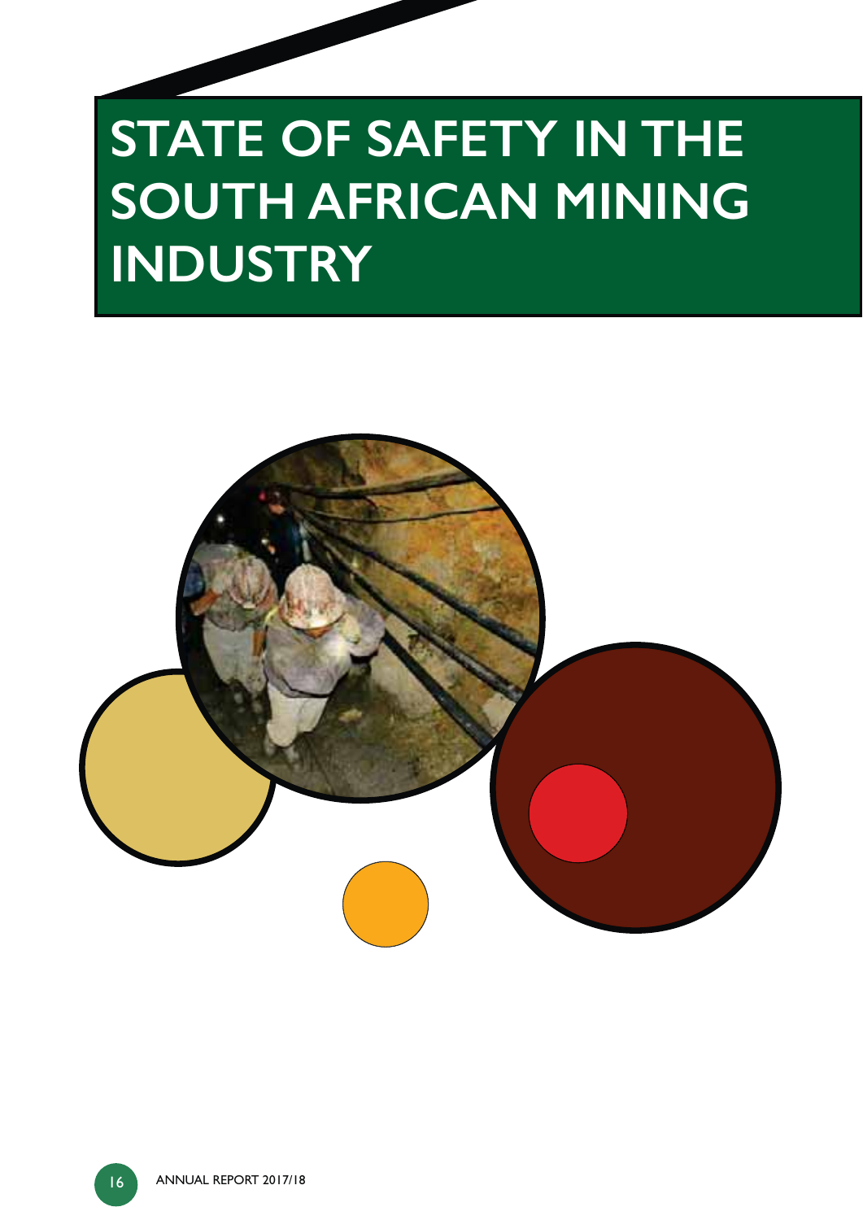# STATE OF SAFETY IN THE SOUTH AFRICAN MINING INDUSTRY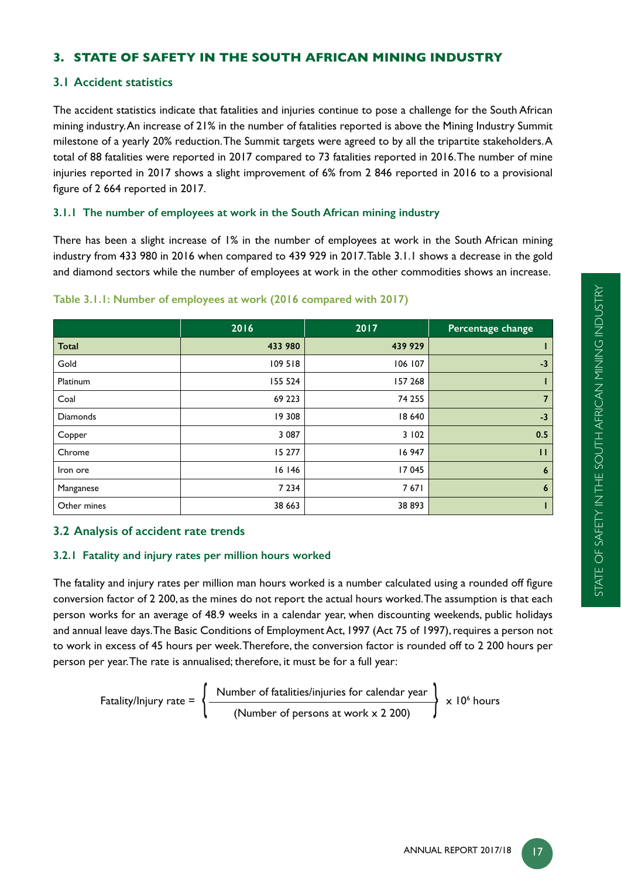## 3. STATE OF SAFETY IN THE SOUTH AFRICAN MINING INDUSTRY

### 3.1 Accident statistics

The accident statistics indicate that fatalities and injuries continue to pose a challenge for the South African mining industry. An increase of 21% in the number of fatalities reported is above the Mining Industry Summit milestone of a yearly 20% reduction. The Summit targets were agreed to by all the tripartite stakeholders. A total of 88 fatalities were reported in 2017 compared to 73 fatalities reported in 2016. The number of mine injuries reported in 2017 shows a slight improvement of 6% from 2 846 reported in 2016 to a provisional figure of 2 664 reported in 2017.

#### 3.1.1 The number of employees at work in the South African mining industry

There has been a slight increase of 1% in the number of employees at work in the South African mining industry from 433 980 in 2016 when compared to 439 929 in 2017. Table 3.1.1 shows a decrease in the gold and diamond sectors while the number of employees at work in the other commodities shows an increase.

**Table 3.1.1: Number of employees at work (2016 compared with 2017)**

| | 2016 | 2017 | Percentage change |
|---|---|---|---|
| **Total** | **433 980** | **439 929** | **1** |
| Gold | 109 518 | 106 107 | **-3** |
| Platinum | 155 524 | 157 268 | **1** |
| Coal | 69 223 | 74 255 | **7** |
| Diamonds | 19 308 | 18 640 | **-3** |
| Copper | 3 087 | 3 102 | **0.5** |
| Chrome | 15 277 | 16 947 | **11** |
| Iron ore | 16 146 | 17 045 | **6** |
| Manganese | 7 234 | 7 671 | **6** |
| Other mines | 38 663 | 38 893 | **1** |

### 3.2 Analysis of accident rate trends

#### 3.2.1 Fatality and injury rates per million hours worked

The fatality and injury rates per million man hours worked is a number calculated using a rounded off figure conversion factor of 2 200, as the mines do not report the actual hours worked. The assumption is that each person works for an average of 48.9 weeks in a calendar year, when discounting weekends, public holidays and annual leave days. The Basic Conditions of Employment Act, 1997 (Act 75 of 1997), requires a person not to work in excess of 45 hours per week. Therefore, the conversion factor is rounded off to 2 200 hours per person per year. The rate is annualised; therefore, it must be for a full year:

$$\text{Fatality/Injury rate} = \left\{ \frac{\text{Number of fatalities/injuries for calendar year}}{(\text{Number of persons at work} \times 2\ 200)} \right\} \times 10^6 \text{ hours}$$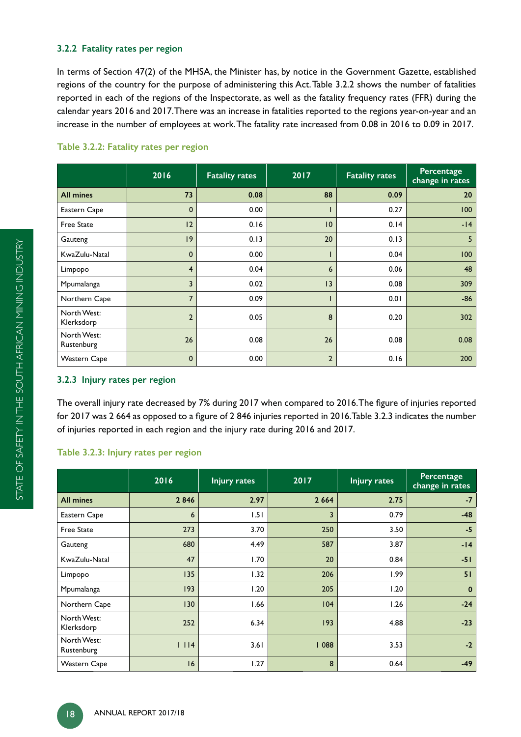### 3.2.2 Fatality rates per region

In terms of Section 47(2) of the MHSA, the Minister has, by notice in the Government Gazette, established regions of the country for the purpose of administering this Act. Table 3.2.2 shows the number of fatalities reported in each of the regions of the Inspectorate, as well as the fatality frequency rates (FFR) during the calendar years 2016 and 2017. There was an increase in fatalities reported to the regions year-on-year and an increase in the number of employees at work. The fatality rate increased from 0.08 in 2016 to 0.09 in 2017.

**Table 3.2.2: Fatality rates per region**

| | 2016 | Fatality rates | 2017 | Fatality rates | Percentage change in rates |
|---|---|---|---|---|---|
| **All mines** | **73** | **0.08** | **88** | **0.09** | **20** |
| Eastern Cape | 0 | 0.00 | 1 | 0.27 | 100 |
| Free State | 12 | 0.16 | 10 | 0.14 | -14 |
| Gauteng | 19 | 0.13 | 20 | 0.13 | 5 |
| KwaZulu-Natal | 0 | 0.00 | 1 | 0.04 | 100 |
| Limpopo | 4 | 0.04 | 6 | 0.06 | 48 |
| Mpumalanga | 3 | 0.02 | 13 | 0.08 | 309 |
| Northern Cape | 7 | 0.09 | 1 | 0.01 | -86 |
| North West: Klerksdorp | 2 | 0.05 | 8 | 0.20 | 302 |
| North West: Rustenburg | 26 | 0.08 | 26 | 0.08 | 0.08 |
| Western Cape | 0 | 0.00 | 2 | 0.16 | 200 |

### 3.2.3 Injury rates per region

The overall injury rate decreased by 7% during 2017 when compared to 2016. The figure of injuries reported for 2017 was 2 664 as opposed to a figure of 2 846 injuries reported in 2016. Table 3.2.3 indicates the number of injuries reported in each region and the injury rate during 2016 and 2017.

**Table 3.2.3: Injury rates per region**

| | 2016 | Injury rates | 2017 | Injury rates | Percentage change in rates |
|---|---|---|---|---|---|
| **All mines** | **2 846** | **2.97** | **2 664** | **2.75** | **-7** |
| Eastern Cape | 6 | 1.51 | 3 | 0.79 | **-48** |
| Free State | 273 | 3.70 | 250 | 3.50 | **-5** |
| Gauteng | 680 | 4.49 | 587 | 3.87 | **-14** |
| KwaZulu-Natal | 47 | 1.70 | 20 | 0.84 | **-51** |
| Limpopo | 135 | 1.32 | 206 | 1.99 | **51** |
| Mpumalanga | 193 | 1.20 | 205 | 1.20 | **0** |
| Northern Cape | 130 | 1.66 | 104 | 1.26 | **-24** |
| North West: Klerksdorp | 252 | 6.34 | 193 | 4.88 | **-23** |
| North West: Rustenburg | 1 114 | 3.61 | 1 088 | 3.53 | **-2** |
| Western Cape | 16 | 1.27 | 8 | 0.64 | **-49** |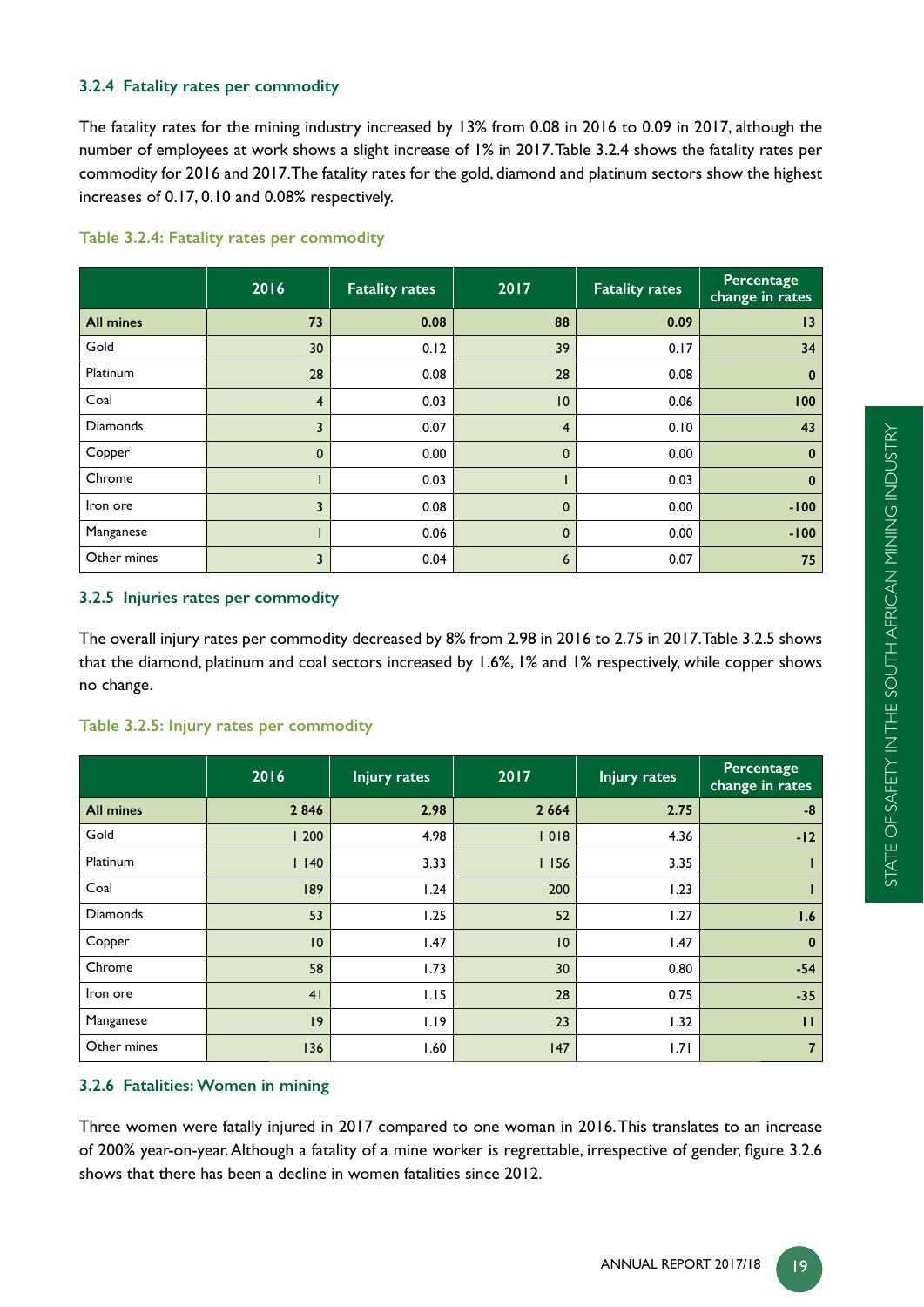### 3.2.4 Fatality rates per commodity

The fatality rates for the mining industry increased by 13% from 0.08 in 2016 to 0.09 in 2017, although the number of employees at work shows a slight increase of 1% in 2017. Table 3.2.4 shows the fatality rates per commodity for 2016 and 2017. The fatality rates for the gold, diamond and platinum sectors show the highest increases of 0.17, 0.10 and 0.08% respectively.

Table 3.2.4: Fatality rates per commodity

| | 2016 | Fatality rates | 2017 | Fatality rates | Percentage change in rates |
|---|---|---|---|---|---|
| **All mines** | **73** | **0.08** | **88** | **0.09** | **13** |
| Gold | 30 | 0.12 | 39 | 0.17 | **34** |
| Platinum | 28 | 0.08 | 28 | 0.08 | **0** |
| Coal | 4 | 0.03 | 10 | 0.06 | **100** |
| Diamonds | 3 | 0.07 | 4 | 0.10 | **43** |
| Copper | 0 | 0.00 | 0 | 0.00 | **0** |
| Chrome | 1 | 0.03 | 1 | 0.03 | **0** |
| Iron ore | 3 | 0.08 | 0 | 0.00 | **-100** |
| Manganese | 1 | 0.06 | 0 | 0.00 | **-100** |
| Other mines | 3 | 0.04 | 6 | 0.07 | **75** |

### 3.2.5 Injuries rates per commodity

The overall injury rates per commodity decreased by 8% from 2.98 in 2016 to 2.75 in 2017. Table 3.2.5 shows that the diamond, platinum and coal sectors increased by 1.6%, 1% and 1% respectively, while copper shows no change.

Table 3.2.5: Injury rates per commodity

| | 2016 | Injury rates | 2017 | Injury rates | Percentage change in rates |
|---|---|---|---|---|---|
| **All mines** | **2 846** | **2.98** | **2 664** | **2.75** | **-8** |
| Gold | 1 200 | 4.98 | 1 018 | 4.36 | **-12** |
| Platinum | 1 140 | 3.33 | 1 156 | 3.35 | **1** |
| Coal | 189 | 1.24 | 200 | 1.23 | **1** |
| Diamonds | 53 | 1.25 | 52 | 1.27 | **1.6** |
| Copper | 10 | 1.47 | 10 | 1.47 | **0** |
| Chrome | 58 | 1.73 | 30 | 0.80 | **-54** |
| Iron ore | 41 | 1.15 | 28 | 0.75 | **-35** |
| Manganese | 19 | 1.19 | 23 | 1.32 | **11** |
| Other mines | 136 | 1.60 | 147 | 1.71 | **7** |

### 3.2.6 Fatalities: Women in mining

Three women were fatally injured in 2017 compared to one woman in 2016. This translates to an increase of 200% year-on-year. Although a fatality of a mine worker is regrettable, irrespective of gender, figure 3.2.6 shows that there has been a decline in women fatalities since 2012.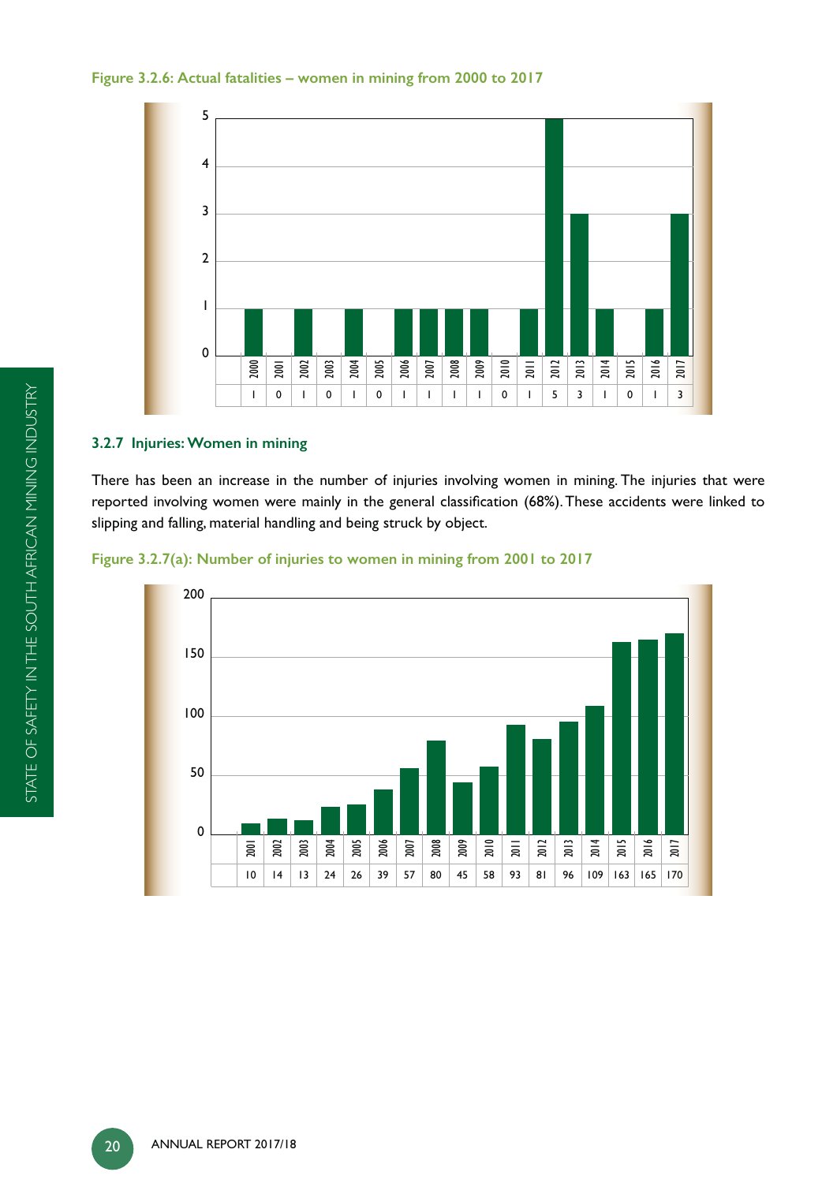**Figure 3.2.6: Actual fatalities – women in mining from 2000 to 2017**

| 2000 | 2001 | 2002 | 2003 | 2004 | 2005 | 2006 | 2007 | 2008 | 2009 | 2010 | 2011 | 2012 | 2013 | 2014 | 2015 | 2016 | 2017 |
|---|---|---|---|---|---|---|---|---|---|---|---|---|---|---|---|---|---|
| 1 | 0 | 1 | 0 | 1 | 0 | 1 | 1 | 1 | 1 | 0 | 1 | 5 | 3 | 1 | 0 | 1 | 3 |

### 3.2.7 Injuries: Women in mining

There has been an increase in the number of injuries involving women in mining. The injuries that were reported involving women were mainly in the general classification (68%). These accidents were linked to slipping and falling, material handling and being struck by object.

**Figure 3.2.7(a): Number of injuries to women in mining from 2001 to 2017**

| 2001 | 2002 | 2003 | 2004 | 2005 | 2006 | 2007 | 2008 | 2009 | 2010 | 2011 | 2012 | 2013 | 2014 | 2015 | 2016 | 2017 |
|---|---|---|---|---|---|---|---|---|---|---|---|---|---|---|---|---|
| 10 | 14 | 13 | 24 | 26 | 39 | 57 | 80 | 45 | 58 | 93 | 81 | 96 | 109 | 163 | 165 | 170 |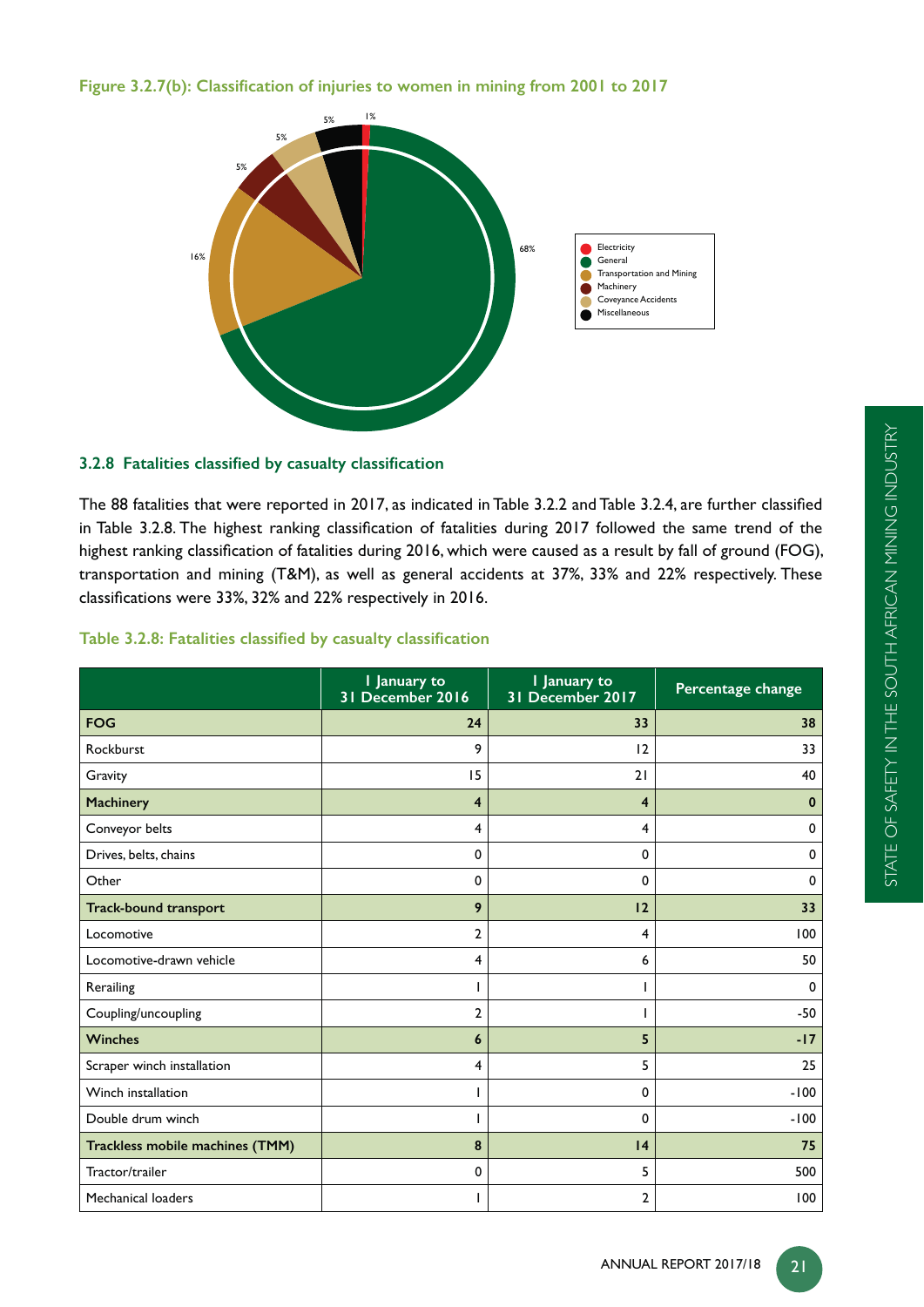**Figure 3.2.7(b): Classification of injuries to women in mining from 2001 to 2017**

### 3.2.8 Fatalities classified by casualty classification

The 88 fatalities that were reported in 2017, as indicated in Table 3.2.2 and Table 3.2.4, are further classified in Table 3.2.8. The highest ranking classification of fatalities during 2017 followed the same trend of the highest ranking classification of fatalities during 2016, which were caused as a result by fall of ground (FOG), transportation and mining (T&M), as well as general accidents at 37%, 33% and 22% respectively. These classifications were 33%, 32% and 22% respectively in 2016.

**Table 3.2.8: Fatalities classified by casualty classification**

| | 1 January to 31 December 2016 | 1 January to 31 December 2017 | Percentage change |
|---|---|---|---|
| **FOG** | **24** | **33** | **38** |
| Rockburst | 9 | 12 | 33 |
| Gravity | 15 | 21 | 40 |
| **Machinery** | **4** | **4** | **0** |
| Conveyor belts | 4 | 4 | 0 |
| Drives, belts, chains | 0 | 0 | 0 |
| Other | 0 | 0 | 0 |
| **Track-bound transport** | **9** | **12** | **33** |
| Locomotive | 2 | 4 | 100 |
| Locomotive-drawn vehicle | 4 | 6 | 50 |
| Rerailing | 1 | 1 | 0 |
| Coupling/uncoupling | 2 | 1 | -50 |
| **Winches** | **6** | **5** | **-17** |
| Scraper winch installation | 4 | 5 | 25 |
| Winch installation | 1 | 0 | -100 |
| Double drum winch | 1 | 0 | -100 |
| **Trackless mobile machines (TMM)** | **8** | **14** | **75** |
| Tractor/trailer | 0 | 5 | 500 |
| Mechanical loaders | 1 | 2 | 100 |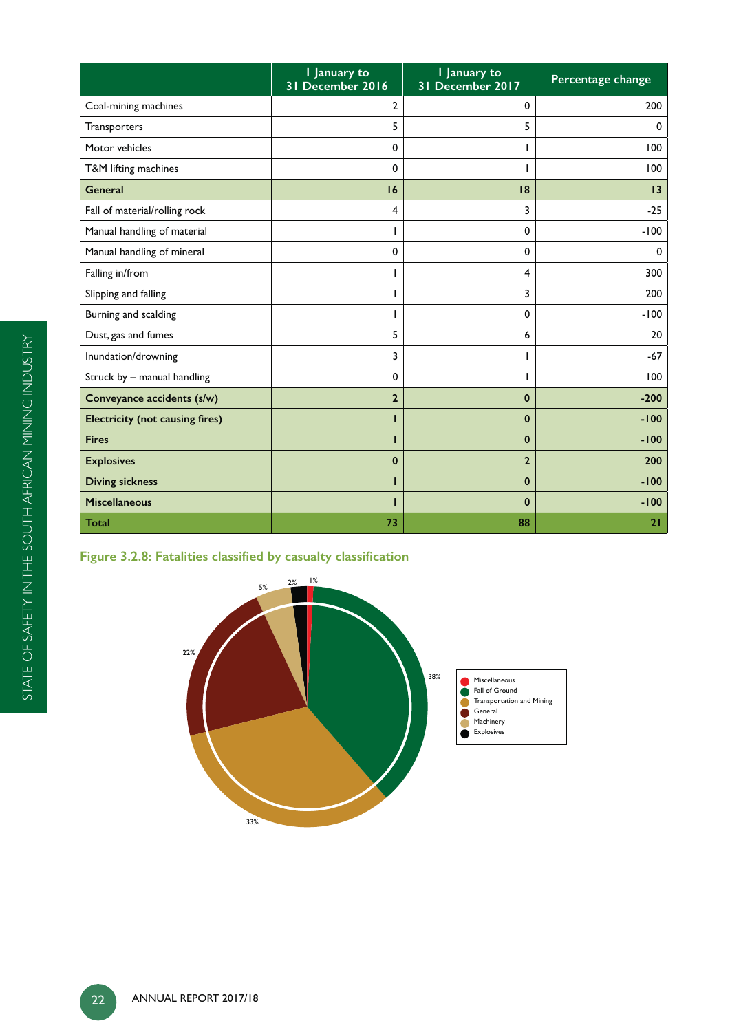| | 1 January to 31 December 2016 | 1 January to 31 December 2017 | Percentage change |
|---|---|---|---|
| Coal-mining machines | 2 | 0 | 200 |
| Transporters | 5 | 5 | 0 |
| Motor vehicles | 0 | 1 | 100 |
| T&M lifting machines | 0 | 1 | 100 |
| **General** | **16** | **18** | **13** |
| Fall of material/rolling rock | 4 | 3 | -25 |
| Manual handling of material | 1 | 0 | -100 |
| Manual handling of mineral | 0 | 0 | 0 |
| Falling in/from | 1 | 4 | 300 |
| Slipping and falling | 1 | 3 | 200 |
| Burning and scalding | 1 | 0 | -100 |
| Dust, gas and fumes | 5 | 6 | 20 |
| Inundation/drowning | 3 | 1 | -67 |
| Struck by – manual handling | 0 | 1 | 100 |
| **Conveyance accidents (s/w)** | **2** | **0** | **-200** |
| **Electricity (not causing fires)** | **1** | **0** | **-100** |
| **Fires** | **1** | **0** | **-100** |
| **Explosives** | **0** | **2** | **200** |
| **Diving sickness** | **1** | **0** | **-100** |
| **Miscellaneous** | **1** | **0** | **-100** |
| **Total** | **73** | **88** | **21** |

**Figure 3.2.8: Fatalities classified by casualty classification**

| Classification | Percentage |
|---|---|
| Miscellaneous | 1% |
| Fall of Ground | 38% |
| Transportation and Mining | 33% |
| General | 22% |
| Machinery | 5% |
| Explosives | 2% |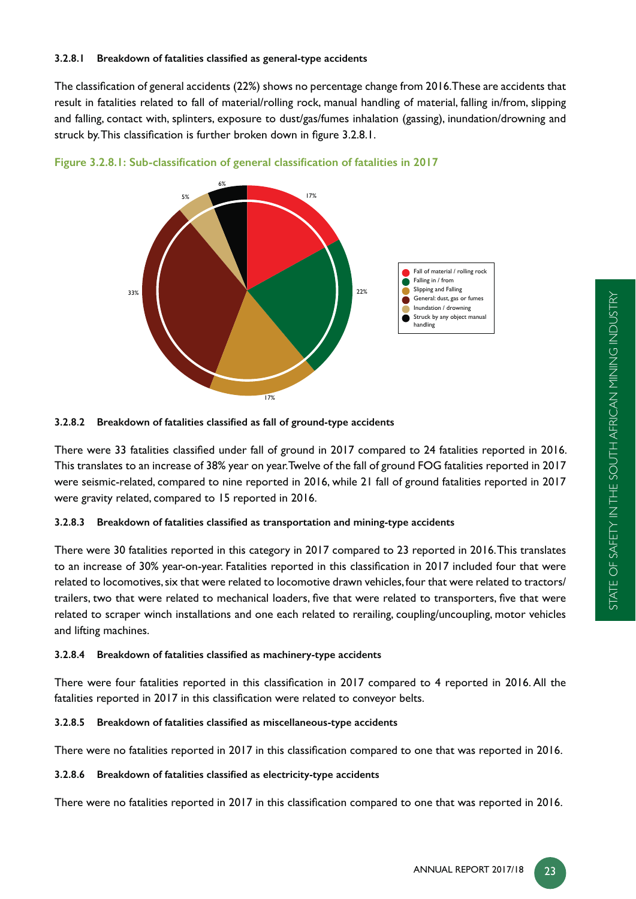#### 3.2.8.1 Breakdown of fatalities classified as general-type accidents

The classification of general accidents (22%) shows no percentage change from 2016. These are accidents that result in fatalities related to fall of material/rolling rock, manual handling of material, falling in/from, slipping and falling, contact with, splinters, exposure to dust/gas/fumes inhalation (gassing), inundation/drowning and struck by. This classification is further broken down in figure 3.2.8.1.

**Figure 3.2.8.1: Sub-classification of general classification of fatalities in 2017**

| Sub-classification | Percentage |
|---|---|
| Fall of material / rolling rock | 17% |
| Falling in / from | 22% |
| Slipping and Falling | 17% |
| General: dust, gas or fumes | 33% |
| Inundation / drowning | 5% |
| Struck by any object manual handling | 6% |

#### 3.2.8.2 Breakdown of fatalities classified as fall of ground-type accidents

There were 33 fatalities classified under fall of ground in 2017 compared to 24 fatalities reported in 2016. This translates to an increase of 38% year on year. Twelve of the fall of ground FOG fatalities reported in 2017 were seismic-related, compared to nine reported in 2016, while 21 fall of ground fatalities reported in 2017 were gravity related, compared to 15 reported in 2016.

#### 3.2.8.3 Breakdown of fatalities classified as transportation and mining-type accidents

There were 30 fatalities reported in this category in 2017 compared to 23 reported in 2016. This translates to an increase of 30% year-on-year. Fatalities reported in this classification in 2017 included four that were related to locomotives, six that were related to locomotive drawn vehicles, four that were related to tractors/ trailers, two that were related to mechanical loaders, five that were related to transporters, five that were related to scraper winch installations and one each related to rerailing, coupling/uncoupling, motor vehicles and lifting machines.

#### 3.2.8.4 Breakdown of fatalities classified as machinery-type accidents

There were four fatalities reported in this classification in 2017 compared to 4 reported in 2016. All the fatalities reported in 2017 in this classification were related to conveyor belts.

#### 3.2.8.5 Breakdown of fatalities classified as miscellaneous-type accidents

There were no fatalities reported in 2017 in this classification compared to one that was reported in 2016.

#### 3.2.8.6 Breakdown of fatalities classified as electricity-type accidents

There were no fatalities reported in 2017 in this classification compared to one that was reported in 2016.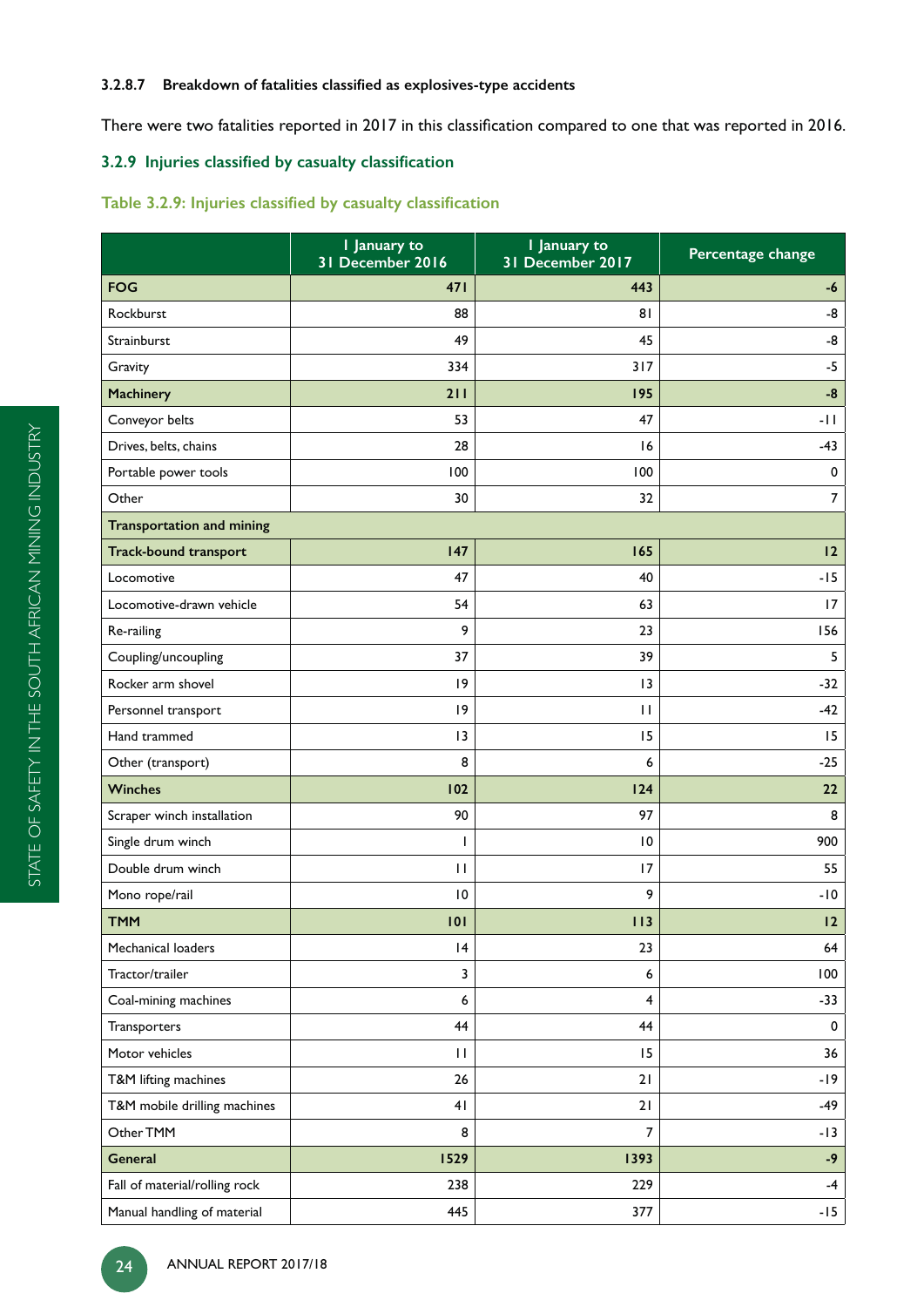#### 3.2.8.7 Breakdown of fatalities classified as explosives-type accidents

There were two fatalities reported in 2017 in this classification compared to one that was reported in 2016.

### 3.2.9 Injuries classified by casualty classification

**Table 3.2.9: Injuries classified by casualty classification**

| | 1 January to 31 December 2016 | 1 January to 31 December 2017 | Percentage change |
|---|---|---|---|
| **FOG** | **471** | **443** | **-6** |
| Rockburst | 88 | 81 | -8 |
| Strainburst | 49 | 45 | -8 |
| Gravity | 334 | 317 | -5 |
| **Machinery** | **211** | **195** | **-8** |
| Conveyor belts | 53 | 47 | -11 |
| Drives, belts, chains | 28 | 16 | -43 |
| Portable power tools | 100 | 100 | 0 |
| Other | 30 | 32 | 7 |
| **Transportation and mining** | | | |
| **Track-bound transport** | **147** | **165** | **12** |
| Locomotive | 47 | 40 | -15 |
| Locomotive-drawn vehicle | 54 | 63 | 17 |
| Re-railing | 9 | 23 | 156 |
| Coupling/uncoupling | 37 | 39 | 5 |
| Rocker arm shovel | 19 | 13 | -32 |
| Personnel transport | 19 | 11 | -42 |
| Hand trammed | 13 | 15 | 15 |
| Other (transport) | 8 | 6 | -25 |
| **Winches** | **102** | **124** | **22** |
| Scraper winch installation | 90 | 97 | 8 |
| Single drum winch | 1 | 10 | 900 |
| Double drum winch | 11 | 17 | 55 |
| Mono rope/rail | 10 | 9 | -10 |
| **TMM** | **101** | **113** | **12** |
| Mechanical loaders | 14 | 23 | 64 |
| Tractor/trailer | 3 | 6 | 100 |
| Coal-mining machines | 6 | 4 | -33 |
| Transporters | 44 | 44 | 0 |
| Motor vehicles | 11 | 15 | 36 |
| T&M lifting machines | 26 | 21 | -19 |
| T&M mobile drilling machines | 41 | 21 | -49 |
| Other TMM | 8 | 7 | -13 |
| **General** | **1529** | **1393** | **-9** |
| Fall of material/rolling rock | 238 | 229 | -4 |
| Manual handling of material | 445 | 377 | -15 |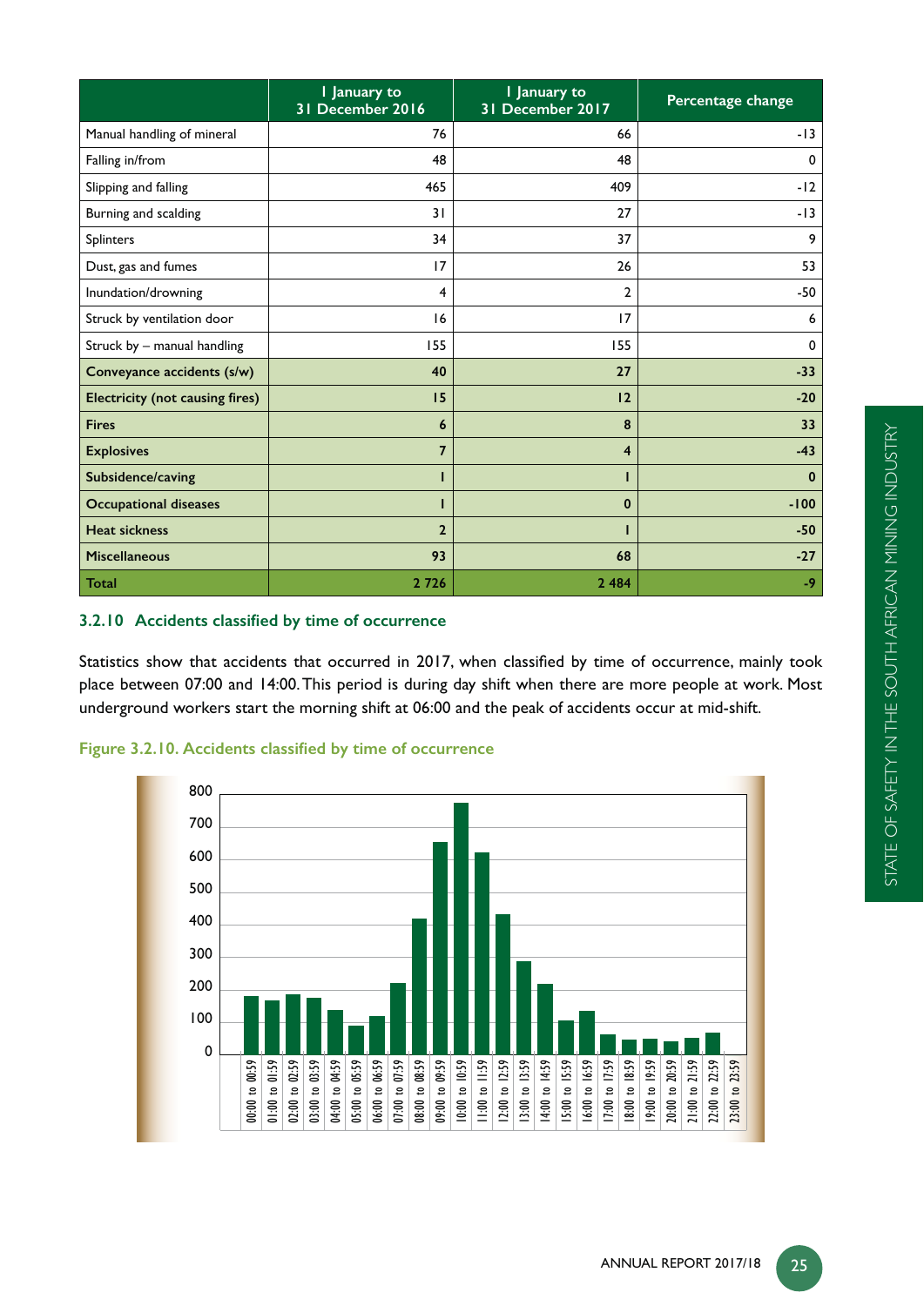| | 1 January to 31 December 2016 | 1 January to 31 December 2017 | Percentage change |
|---|---|---|---|
| Manual handling of mineral | 76 | 66 | -13 |
| Falling in/from | 48 | 48 | 0 |
| Slipping and falling | 465 | 409 | -12 |
| Burning and scalding | 31 | 27 | -13 |
| Splinters | 34 | 37 | 9 |
| Dust, gas and fumes | 17 | 26 | 53 |
| Inundation/drowning | 4 | 2 | -50 |
| Struck by ventilation door | 16 | 17 | 6 |
| Struck by – manual handling | 155 | 155 | 0 |
| **Conveyance accidents (s/w)** | **40** | **27** | **-33** |
| **Electricity (not causing fires)** | **15** | **12** | **-20** |
| **Fires** | **6** | **8** | **33** |
| **Explosives** | **7** | **4** | **-43** |
| **Subsidence/caving** | **1** | **1** | **0** |
| **Occupational diseases** | **1** | **0** | **-100** |
| **Heat sickness** | **2** | **1** | **-50** |
| **Miscellaneous** | **93** | **68** | **-27** |
| **Total** | **2 726** | **2 484** | **-9** |

### 3.2.10 Accidents classified by time of occurrence

Statistics show that accidents that occurred in 2017, when classified by time of occurrence, mainly took place between 07:00 and 14:00. This period is during day shift when there are more people at work. Most underground workers start the morning shift at 06:00 and the peak of accidents occur at mid-shift.

**Figure 3.2.10. Accidents classified by time of occurrence**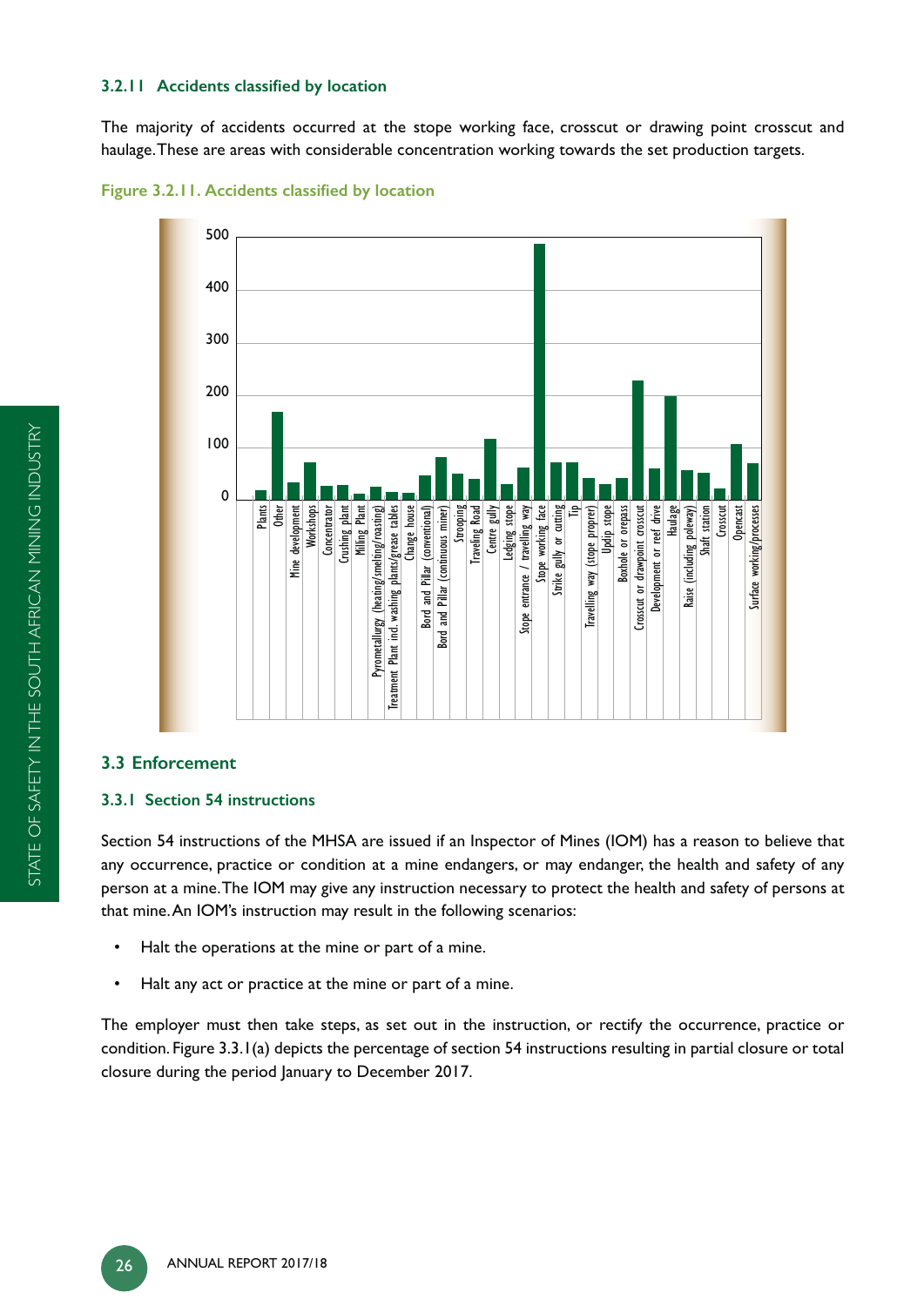### 3.2.11 Accidents classified by location

The majority of accidents occurred at the stope working face, crosscut or drawing point crosscut and haulage. These are areas with considerable concentration working towards the set production targets.

Figure 3.2.11. Accidents classified by location

## 3.3 Enforcement

### 3.3.1 Section 54 instructions

Section 54 instructions of the MHSA are issued if an Inspector of Mines (IOM) has a reason to believe that any occurrence, practice or condition at a mine endangers, or may endanger, the health and safety of any person at a mine. The IOM may give any instruction necessary to protect the health and safety of persons at that mine. An IOM's instruction may result in the following scenarios:

- Halt the operations at the mine or part of a mine.
- Halt any act or practice at the mine or part of a mine.

The employer must then take steps, as set out in the instruction, or rectify the occurrence, practice or condition. Figure 3.3.1(a) depicts the percentage of section 54 instructions resulting in partial closure or total closure during the period January to December 2017.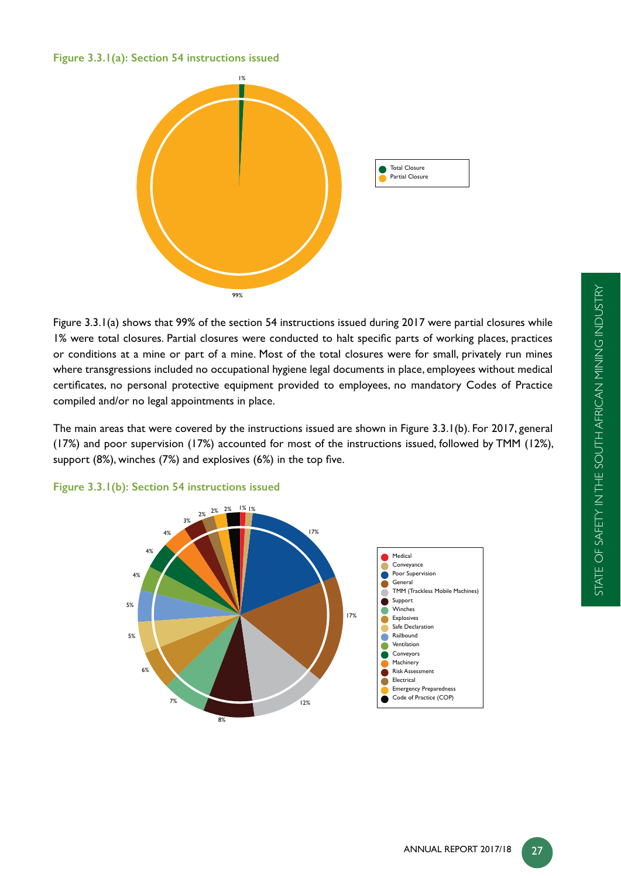**Figure 3.3.1(a): Section 54 instructions issued**

Figure 3.3.1(a) shows that 99% of the section 54 instructions issued during 2017 were partial closures while 1% were total closures. Partial closures were conducted to halt specific parts of working places, practices or conditions at a mine or part of a mine. Most of the total closures were for small, privately run mines where transgressions included no occupational hygiene legal documents in place, employees without medical certificates, no personal protective equipment provided to employees, no mandatory Codes of Practice compiled and/or no legal appointments in place.

The main areas that were covered by the instructions issued are shown in Figure 3.3.1(b). For 2017, general (17%) and poor supervision (17%) accounted for most of the instructions issued, followed by TMM (12%), support (8%), winches (7%) and explosives (6%) in the top five.

**Figure 3.3.1(b): Section 54 instructions issued**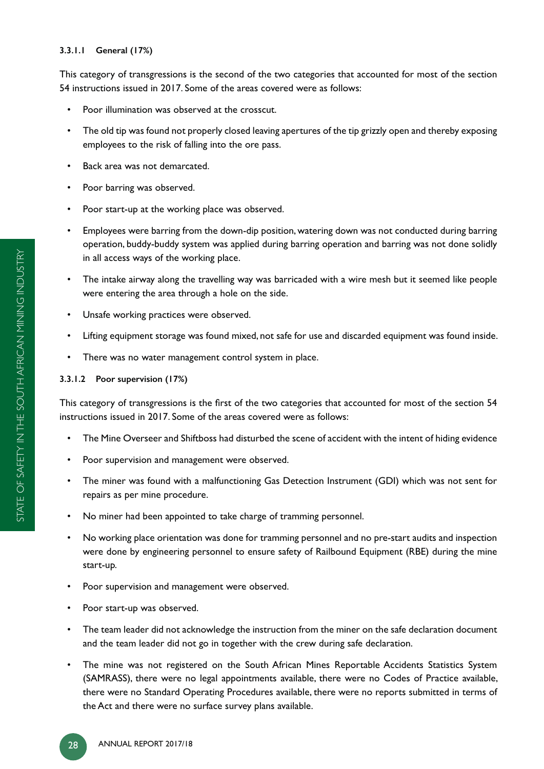#### 3.3.1.1 General (17%)

This category of transgressions is the second of the two categories that accounted for most of the section 54 instructions issued in 2017. Some of the areas covered were as follows:

- Poor illumination was observed at the crosscut.
- The old tip was found not properly closed leaving apertures of the tip grizzly open and thereby exposing employees to the risk of falling into the ore pass.
- Back area was not demarcated.
- Poor barring was observed.
- Poor start-up at the working place was observed.
- Employees were barring from the down-dip position, watering down was not conducted during barring operation, buddy-buddy system was applied during barring operation and barring was not done solidly in all access ways of the working place.
- The intake airway along the travelling way was barricaded with a wire mesh but it seemed like people were entering the area through a hole on the side.
- Unsafe working practices were observed.
- Lifting equipment storage was found mixed, not safe for use and discarded equipment was found inside.
- There was no water management control system in place.

#### 3.3.1.2 Poor supervision (17%)

This category of transgressions is the first of the two categories that accounted for most of the section 54 instructions issued in 2017. Some of the areas covered were as follows:

- The Mine Overseer and Shiftboss had disturbed the scene of accident with the intent of hiding evidence
- Poor supervision and management were observed.
- The miner was found with a malfunctioning Gas Detection Instrument (GDI) which was not sent for repairs as per mine procedure.
- No miner had been appointed to take charge of tramming personnel.
- No working place orientation was done for tramming personnel and no pre-start audits and inspection were done by engineering personnel to ensure safety of Railbound Equipment (RBE) during the mine start-up.
- Poor supervision and management were observed.
- Poor start-up was observed.
- The team leader did not acknowledge the instruction from the miner on the safe declaration document and the team leader did not go in together with the crew during safe declaration.
- The mine was not registered on the South African Mines Reportable Accidents Statistics System (SAMRASS), there were no legal appointments available, there were no Codes of Practice available, there were no Standard Operating Procedures available, there were no reports submitted in terms of the Act and there were no surface survey plans available.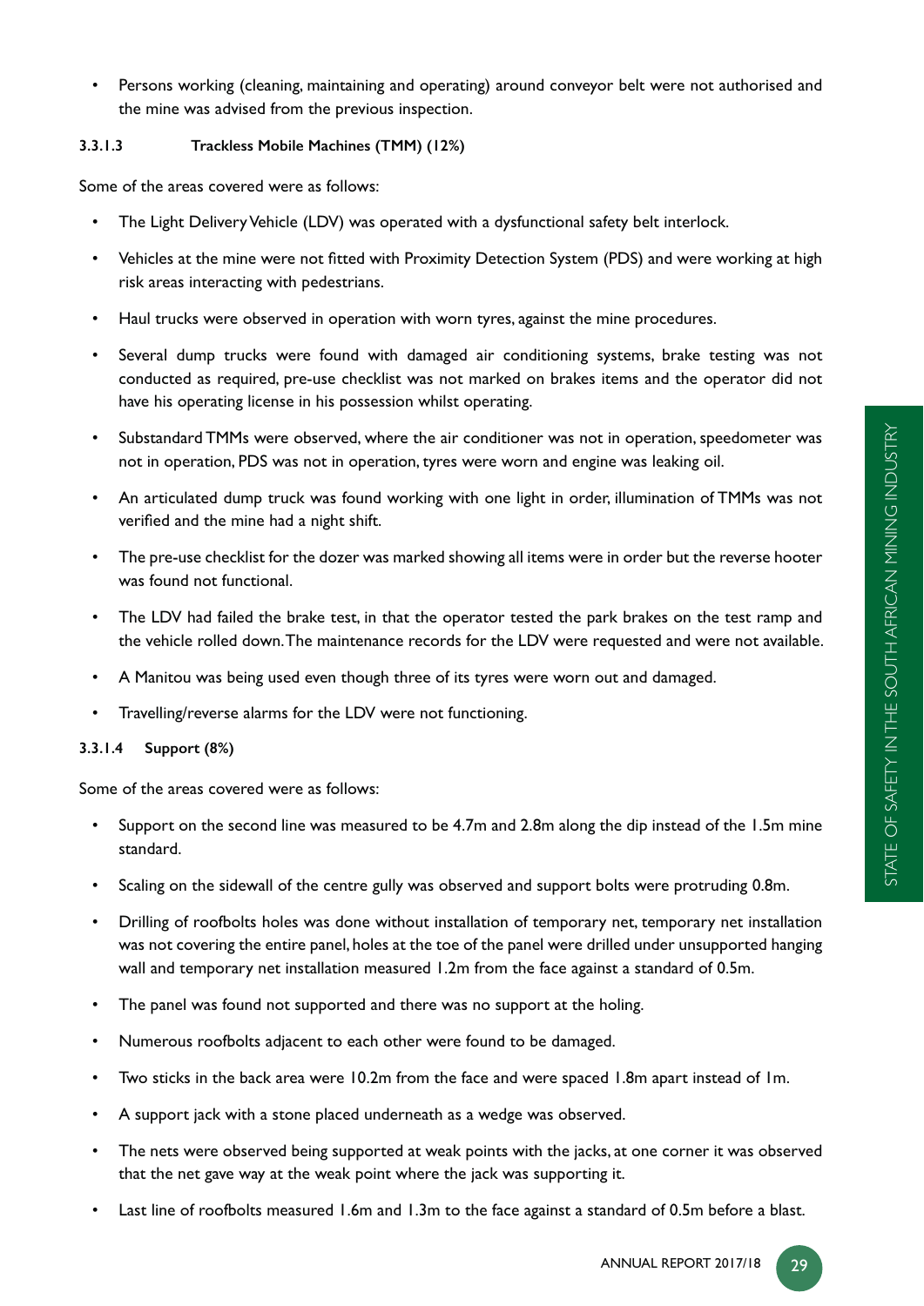- Persons working (cleaning, maintaining and operating) around conveyor belt were not authorised and the mine was advised from the previous inspection.

#### 3.3.1.3 Trackless Mobile Machines (TMM) (12%)

Some of the areas covered were as follows:

- The Light Delivery Vehicle (LDV) was operated with a dysfunctional safety belt interlock.
- Vehicles at the mine were not fitted with Proximity Detection System (PDS) and were working at high risk areas interacting with pedestrians.
- Haul trucks were observed in operation with worn tyres, against the mine procedures.
- Several dump trucks were found with damaged air conditioning systems, brake testing was not conducted as required, pre-use checklist was not marked on brakes items and the operator did not have his operating license in his possession whilst operating.
- Substandard TMMs were observed, where the air conditioner was not in operation, speedometer was not in operation, PDS was not in operation, tyres were worn and engine was leaking oil.
- An articulated dump truck was found working with one light in order, illumination of TMMs was not verified and the mine had a night shift.
- The pre-use checklist for the dozer was marked showing all items were in order but the reverse hooter was found not functional.
- The LDV had failed the brake test, in that the operator tested the park brakes on the test ramp and the vehicle rolled down. The maintenance records for the LDV were requested and were not available.
- A Manitou was being used even though three of its tyres were worn out and damaged.
- Travelling/reverse alarms for the LDV were not functioning.

#### 3.3.1.4 Support (8%)

Some of the areas covered were as follows:

- Support on the second line was measured to be 4.7m and 2.8m along the dip instead of the 1.5m mine standard.
- Scaling on the sidewall of the centre gully was observed and support bolts were protruding 0.8m.
- Drilling of roofbolts holes was done without installation of temporary net, temporary net installation was not covering the entire panel, holes at the toe of the panel were drilled under unsupported hanging wall and temporary net installation measured 1.2m from the face against a standard of 0.5m.
- The panel was found not supported and there was no support at the holing.
- Numerous roofbolts adjacent to each other were found to be damaged.
- Two sticks in the back area were 10.2m from the face and were spaced 1.8m apart instead of 1m.
- A support jack with a stone placed underneath as a wedge was observed.
- The nets were observed being supported at weak points with the jacks, at one corner it was observed that the net gave way at the weak point where the jack was supporting it.
- Last line of roofbolts measured 1.6m and 1.3m to the face against a standard of 0.5m before a blast.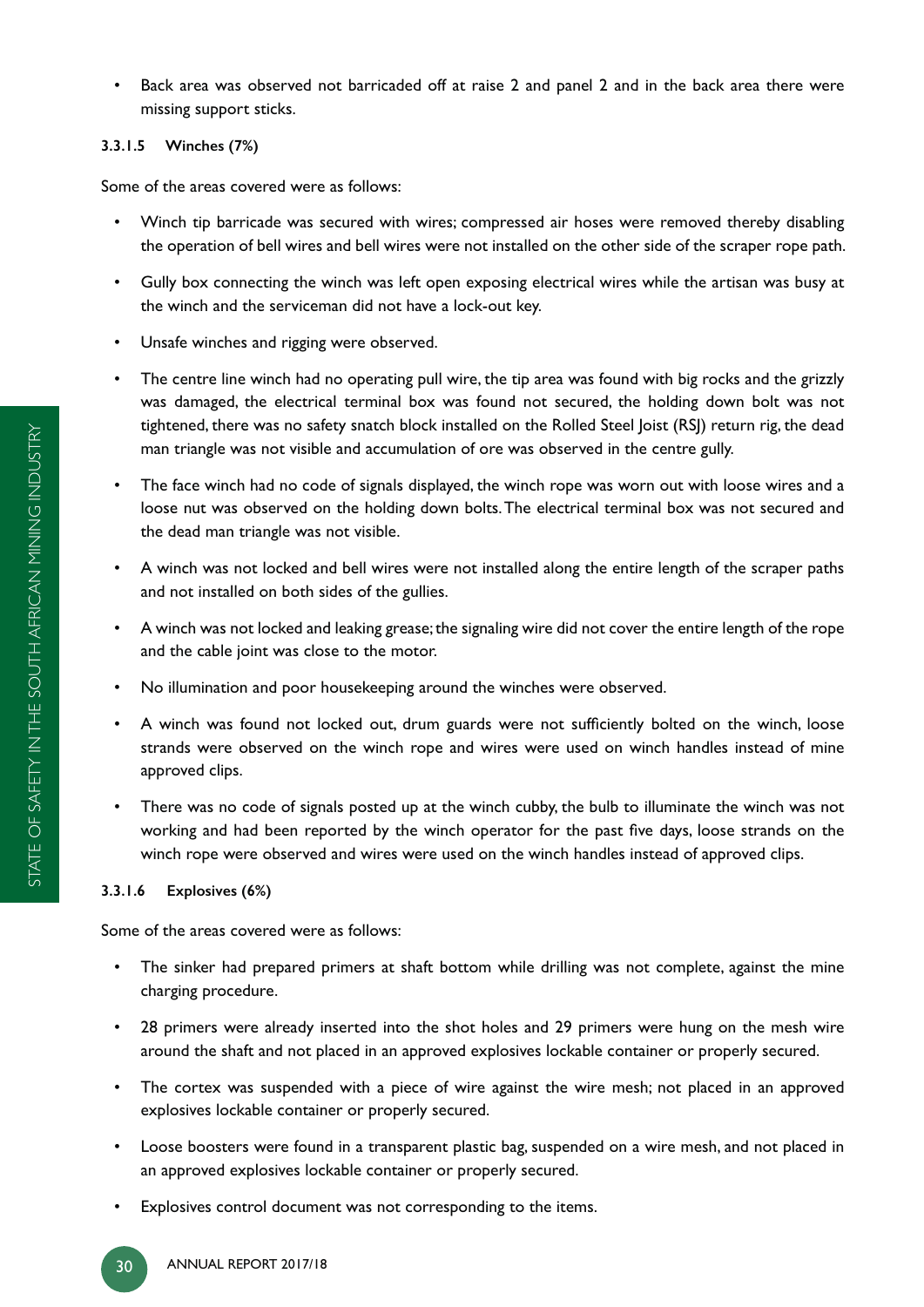- Back area was observed not barricaded off at raise 2 and panel 2 and in the back area there were missing support sticks.

#### 3.3.1.5 Winches (7%)

Some of the areas covered were as follows:

- Winch tip barricade was secured with wires; compressed air hoses were removed thereby disabling the operation of bell wires and bell wires were not installed on the other side of the scraper rope path.
- Gully box connecting the winch was left open exposing electrical wires while the artisan was busy at the winch and the serviceman did not have a lock-out key.
- Unsafe winches and rigging were observed.
- The centre line winch had no operating pull wire, the tip area was found with big rocks and the grizzly was damaged, the electrical terminal box was found not secured, the holding down bolt was not tightened, there was no safety snatch block installed on the Rolled Steel Joist (RSJ) return rig, the dead man triangle was not visible and accumulation of ore was observed in the centre gully.
- The face winch had no code of signals displayed, the winch rope was worn out with loose wires and a loose nut was observed on the holding down bolts. The electrical terminal box was not secured and the dead man triangle was not visible.
- A winch was not locked and bell wires were not installed along the entire length of the scraper paths and not installed on both sides of the gullies.
- A winch was not locked and leaking grease; the signaling wire did not cover the entire length of the rope and the cable joint was close to the motor.
- No illumination and poor housekeeping around the winches were observed.
- A winch was found not locked out, drum guards were not sufficiently bolted on the winch, loose strands were observed on the winch rope and wires were used on winch handles instead of mine approved clips.
- There was no code of signals posted up at the winch cubby, the bulb to illuminate the winch was not working and had been reported by the winch operator for the past five days, loose strands on the winch rope were observed and wires were used on the winch handles instead of approved clips.

#### 3.3.1.6 Explosives (6%)

Some of the areas covered were as follows:

- The sinker had prepared primers at shaft bottom while drilling was not complete, against the mine charging procedure.
- 28 primers were already inserted into the shot holes and 29 primers were hung on the mesh wire around the shaft and not placed in an approved explosives lockable container or properly secured.
- The cortex was suspended with a piece of wire against the wire mesh; not placed in an approved explosives lockable container or properly secured.
- Loose boosters were found in a transparent plastic bag, suspended on a wire mesh, and not placed in an approved explosives lockable container or properly secured.
- Explosives control document was not corresponding to the items.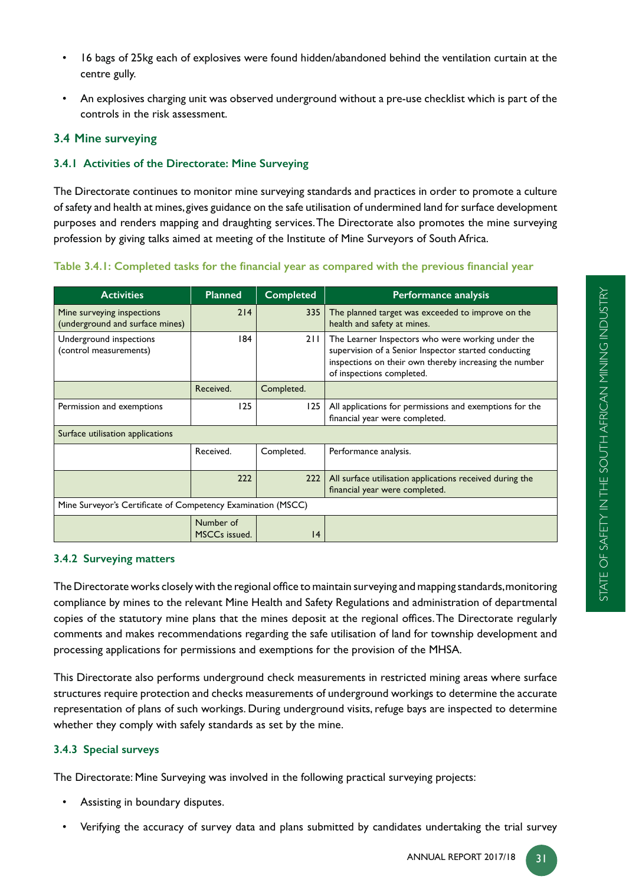- 16 bags of 25kg each of explosives were found hidden/abandoned behind the ventilation curtain at the centre gully.
- An explosives charging unit was observed underground without a pre-use checklist which is part of the controls in the risk assessment.

## 3.4 Mine surveying

### 3.4.1 Activities of the Directorate: Mine Surveying

The Directorate continues to monitor mine surveying standards and practices in order to promote a culture of safety and health at mines, gives guidance on the safe utilisation of undermined land for surface development purposes and renders mapping and draughting services. The Directorate also promotes the mine surveying profession by giving talks aimed at meeting of the Institute of Mine Surveyors of South Africa.

**Table 3.4.1: Completed tasks for the financial year as compared with the previous financial year**

| Activities | Planned | Completed | Performance analysis |
|---|---|---|---|
| Mine surveying inspections (underground and surface mines) | 214 | 335 | The planned target was exceeded to improve on the health and safety at mines. |
| Underground inspections (control measurements) | 184 | 211 | The Learner Inspectors who were working under the supervision of a Senior Inspector started conducting inspections on their own thereby increasing the number of inspections completed. |
| | Received. | Completed. | |
| Permission and exemptions | 125 | 125 | All applications for permissions and exemptions for the financial year were completed. |
| Surface utilisation applications | | | |
| | Received. | Completed. | Performance analysis. |
| | 222 | 222 | All surface utilisation applications received during the financial year were completed. |
| Mine Surveyor's Certificate of Competency Examination (MSCC) | | | |
| | Number of MSCCs issued. | 14 | |

### 3.4.2 Surveying matters

The Directorate works closely with the regional office to maintain surveying and mapping standards, monitoring compliance by mines to the relevant Mine Health and Safety Regulations and administration of departmental copies of the statutory mine plans that the mines deposit at the regional offices. The Directorate regularly comments and makes recommendations regarding the safe utilisation of land for township development and processing applications for permissions and exemptions for the provision of the MHSA.

This Directorate also performs underground check measurements in restricted mining areas where surface structures require protection and checks measurements of underground workings to determine the accurate representation of plans of such workings. During underground visits, refuge bays are inspected to determine whether they comply with safely standards as set by the mine.

### 3.4.3 Special surveys

The Directorate: Mine Surveying was involved in the following practical surveying projects:

- Assisting in boundary disputes.
- Verifying the accuracy of survey data and plans submitted by candidates undertaking the trial survey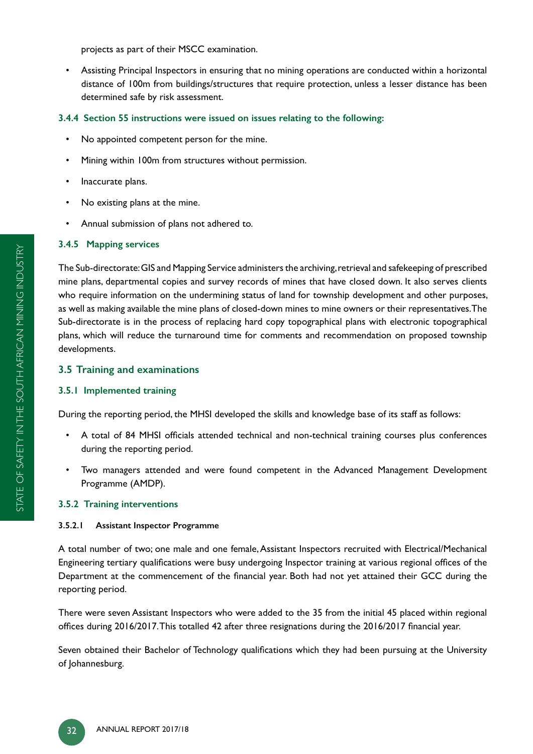projects as part of their MSCC examination.

- Assisting Principal Inspectors in ensuring that no mining operations are conducted within a horizontal distance of 100m from buildings/structures that require protection, unless a lesser distance has been determined safe by risk assessment.

#### 3.4.4 Section 55 instructions were issued on issues relating to the following:

- No appointed competent person for the mine.
- Mining within 100m from structures without permission.
- Inaccurate plans.
- No existing plans at the mine.
- Annual submission of plans not adhered to.

#### 3.4.5 Mapping services

The Sub-directorate: GIS and Mapping Service administers the archiving, retrieval and safekeeping of prescribed mine plans, departmental copies and survey records of mines that have closed down. It also serves clients who require information on the undermining status of land for township development and other purposes, as well as making available the mine plans of closed-down mines to mine owners or their representatives. The Sub-directorate is in the process of replacing hard copy topographical plans with electronic topographical plans, which will reduce the turnaround time for comments and recommendation on proposed township developments.

### 3.5 Training and examinations

#### 3.5.1 Implemented training

During the reporting period, the MHSI developed the skills and knowledge base of its staff as follows:

- A total of 84 MHSI officials attended technical and non-technical training courses plus conferences during the reporting period.
- Two managers attended and were found competent in the Advanced Management Development Programme (AMDP).

#### 3.5.2 Training interventions

##### 3.5.2.1 Assistant Inspector Programme

A total number of two; one male and one female, Assistant Inspectors recruited with Electrical/Mechanical Engineering tertiary qualifications were busy undergoing Inspector training at various regional offices of the Department at the commencement of the financial year. Both had not yet attained their GCC during the reporting period.

There were seven Assistant Inspectors who were added to the 35 from the initial 45 placed within regional offices during 2016/2017. This totalled 42 after three resignations during the 2016/2017 financial year.

Seven obtained their Bachelor of Technology qualifications which they had been pursuing at the University of Johannesburg.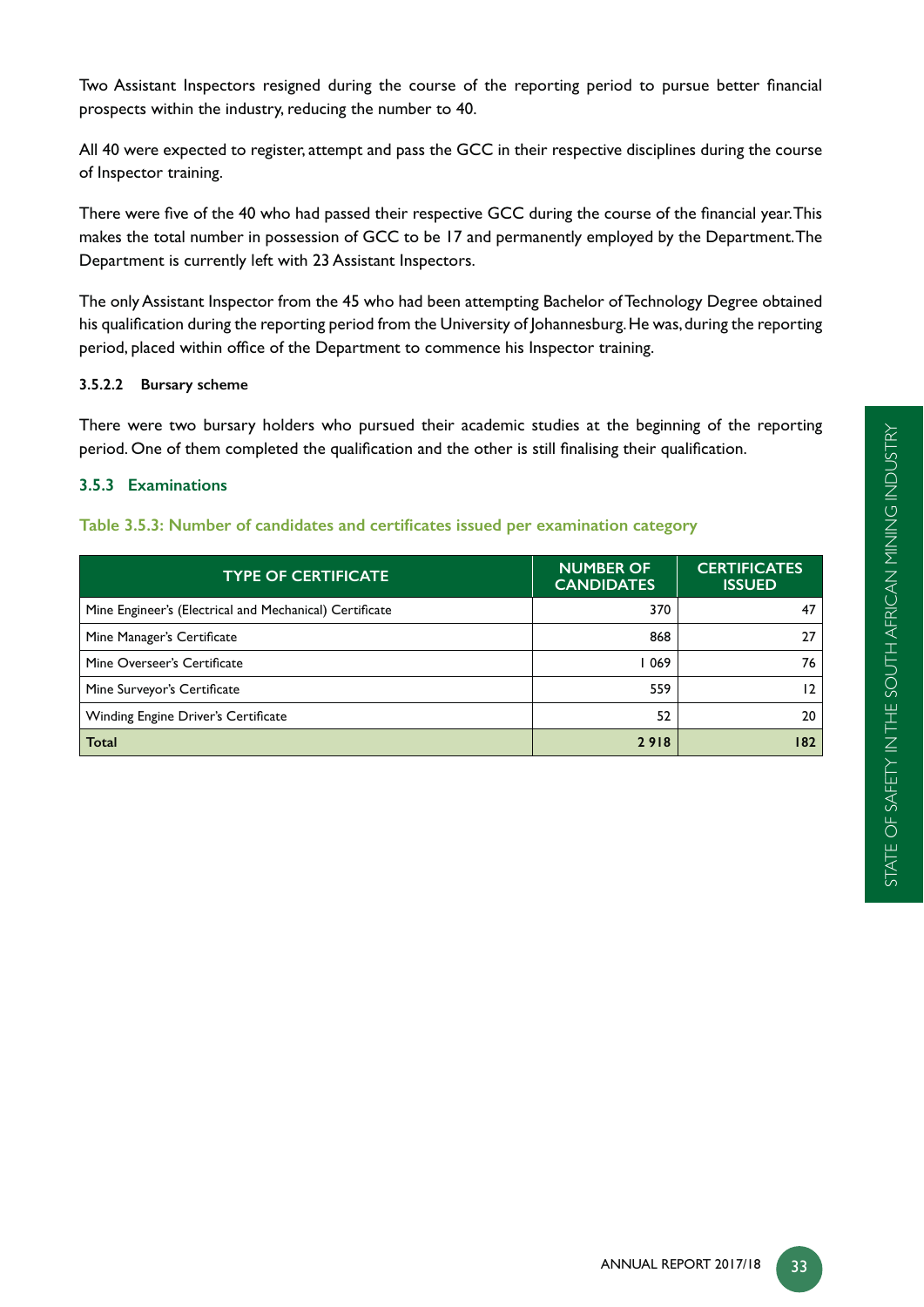Two Assistant Inspectors resigned during the course of the reporting period to pursue better financial prospects within the industry, reducing the number to 40.

All 40 were expected to register, attempt and pass the GCC in their respective disciplines during the course of Inspector training.

There were five of the 40 who had passed their respective GCC during the course of the financial year. This makes the total number in possession of GCC to be 17 and permanently employed by the Department. The Department is currently left with 23 Assistant Inspectors.

The only Assistant Inspector from the 45 who had been attempting Bachelor of Technology Degree obtained his qualification during the reporting period from the University of Johannesburg. He was, during the reporting period, placed within office of the Department to commence his Inspector training.

#### 3.5.2.2 Bursary scheme

There were two bursary holders who pursued their academic studies at the beginning of the reporting period. One of them completed the qualification and the other is still finalising their qualification.

### 3.5.3 Examinations

**Table 3.5.3: Number of candidates and certificates issued per examination category**

| TYPE OF CERTIFICATE | NUMBER OF CANDIDATES | CERTIFICATES ISSUED |
|---|---|---|
| Mine Engineer's (Electrical and Mechanical) Certificate | 370 | 47 |
| Mine Manager's Certificate | 868 | 27 |
| Mine Overseer's Certificate | 1 069 | 76 |
| Mine Surveyor's Certificate | 559 | 12 |
| Winding Engine Driver's Certificate | 52 | 20 |
| **Total** | **2 918** | **182** |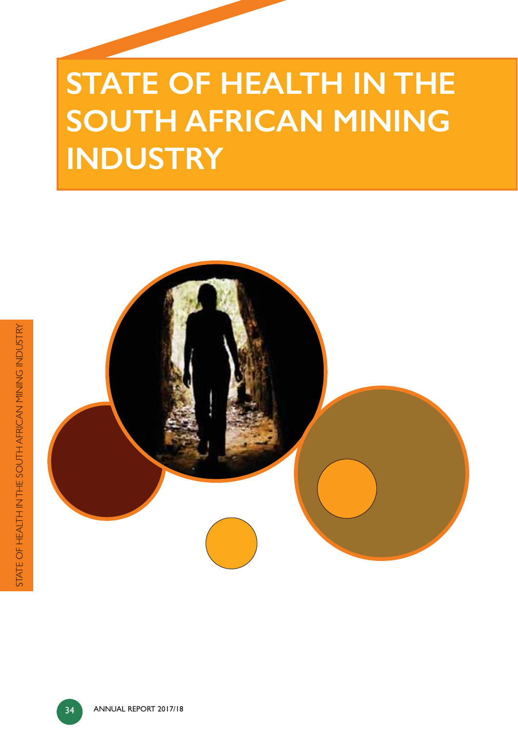# STATE OF HEALTH IN THE SOUTH AFRICAN MINING INDUSTRY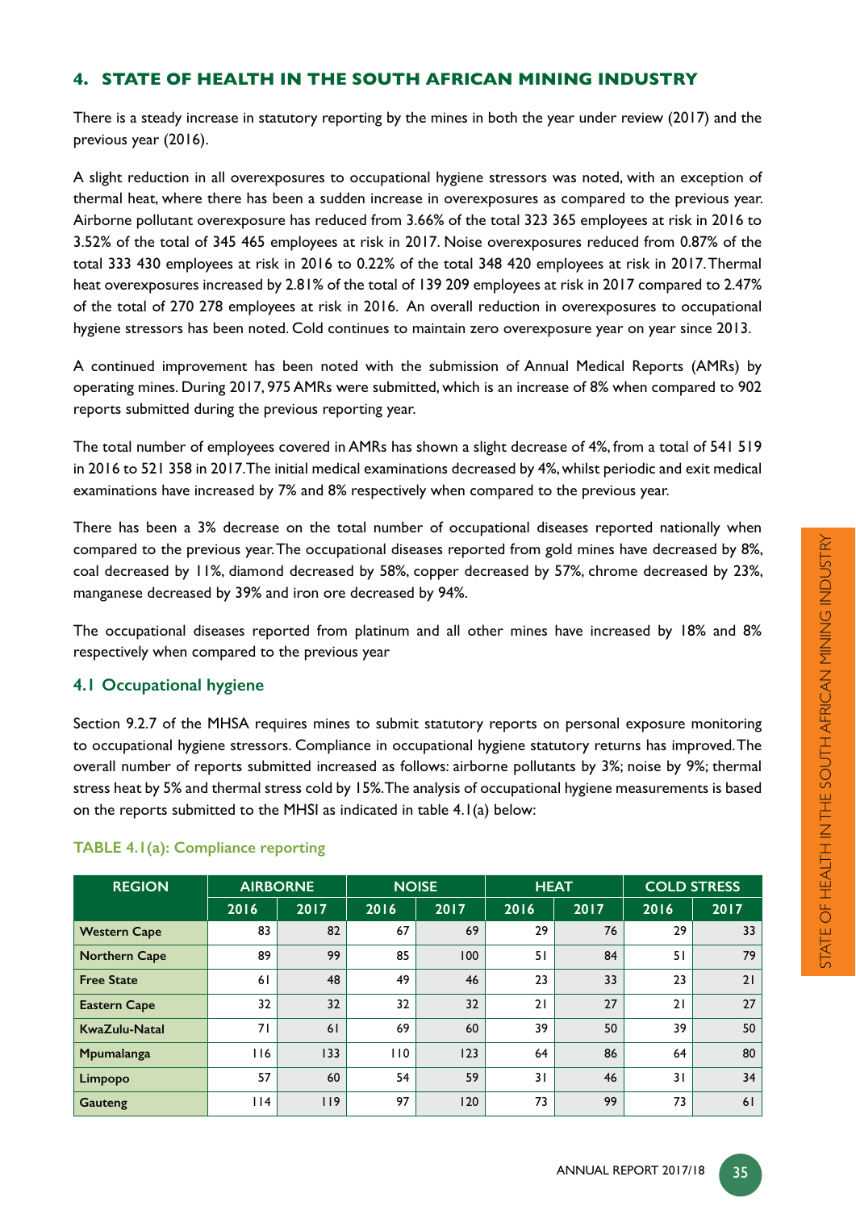## 4. STATE OF HEALTH IN THE SOUTH AFRICAN MINING INDUSTRY

There is a steady increase in statutory reporting by the mines in both the year under review (2017) and the previous year (2016).

A slight reduction in all overexposures to occupational hygiene stressors was noted, with an exception of thermal heat, where there has been a sudden increase in overexposures as compared to the previous year. Airborne pollutant overexposure has reduced from 3.66% of the total 323 365 employees at risk in 2016 to 3.52% of the total of 345 465 employees at risk in 2017. Noise overexposures reduced from 0.87% of the total 333 430 employees at risk in 2016 to 0.22% of the total 348 420 employees at risk in 2017. Thermal heat overexposures increased by 2.81% of the total of 139 209 employees at risk in 2017 compared to 2.47% of the total of 270 278 employees at risk in 2016. An overall reduction in overexposures to occupational hygiene stressors has been noted. Cold continues to maintain zero overexposure year on year since 2013.

A continued improvement has been noted with the submission of Annual Medical Reports (AMRs) by operating mines. During 2017, 975 AMRs were submitted, which is an increase of 8% when compared to 902 reports submitted during the previous reporting year.

The total number of employees covered in AMRs has shown a slight decrease of 4%, from a total of 541 519 in 2016 to 521 358 in 2017. The initial medical examinations decreased by 4%, whilst periodic and exit medical examinations have increased by 7% and 8% respectively when compared to the previous year.

There has been a 3% decrease on the total number of occupational diseases reported nationally when compared to the previous year. The occupational diseases reported from gold mines have decreased by 8%, coal decreased by 11%, diamond decreased by 58%, copper decreased by 57%, chrome decreased by 23%, manganese decreased by 39% and iron ore decreased by 94%.

The occupational diseases reported from platinum and all other mines have increased by 18% and 8% respectively when compared to the previous year

### 4.1 Occupational hygiene

Section 9.2.7 of the MHSA requires mines to submit statutory reports on personal exposure monitoring to occupational hygiene stressors. Compliance in occupational hygiene statutory returns has improved. The overall number of reports submitted increased as follows: airborne pollutants by 3%; noise by 9%; thermal stress heat by 5% and thermal stress cold by 15%. The analysis of occupational hygiene measurements is based on the reports submitted to the MHSI as indicated in table 4.1(a) below:

**TABLE 4.1(a): Compliance reporting**

| REGION | AIRBORNE | | NOISE | | HEAT | | COLD STRESS | |
|---|---|---|---|---|---|---|---|---|
| | 2016 | 2017 | 2016 | 2017 | 2016 | 2017 | 2016 | 2017 |
| Western Cape | 83 | 82 | 67 | 69 | 29 | 76 | 29 | 33 |
| Northern Cape | 89 | 99 | 85 | 100 | 51 | 84 | 51 | 79 |
| Free State | 61 | 48 | 49 | 46 | 23 | 33 | 23 | 21 |
| Eastern Cape | 32 | 32 | 32 | 32 | 21 | 27 | 21 | 27 |
| KwaZulu-Natal | 71 | 61 | 69 | 60 | 39 | 50 | 39 | 50 |
| Mpumalanga | 116 | 133 | 110 | 123 | 64 | 86 | 64 | 80 |
| Limpopo | 57 | 60 | 54 | 59 | 31 | 46 | 31 | 34 |
| Gauteng | 114 | 119 | 97 | 120 | 73 | 99 | 73 | 61 |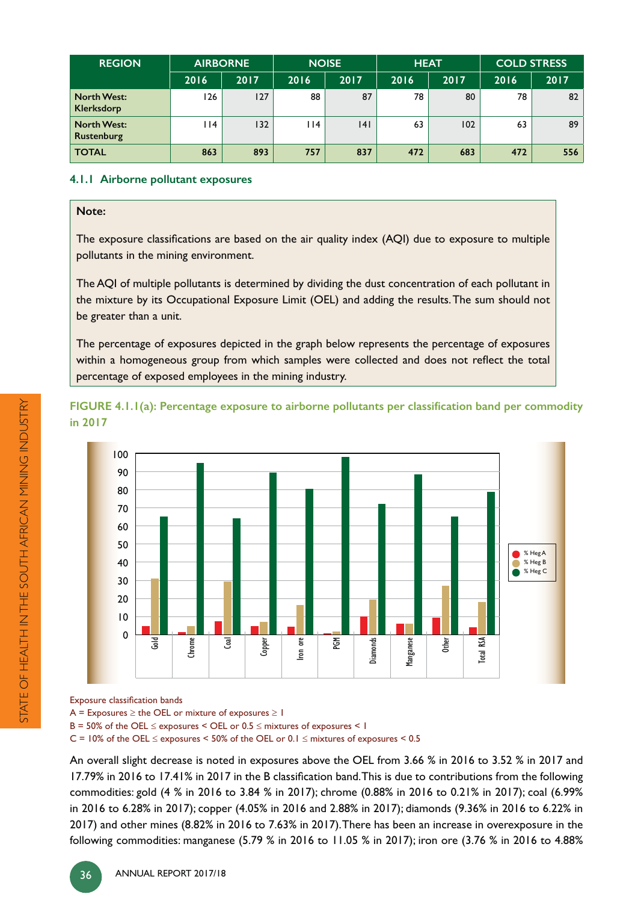| REGION | AIRBORNE | | NOISE | | HEAT | | COLD STRESS | |
|---|---|---|---|---|---|---|---|---|
| | 2016 | 2017 | 2016 | 2017 | 2016 | 2017 | 2016 | 2017 |
| North West: Klerksdorp | 126 | 127 | 88 | 87 | 78 | 80 | 78 | 82 |
| North West: Rustenburg | 114 | 132 | 114 | 141 | 63 | 102 | 63 | 89 |
| **TOTAL** | **863** | **893** | **757** | **837** | **472** | **683** | **472** | **556** |

### 4.1.1 Airborne pollutant exposures

**Note:**

The exposure classifications are based on the air quality index (AQI) due to exposure to multiple pollutants in the mining environment.

The AQI of multiple pollutants is determined by dividing the dust concentration of each pollutant in the mixture by its Occupational Exposure Limit (OEL) and adding the results. The sum should not be greater than a unit.

The percentage of exposures depicted in the graph below represents the percentage of exposures within a homogeneous group from which samples were collected and does not reflect the total percentage of exposed employees in the mining industry.

**FIGURE 4.1.1(a): Percentage exposure to airborne pollutants per classification band per commodity in 2017**

Exposure classification bands

A = Exposures ≥ the OEL or mixture of exposures ≥ 1

B = 50% of the OEL ≤ exposures < OEL or 0.5 ≤ mixtures of exposures < 1

C = 10% of the OEL ≤ exposures < 50% of the OEL or 0.1 ≤ mixtures of exposures < 0.5

An overall slight decrease is noted in exposures above the OEL from 3.66 % in 2016 to 3.52 % in 2017 and 17.79% in 2016 to 17.41% in 2017 in the B classification band. This is due to contributions from the following commodities: gold (4 % in 2016 to 3.84 % in 2017); chrome (0.88% in 2016 to 0.21% in 2017); coal (6.99% in 2016 to 6.28% in 2017); copper (4.05% in 2016 and 2.88% in 2017); diamonds (9.36% in 2016 to 6.22% in 2017) and other mines (8.82% in 2016 to 7.63% in 2017). There has been an increase in overexposure in the following commodities: manganese (5.79 % in 2016 to 11.05 % in 2017); iron ore (3.76 % in 2016 to 4.88%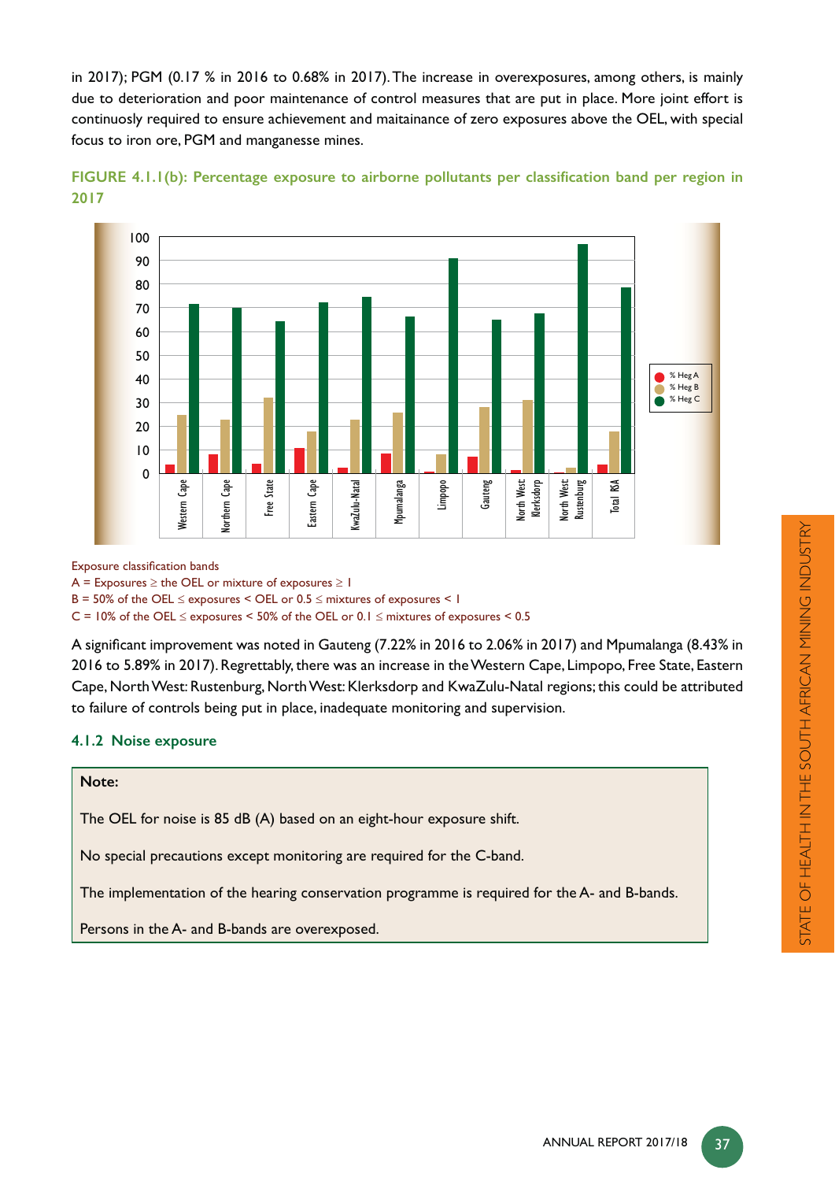in 2017); PGM (0.17 % in 2016 to 0.68% in 2017). The increase in overexposures, among others, is mainly due to deterioration and poor maintenance of control measures that are put in place. More joint effort is continuosly required to ensure achievement and maitainance of zero exposures above the OEL, with special focus to iron ore, PGM and manganesse mines.

**FIGURE 4.1.1(b): Percentage exposure to airborne pollutants per classification band per region in 2017**

Exposure classification bands

A = Exposures ≥ the OEL or mixture of exposures ≥ 1

B = 50% of the OEL ≤ exposures < OEL or 0.5 ≤ mixtures of exposures < 1

C = 10% of the OEL ≤ exposures < 50% of the OEL or 0.1 ≤ mixtures of exposures < 0.5

A significant improvement was noted in Gauteng (7.22% in 2016 to 2.06% in 2017) and Mpumalanga (8.43% in 2016 to 5.89% in 2017). Regrettably, there was an increase in the Western Cape, Limpopo, Free State, Eastern Cape, North West: Rustenburg, North West: Klerksdorp and KwaZulu-Natal regions; this could be attributed to failure of controls being put in place, inadequate monitoring and supervision.

### 4.1.2 Noise exposure

**Note:**

The OEL for noise is 85 dB (A) based on an eight-hour exposure shift.

No special precautions except monitoring are required for the C-band.

The implementation of the hearing conservation programme is required for the A- and B-bands.

Persons in the A- and B-bands are overexposed.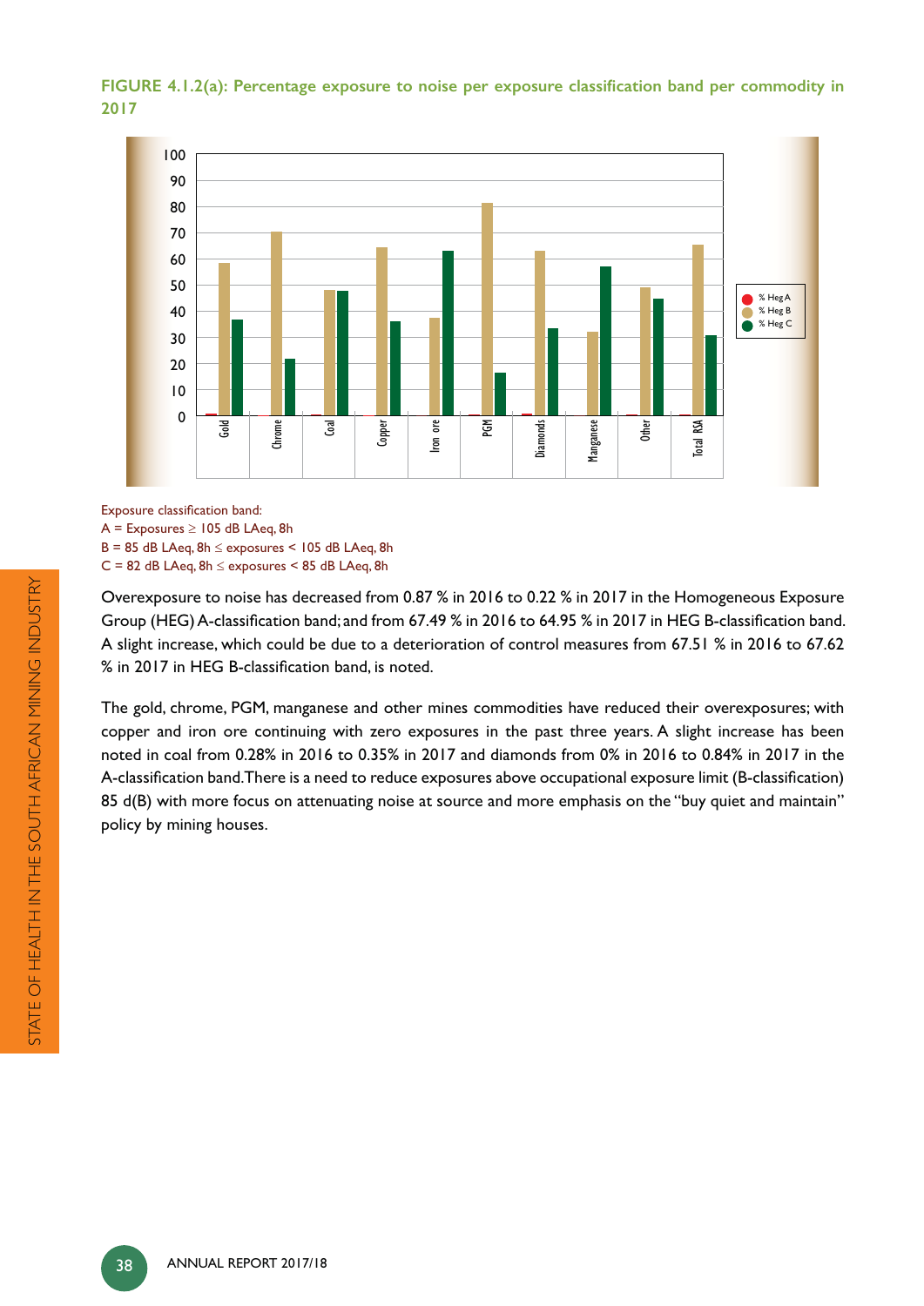**FIGURE 4.1.2(a): Percentage exposure to noise per exposure classification band per commodity in 2017**

Exposure classification band:
A = Exposures ≥ 105 dB LAeq, 8h
B = 85 dB LAeq, 8h ≤ exposures < 105 dB LAeq, 8h
C = 82 dB LAeq, 8h ≤ exposures < 85 dB LAeq, 8h

Overexposure to noise has decreased from 0.87 % in 2016 to 0.22 % in 2017 in the Homogeneous Exposure Group (HEG) A-classification band; and from 67.49 % in 2016 to 64.95 % in 2017 in HEG B-classification band. A slight increase, which could be due to a deterioration of control measures from 67.51 % in 2016 to 67.62 % in 2017 in HEG B-classification band, is noted.

The gold, chrome, PGM, manganese and other mines commodities have reduced their overexposures; with copper and iron ore continuing with zero exposures in the past three years. A slight increase has been noted in coal from 0.28% in 2016 to 0.35% in 2017 and diamonds from 0% in 2016 to 0.84% in 2017 in the A-classification band. There is a need to reduce exposures above occupational exposure limit (B-classification) 85 d(B) with more focus on attenuating noise at source and more emphasis on the "buy quiet and maintain" policy by mining houses.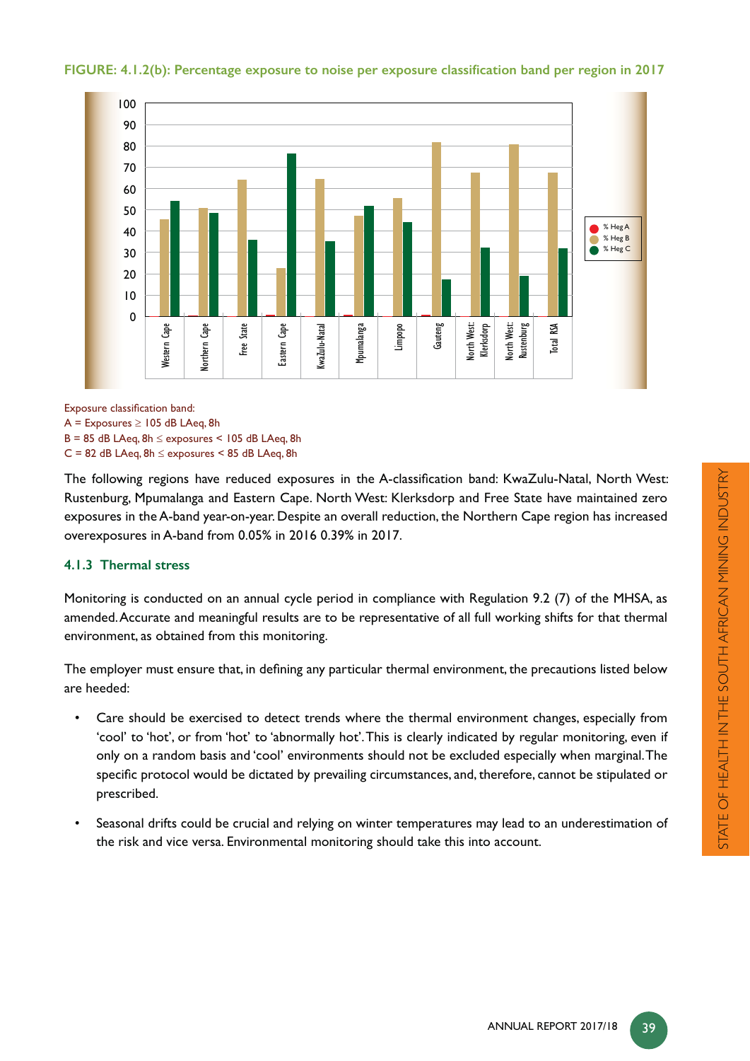**FIGURE: 4.1.2(b): Percentage exposure to noise per exposure classification band per region in 2017**

Exposure classification band:
A = Exposures ≥ 105 dB LAeq, 8h
B = 85 dB LAeq, 8h ≤ exposures < 105 dB LAeq, 8h
C = 82 dB LAeq, 8h ≤ exposures < 85 dB LAeq, 8h

The following regions have reduced exposures in the A-classification band: KwaZulu-Natal, North West: Rustenburg, Mpumalanga and Eastern Cape. North West: Klerksdorp and Free State have maintained zero exposures in the A-band year-on-year. Despite an overall reduction, the Northern Cape region has increased overexposures in A-band from 0.05% in 2016 0.39% in 2017.

### 4.1.3 Thermal stress

Monitoring is conducted on an annual cycle period in compliance with Regulation 9.2 (7) of the MHSA, as amended. Accurate and meaningful results are to be representative of all full working shifts for that thermal environment, as obtained from this monitoring.

The employer must ensure that, in defining any particular thermal environment, the precautions listed below are heeded:

- Care should be exercised to detect trends where the thermal environment changes, especially from 'cool' to 'hot', or from 'hot' to 'abnormally hot'. This is clearly indicated by regular monitoring, even if only on a random basis and 'cool' environments should not be excluded especially when marginal. The specific protocol would be dictated by prevailing circumstances, and, therefore, cannot be stipulated or prescribed.
- Seasonal drifts could be crucial and relying on winter temperatures may lead to an underestimation of the risk and vice versa. Environmental monitoring should take this into account.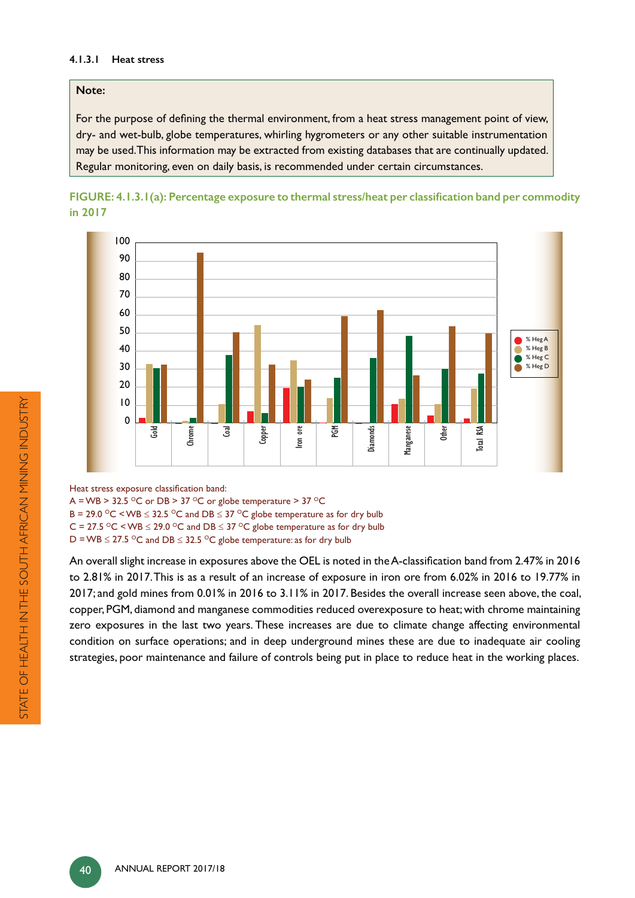#### 4.1.3.1 Heat stress

**Note:**

For the purpose of defining the thermal environment, from a heat stress management point of view, dry- and wet-bulb, globe temperatures, whirling hygrometers or any other suitable instrumentation may be used. This information may be extracted from existing databases that are continually updated. Regular monitoring, even on daily basis, is recommended under certain circumstances.

**FIGURE: 4.1.3.1(a): Percentage exposure to thermal stress/heat per classification band per commodity in 2017**

Heat stress exposure classification band:

A = WB > 32.5 °C or DB > 37 °C or globe temperature > 37 °C

B = 29.0 °C < WB ≤ 32.5 °C and DB ≤ 37 °C globe temperature as for dry bulb

C = 27.5 °C < WB ≤ 29.0 °C and DB ≤ 37 °C globe temperature as for dry bulb

D = WB ≤ 27.5 °C and DB ≤ 32.5 °C globe temperature: as for dry bulb

An overall slight increase in exposures above the OEL is noted in the A-classification band from 2.47% in 2016 to 2.81% in 2017. This is as a result of an increase of exposure in iron ore from 6.02% in 2016 to 19.77% in 2017; and gold mines from 0.01% in 2016 to 3.11% in 2017. Besides the overall increase seen above, the coal, copper, PGM, diamond and manganese commodities reduced overexposure to heat; with chrome maintaining zero exposures in the last two years. These increases are due to climate change affecting environmental condition on surface operations; and in deep underground mines these are due to inadequate air cooling strategies, poor maintenance and failure of controls being put in place to reduce heat in the working places.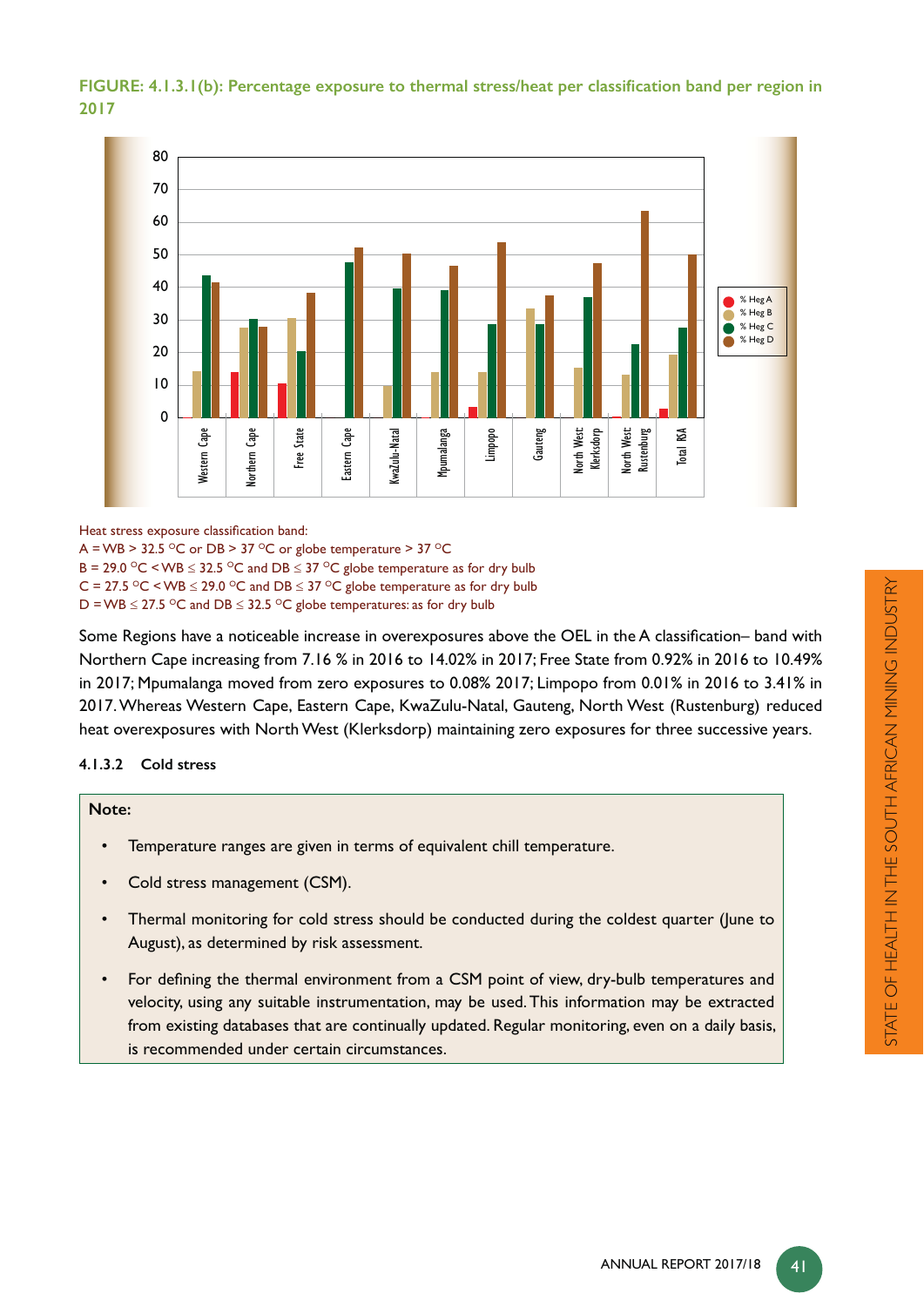**FIGURE: 4.1.3.1(b): Percentage exposure to thermal stress/heat per classification band per region in 2017**

Heat stress exposure classification band:

A = WB > 32.5 °C or DB > 37 °C or globe temperature > 37 °C

B = 29.0 °C < WB ≤ 32.5 °C and DB ≤ 37 °C globe temperature as for dry bulb

C = 27.5 °C < WB ≤ 29.0 °C and DB ≤ 37 °C globe temperature as for dry bulb

D = WB ≤ 27.5 °C and DB ≤ 32.5 °C globe temperatures: as for dry bulb

Some Regions have a noticeable increase in overexposures above the OEL in the A classification– band with Northern Cape increasing from 7.16 % in 2016 to 14.02% in 2017; Free State from 0.92% in 2016 to 10.49% in 2017; Mpumalanga moved from zero exposures to 0.08% 2017; Limpopo from 0.01% in 2016 to 3.41% in 2017. Whereas Western Cape, Eastern Cape, KwaZulu-Natal, Gauteng, North West (Rustenburg) reduced heat overexposures with North West (Klerksdorp) maintaining zero exposures for three successive years.

#### 4.1.3.2 Cold stress

**Note:**

- Temperature ranges are given in terms of equivalent chill temperature.
- Cold stress management (CSM).
- Thermal monitoring for cold stress should be conducted during the coldest quarter (June to August), as determined by risk assessment.
- For defining the thermal environment from a CSM point of view, dry-bulb temperatures and velocity, using any suitable instrumentation, may be used. This information may be extracted from existing databases that are continually updated. Regular monitoring, even on a daily basis, is recommended under certain circumstances.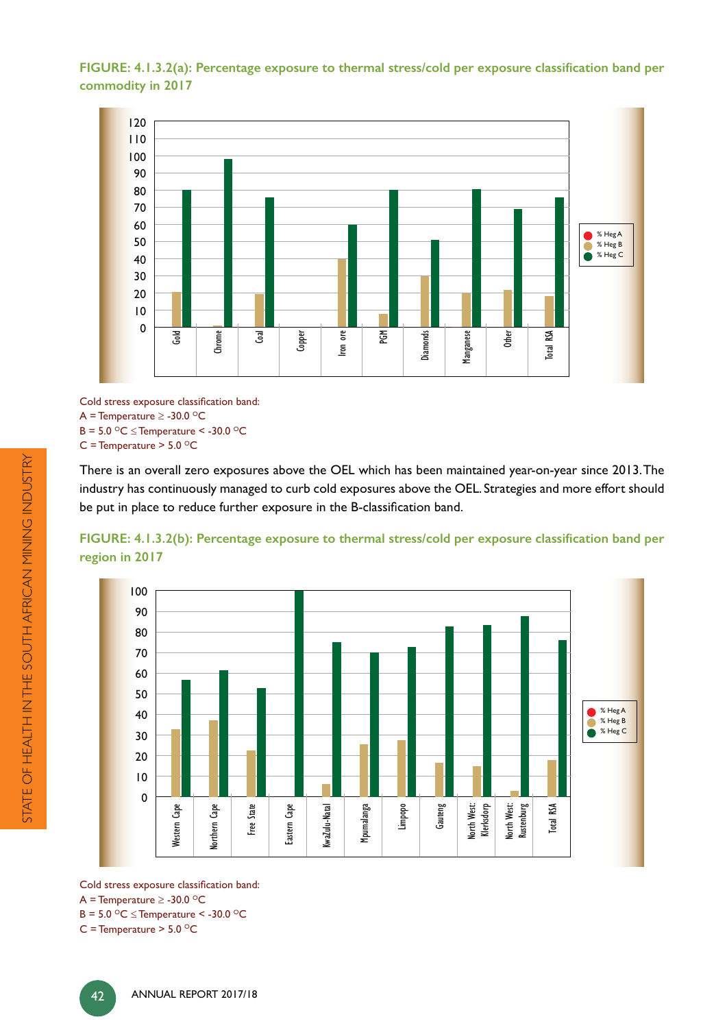**FIGURE: 4.1.3.2(a): Percentage exposure to thermal stress/cold per exposure classification band per commodity in 2017**

Cold stress exposure classification band:
A = Temperature ≥ -30.0 °C
B = 5.0 °C ≤ Temperature < -30.0 °C
C = Temperature > 5.0 °C

There is an overall zero exposures above the OEL which has been maintained year-on-year since 2013. The industry has continuously managed to curb cold exposures above the OEL. Strategies and more effort should be put in place to reduce further exposure in the B-classification band.

**FIGURE: 4.1.3.2(b): Percentage exposure to thermal stress/cold per exposure classification band per region in 2017**

Cold stress exposure classification band:
A = Temperature ≥ -30.0 °C
B = 5.0 °C ≤ Temperature < -30.0 °C
C = Temperature > 5.0 °C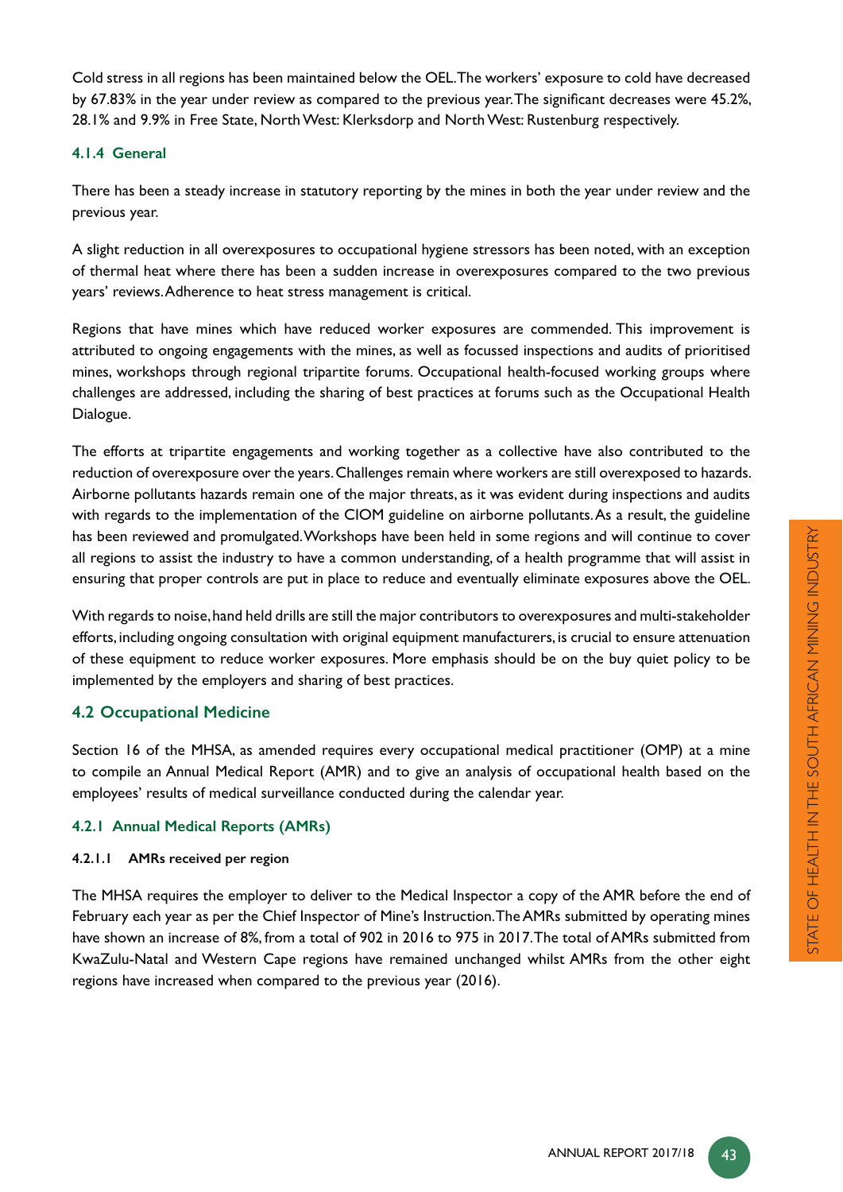Cold stress in all regions has been maintained below the OEL. The workers' exposure to cold have decreased by 67.83% in the year under review as compared to the previous year. The significant decreases were 45.2%, 28.1% and 9.9% in Free State, North West: Klerksdorp and North West: Rustenburg respectively.

### 4.1.4 General

There has been a steady increase in statutory reporting by the mines in both the year under review and the previous year.

A slight reduction in all overexposures to occupational hygiene stressors has been noted, with an exception of thermal heat where there has been a sudden increase in overexposures compared to the two previous years' reviews. Adherence to heat stress management is critical.

Regions that have mines which have reduced worker exposures are commended. This improvement is attributed to ongoing engagements with the mines, as well as focussed inspections and audits of prioritised mines, workshops through regional tripartite forums. Occupational health-focused working groups where challenges are addressed, including the sharing of best practices at forums such as the Occupational Health Dialogue.

The efforts at tripartite engagements and working together as a collective have also contributed to the reduction of overexposure over the years. Challenges remain where workers are still overexposed to hazards. Airborne pollutants hazards remain one of the major threats, as it was evident during inspections and audits with regards to the implementation of the CIOM guideline on airborne pollutants. As a result, the guideline has been reviewed and promulgated. Workshops have been held in some regions and will continue to cover all regions to assist the industry to have a common understanding, of a health programme that will assist in ensuring that proper controls are put in place to reduce and eventually eliminate exposures above the OEL.

With regards to noise, hand held drills are still the major contributors to overexposures and multi-stakeholder efforts, including ongoing consultation with original equipment manufacturers, is crucial to ensure attenuation of these equipment to reduce worker exposures. More emphasis should be on the buy quiet policy to be implemented by the employers and sharing of best practices.

## 4.2 Occupational Medicine

Section 16 of the MHSA, as amended requires every occupational medical practitioner (OMP) at a mine to compile an Annual Medical Report (AMR) and to give an analysis of occupational health based on the employees' results of medical surveillance conducted during the calendar year.

### 4.2.1 Annual Medical Reports (AMRs)

#### 4.2.1.1 AMRs received per region

The MHSA requires the employer to deliver to the Medical Inspector a copy of the AMR before the end of February each year as per the Chief Inspector of Mine's Instruction. The AMRs submitted by operating mines have shown an increase of 8%, from a total of 902 in 2016 to 975 in 2017. The total of AMRs submitted from KwaZulu-Natal and Western Cape regions have remained unchanged whilst AMRs from the other eight regions have increased when compared to the previous year (2016).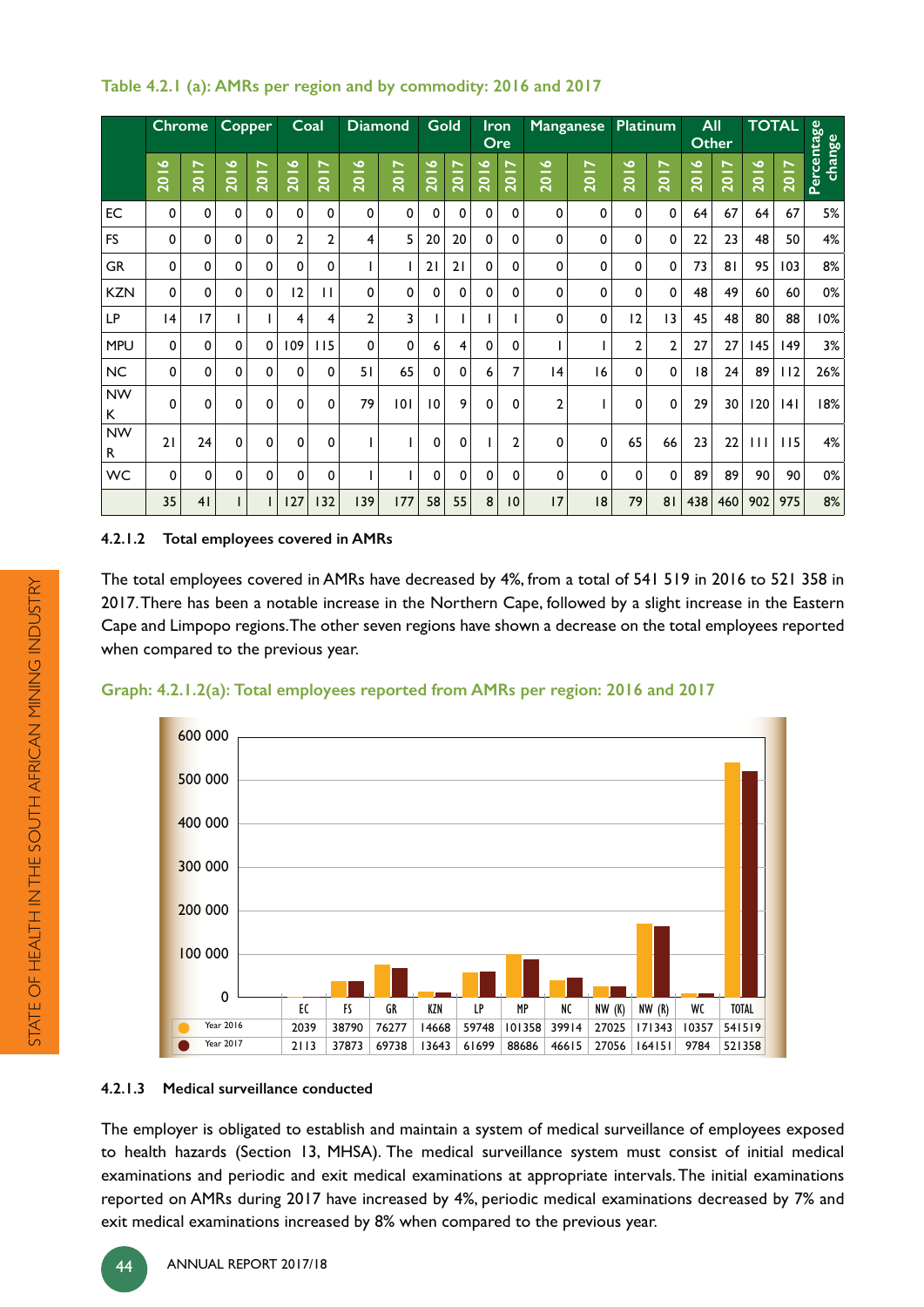### Table 4.2.1 (a): AMRs per region and by commodity: 2016 and 2017

| | Chrome | | Copper | | Coal | | Diamond | | Gold | | Iron Ore | | Manganese | | Platinum | | All Other | | TOTAL | | Percentage change |
|---|---|---|---|---|---|---|---|---|---|---|---|---|---|---|---|---|---|---|---|---|---|
| | 2016 | 2017 | 2016 | 2017 | 2016 | 2017 | 2016 | 2017 | 2016 | 2017 | 2016 | 2017 | 2016 | 2017 | 2016 | 2017 | 2016 | 2017 | 2016 | 2017 | |
| EC | 0 | 0 | 0 | 0 | 0 | 0 | 0 | 0 | 0 | 0 | 0 | 0 | 0 | 0 | 0 | 0 | 64 | 67 | 64 | 67 | 5% |
| FS | 0 | 0 | 0 | 0 | 2 | 2 | 4 | 5 | 20 | 20 | 0 | 0 | 0 | 0 | 0 | 0 | 22 | 23 | 48 | 50 | 4% |
| GR | 0 | 0 | 0 | 0 | 0 | 0 | 1 | 1 | 21 | 21 | 0 | 0 | 0 | 0 | 0 | 0 | 73 | 81 | 95 | 103 | 8% |
| KZN | 0 | 0 | 0 | 0 | 12 | 11 | 0 | 0 | 0 | 0 | 0 | 0 | 0 | 0 | 0 | 0 | 48 | 49 | 60 | 60 | 0% |
| LP | 14 | 17 | 1 | 1 | 4 | 4 | 2 | 3 | 1 | 1 | 1 | 1 | 0 | 0 | 12 | 13 | 45 | 48 | 80 | 88 | 10% |
| MPU | 0 | 0 | 0 | 0 | 109 | 115 | 0 | 0 | 6 | 4 | 0 | 0 | 1 | 1 | 2 | 2 | 27 | 27 | 145 | 149 | 3% |
| NC | 0 | 0 | 0 | 0 | 0 | 0 | 51 | 65 | 0 | 0 | 6 | 7 | 14 | 16 | 0 | 0 | 18 | 24 | 89 | 112 | 26% |
| NW K | 0 | 0 | 0 | 0 | 0 | 0 | 79 | 101 | 10 | 9 | 0 | 0 | 2 | 1 | 0 | 0 | 29 | 30 | 120 | 141 | 18% |
| NW R | 21 | 24 | 0 | 0 | 0 | 0 | 1 | 1 | 0 | 0 | 1 | 2 | 0 | 0 | 65 | 66 | 23 | 22 | 111 | 115 | 4% |
| WC | 0 | 0 | 0 | 0 | 0 | 0 | 1 | 1 | 0 | 0 | 0 | 0 | 0 | 0 | 0 | 0 | 89 | 89 | 90 | 90 | 0% |
| | 35 | 41 | 1 | 1 | 127 | 132 | 139 | 177 | 58 | 55 | 8 | 10 | 17 | 18 | 79 | 81 | 438 | 460 | 902 | 975 | 8% |

#### 4.2.1.2 Total employees covered in AMRs

The total employees covered in AMRs have decreased by 4%, from a total of 541 519 in 2016 to 521 358 in 2017. There has been a notable increase in the Northern Cape, followed by a slight increase in the Eastern Cape and Limpopo regions. The other seven regions have shown a decrease on the total employees reported when compared to the previous year.

### Graph: 4.2.1.2(a): Total employees reported from AMRs per region: 2016 and 2017

| | EC | FS | GR | KZN | LP | MP | NC | NW (K) | NW (R) | WC | TOTAL |
|---|---|---|---|---|---|---|---|---|---|---|---|
| Year 2016 | 2039 | 38790 | 76277 | 14668 | 59748 | 101358 | 39914 | 27025 | 171343 | 10357 | 541519 |
| Year 2017 | 2113 | 37873 | 69738 | 13643 | 61699 | 88686 | 46615 | 27056 | 164151 | 9784 | 521358 |

#### 4.2.1.3 Medical surveillance conducted

The employer is obligated to establish and maintain a system of medical surveillance of employees exposed to health hazards (Section 13, MHSA). The medical surveillance system must consist of initial medical examinations and periodic and exit medical examinations at appropriate intervals. The initial examinations reported on AMRs during 2017 have increased by 4%, periodic medical examinations decreased by 7% and exit medical examinations increased by 8% when compared to the previous year.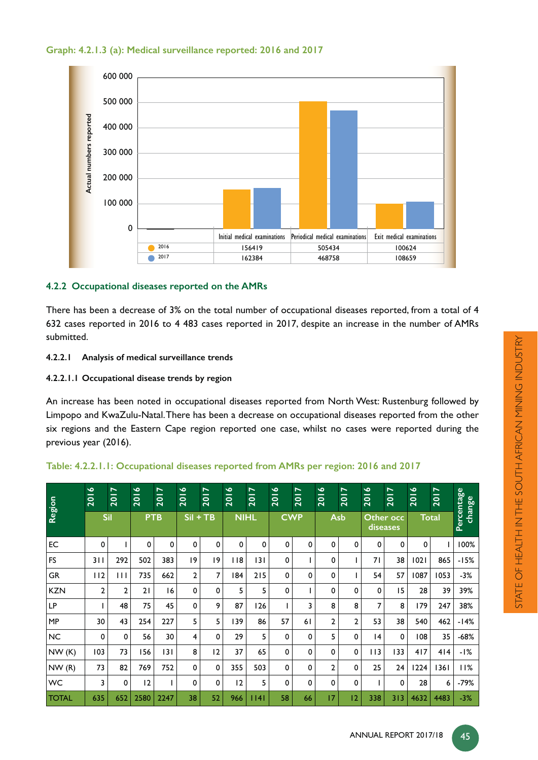**Graph: 4.2.1.3 (a): Medical surveillance reported: 2016 and 2017**

| | Initial medical examinations | Periodical medical examinations | Exit medical examinations |
|---|---|---|---|
| 2016 | 156419 | 505434 | 100624 |
| 2017 | 162384 | 468758 | 108659 |

## 4.2.2 Occupational diseases reported on the AMRs

There has been a decrease of 3% on the total number of occupational diseases reported, from a total of 4 632 cases reported in 2016 to 4 483 cases reported in 2017, despite an increase in the number of AMRs submitted.

### 4.2.2.1 Analysis of medical surveillance trends

#### 4.2.2.1.1 Occupational disease trends by region

An increase has been noted in occupational diseases reported from North West: Rustenburg followed by Limpopo and KwaZulu-Natal. There has been a decrease on occupational diseases reported from the other six regions and the Eastern Cape region reported one case, whilst no cases were reported during the previous year (2016).

**Table: 4.2.2.1.1: Occupational diseases reported from AMRs per region: 2016 and 2017**

| Region | Sil | | PTB | | Sil + TB | | NIHL | | CWP | | Asb | | Other occ diseases | | Total | | Percentage change |
|---|---|---|---|---|---|---|---|---|---|---|---|---|---|---|---|---|---|
| | 2016 | 2017 | 2016 | 2017 | 2016 | 2017 | 2016 | 2017 | 2016 | 2017 | 2016 | 2017 | 2016 | 2017 | 2016 | 2017 | |
| EC | 0 | 1 | 0 | 0 | 0 | 0 | 0 | 0 | 0 | 0 | 0 | 0 | 0 | 0 | 0 | 1 | 100% |
| FS | 311 | 292 | 502 | 383 | 19 | 19 | 118 | 131 | 0 | 1 | 0 | 1 | 71 | 38 | 1021 | 865 | -15% |
| GR | 112 | 111 | 735 | 662 | 2 | 7 | 184 | 215 | 0 | 0 | 0 | 1 | 54 | 57 | 1087 | 1053 | -3% |
| KZN | 2 | 2 | 21 | 16 | 0 | 0 | 5 | 5 | 0 | 1 | 0 | 0 | 0 | 15 | 28 | 39 | 39% |
| LP | 1 | 48 | 75 | 45 | 0 | 9 | 87 | 126 | 1 | 3 | 8 | 8 | 7 | 8 | 179 | 247 | 38% |
| MP | 30 | 43 | 254 | 227 | 5 | 5 | 139 | 86 | 57 | 61 | 2 | 2 | 53 | 38 | 540 | 462 | -14% |
| NC | 0 | 0 | 56 | 30 | 4 | 0 | 29 | 5 | 0 | 0 | 5 | 0 | 14 | 0 | 108 | 35 | -68% |
| NW (K) | 103 | 73 | 156 | 131 | 8 | 12 | 37 | 65 | 0 | 0 | 0 | 0 | 113 | 133 | 417 | 414 | -1% |
| NW (R) | 73 | 82 | 769 | 752 | 0 | 0 | 355 | 503 | 0 | 0 | 2 | 0 | 25 | 24 | 1224 | 1361 | 11% |
| WC | 3 | 0 | 12 | 1 | 0 | 0 | 12 | 5 | 0 | 0 | 0 | 0 | 1 | 0 | 28 | 6 | -79% |
| TOTAL | 635 | 652 | 2580 | 2247 | 38 | 52 | 966 | 1141 | 58 | 66 | 17 | 12 | 338 | 313 | 4632 | 4483 | -3% |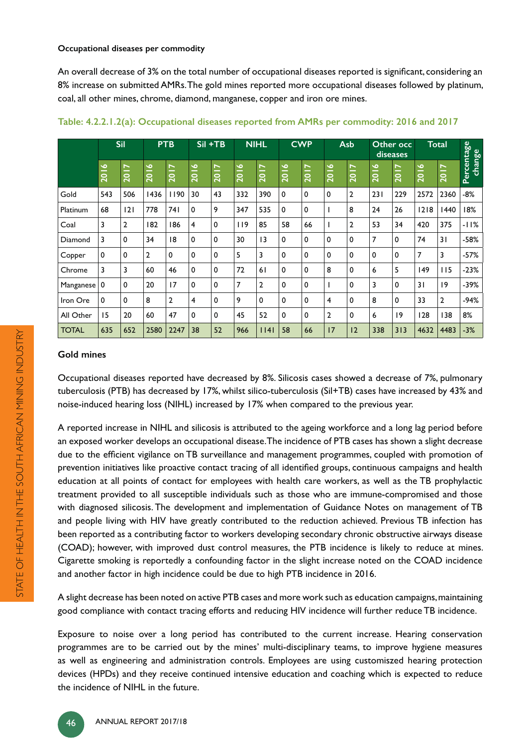**Occupational diseases per commodity**

An overall decrease of 3% on the total number of occupational diseases reported is significant, considering an 8% increase on submitted AMRs. The gold mines reported more occupational diseases followed by platinum, coal, all other mines, chrome, diamond, manganese, copper and iron ore mines.

**Table: 4.2.2.1.2(a): Occupational diseases reported from AMRs per commodity: 2016 and 2017**

| | Sil | | PTB | | Sil +TB | | NIHL | | CWP | | Asb | | Other occ diseases | | Total | | Percentage change |
|---|---|---|---|---|---|---|---|---|---|---|---|---|---|---|---|---|---|
| | 2016 | 2017 | 2016 | 2017 | 2016 | 2017 | 2016 | 2017 | 2016 | 2017 | 2016 | 2017 | 2016 | 2017 | 2016 | 2017 | |
| Gold | 543 | 506 | 1436 | 1190 | 30 | 43 | 332 | 390 | 0 | 0 | 0 | 2 | 231 | 229 | 2572 | 2360 | -8% |
| Platinum | 68 | 121 | 778 | 741 | 0 | 9 | 347 | 535 | 0 | 0 | 1 | 8 | 24 | 26 | 1218 | 1440 | 18% |
| Coal | 3 | 2 | 182 | 186 | 4 | 0 | 119 | 85 | 58 | 66 | 1 | 2 | 53 | 34 | 420 | 375 | -11% |
| Diamond | 3 | 0 | 34 | 18 | 0 | 0 | 30 | 13 | 0 | 0 | 0 | 0 | 7 | 0 | 74 | 31 | -58% |
| Copper | 0 | 0 | 2 | 0 | 0 | 0 | 5 | 3 | 0 | 0 | 0 | 0 | 0 | 0 | 7 | 3 | -57% |
| Chrome | 3 | 3 | 60 | 46 | 0 | 0 | 72 | 61 | 0 | 0 | 8 | 0 | 6 | 5 | 149 | 115 | -23% |
| Manganese | 0 | 0 | 20 | 17 | 0 | 0 | 7 | 2 | 0 | 0 | 1 | 0 | 3 | 0 | 31 | 19 | -39% |
| Iron Ore | 0 | 0 | 8 | 2 | 4 | 0 | 9 | 0 | 0 | 0 | 4 | 0 | 8 | 0 | 33 | 2 | -94% |
| All Other | 15 | 20 | 60 | 47 | 0 | 0 | 45 | 52 | 0 | 0 | 2 | 0 | 6 | 19 | 128 | 138 | 8% |
| TOTAL | 635 | 652 | 2580 | 2247 | 38 | 52 | 966 | 1141 | 58 | 66 | 17 | 12 | 338 | 313 | 4632 | 4483 | -3% |

**Gold mines**

Occupational diseases reported have decreased by 8%. Silicosis cases showed a decrease of 7%, pulmonary tuberculosis (PTB) has decreased by 17%, whilst silico-tuberculosis (Sil+TB) cases have increased by 43% and noise-induced hearing loss (NIHL) increased by 17% when compared to the previous year.

A reported increase in NIHL and silicosis is attributed to the ageing workforce and a long lag period before an exposed worker develops an occupational disease. The incidence of PTB cases has shown a slight decrease due to the efficient vigilance on TB surveillance and management programmes, coupled with promotion of prevention initiatives like proactive contact tracing of all identified groups, continuous campaigns and health education at all points of contact for employees with health care workers, as well as the TB prophylactic treatment provided to all susceptible individuals such as those who are immune-compromised and those with diagnosed silicosis. The development and implementation of Guidance Notes on management of TB and people living with HIV have greatly contributed to the reduction achieved. Previous TB infection has been reported as a contributing factor to workers developing secondary chronic obstructive airways disease (COAD); however, with improved dust control measures, the PTB incidence is likely to reduce at mines. Cigarette smoking is reportedly a confounding factor in the slight increase noted on the COAD incidence and another factor in high incidence could be due to high PTB incidence in 2016.

A slight decrease has been noted on active PTB cases and more work such as education campaigns, maintaining good compliance with contact tracing efforts and reducing HIV incidence will further reduce TB incidence.

Exposure to noise over a long period has contributed to the current increase. Hearing conservation programmes are to be carried out by the mines' multi-disciplinary teams, to improve hygiene measures as well as engineering and administration controls. Employees are using customiszed hearing protection devices (HPDs) and they receive continued intensive education and coaching which is expected to reduce the incidence of NIHL in the future.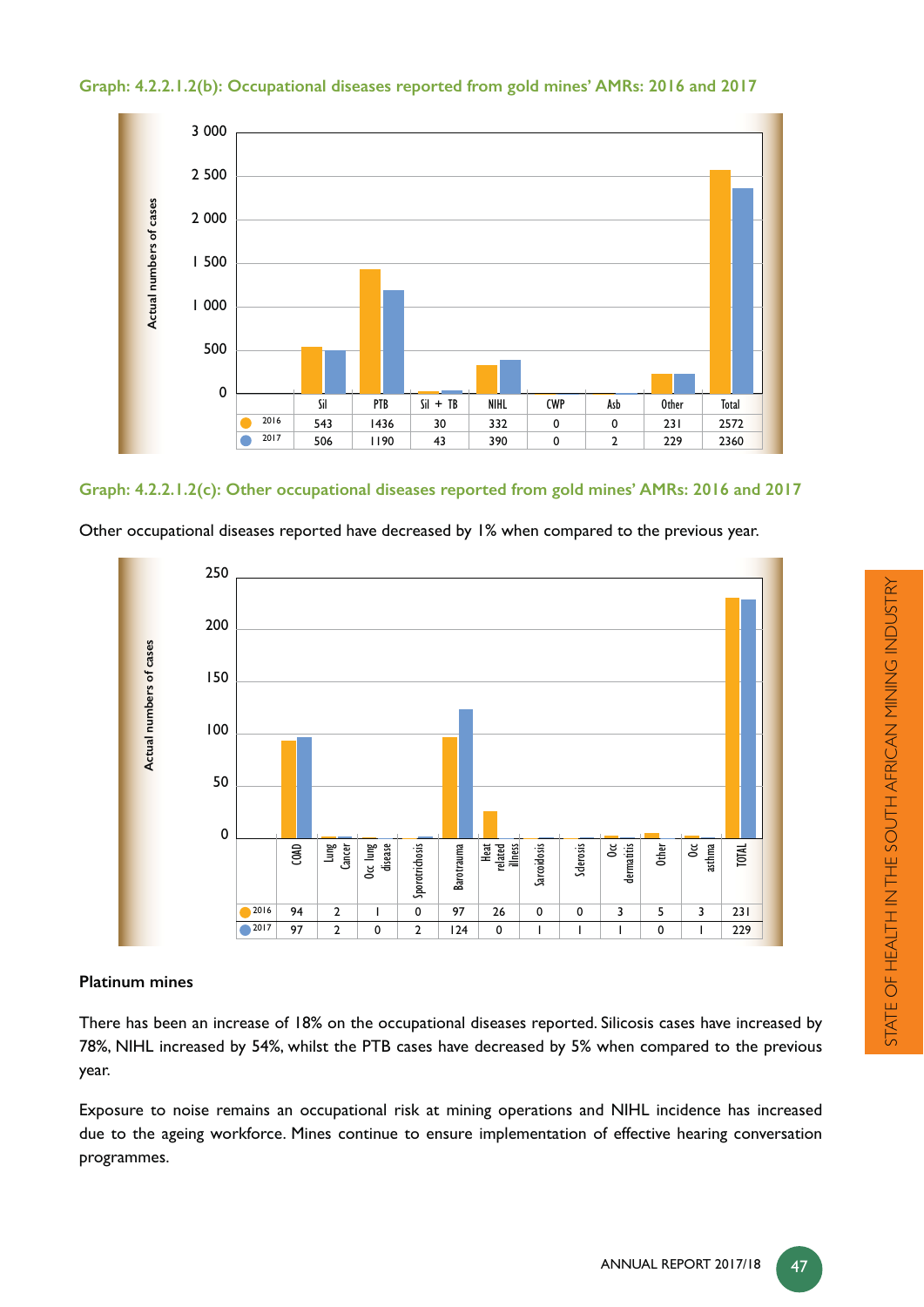**Graph: 4.2.2.1.2(b): Occupational diseases reported from gold mines' AMRs: 2016 and 2017**

| | Sil | PTB | Sil + TB | NIHL | CWP | Asb | Other | Total |
|---|---|---|---|---|---|---|---|---|
| 2016 | 543 | 1436 | 30 | 332 | 0 | 0 | 231 | 2572 |
| 2017 | 506 | 1190 | 43 | 390 | 0 | 2 | 229 | 2360 |

**Graph: 4.2.2.1.2(c): Other occupational diseases reported from gold mines' AMRs: 2016 and 2017**

Other occupational diseases reported have decreased by 1% when compared to the previous year.

| | COAD | Lung Cancer | Occ lung disease | Sporotrichosis | Barotrauma | Heat related illness | Sarcoidosis | Sclerosis | Occ dermatitis | Other | Occ asthma | TOTAL |
|---|---|---|---|---|---|---|---|---|---|---|---|---|
| 2016 | 94 | 2 | 1 | 0 | 97 | 26 | 0 | 0 | 3 | 5 | 3 | 231 |
| 2017 | 97 | 2 | 0 | 2 | 124 | 0 | 1 | 1 | 1 | 0 | 1 | 229 |

**Platinum mines**

There has been an increase of 18% on the occupational diseases reported. Silicosis cases have increased by 78%, NIHL increased by 54%, whilst the PTB cases have decreased by 5% when compared to the previous year.

Exposure to noise remains an occupational risk at mining operations and NIHL incidence has increased due to the ageing workforce. Mines continue to ensure implementation of effective hearing conversation programmes.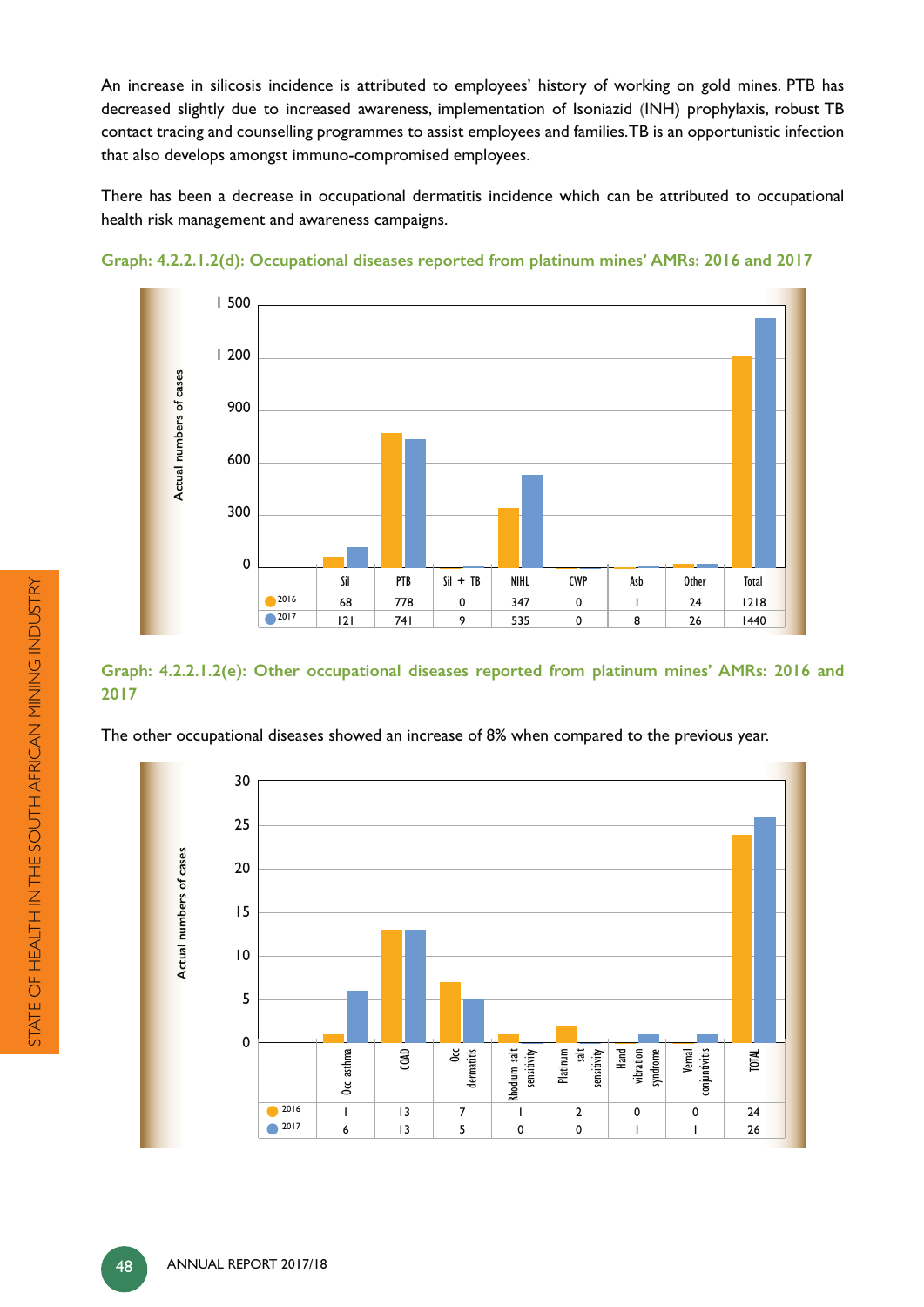An increase in silicosis incidence is attributed to employees' history of working on gold mines. PTB has decreased slightly due to increased awareness, implementation of Isoniazid (INH) prophylaxis, robust TB contact tracing and counselling programmes to assist employees and families. TB is an opportunistic infection that also develops amongst immuno-compromised employees.

There has been a decrease in occupational dermatitis incidence which can be attributed to occupational health risk management and awareness campaigns.

**Graph: 4.2.2.1.2(d): Occupational diseases reported from platinum mines' AMRs: 2016 and 2017**

| | Sil | PTB | Sil + TB | NIHL | CWP | Asb | Other | Total |
|---|---|---|---|---|---|---|---|---|
| 2016 | 68 | 778 | 0 | 347 | 0 | 1 | 24 | 1218 |
| 2017 | 121 | 741 | 9 | 535 | 0 | 8 | 26 | 1440 |

**Graph: 4.2.2.1.2(e): Other occupational diseases reported from platinum mines' AMRs: 2016 and 2017**

The other occupational diseases showed an increase of 8% when compared to the previous year.

| | Occ asthma | COAD | Occ dermatitis | Rhodium salt sensitivity | Platinum salt sensitivity | Hand vibration syndrome | Vernal conjuntivitis | TOTAL |
|---|---|---|---|---|---|---|---|---|
| 2016 | 1 | 13 | 7 | 1 | 2 | 0 | 0 | 24 |
| 2017 | 6 | 13 | 5 | 0 | 0 | 1 | 1 | 26 |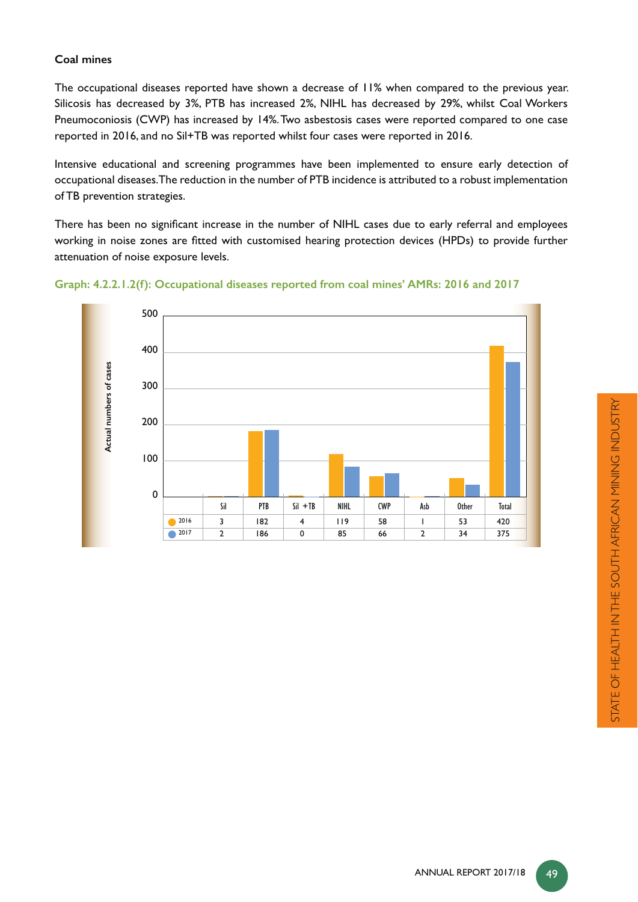### Coal mines

The occupational diseases reported have shown a decrease of 11% when compared to the previous year. Silicosis has decreased by 3%, PTB has increased 2%, NIHL has decreased by 29%, whilst Coal Workers Pneumoconiosis (CWP) has increased by 14%. Two asbestosis cases were reported compared to one case reported in 2016, and no Sil+TB was reported whilst four cases were reported in 2016.

Intensive educational and screening programmes have been implemented to ensure early detection of occupational diseases. The reduction in the number of PTB incidence is attributed to a robust implementation of TB prevention strategies.

There has been no significant increase in the number of NIHL cases due to early referral and employees working in noise zones are fitted with customised hearing protection devices (HPDs) to provide further attenuation of noise exposure levels.

**Graph: 4.2.2.1.2(f): Occupational diseases reported from coal mines' AMRs: 2016 and 2017**

| | Sil | PTB | Sil +TB | NIHL | CWP | Asb | Other | Total |
|---|---|---|---|---|---|---|---|---|
| 2016 | 3 | 182 | 4 | 119 | 58 | 1 | 53 | 420 |
| 2017 | 2 | 186 | 0 | 85 | 66 | 2 | 34 | 375 |

Actual numbers of cases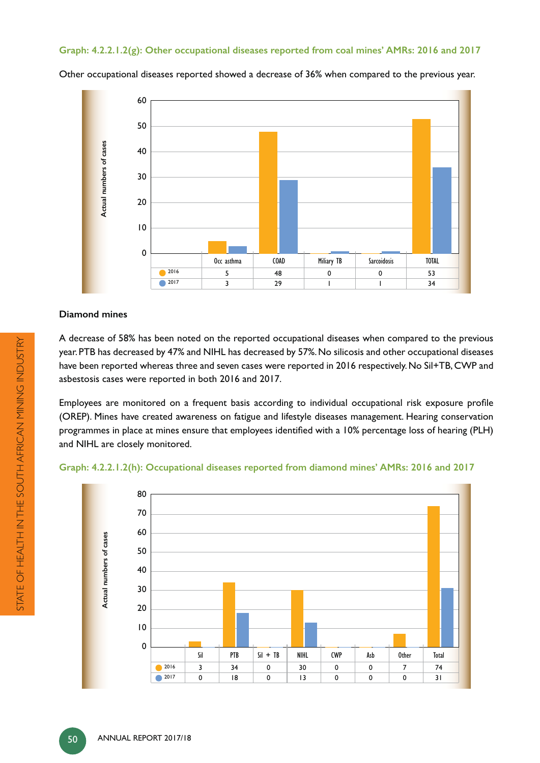Graph: 4.2.2.1.2(g): Other occupational diseases reported from coal mines' AMRs: 2016 and 2017

Other occupational diseases reported showed a decrease of 36% when compared to the previous year.

| | Occ asthma | COAD | Miliary TB | Sarcoidosis | TOTAL |
|---|---|---|---|---|---|
| 2016 | 5 | 48 | 0 | 0 | 53 |
| 2017 | 3 | 29 | 1 | 1 | 34 |

### Diamond mines

A decrease of 58% has been noted on the reported occupational diseases when compared to the previous year. PTB has decreased by 47% and NIHL has decreased by 57%. No silicosis and other occupational diseases have been reported whereas three and seven cases were reported in 2016 respectively. No Sil+TB, CWP and asbestosis cases were reported in both 2016 and 2017.

Employees are monitored on a frequent basis according to individual occupational risk exposure profile (OREP). Mines have created awareness on fatigue and lifestyle diseases management. Hearing conservation programmes in place at mines ensure that employees identified with a 10% percentage loss of hearing (PLH) and NIHL are closely monitored.

Graph: 4.2.2.1.2(h): Occupational diseases reported from diamond mines' AMRs: 2016 and 2017

| | Sil | PTB | Sil + TB | NIHL | CWP | Asb | Other | Total |
|---|---|---|---|---|---|---|---|---|
| 2016 | 3 | 34 | 0 | 30 | 0 | 0 | 7 | 74 |
| 2017 | 0 | 18 | 0 | 13 | 0 | 0 | 0 | 31 |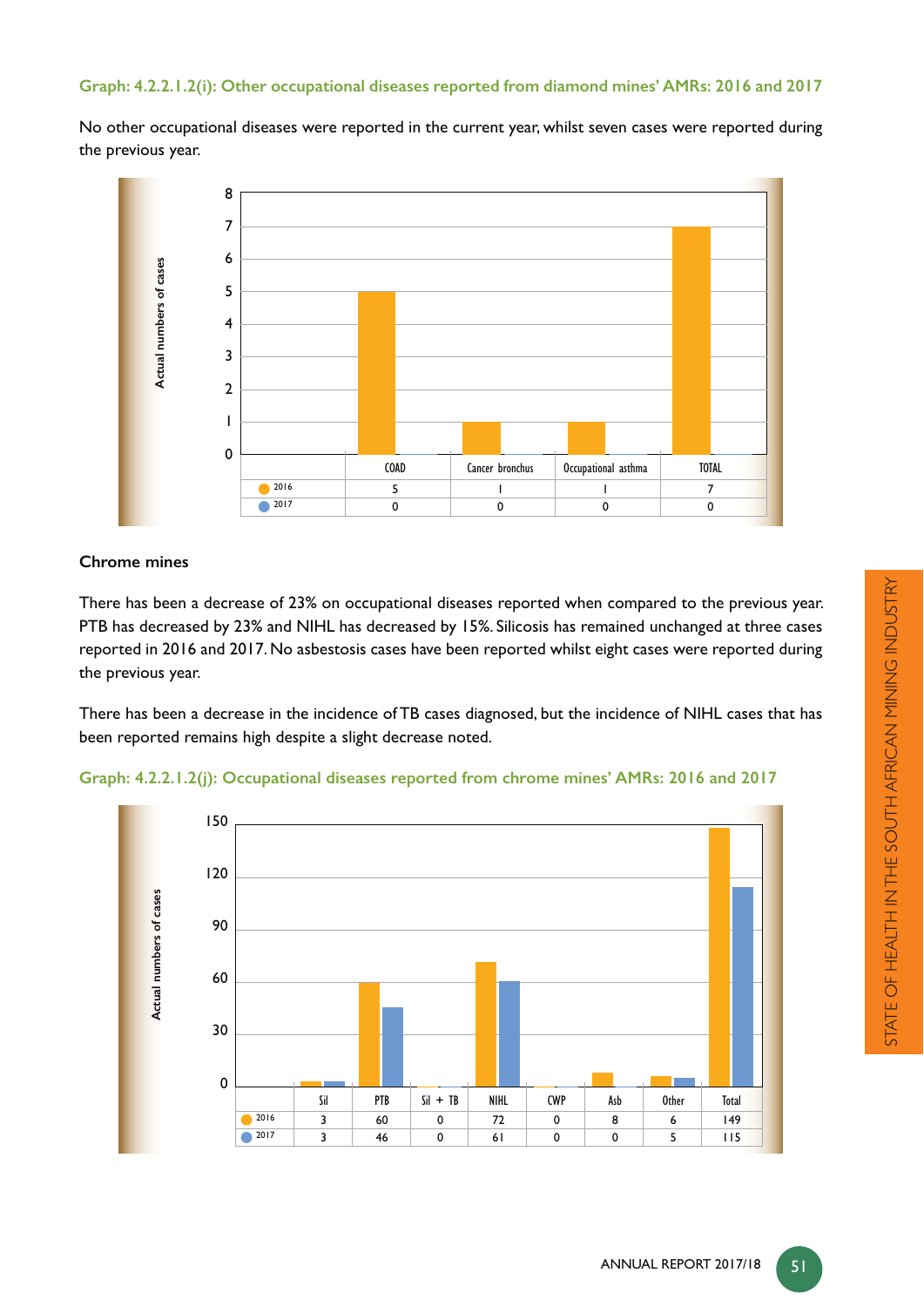**Graph: 4.2.2.1.2(i): Other occupational diseases reported from diamond mines' AMRs: 2016 and 2017**

No other occupational diseases were reported in the current year, whilst seven cases were reported during the previous year.

| | COAD | Cancer bronchus | Occupational asthma | TOTAL |
|---|---|---|---|---|
| 2016 | 5 | 1 | 1 | 7 |
| 2017 | 0 | 0 | 0 | 0 |

### Chrome mines

There has been a decrease of 23% on occupational diseases reported when compared to the previous year. PTB has decreased by 23% and NIHL has decreased by 15%. Silicosis has remained unchanged at three cases reported in 2016 and 2017. No asbestosis cases have been reported whilst eight cases were reported during the previous year.

There has been a decrease in the incidence of TB cases diagnosed, but the incidence of NIHL cases that has been reported remains high despite a slight decrease noted.

**Graph: 4.2.2.1.2(j): Occupational diseases reported from chrome mines' AMRs: 2016 and 2017**

| | Sil | PTB | Sil + TB | NIHL | CWP | Asb | Other | Total |
|---|---|---|---|---|---|---|---|---|
| 2016 | 3 | 60 | 0 | 72 | 0 | 8 | 6 | 149 |
| 2017 | 3 | 46 | 0 | 61 | 0 | 0 | 5 | 115 |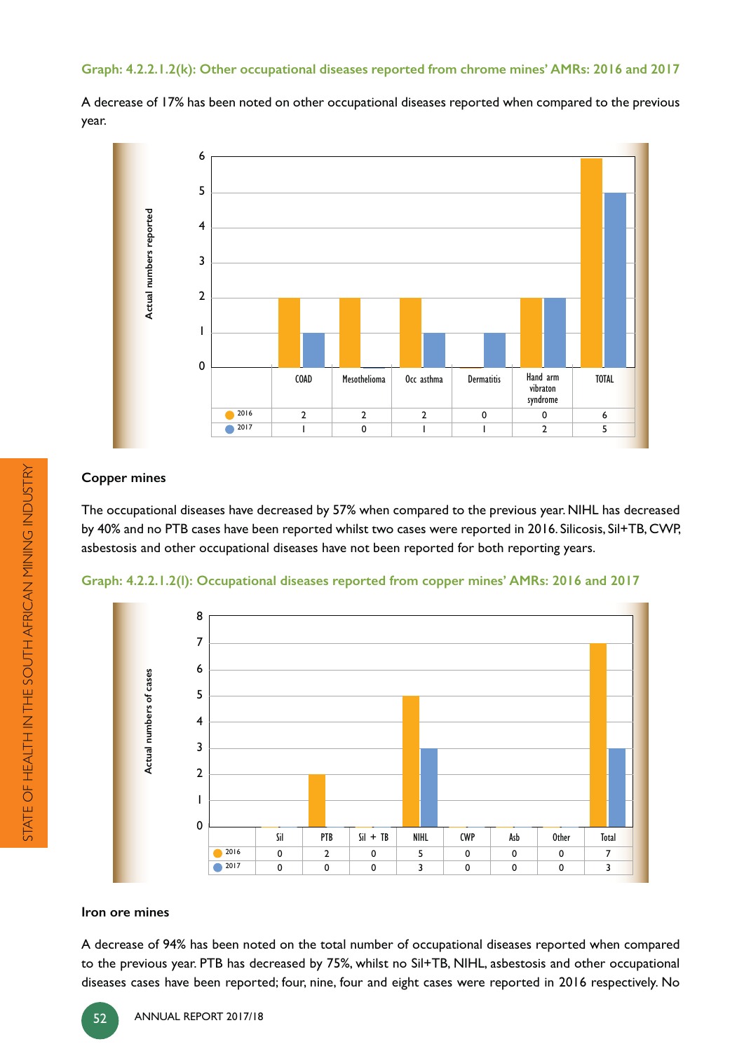Graph: 4.2.2.1.2(k): Other occupational diseases reported from chrome mines' AMRs: 2016 and 2017

A decrease of 17% has been noted on other occupational diseases reported when compared to the previous year.

| | COAD | Mesothelioma | Occ asthma | Dermatitis | Hand arm vibraton syndrome | TOTAL |
|---|---|---|---|---|---|---|
| 2016 | 2 | 2 | 2 | 0 | 0 | 6 |
| 2017 | 1 | 0 | 1 | 1 | 2 | 5 |

## Copper mines

The occupational diseases have decreased by 57% when compared to the previous year. NIHL has decreased by 40% and no PTB cases have been reported whilst two cases were reported in 2016. Silicosis, Sil+TB, CWP, asbestosis and other occupational diseases have not been reported for both reporting years.

Graph: 4.2.2.1.2(l): Occupational diseases reported from copper mines' AMRs: 2016 and 2017

| | Sil | PTB | Sil + TB | NIHL | CWP | Asb | Other | Total |
|---|---|---|---|---|---|---|---|---|
| 2016 | 0 | 2 | 0 | 5 | 0 | 0 | 0 | 7 |
| 2017 | 0 | 0 | 0 | 3 | 0 | 0 | 0 | 3 |

## Iron ore mines

A decrease of 94% has been noted on the total number of occupational diseases reported when compared to the previous year. PTB has decreased by 75%, whilst no Sil+TB, NIHL, asbestosis and other occupational diseases cases have been reported; four, nine, four and eight cases were reported in 2016 respectively. No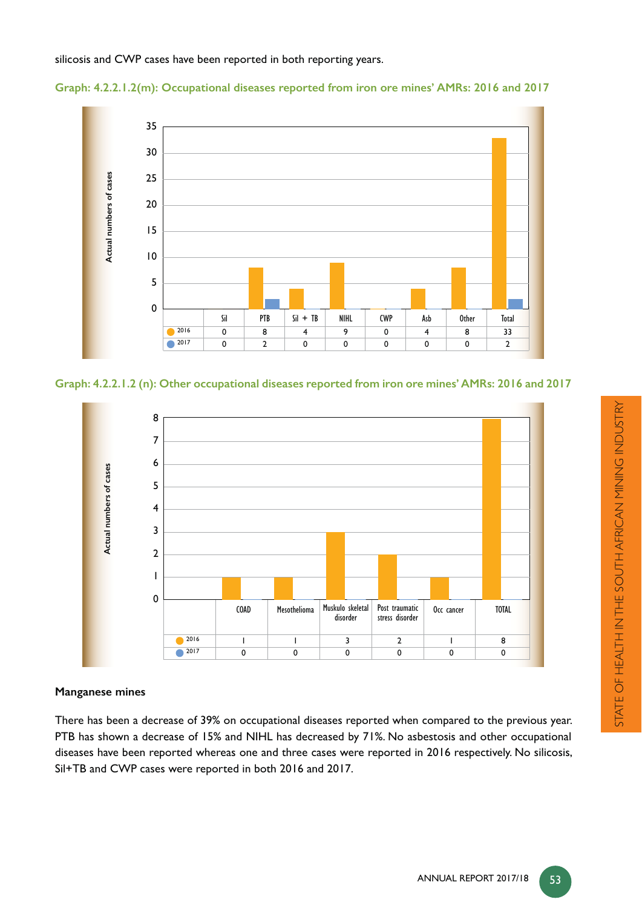silicosis and CWP cases have been reported in both reporting years.

**Graph: 4.2.2.1.2(m): Occupational diseases reported from iron ore mines' AMRs: 2016 and 2017**

Actual numbers of cases

| | Sil | PTB | Sil + TB | NIHL | CWP | Asb | Other | Total |
|---|---|---|---|---|---|---|---|---|
| 2016 | 0 | 8 | 4 | 9 | 0 | 4 | 8 | 33 |
| 2017 | 0 | 2 | 0 | 0 | 0 | 0 | 0 | 2 |

**Graph: 4.2.2.1.2 (n): Other occupational diseases reported from iron ore mines' AMRs: 2016 and 2017**

Actual numbers of cases

| | COAD | Mesothelioma | Muskulo skeletal disorder | Post traumatic stress disorder | Occ cancer | TOTAL |
|---|---|---|---|---|---|---|
| 2016 | 1 | 1 | 3 | 2 | 1 | 8 |
| 2017 | 0 | 0 | 0 | 0 | 0 | 0 |

**Manganese mines**

There has been a decrease of 39% on occupational diseases reported when compared to the previous year. PTB has shown a decrease of 15% and NIHL has decreased by 71%. No asbestosis and other occupational diseases have been reported whereas one and three cases were reported in 2016 respectively. No silicosis, Sil+TB and CWP cases were reported in both 2016 and 2017.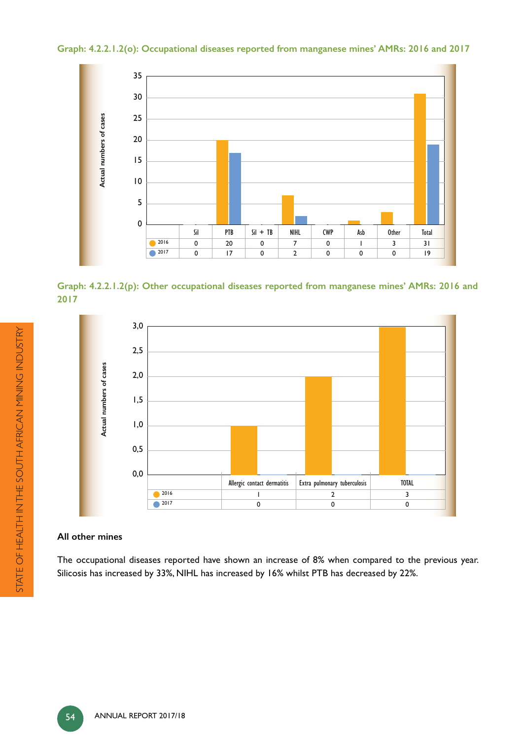**Graph: 4.2.2.1.2(o): Occupational diseases reported from manganese mines' AMRs: 2016 and 2017**

| | Sil | PTB | Sil + TB | NIHL | CWP | Asb | Other | Total |
|---|---|---|---|---|---|---|---|---|
| 2016 | 0 | 20 | 0 | 7 | 0 | 1 | 3 | 31 |
| 2017 | 0 | 17 | 0 | 2 | 0 | 0 | 0 | 19 |

**Graph: 4.2.2.1.2(p): Other occupational diseases reported from manganese mines' AMRs: 2016 and 2017**

| | Allergic contact dermatitis | Extra pulmonary tuberculosis | TOTAL |
|---|---|---|---|
| 2016 | 1 | 2 | 3 |
| 2017 | 0 | 0 | 0 |

### All other mines

The occupational diseases reported have shown an increase of 8% when compared to the previous year. Silicosis has increased by 33%, NIHL has increased by 16% whilst PTB has decreased by 22%.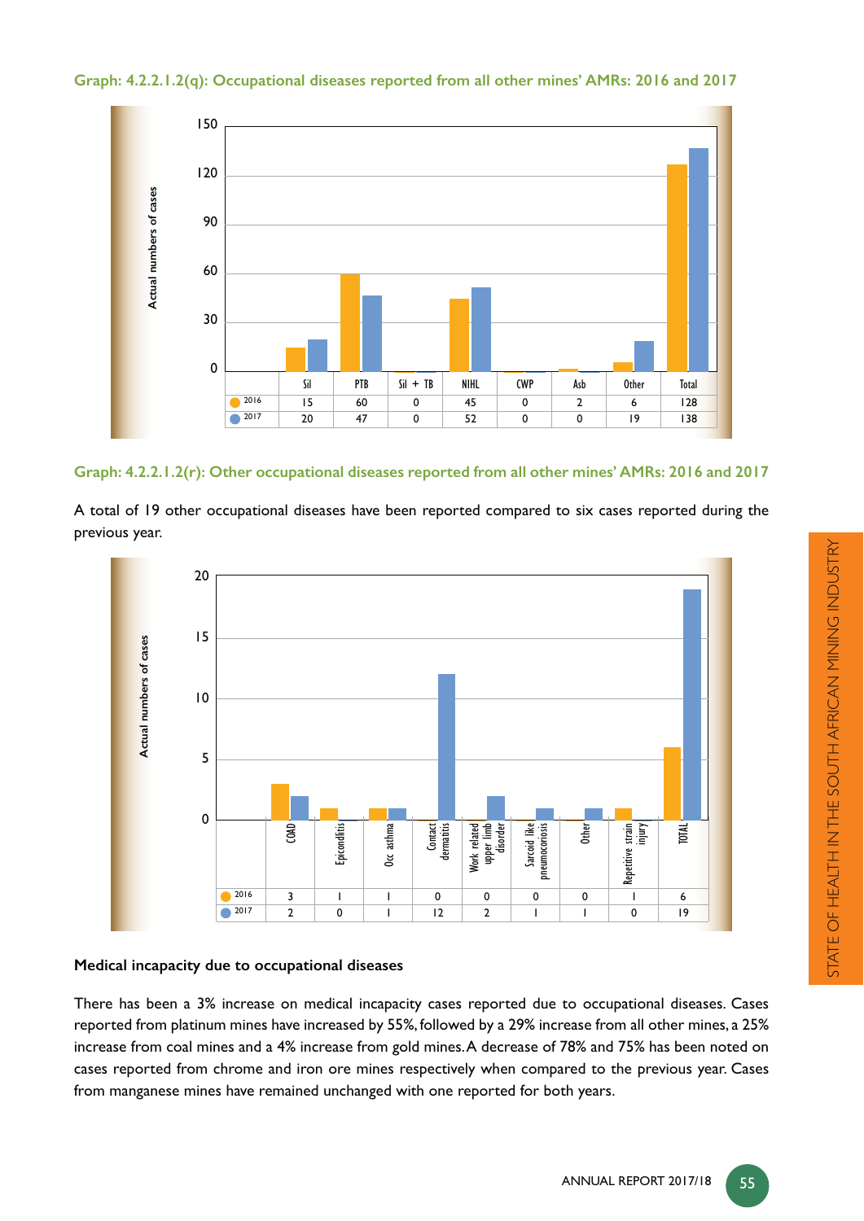**Graph: 4.2.2.1.2(q): Occupational diseases reported from all other mines' AMRs: 2016 and 2017**

| | Sil | PTB | Sil + TB | NIHL | CWP | Asb | Other | Total |
|---|---|---|---|---|---|---|---|---|
| 2016 | 15 | 60 | 0 | 45 | 0 | 2 | 6 | 128 |
| 2017 | 20 | 47 | 0 | 52 | 0 | 0 | 19 | 138 |

**Graph: 4.2.2.1.2(r): Other occupational diseases reported from all other mines' AMRs: 2016 and 2017**

A total of 19 other occupational diseases have been reported compared to six cases reported during the previous year.

| | COAD | Epicondilitis | Occ asthma | Contact dermatitis | Work related upper limb disorder | Sarcoid like pneumocoriosis | Other | Repetitive strain injury | TOTAL |
|---|---|---|---|---|---|---|---|---|---|
| 2016 | 3 | 1 | 1 | 0 | 0 | 0 | 0 | 1 | 6 |
| 2017 | 2 | 0 | 1 | 12 | 2 | 1 | 1 | 0 | 19 |

**Medical incapacity due to occupational diseases**

There has been a 3% increase on medical incapacity cases reported due to occupational diseases. Cases reported from platinum mines have increased by 55%, followed by a 29% increase from all other mines, a 25% increase from coal mines and a 4% increase from gold mines. A decrease of 78% and 75% has been noted on cases reported from chrome and iron ore mines respectively when compared to the previous year. Cases from manganese mines have remained unchanged with one reported for both years.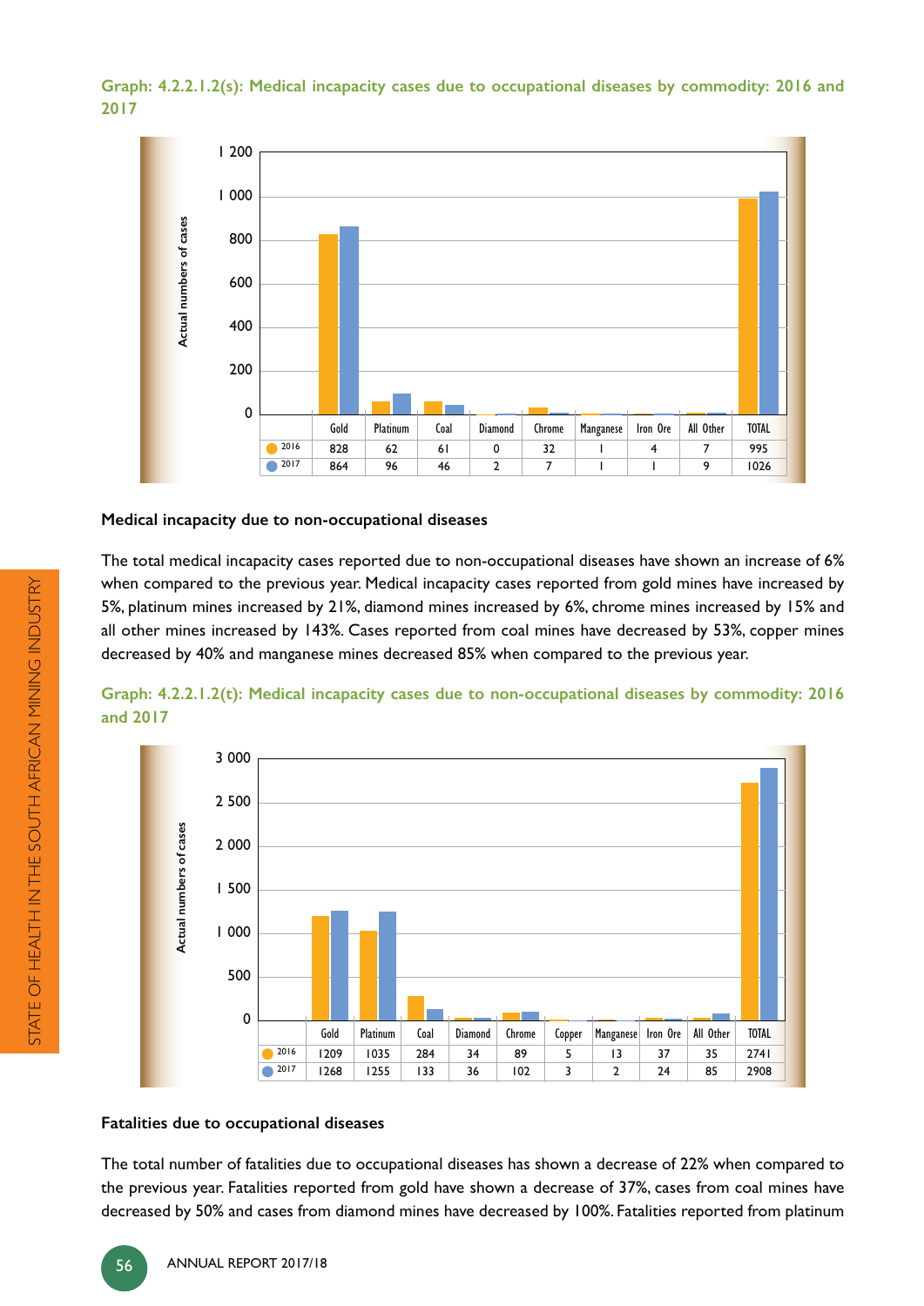**Graph: 4.2.2.1.2(s): Medical incapacity cases due to occupational diseases by commodity: 2016 and 2017**

| | Gold | Platinum | Coal | Diamond | Chrome | Manganese | Iron Ore | All Other | TOTAL |
|---|---|---|---|---|---|---|---|---|---|
| 2016 | 828 | 62 | 61 | 0 | 32 | 1 | 4 | 7 | 995 |
| 2017 | 864 | 96 | 46 | 2 | 7 | 1 | 1 | 9 | 1026 |

### Medical incapacity due to non-occupational diseases

The total medical incapacity cases reported due to non-occupational diseases have shown an increase of 6% when compared to the previous year. Medical incapacity cases reported from gold mines have increased by 5%, platinum mines increased by 21%, diamond mines increased by 6%, chrome mines increased by 15% and all other mines increased by 143%. Cases reported from coal mines have decreased by 53%, copper mines decreased by 40% and manganese mines decreased 85% when compared to the previous year.

**Graph: 4.2.2.1.2(t): Medical incapacity cases due to non-occupational diseases by commodity: 2016 and 2017**

| | Gold | Platinum | Coal | Diamond | Chrome | Copper | Manganese | Iron Ore | All Other | TOTAL |
|---|---|---|---|---|---|---|---|---|---|---|
| 2016 | 1209 | 1035 | 284 | 34 | 89 | 5 | 13 | 37 | 35 | 2741 |
| 2017 | 1268 | 1255 | 133 | 36 | 102 | 3 | 2 | 24 | 85 | 2908 |

### Fatalities due to occupational diseases

The total number of fatalities due to occupational diseases has shown a decrease of 22% when compared to the previous year. Fatalities reported from gold have shown a decrease of 37%, cases from coal mines have decreased by 50% and cases from diamond mines have decreased by 100%. Fatalities reported from platinum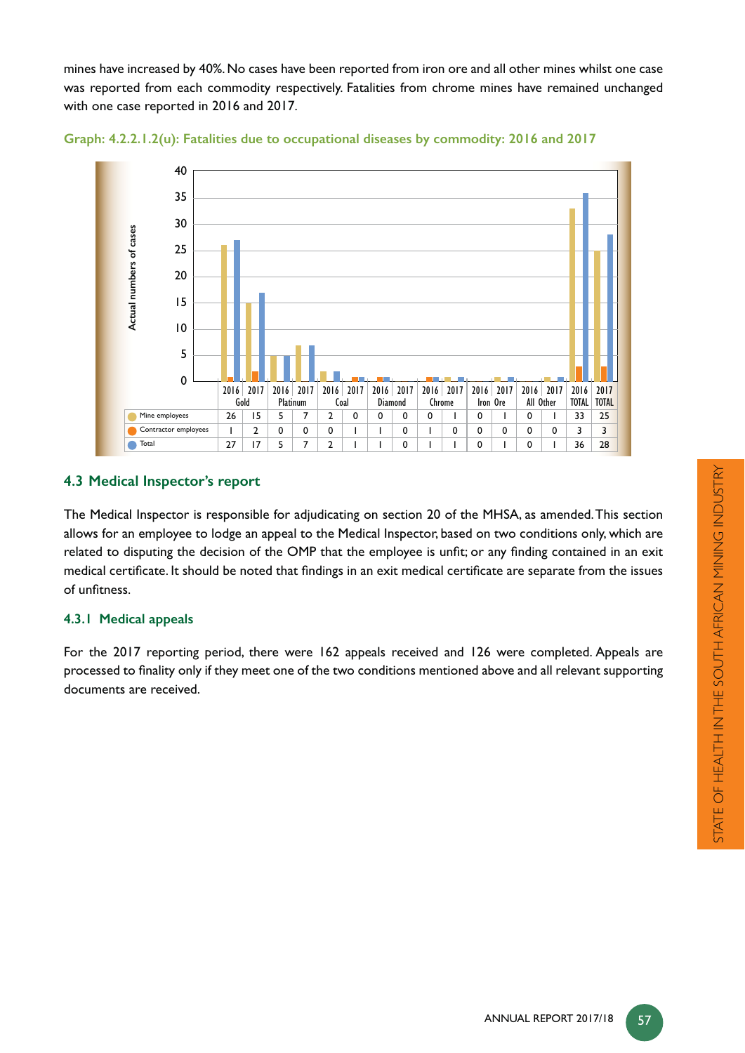mines have increased by 40%. No cases have been reported from iron ore and all other mines whilst one case was reported from each commodity respectively. Fatalities from chrome mines have remained unchanged with one case reported in 2016 and 2017.

**Graph: 4.2.2.1.2(u): Fatalities due to occupational diseases by commodity: 2016 and 2017**

| | Gold 2016 | Gold 2017 | Platinum 2016 | Platinum 2017 | Coal 2016 | Coal 2017 | Diamond 2016 | Diamond 2017 | Chrome 2016 | Chrome 2017 | Iron Ore 2016 | Iron Ore 2017 | All Other 2016 | All Other 2017 | TOTAL 2016 | TOTAL 2017 |
|---|---|---|---|---|---|---|---|---|---|---|---|---|---|---|---|---|
| Mine employees | 26 | 15 | 5 | 7 | 2 | 0 | 0 | 0 | 0 | 1 | 0 | 1 | 0 | 1 | 33 | 25 |
| Contractor employees | 1 | 2 | 0 | 0 | 0 | 1 | 1 | 0 | 1 | 0 | 0 | 0 | 0 | 0 | 3 | 3 |
| Total | 27 | 17 | 5 | 7 | 2 | 1 | 1 | 0 | 1 | 1 | 0 | 1 | 0 | 1 | 36 | 28 |

## 4.3 Medical Inspector's report

The Medical Inspector is responsible for adjudicating on section 20 of the MHSA, as amended. This section allows for an employee to lodge an appeal to the Medical Inspector, based on two conditions only, which are related to disputing the decision of the OMP that the employee is unfit; or any finding contained in an exit medical certificate. It should be noted that findings in an exit medical certificate are separate from the issues of unfitness.

### 4.3.1 Medical appeals

For the 2017 reporting period, there were 162 appeals received and 126 were completed. Appeals are processed to finality only if they meet one of the two conditions mentioned above and all relevant supporting documents are received.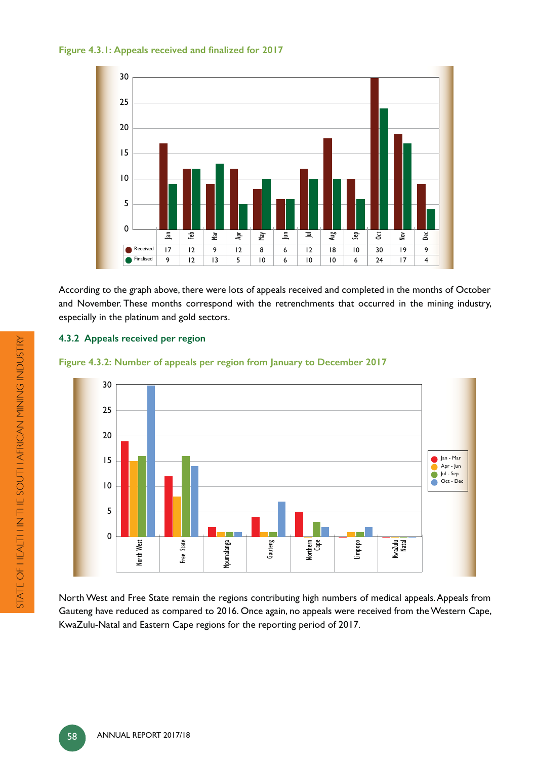Figure 4.3.1: Appeals received and finalized for 2017

| | Jan | Feb | Mar | Apr | May | Jun | Jul | Aug | Sep | Oct | Nov | Dec |
|---|---|---|---|---|---|---|---|---|---|---|---|---|
| Received | 17 | 12 | 9 | 12 | 8 | 6 | 12 | 18 | 10 | 30 | 19 | 9 |
| Finalised | 9 | 12 | 13 | 5 | 10 | 6 | 10 | 10 | 6 | 24 | 17 | 4 |

According to the graph above, there were lots of appeals received and completed in the months of October and November. These months correspond with the retrenchments that occurred in the mining industry, especially in the platinum and gold sectors.

### 4.3.2 Appeals received per region

Figure 4.3.2: Number of appeals per region from January to December 2017

North West and Free State remain the regions contributing high numbers of medical appeals. Appeals from Gauteng have reduced as compared to 2016. Once again, no appeals were received from the Western Cape, KwaZulu-Natal and Eastern Cape regions for the reporting period of 2017.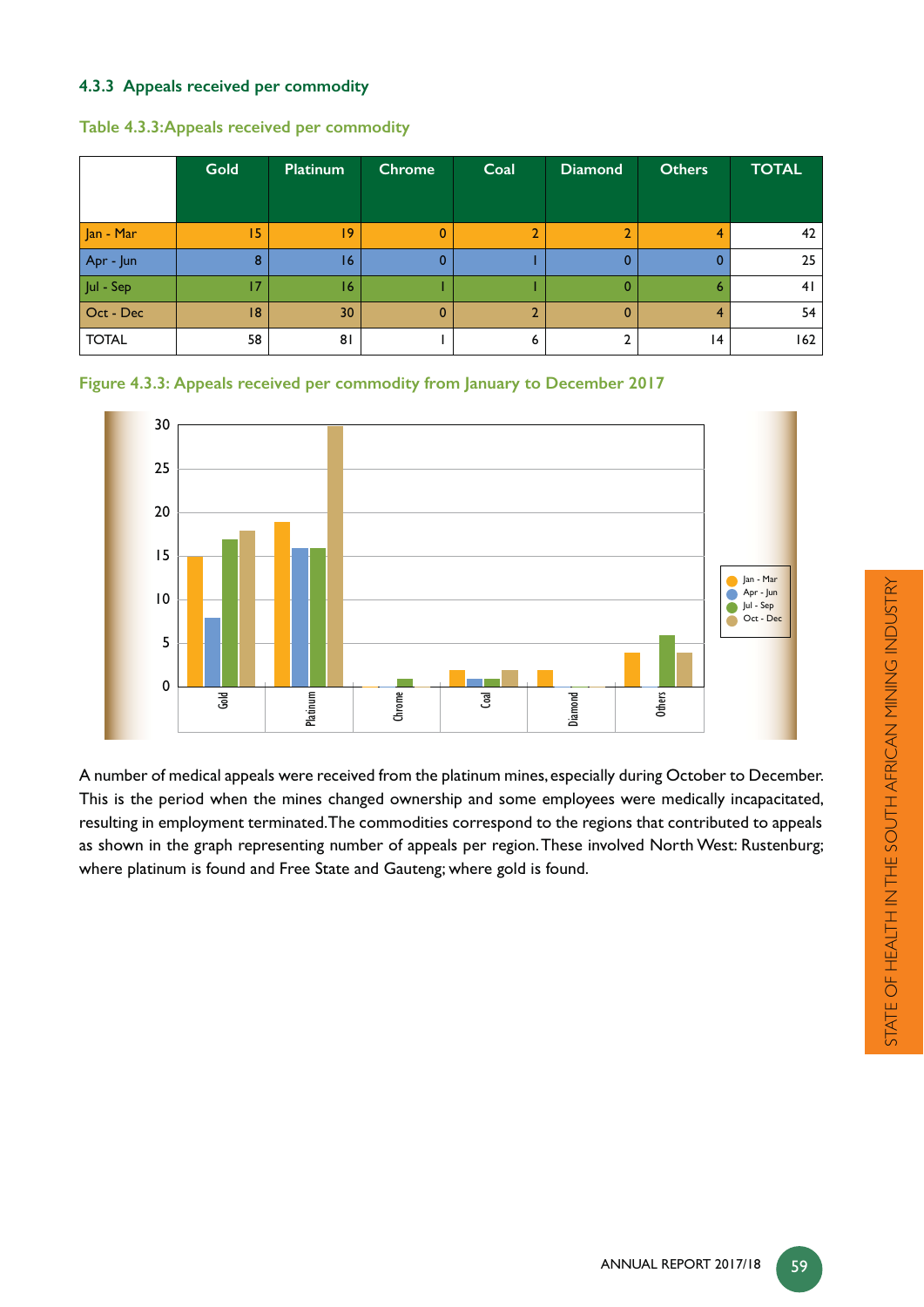### 4.3.3 Appeals received per commodity

Table 4.3.3: Appeals received per commodity

| | Gold | Platinum | Chrome | Coal | Diamond | Others | TOTAL |
|---|---|---|---|---|---|---|---|
| Jan - Mar | 15 | 19 | 0 | 2 | 2 | 4 | 42 |
| Apr - Jun | 8 | 16 | 0 | 1 | 0 | 0 | 25 |
| Jul - Sep | 17 | 16 | 1 | 1 | 0 | 6 | 41 |
| Oct - Dec | 18 | 30 | 0 | 2 | 0 | 4 | 54 |
| TOTAL | 58 | 81 | 1 | 6 | 2 | 14 | 162 |

Figure 4.3.3: Appeals received per commodity from January to December 2017

A number of medical appeals were received from the platinum mines, especially during October to December. This is the period when the mines changed ownership and some employees were medically incapacitated, resulting in employment terminated. The commodities correspond to the regions that contributed to appeals as shown in the graph representing number of appeals per region. These involved North West: Rustenburg; where platinum is found and Free State and Gauteng; where gold is found.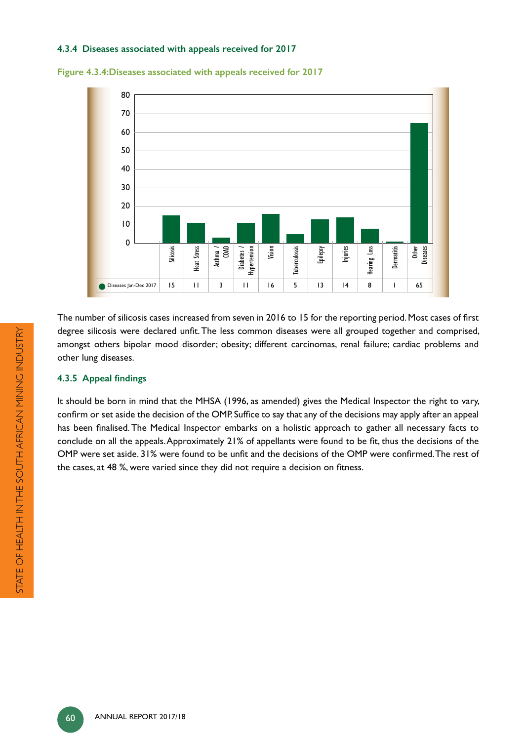### 4.3.4 Diseases associated with appeals received for 2017

Figure 4.3.4:Diseases associated with appeals received for 2017

| | Silicosis | Heat Stress | Asthma / COAD | Diabetes / Hypertension | Vision | Tuberculosis | Epilepsy | Injuries | Hearing Loss | Dermatitis | Other Diseases |
|---|---|---|---|---|---|---|---|---|---|---|---|
| Diseases Jan-Dec 2017 | 15 | 11 | 3 | 11 | 16 | 5 | 13 | 14 | 8 | 1 | 65 |

The number of silicosis cases increased from seven in 2016 to 15 for the reporting period. Most cases of first degree silicosis were declared unfit. The less common diseases were all grouped together and comprised, amongst others bipolar mood disorder; obesity; different carcinomas, renal failure; cardiac problems and other lung diseases.

### 4.3.5 Appeal findings

It should be born in mind that the MHSA (1996, as amended) gives the Medical Inspector the right to vary, confirm or set aside the decision of the OMP. Suffice to say that any of the decisions may apply after an appeal has been finalised. The Medical Inspector embarks on a holistic approach to gather all necessary facts to conclude on all the appeals. Approximately 21% of appellants were found to be fit, thus the decisions of the OMP were set aside. 31% were found to be unfit and the decisions of the OMP were confirmed. The rest of the cases, at 48 %, were varied since they did not require a decision on fitness.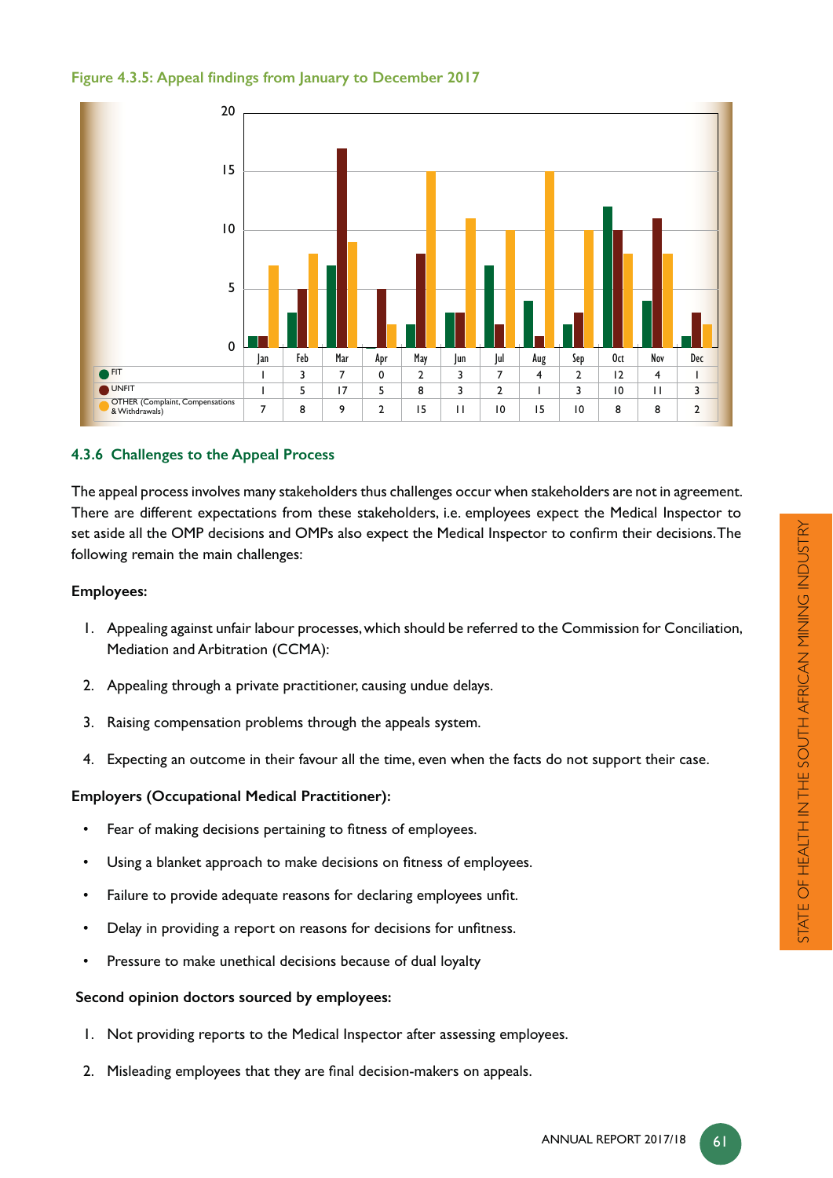Figure 4.3.5: Appeal findings from January to December 2017

| | Jan | Feb | Mar | Apr | May | Jun | Jul | Aug | Sep | Oct | Nov | Dec |
|---|---|---|---|---|---|---|---|---|---|---|---|---|
| FIT | 1 | 3 | 7 | 0 | 2 | 3 | 7 | 4 | 2 | 12 | 4 | 1 |
| UNFIT | 1 | 5 | 17 | 5 | 8 | 3 | 2 | 1 | 3 | 10 | 11 | 3 |
| OTHER (Complaint, Compensations & Withdrawals) | 7 | 8 | 9 | 2 | 15 | 11 | 10 | 15 | 10 | 8 | 8 | 2 |

### 4.3.6 Challenges to the Appeal Process

The appeal process involves many stakeholders thus challenges occur when stakeholders are not in agreement. There are different expectations from these stakeholders, i.e. employees expect the Medical Inspector to set aside all the OMP decisions and OMPs also expect the Medical Inspector to confirm their decisions. The following remain the main challenges:

**Employees:**

1. Appealing against unfair labour processes, which should be referred to the Commission for Conciliation, Mediation and Arbitration (CCMA):
2. Appealing through a private practitioner, causing undue delays.
3. Raising compensation problems through the appeals system.
4. Expecting an outcome in their favour all the time, even when the facts do not support their case.

**Employers (Occupational Medical Practitioner):**

- Fear of making decisions pertaining to fitness of employees.
- Using a blanket approach to make decisions on fitness of employees.
- Failure to provide adequate reasons for declaring employees unfit.
- Delay in providing a report on reasons for decisions for unfitness.
- Pressure to make unethical decisions because of dual loyalty

**Second opinion doctors sourced by employees:**

1. Not providing reports to the Medical Inspector after assessing employees.
2. Misleading employees that they are final decision-makers on appeals.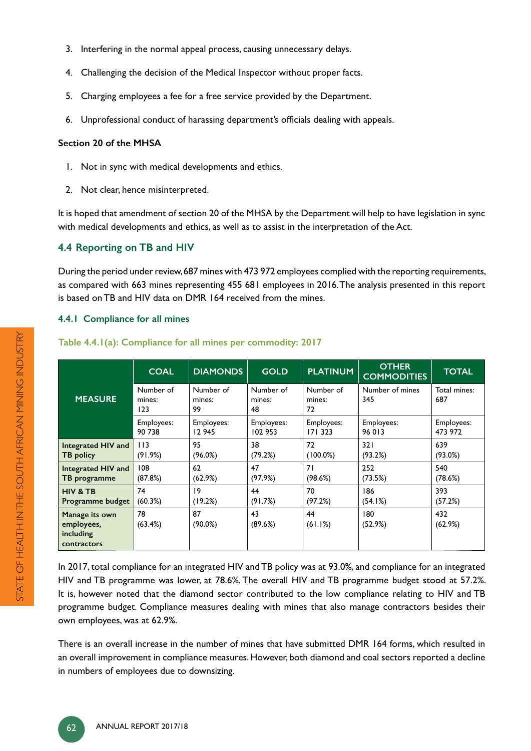3. Interfering in the normal appeal process, causing unnecessary delays.
4. Challenging the decision of the Medical Inspector without proper facts.
5. Charging employees a fee for a free service provided by the Department.
6. Unprofessional conduct of harassing department's officials dealing with appeals.

**Section 20 of the MHSA**

1. Not in sync with medical developments and ethics.
2. Not clear, hence misinterpreted.

It is hoped that amendment of section 20 of the MHSA by the Department will help to have legislation in sync with medical developments and ethics, as well as to assist in the interpretation of the Act.

### 4.4 Reporting on TB and HIV

During the period under review, 687 mines with 473 972 employees complied with the reporting requirements, as compared with 663 mines representing 455 681 employees in 2016. The analysis presented in this report is based on TB and HIV data on DMR 164 received from the mines.

#### 4.4.1 Compliance for all mines

**Table 4.4.1(a): Compliance for all mines per commodity: 2017**

| MEASURE | COAL | DIAMONDS | GOLD | PLATINUM | OTHER COMMODITIES | TOTAL |
|---|---|---|---|---|---|---|
| | Number of mines: 123 | Number of mines: 99 | Number of mines: 48 | Number of mines: 72 | Number of mines 345 | Total mines: 687 |
| | Employees: 90 738 | Employees: 12 945 | Employees: 102 953 | Employees: 171 323 | Employees: 96 013 | Employees: 473 972 |
| Integrated HIV and TB policy | 113 (91.9%) | 95 (96.0%) | 38 (79.2%) | 72 (100.0%) | 321 (93.2%) | 639 (93.0%) |
| Integrated HIV and TB programme | 108 (87.8%) | 62 (62.9%) | 47 (97.9%) | 71 (98.6%) | 252 (73.5%) | 540 (78.6%) |
| HIV & TB Programme budget | 74 (60.3%) | 19 (19.2%) | 44 (91.7%) | 70 (97.2%) | 186 (54.1%) | 393 (57.2%) |
| Manage its own employees, including contractors | 78 (63.4%) | 87 (90.0%) | 43 (89.6%) | 44 (61.1%) | 180 (52.9%) | 432 (62.9%) |

In 2017, total compliance for an integrated HIV and TB policy was at 93.0%, and compliance for an integrated HIV and TB programme was lower, at 78.6%. The overall HIV and TB programme budget stood at 57.2%. It is, however noted that the diamond sector contributed to the low compliance relating to HIV and TB programme budget. Compliance measures dealing with mines that also manage contractors besides their own employees, was at 62.9%.

There is an overall increase in the number of mines that have submitted DMR 164 forms, which resulted in an overall improvement in compliance measures. However, both diamond and coal sectors reported a decline in numbers of employees due to downsizing.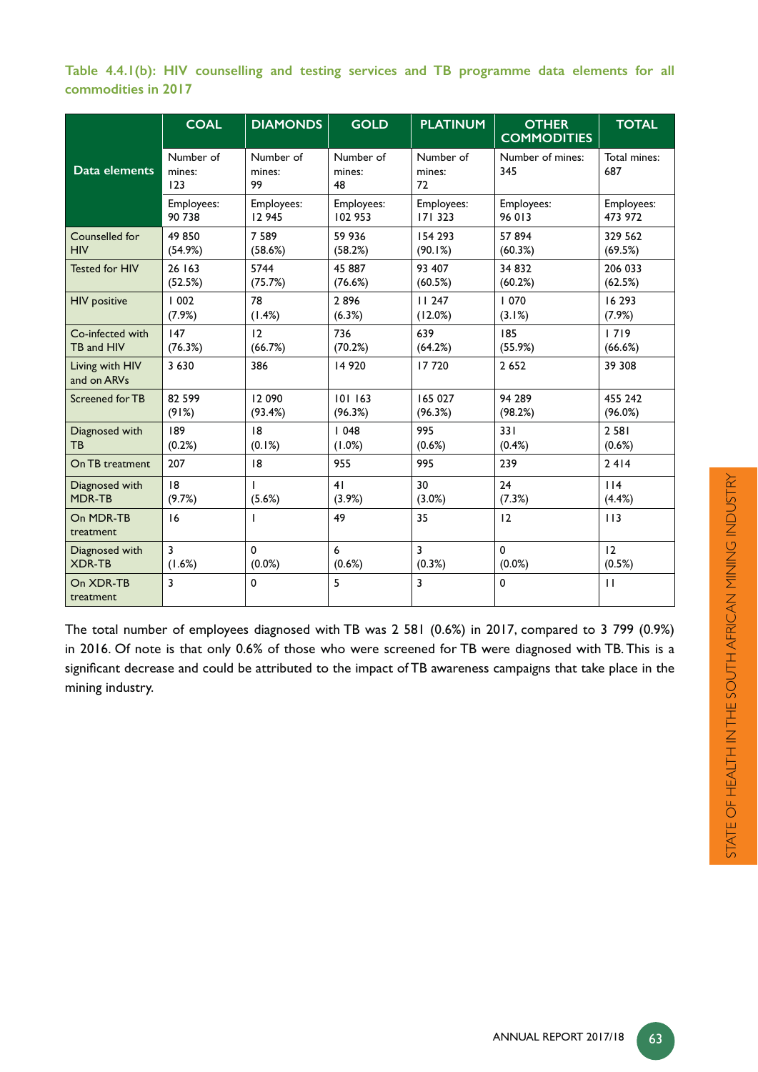**Table 4.4.1(b): HIV counselling and testing services and TB programme data elements for all commodities in 2017**

| Data elements | COAL | DIAMONDS | GOLD | PLATINUM | OTHER COMMODITIES | TOTAL |
|---|---|---|---|---|---|---|
| | Number of mines: 123 | Number of mines: 99 | Number of mines: 48 | Number of mines: 72 | Number of mines: 345 | Total mines: 687 |
| | Employees: 90 738 | Employees: 12 945 | Employees: 102 953 | Employees: 171 323 | Employees: 96 013 | Employees: 473 972 |
| Counselled for HIV | 49 850 (54.9%) | 7 589 (58.6%) | 59 936 (58.2%) | 154 293 (90.1%) | 57 894 (60.3%) | 329 562 (69.5%) |
| Tested for HIV | 26 163 (52.5%) | 5744 (75.7%) | 45 887 (76.6%) | 93 407 (60.5%) | 34 832 (60.2%) | 206 033 (62.5%) |
| HIV positive | 1 002 (7.9%) | 78 (1.4%) | 2 896 (6.3%) | 11 247 (12.0%) | 1 070 (3.1%) | 16 293 (7.9%) |
| Co-infected with TB and HIV | 147 (76.3%) | 12 (66.7%) | 736 (70.2%) | 639 (64.2%) | 185 (55.9%) | 1 719 (66.6%) |
| Living with HIV and on ARVs | 3 630 | 386 | 14 920 | 17 720 | 2 652 | 39 308 |
| Screened for TB | 82 599 (91%) | 12 090 (93.4%) | 101 163 (96.3%) | 165 027 (96.3%) | 94 289 (98.2%) | 455 242 (96.0%) |
| Diagnosed with TB | 189 (0.2%) | 18 (0.1%) | 1 048 (1.0%) | 995 (0.6%) | 331 (0.4%) | 2 581 (0.6%) |
| On TB treatment | 207 | 18 | 955 | 995 | 239 | 2 414 |
| Diagnosed with MDR-TB | 18 (9.7%) | 1 (5.6%) | 41 (3.9%) | 30 (3.0%) | 24 (7.3%) | 114 (4.4%) |
| On MDR-TB treatment | 16 | 1 | 49 | 35 | 12 | 113 |
| Diagnosed with XDR-TB | 3 (1.6%) | 0 (0.0%) | 6 (0.6%) | 3 (0.3%) | 0 (0.0%) | 12 (0.5%) |
| On XDR-TB treatment | 3 | 0 | 5 | 3 | 0 | 11 |

The total number of employees diagnosed with TB was 2 581 (0.6%) in 2017, compared to 3 799 (0.9%) in 2016. Of note is that only 0.6% of those who were screened for TB were diagnosed with TB. This is a significant decrease and could be attributed to the impact of TB awareness campaigns that take place in the mining industry.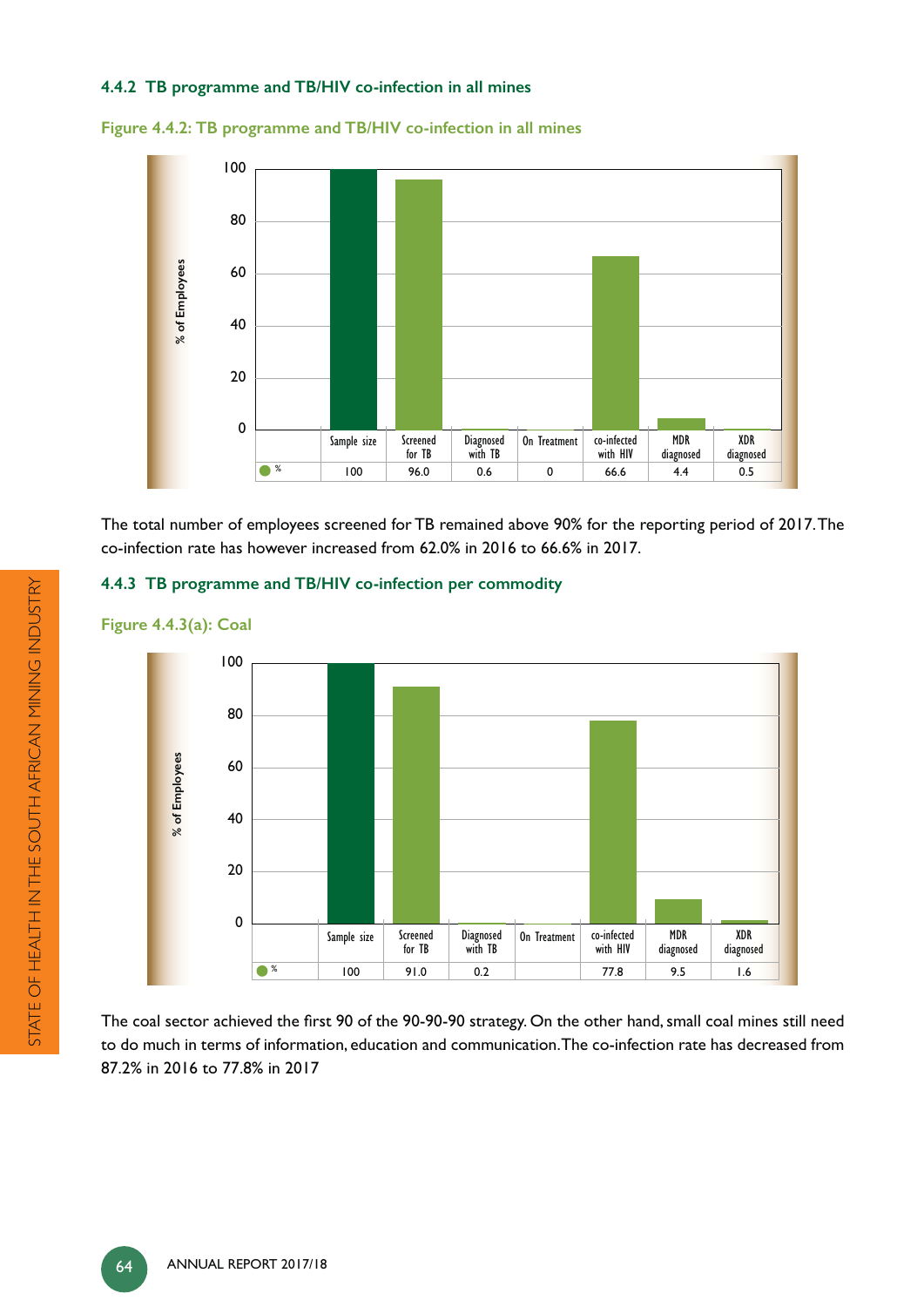### 4.4.2 TB programme and TB/HIV co-infection in all mines

Figure 4.4.2: TB programme and TB/HIV co-infection in all mines

| | Sample size | Screened for TB | Diagnosed with TB | On Treatment | co-infected with HIV | MDR diagnosed | XDR diagnosed |
|---|---|---|---|---|---|---|---|
| % | 100 | 96.0 | 0.6 | 0 | 66.6 | 4.4 | 0.5 |

The total number of employees screened for TB remained above 90% for the reporting period of 2017. The co-infection rate has however increased from 62.0% in 2016 to 66.6% in 2017.

### 4.4.3 TB programme and TB/HIV co-infection per commodity

Figure 4.4.3(a): Coal

| | Sample size | Screened for TB | Diagnosed with TB | On Treatment | co-infected with HIV | MDR diagnosed | XDR diagnosed |
|---|---|---|---|---|---|---|---|
| % | 100 | 91.0 | 0.2 | | 77.8 | 9.5 | 1.6 |

The coal sector achieved the first 90 of the 90-90-90 strategy. On the other hand, small coal mines still need to do much in terms of information, education and communication. The co-infection rate has decreased from 87.2% in 2016 to 77.8% in 2017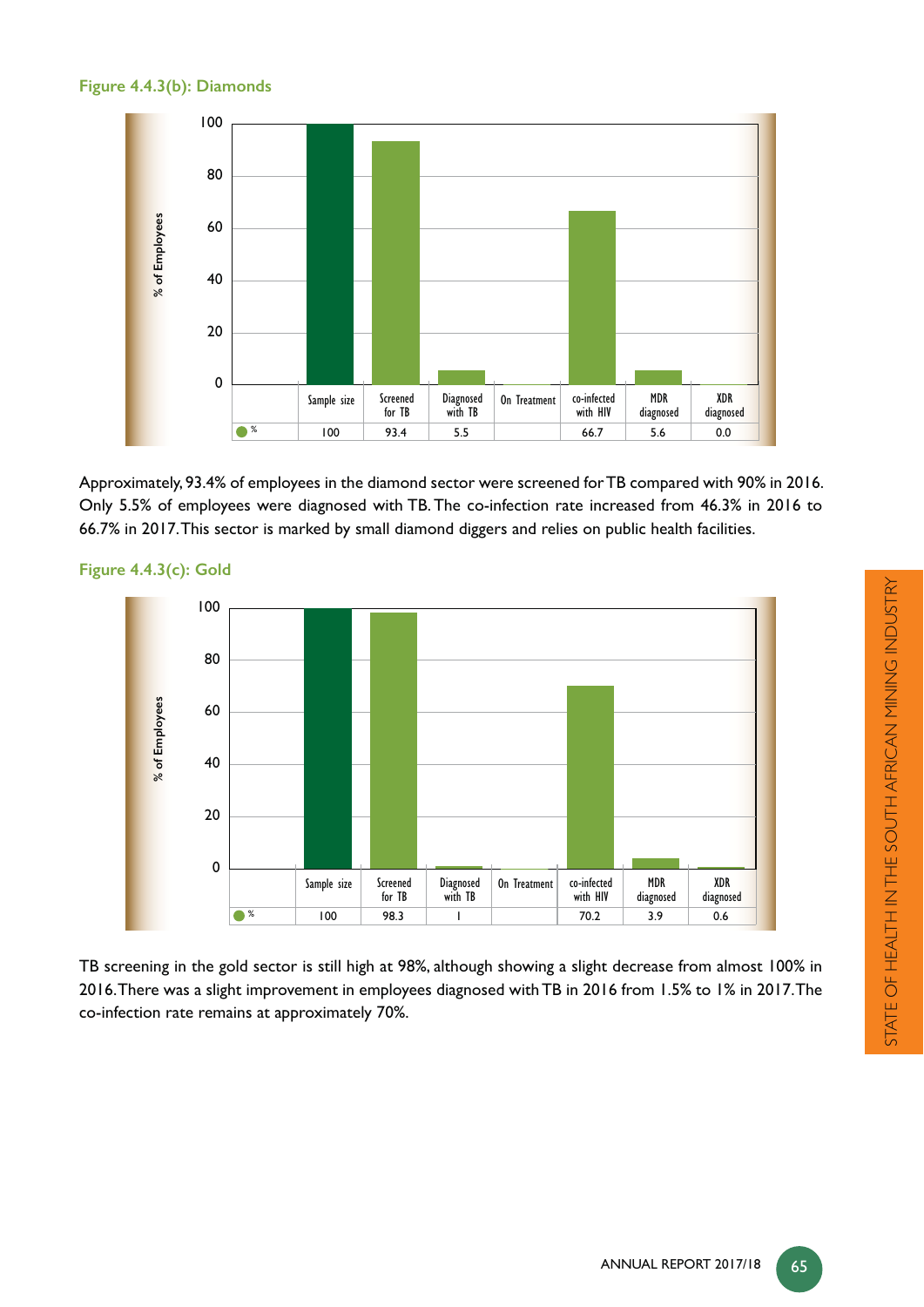**Figure 4.4.3(b): Diamonds**

| | Sample size | Screened for TB | Diagnosed with TB | On Treatment | co-infected with HIV | MDR diagnosed | XDR diagnosed |
|---|---|---|---|---|---|---|---|
| % | 100 | 93.4 | 5.5 | | 66.7 | 5.6 | 0.0 |

Approximately, 93.4% of employees in the diamond sector were screened for TB compared with 90% in 2016. Only 5.5% of employees were diagnosed with TB. The co-infection rate increased from 46.3% in 2016 to 66.7% in 2017. This sector is marked by small diamond diggers and relies on public health facilities.

**Figure 4.4.3(c): Gold**

| | Sample size | Screened for TB | Diagnosed with TB | On Treatment | co-infected with HIV | MDR diagnosed | XDR diagnosed |
|---|---|---|---|---|---|---|---|
| % | 100 | 98.3 | 1 | | 70.2 | 3.9 | 0.6 |

TB screening in the gold sector is still high at 98%, although showing a slight decrease from almost 100% in 2016. There was a slight improvement in employees diagnosed with TB in 2016 from 1.5% to 1% in 2017. The co-infection rate remains at approximately 70%.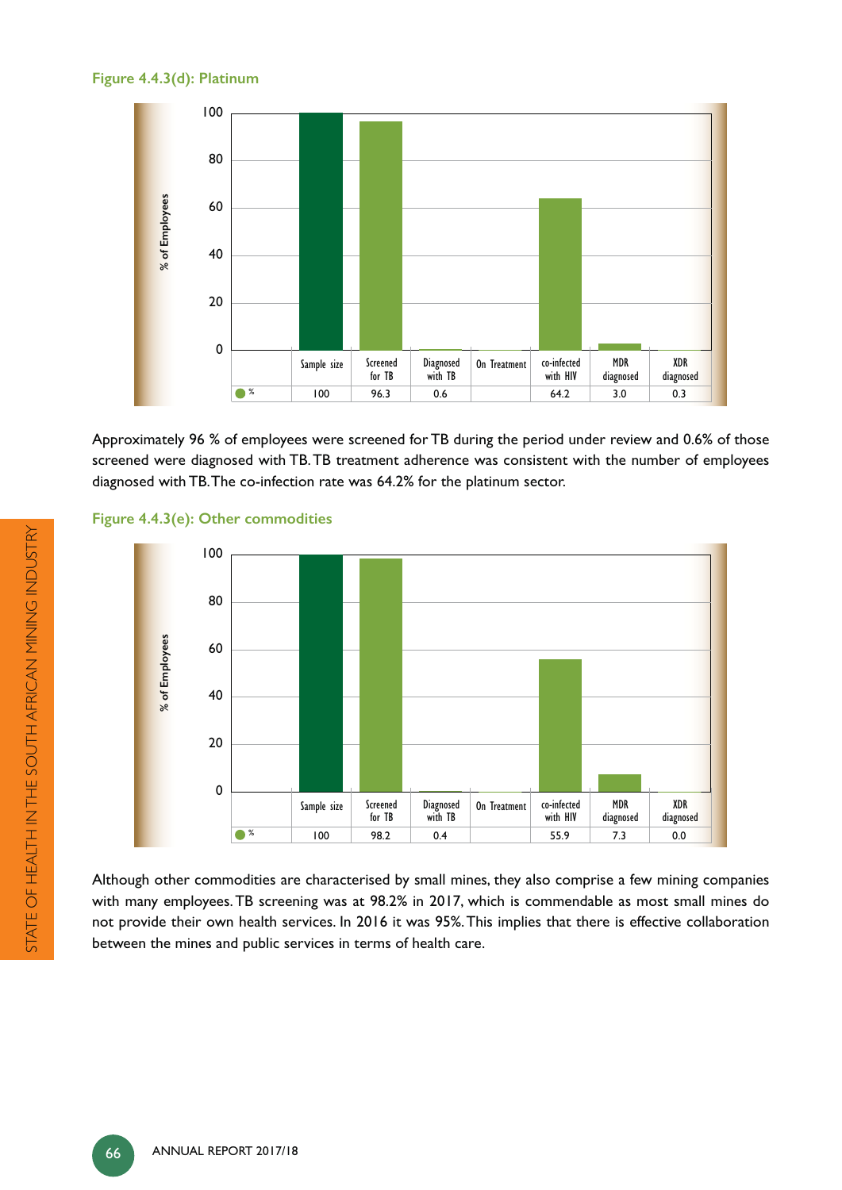**Figure 4.4.3(d): Platinum**

| | Sample size | Screened for TB | Diagnosed with TB | On Treatment | co-infected with HIV | MDR diagnosed | XDR diagnosed |
|---|---|---|---|---|---|---|---|
| % | 100 | 96.3 | 0.6 | | 64.2 | 3.0 | 0.3 |

Approximately 96 % of employees were screened for TB during the period under review and 0.6% of those screened were diagnosed with TB. TB treatment adherence was consistent with the number of employees diagnosed with TB. The co-infection rate was 64.2% for the platinum sector.

**Figure 4.4.3(e): Other commodities**

| | Sample size | Screened for TB | Diagnosed with TB | On Treatment | co-infected with HIV | MDR diagnosed | XDR diagnosed |
|---|---|---|---|---|---|---|---|
| % | 100 | 98.2 | 0.4 | | 55.9 | 7.3 | 0.0 |

Although other commodities are characterised by small mines, they also comprise a few mining companies with many employees. TB screening was at 98.2% in 2017, which is commendable as most small mines do not provide their own health services. In 2016 it was 95%. This implies that there is effective collaboration between the mines and public services in terms of health care.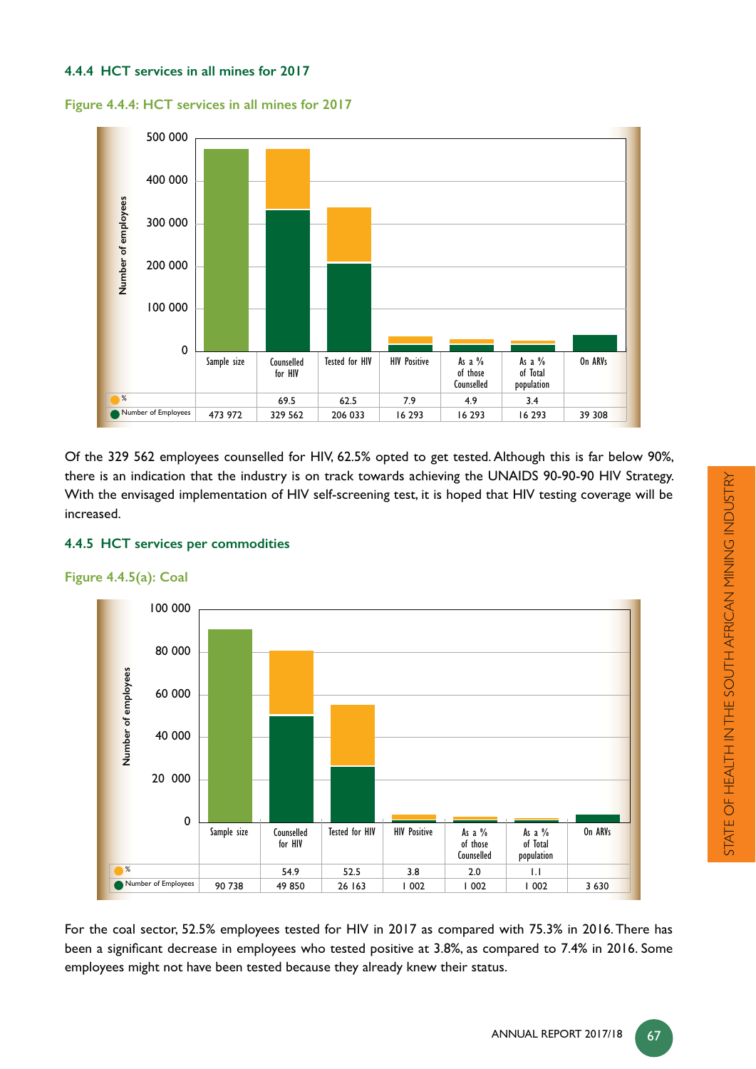### 4.4.4 HCT services in all mines for 2017

Figure 4.4.4: HCT services in all mines for 2017

| | Sample size | Counselled for HIV | Tested for HIV | HIV Positive | As a % of those Counselled | As a % of Total population | On ARVs |
|---|---|---|---|---|---|---|---|
| % | | 69.5 | 62.5 | 7.9 | 4.9 | 3.4 | |
| Number of Employees | 473 972 | 329 562 | 206 033 | 16 293 | 16 293 | 16 293 | 39 308 |

Of the 329 562 employees counselled for HIV, 62.5% opted to get tested. Although this is far below 90%, there is an indication that the industry is on track towards achieving the UNAIDS 90-90-90 HIV Strategy. With the envisaged implementation of HIV self-screening test, it is hoped that HIV testing coverage will be increased.

### 4.4.5 HCT services per commodities

Figure 4.4.5(a): Coal

| | Sample size | Counselled for HIV | Tested for HIV | HIV Positive | As a % of those Counselled | As a % of Total population | On ARVs |
|---|---|---|---|---|---|---|---|
| % | | 54.9 | 52.5 | 3.8 | 2.0 | 1.1 | |
| Number of Employees | 90 738 | 49 850 | 26 163 | 1 002 | 1 002 | 1 002 | 3 630 |

For the coal sector, 52.5% employees tested for HIV in 2017 as compared with 75.3% in 2016. There has been a significant decrease in employees who tested positive at 3.8%, as compared to 7.4% in 2016. Some employees might not have been tested because they already knew their status.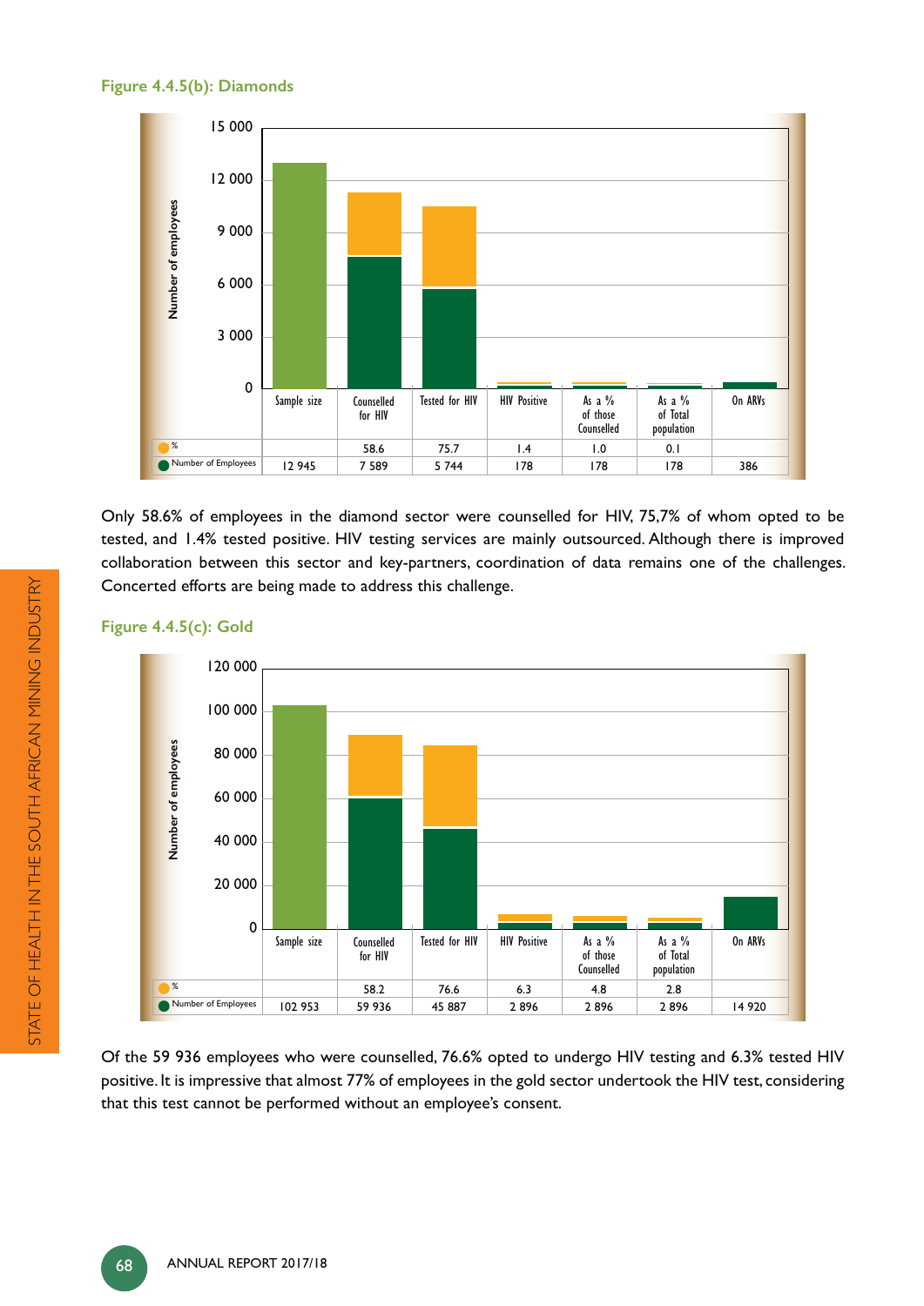### Figure 4.4.5(b): Diamonds

| | Sample size | Counselled for HIV | Tested for HIV | HIV Positive | As a % of those Counselled | As a % of Total population | On ARVs |
|---|---|---|---|---|---|---|---|
| % | | 58.6 | 75.7 | 1.4 | 1.0 | 0.1 | |
| Number of Employees | 12 945 | 7 589 | 5 744 | 178 | 178 | 178 | 386 |

Only 58.6% of employees in the diamond sector were counselled for HIV, 75,7% of whom opted to be tested, and 1.4% tested positive. HIV testing services are mainly outsourced. Although there is improved collaboration between this sector and key-partners, coordination of data remains one of the challenges. Concerted efforts are being made to address this challenge.

### Figure 4.4.5(c): Gold

| | Sample size | Counselled for HIV | Tested for HIV | HIV Positive | As a % of those Counselled | As a % of Total population | On ARVs |
|---|---|---|---|---|---|---|---|
| % | | 58.2 | 76.6 | 6.3 | 4.8 | 2.8 | |
| Number of Employees | 102 953 | 59 936 | 45 887 | 2 896 | 2 896 | 2 896 | 14 920 |

Of the 59 936 employees who were counselled, 76.6% opted to undergo HIV testing and 6.3% tested HIV positive. It is impressive that almost 77% of employees in the gold sector undertook the HIV test, considering that this test cannot be performed without an employee's consent.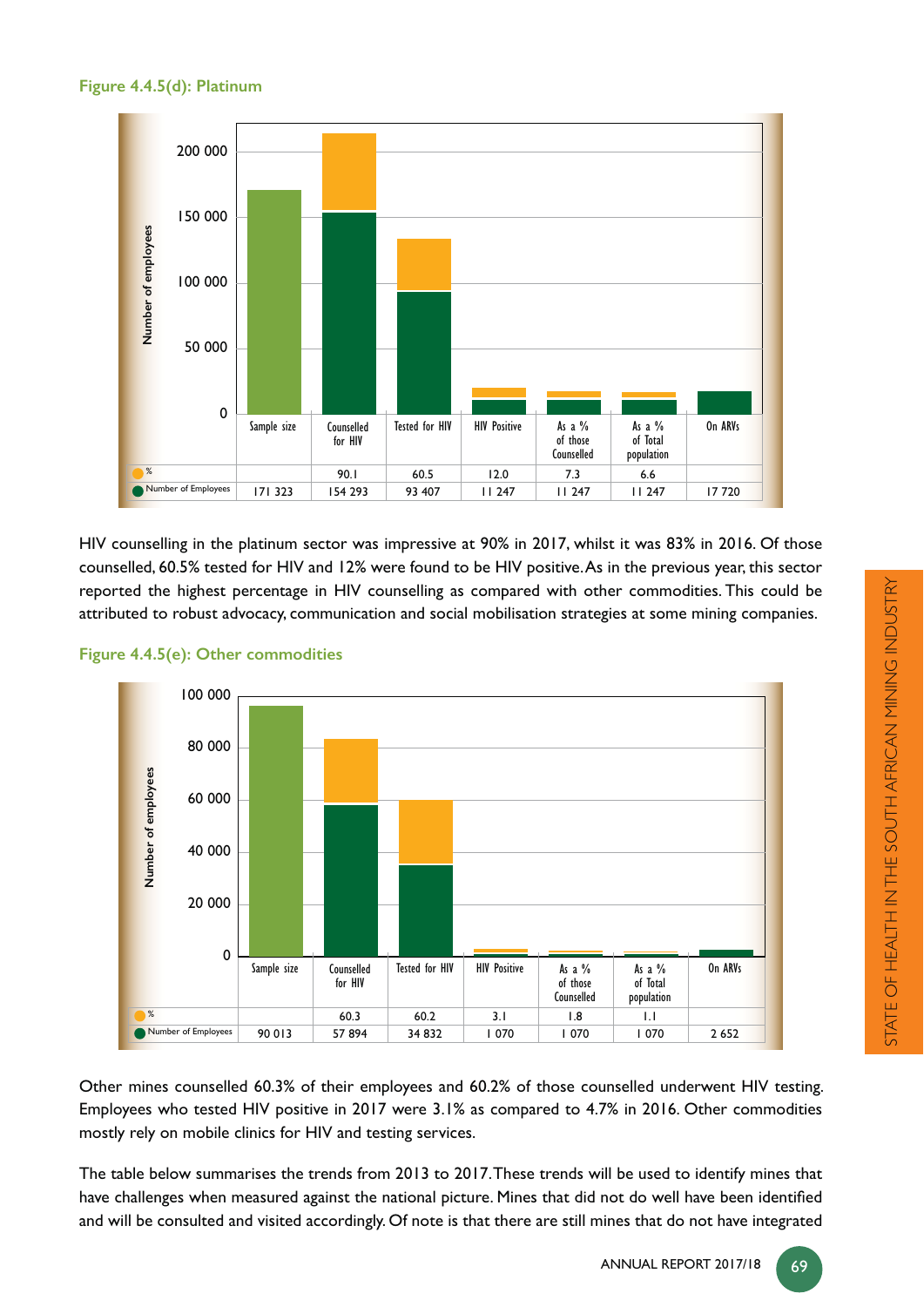**Figure 4.4.5(d): Platinum**

|  | Sample size | Counselled for HIV | Tested for HIV | HIV Positive | As a % of those Counselled | As a % of Total population | On ARVs |
|---|---|---|---|---|---|---|---|
| % |  | 90.1 | 60.5 | 12.0 | 7.3 | 6.6 |  |
| Number of Employees | 171 323 | 154 293 | 93 407 | 11 247 | 11 247 | 11 247 | 17 720 |

HIV counselling in the platinum sector was impressive at 90% in 2017, whilst it was 83% in 2016. Of those counselled, 60.5% tested for HIV and 12% were found to be HIV positive. As in the previous year, this sector reported the highest percentage in HIV counselling as compared with other commodities. This could be attributed to robust advocacy, communication and social mobilisation strategies at some mining companies.

**Figure 4.4.5(e): Other commodities**

|  | Sample size | Counselled for HIV | Tested for HIV | HIV Positive | As a % of those Counselled | As a % of Total population | On ARVs |
|---|---|---|---|---|---|---|---|
| % |  | 60.3 | 60.2 | 3.1 | 1.8 | 1.1 |  |
| Number of Employees | 90 013 | 57 894 | 34 832 | 1 070 | 1 070 | 1 070 | 2 652 |

Other mines counselled 60.3% of their employees and 60.2% of those counselled underwent HIV testing. Employees who tested HIV positive in 2017 were 3.1% as compared to 4.7% in 2016. Other commodities mostly rely on mobile clinics for HIV and testing services.

The table below summarises the trends from 2013 to 2017. These trends will be used to identify mines that have challenges when measured against the national picture. Mines that did not do well have been identified and will be consulted and visited accordingly. Of note is that there are still mines that do not have integrated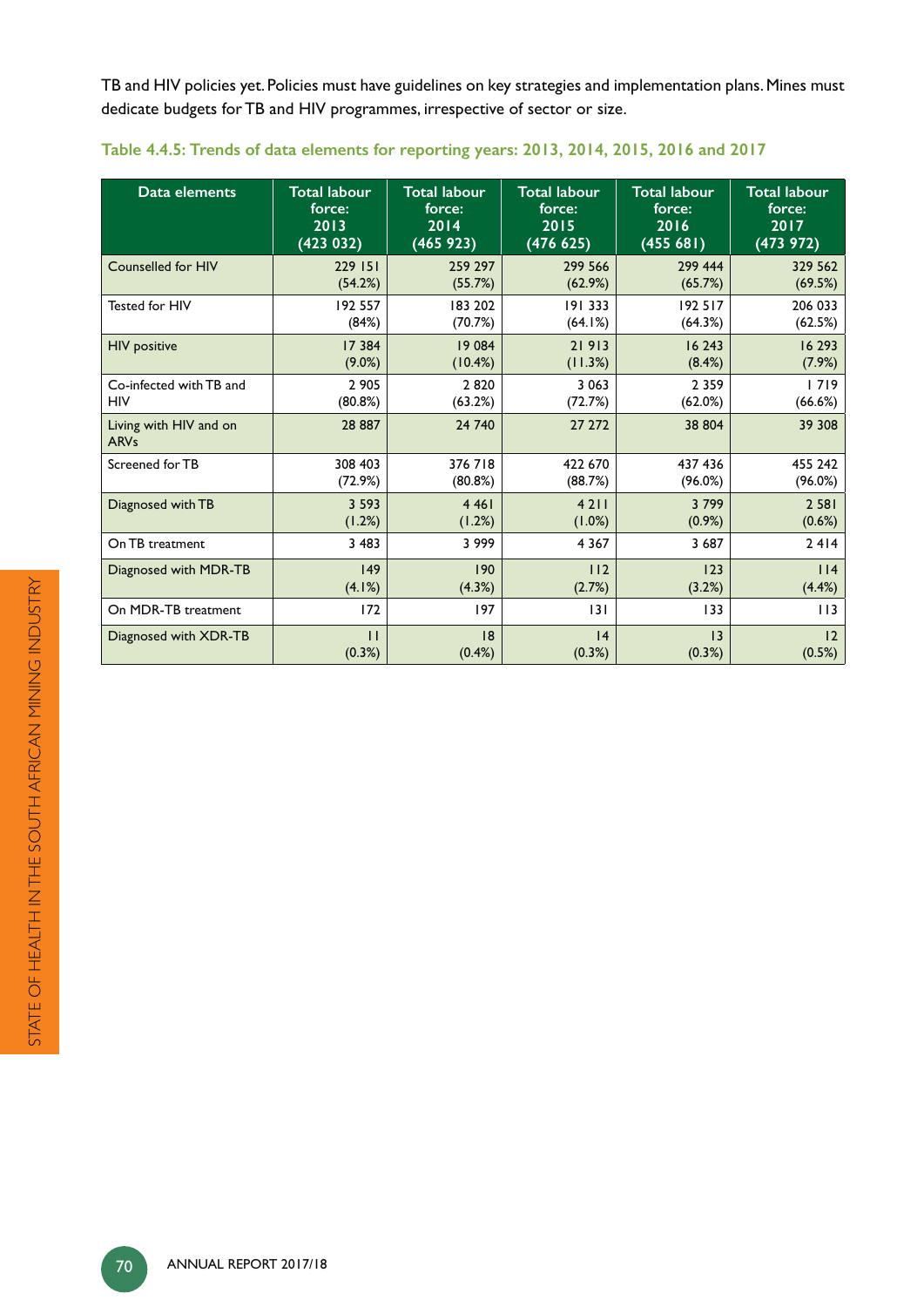TB and HIV policies yet. Policies must have guidelines on key strategies and implementation plans. Mines must dedicate budgets for TB and HIV programmes, irrespective of sector or size.

**Table 4.4.5: Trends of data elements for reporting years: 2013, 2014, 2015, 2016 and 2017**

| Data elements | Total labour force: 2013 (423 032) | Total labour force: 2014 (465 923) | Total labour force: 2015 (476 625) | Total labour force: 2016 (455 681) | Total labour force: 2017 (473 972) |
|---|---|---|---|---|---|
| Counselled for HIV | 229 151 (54.2%) | 259 297 (55.7%) | 299 566 (62.9%) | 299 444 (65.7%) | 329 562 (69.5%) |
| Tested for HIV | 192 557 (84%) | 183 202 (70.7%) | 191 333 (64.1%) | 192 517 (64.3%) | 206 033 (62.5%) |
| HIV positive | 17 384 (9.0%) | 19 084 (10.4%) | 21 913 (11.3%) | 16 243 (8.4%) | 16 293 (7.9%) |
| Co-infected with TB and HIV | 2 905 (80.8%) | 2 820 (63.2%) | 3 063 (72.7%) | 2 359 (62.0%) | 1 719 (66.6%) |
| Living with HIV and on ARVs | 28 887 | 24 740 | 27 272 | 38 804 | 39 308 |
| Screened for TB | 308 403 (72.9%) | 376 718 (80.8%) | 422 670 (88.7%) | 437 436 (96.0%) | 455 242 (96.0%) |
| Diagnosed with TB | 3 593 (1.2%) | 4 461 (1.2%) | 4 211 (1.0%) | 3 799 (0.9%) | 2 581 (0.6%) |
| On TB treatment | 3 483 | 3 999 | 4 367 | 3 687 | 2 414 |
| Diagnosed with MDR-TB | 149 (4.1%) | 190 (4.3%) | 112 (2.7%) | 123 (3.2%) | 114 (4.4%) |
| On MDR-TB treatment | 172 | 197 | 131 | 133 | 113 |
| Diagnosed with XDR-TB | 11 (0.3%) | 18 (0.4%) | 14 (0.3%) | 13 (0.3%) | 12 (0.5%) |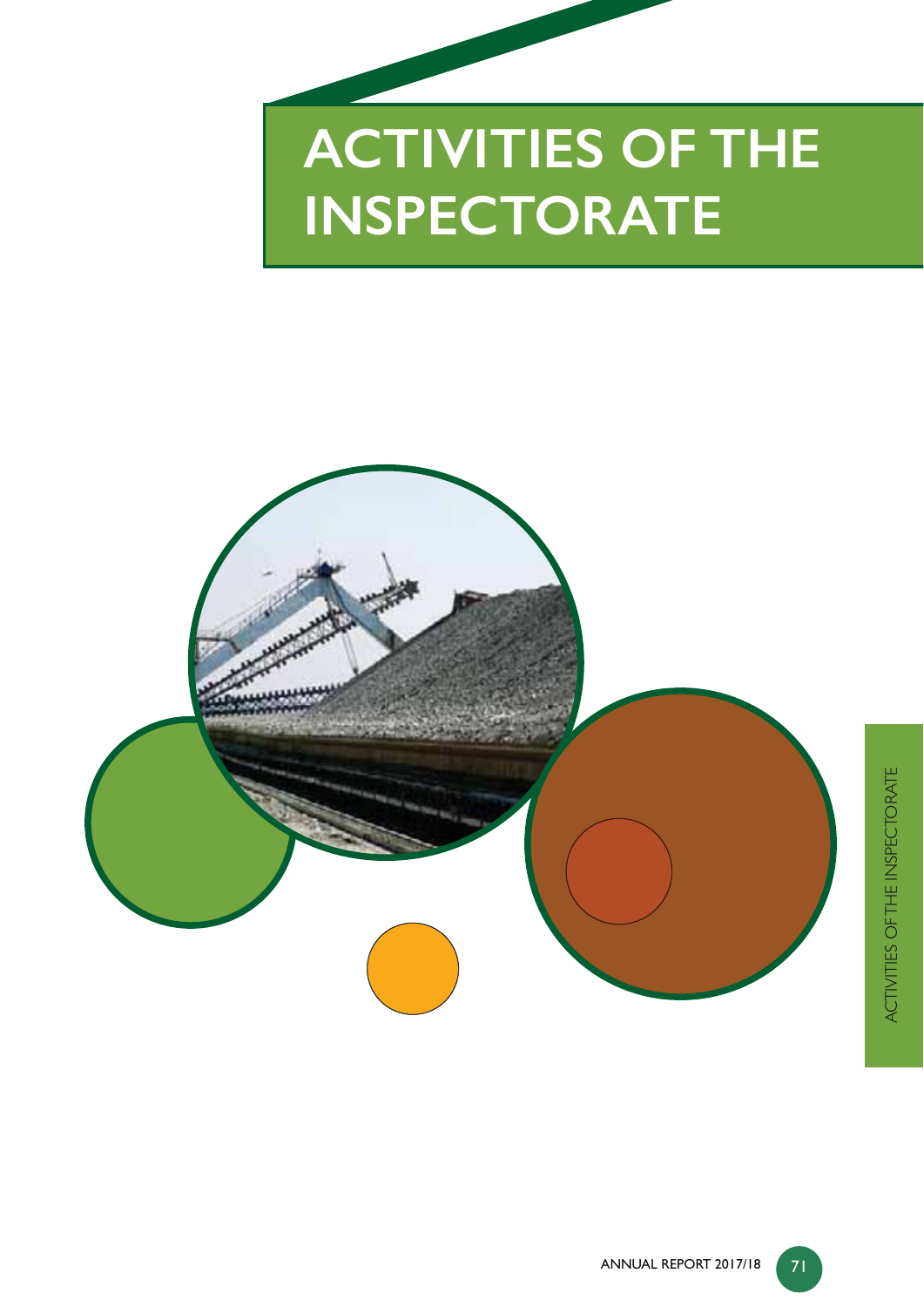# ACTIVITIES OF THE INSPECTORATE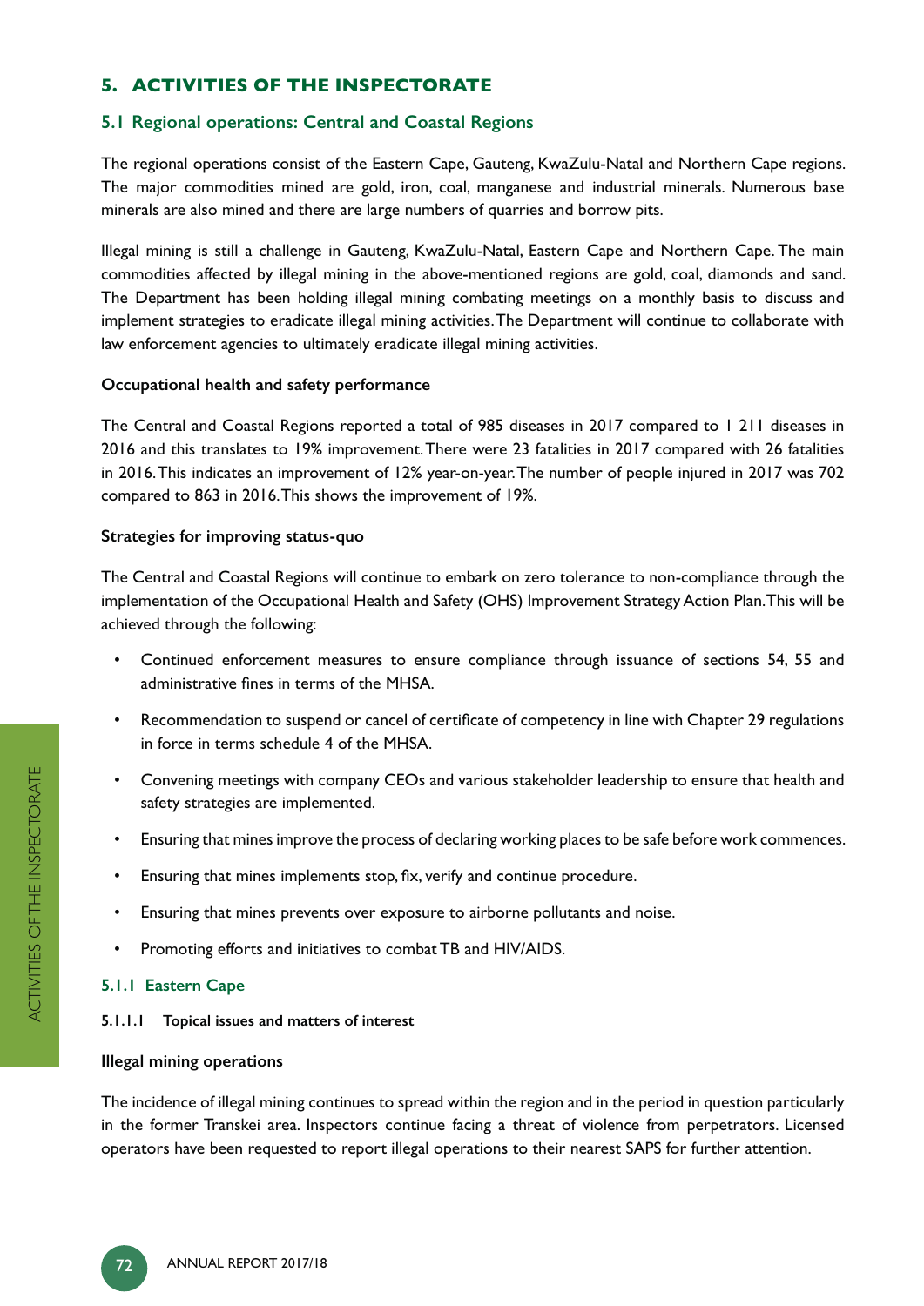## 5. ACTIVITIES OF THE INSPECTORATE

### 5.1 Regional operations: Central and Coastal Regions

The regional operations consist of the Eastern Cape, Gauteng, KwaZulu-Natal and Northern Cape regions. The major commodities mined are gold, iron, coal, manganese and industrial minerals. Numerous base minerals are also mined and there are large numbers of quarries and borrow pits.

Illegal mining is still a challenge in Gauteng, KwaZulu-Natal, Eastern Cape and Northern Cape. The main commodities affected by illegal mining in the above-mentioned regions are gold, coal, diamonds and sand. The Department has been holding illegal mining combating meetings on a monthly basis to discuss and implement strategies to eradicate illegal mining activities. The Department will continue to collaborate with law enforcement agencies to ultimately eradicate illegal mining activities.

**Occupational health and safety performance**

The Central and Coastal Regions reported a total of 985 diseases in 2017 compared to 1 211 diseases in 2016 and this translates to 19% improvement. There were 23 fatalities in 2017 compared with 26 fatalities in 2016. This indicates an improvement of 12% year-on-year. The number of people injured in 2017 was 702 compared to 863 in 2016. This shows the improvement of 19%.

**Strategies for improving status-quo**

The Central and Coastal Regions will continue to embark on zero tolerance to non-compliance through the implementation of the Occupational Health and Safety (OHS) Improvement Strategy Action Plan. This will be achieved through the following:

- Continued enforcement measures to ensure compliance through issuance of sections 54, 55 and administrative fines in terms of the MHSA.
- Recommendation to suspend or cancel of certificate of competency in line with Chapter 29 regulations in force in terms schedule 4 of the MHSA.
- Convening meetings with company CEOs and various stakeholder leadership to ensure that health and safety strategies are implemented.
- Ensuring that mines improve the process of declaring working places to be safe before work commences.
- Ensuring that mines implements stop, fix, verify and continue procedure.
- Ensuring that mines prevents over exposure to airborne pollutants and noise.
- Promoting efforts and initiatives to combat TB and HIV/AIDS.

### 5.1.1 Eastern Cape

#### 5.1.1.1 Topical issues and matters of interest

**Illegal mining operations**

The incidence of illegal mining continues to spread within the region and in the period in question particularly in the former Transkei area. Inspectors continue facing a threat of violence from perpetrators. Licensed operators have been requested to report illegal operations to their nearest SAPS for further attention.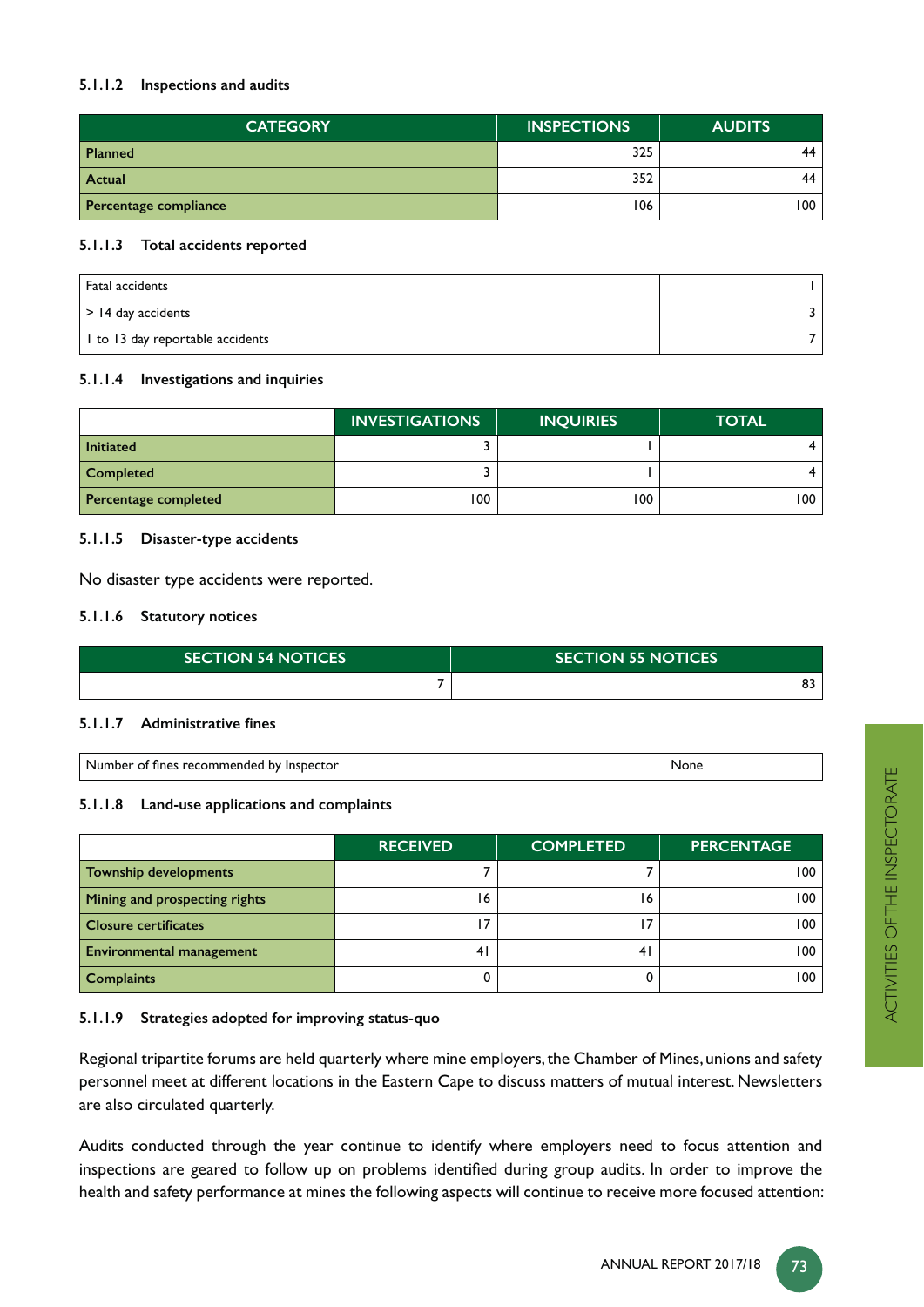#### 5.1.1.2 Inspections and audits

| CATEGORY | INSPECTIONS | AUDITS |
|---|---|---|
| **Planned** | 325 | 44 |
| **Actual** | 352 | 44 |
| **Percentage compliance** | 106 | 100 |

#### 5.1.1.3 Total accidents reported

| | |
|---|---|
| Fatal accidents | 1 |
| > 14 day accidents | 3 |
| 1 to 13 day reportable accidents | 7 |

#### 5.1.1.4 Investigations and inquiries

| | INVESTIGATIONS | INQUIRIES | TOTAL |
|---|---|---|---|
| **Initiated** | 3 | 1 | 4 |
| **Completed** | 3 | 1 | 4 |
| **Percentage completed** | 100 | 100 | 100 |

#### 5.1.1.5 Disaster-type accidents

No disaster type accidents were reported.

#### 5.1.1.6 Statutory notices

| SECTION 54 NOTICES | SECTION 55 NOTICES |
|---|---|
| 7 | 83 |

#### 5.1.1.7 Administrative fines

| | |
|---|---|
| Number of fines recommended by Inspector | None |

#### 5.1.1.8 Land-use applications and complaints

| | RECEIVED | COMPLETED | PERCENTAGE |
|---|---|---|---|
| **Township developments** | 7 | 7 | 100 |
| **Mining and prospecting rights** | 16 | 16 | 100 |
| **Closure certificates** | 17 | 17 | 100 |
| **Environmental management** | 41 | 41 | 100 |
| **Complaints** | 0 | 0 | 100 |

#### 5.1.1.9 Strategies adopted for improving status-quo

Regional tripartite forums are held quarterly where mine employers, the Chamber of Mines, unions and safety personnel meet at different locations in the Eastern Cape to discuss matters of mutual interest. Newsletters are also circulated quarterly.

Audits conducted through the year continue to identify where employers need to focus attention and inspections are geared to follow up on problems identified during group audits. In order to improve the health and safety performance at mines the following aspects will continue to receive more focused attention: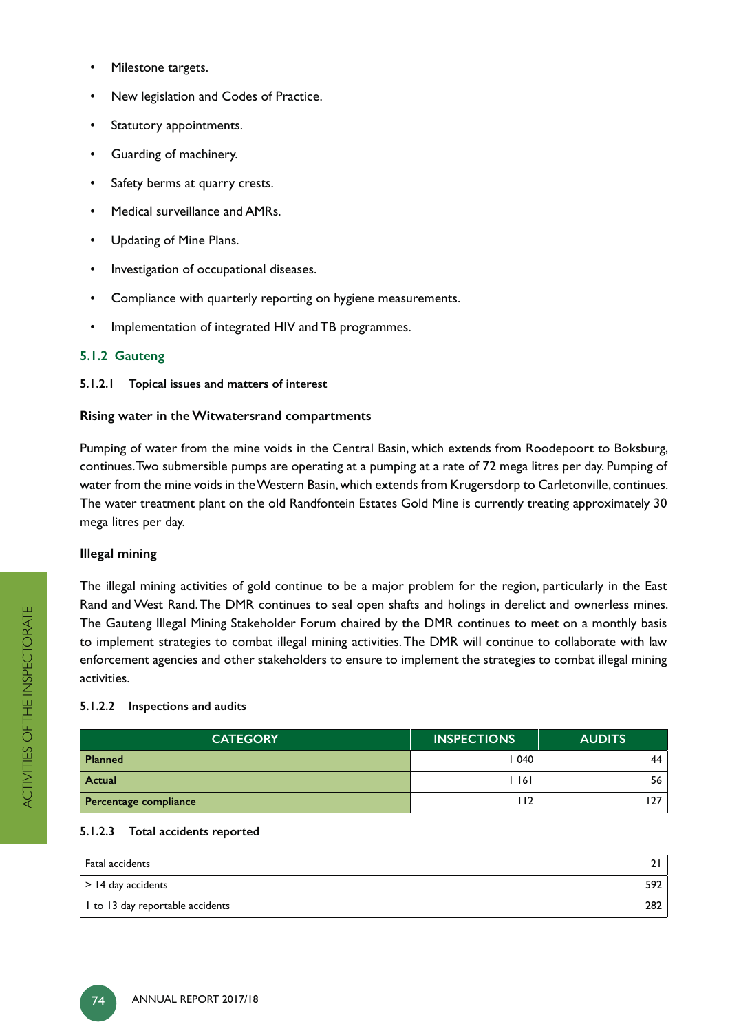- Milestone targets.
- New legislation and Codes of Practice.
- Statutory appointments.
- Guarding of machinery.
- Safety berms at quarry crests.
- Medical surveillance and AMRs.
- Updating of Mine Plans.
- Investigation of occupational diseases.
- Compliance with quarterly reporting on hygiene measurements.
- Implementation of integrated HIV and TB programmes.

### 5.1.2 Gauteng

#### 5.1.2.1 Topical issues and matters of interest

**Rising water in the Witwatersrand compartments**

Pumping of water from the mine voids in the Central Basin, which extends from Roodepoort to Boksburg, continues. Two submersible pumps are operating at a pumping at a rate of 72 mega litres per day. Pumping of water from the mine voids in the Western Basin, which extends from Krugersdorp to Carletonville, continues. The water treatment plant on the old Randfontein Estates Gold Mine is currently treating approximately 30 mega litres per day.

**Illegal mining**

The illegal mining activities of gold continue to be a major problem for the region, particularly in the East Rand and West Rand. The DMR continues to seal open shafts and holings in derelict and ownerless mines. The Gauteng Illegal Mining Stakeholder Forum chaired by the DMR continues to meet on a monthly basis to implement strategies to combat illegal mining activities. The DMR will continue to collaborate with law enforcement agencies and other stakeholders to ensure to implement the strategies to combat illegal mining activities.

#### 5.1.2.2 Inspections and audits

| CATEGORY | INSPECTIONS | AUDITS |
|---|---|---|
| **Planned** | 1 040 | 44 |
| **Actual** | 1 161 | 56 |
| **Percentage compliance** | 112 | 127 |

#### 5.1.2.3 Total accidents reported

| | |
|---|---|
| Fatal accidents | 21 |
| > 14 day accidents | 592 |
| 1 to 13 day reportable accidents | 282 |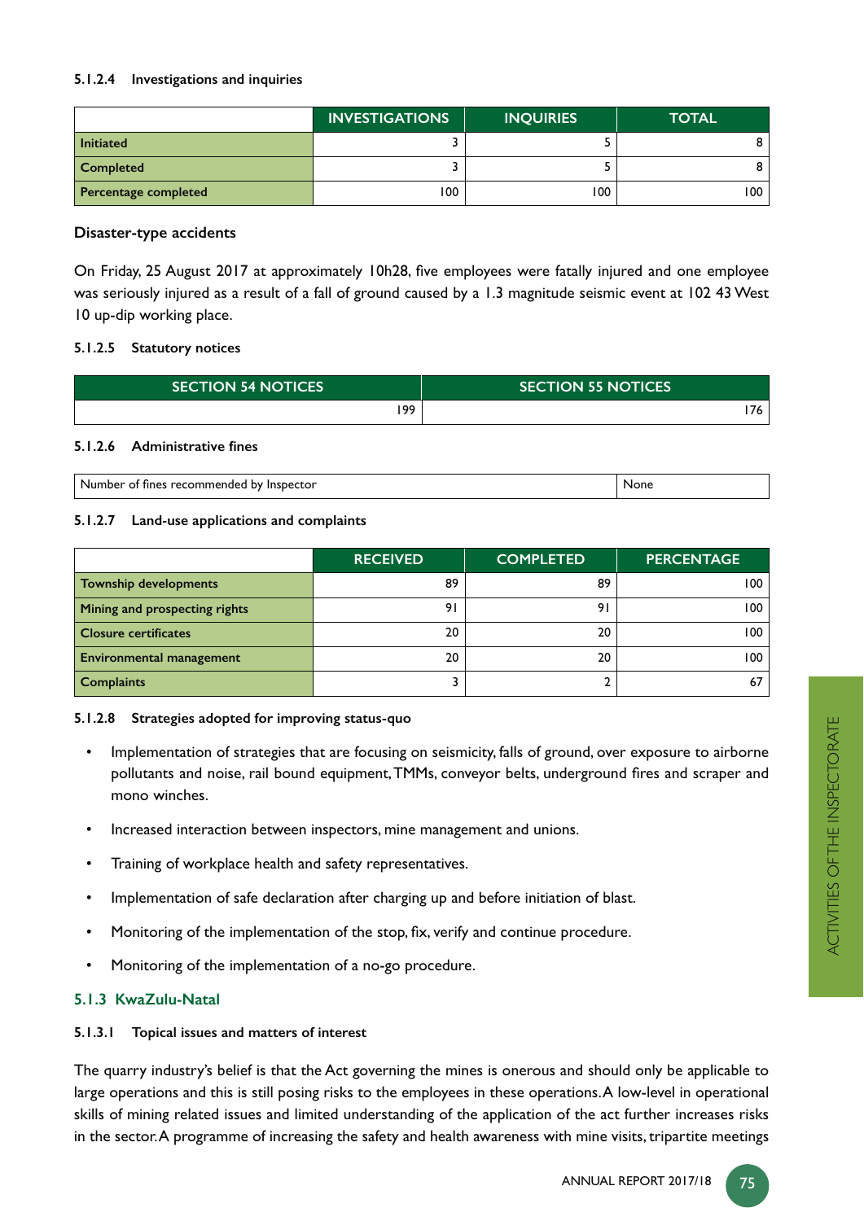#### 5.1.2.4 Investigations and inquiries

| | INVESTIGATIONS | INQUIRIES | TOTAL |
|---|---|---|---|
| Initiated | 3 | 5 | 8 |
| Completed | 3 | 5 | 8 |
| Percentage completed | 100 | 100 | 100 |

**Disaster-type accidents**

On Friday, 25 August 2017 at approximately 10h28, five employees were fatally injured and one employee was seriously injured as a result of a fall of ground caused by a 1.3 magnitude seismic event at 102 43 West 10 up-dip working place.

#### 5.1.2.5 Statutory notices

| SECTION 54 NOTICES | SECTION 55 NOTICES |
|---|---|
| 199 | 176 |

#### 5.1.2.6 Administrative fines

| Number of fines recommended by Inspector | None |
|---|---|

#### 5.1.2.7 Land-use applications and complaints

| | RECEIVED | COMPLETED | PERCENTAGE |
|---|---|---|---|
| Township developments | 89 | 89 | 100 |
| Mining and prospecting rights | 91 | 91 | 100 |
| Closure certificates | 20 | 20 | 100 |
| Environmental management | 20 | 20 | 100 |
| Complaints | 3 | 2 | 67 |

#### 5.1.2.8 Strategies adopted for improving status-quo

- Implementation of strategies that are focusing on seismicity, falls of ground, over exposure to airborne pollutants and noise, rail bound equipment, TMMs, conveyor belts, underground fires and scraper and mono winches.
- Increased interaction between inspectors, mine management and unions.
- Training of workplace health and safety representatives.
- Implementation of safe declaration after charging up and before initiation of blast.
- Monitoring of the implementation of the stop, fix, verify and continue procedure.
- Monitoring of the implementation of a no-go procedure.

### 5.1.3 KwaZulu-Natal

#### 5.1.3.1 Topical issues and matters of interest

The quarry industry's belief is that the Act governing the mines is onerous and should only be applicable to large operations and this is still posing risks to the employees in these operations. A low-level in operational skills of mining related issues and limited understanding of the application of the act further increases risks in the sector. A programme of increasing the safety and health awareness with mine visits, tripartite meetings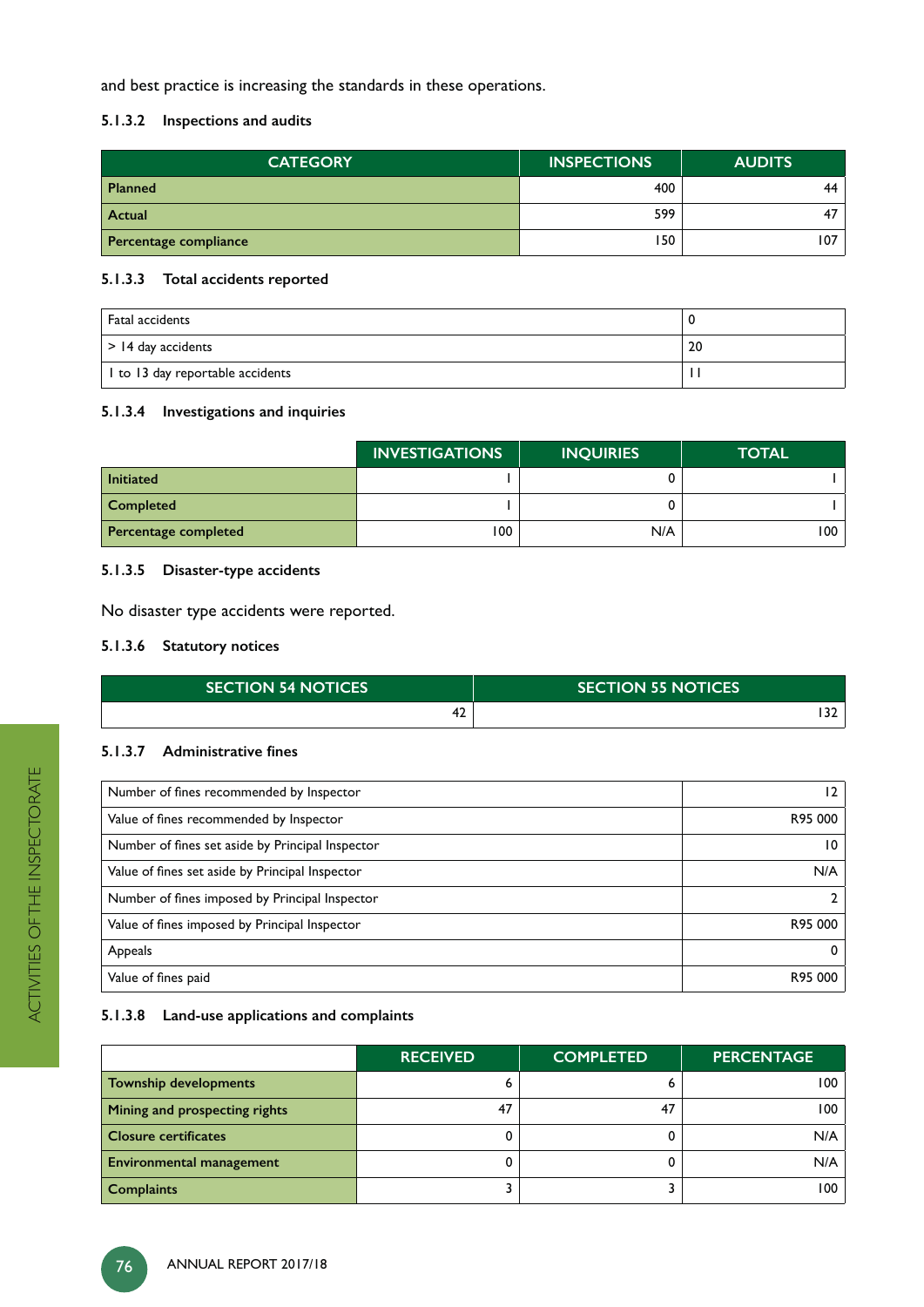and best practice is increasing the standards in these operations.

#### 5.1.3.2 Inspections and audits

| CATEGORY | INSPECTIONS | AUDITS |
|---|---|---|
| Planned | 400 | 44 |
| Actual | 599 | 47 |
| Percentage compliance | 150 | 107 |

#### 5.1.3.3 Total accidents reported

| | |
|---|---|
| Fatal accidents | 0 |
| > 14 day accidents | 20 |
| 1 to 13 day reportable accidents | 11 |

#### 5.1.3.4 Investigations and inquiries

| | INVESTIGATIONS | INQUIRIES | TOTAL |
|---|---|---|---|
| Initiated | 1 | 0 | 1 |
| Completed | 1 | 0 | 1 |
| Percentage completed | 100 | N/A | 100 |

#### 5.1.3.5 Disaster-type accidents

No disaster type accidents were reported.

#### 5.1.3.6 Statutory notices

| SECTION 54 NOTICES | SECTION 55 NOTICES |
|---|---|
| 42 | 132 |

#### 5.1.3.7 Administrative fines

| | |
|---|---|
| Number of fines recommended by Inspector | 12 |
| Value of fines recommended by Inspector | R95 000 |
| Number of fines set aside by Principal Inspector | 10 |
| Value of fines set aside by Principal Inspector | N/A |
| Number of fines imposed by Principal Inspector | 2 |
| Value of fines imposed by Principal Inspector | R95 000 |
| Appeals | 0 |
| Value of fines paid | R95 000 |

#### 5.1.3.8 Land-use applications and complaints

| | RECEIVED | COMPLETED | PERCENTAGE |
|---|---|---|---|
| Township developments | 6 | 6 | 100 |
| Mining and prospecting rights | 47 | 47 | 100 |
| Closure certificates | 0 | 0 | N/A |
| Environmental management | 0 | 0 | N/A |
| Complaints | 3 | 3 | 100 |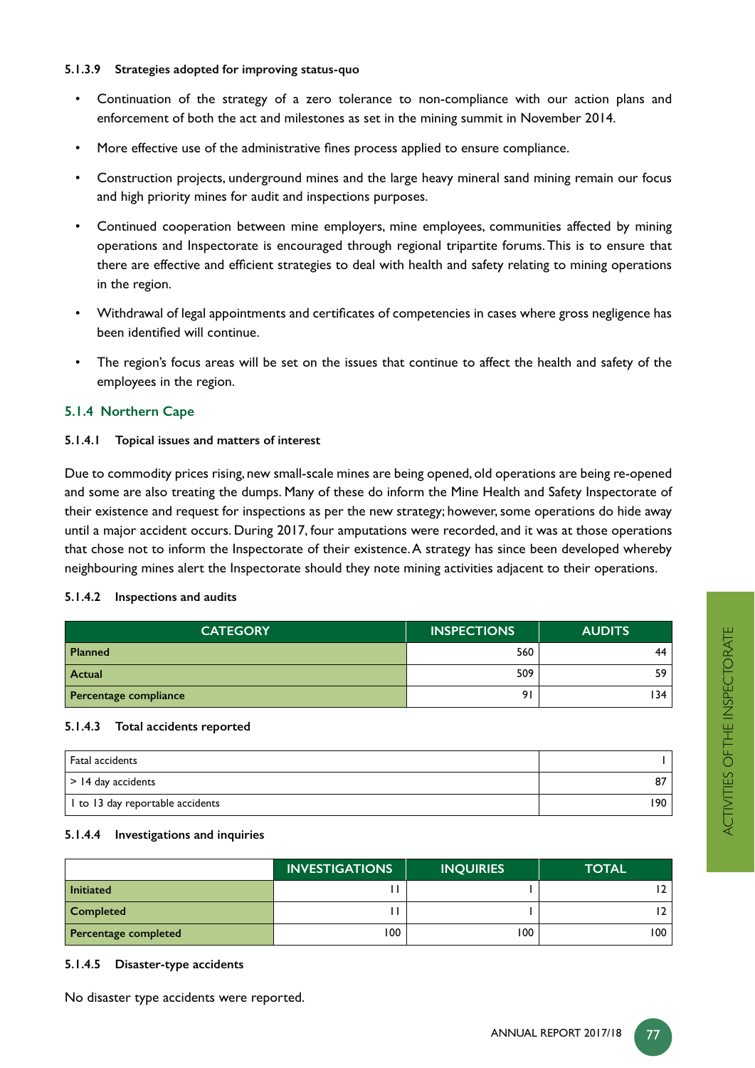#### 5.1.3.9 Strategies adopted for improving status-quo

- Continuation of the strategy of a zero tolerance to non-compliance with our action plans and enforcement of both the act and milestones as set in the mining summit in November 2014.
- More effective use of the administrative fines process applied to ensure compliance.
- Construction projects, underground mines and the large heavy mineral sand mining remain our focus and high priority mines for audit and inspections purposes.
- Continued cooperation between mine employers, mine employees, communities affected by mining operations and Inspectorate is encouraged through regional tripartite forums. This is to ensure that there are effective and efficient strategies to deal with health and safety relating to mining operations in the region.
- Withdrawal of legal appointments and certificates of competencies in cases where gross negligence has been identified will continue.
- The region's focus areas will be set on the issues that continue to affect the health and safety of the employees in the region.

### 5.1.4 Northern Cape

#### 5.1.4.1 Topical issues and matters of interest

Due to commodity prices rising, new small-scale mines are being opened, old operations are being re-opened and some are also treating the dumps. Many of these do inform the Mine Health and Safety Inspectorate of their existence and request for inspections as per the new strategy; however, some operations do hide away until a major accident occurs. During 2017, four amputations were recorded, and it was at those operations that chose not to inform the Inspectorate of their existence. A strategy has since been developed whereby neighbouring mines alert the Inspectorate should they note mining activities adjacent to their operations.

#### 5.1.4.2 Inspections and audits

| CATEGORY | INSPECTIONS | AUDITS |
|---|---|---|
| **Planned** | 560 | 44 |
| **Actual** | 509 | 59 |
| **Percentage compliance** | 91 | 134 |

#### 5.1.4.3 Total accidents reported

| | |
|---|---|
| Fatal accidents | 1 |
| > 14 day accidents | 87 |
| 1 to 13 day reportable accidents | 190 |

#### 5.1.4.4 Investigations and inquiries

| | INVESTIGATIONS | INQUIRIES | TOTAL |
|---|---|---|---|
| **Initiated** | 11 | 1 | 12 |
| **Completed** | 11 | 1 | 12 |
| **Percentage completed** | 100 | 100 | 100 |

#### 5.1.4.5 Disaster-type accidents

No disaster type accidents were reported.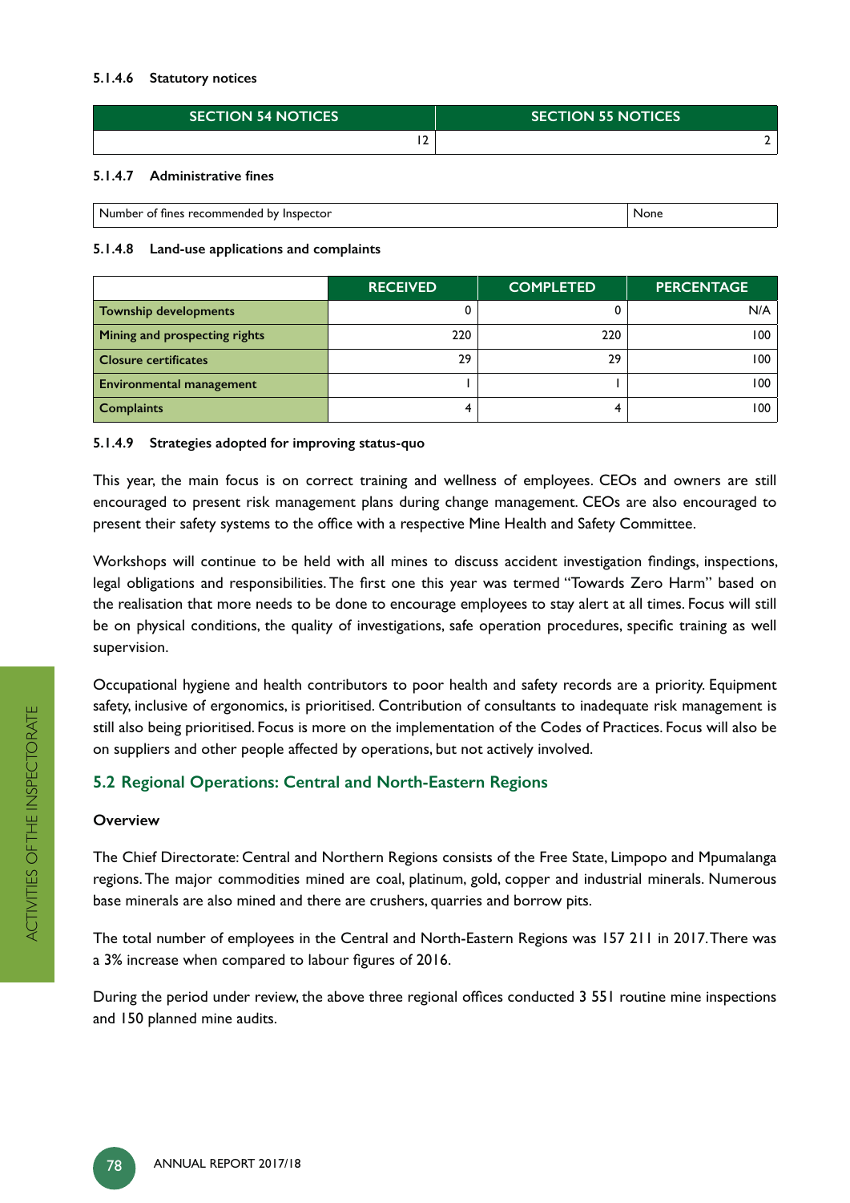#### 5.1.4.6 Statutory notices

| SECTION 54 NOTICES | SECTION 55 NOTICES |
|---|---|
| 12 | 2 |

#### 5.1.4.7 Administrative fines

| Number of fines recommended by Inspector | None |
|---|---|

#### 5.1.4.8 Land-use applications and complaints

| | RECEIVED | COMPLETED | PERCENTAGE |
|---|---|---|---|
| **Township developments** | 0 | 0 | N/A |
| **Mining and prospecting rights** | 220 | 220 | 100 |
| **Closure certificates** | 29 | 29 | 100 |
| **Environmental management** | 1 | 1 | 100 |
| **Complaints** | 4 | 4 | 100 |

#### 5.1.4.9 Strategies adopted for improving status-quo

This year, the main focus is on correct training and wellness of employees. CEOs and owners are still encouraged to present risk management plans during change management. CEOs are also encouraged to present their safety systems to the office with a respective Mine Health and Safety Committee.

Workshops will continue to be held with all mines to discuss accident investigation findings, inspections, legal obligations and responsibilities. The first one this year was termed "Towards Zero Harm" based on the realisation that more needs to be done to encourage employees to stay alert at all times. Focus will still be on physical conditions, the quality of investigations, safe operation procedures, specific training as well supervision.

Occupational hygiene and health contributors to poor health and safety records are a priority. Equipment safety, inclusive of ergonomics, is prioritised. Contribution of consultants to inadequate risk management is still also being prioritised. Focus is more on the implementation of the Codes of Practices. Focus will also be on suppliers and other people affected by operations, but not actively involved.

## 5.2 Regional Operations: Central and North-Eastern Regions

### Overview

The Chief Directorate: Central and Northern Regions consists of the Free State, Limpopo and Mpumalanga regions. The major commodities mined are coal, platinum, gold, copper and industrial minerals. Numerous base minerals are also mined and there are crushers, quarries and borrow pits.

The total number of employees in the Central and North-Eastern Regions was 157 211 in 2017. There was a 3% increase when compared to labour figures of 2016.

During the period under review, the above three regional offices conducted 3 551 routine mine inspections and 150 planned mine audits.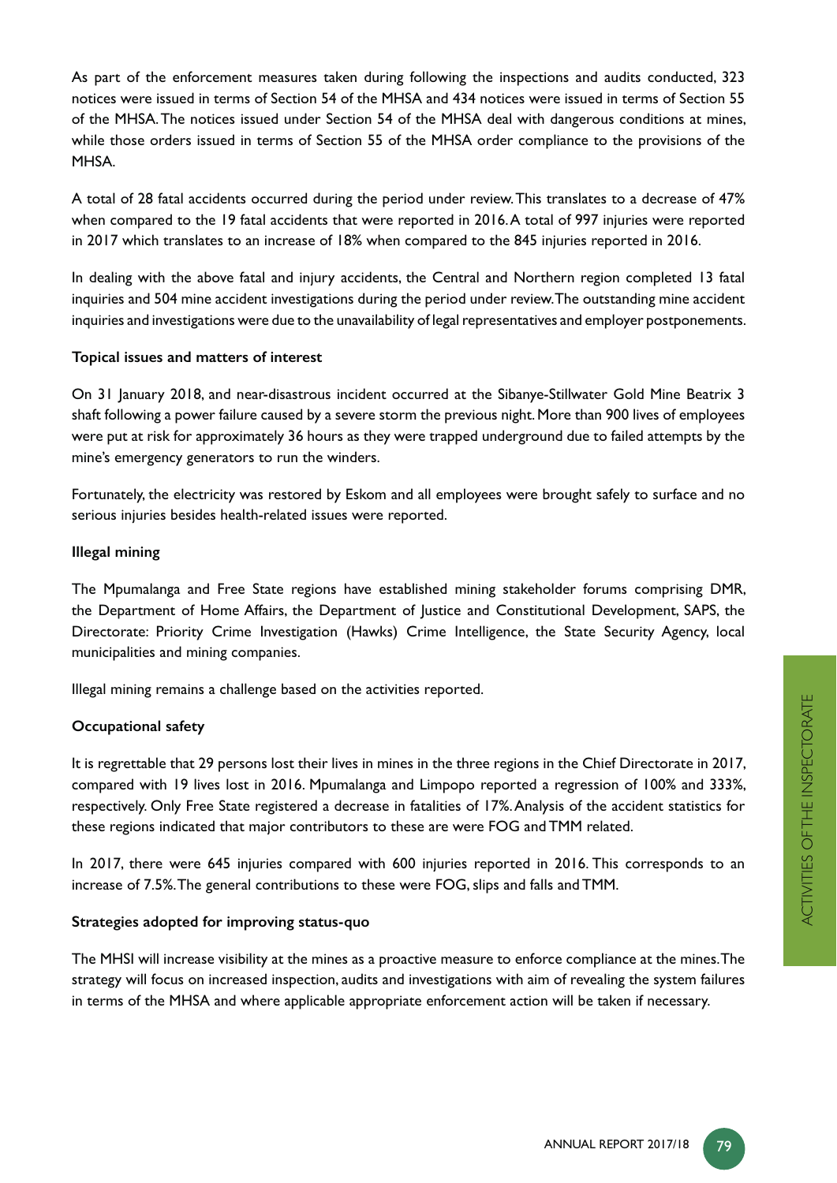As part of the enforcement measures taken during following the inspections and audits conducted, 323 notices were issued in terms of Section 54 of the MHSA and 434 notices were issued in terms of Section 55 of the MHSA. The notices issued under Section 54 of the MHSA deal with dangerous conditions at mines, while those orders issued in terms of Section 55 of the MHSA order compliance to the provisions of the MHSA.

A total of 28 fatal accidents occurred during the period under review. This translates to a decrease of 47% when compared to the 19 fatal accidents that were reported in 2016. A total of 997 injuries were reported in 2017 which translates to an increase of 18% when compared to the 845 injuries reported in 2016.

In dealing with the above fatal and injury accidents, the Central and Northern region completed 13 fatal inquiries and 504 mine accident investigations during the period under review. The outstanding mine accident inquiries and investigations were due to the unavailability of legal representatives and employer postponements.

**Topical issues and matters of interest**

On 31 January 2018, and near-disastrous incident occurred at the Sibanye-Stillwater Gold Mine Beatrix 3 shaft following a power failure caused by a severe storm the previous night. More than 900 lives of employees were put at risk for approximately 36 hours as they were trapped underground due to failed attempts by the mine's emergency generators to run the winders.

Fortunately, the electricity was restored by Eskom and all employees were brought safely to surface and no serious injuries besides health-related issues were reported.

**Illegal mining**

The Mpumalanga and Free State regions have established mining stakeholder forums comprising DMR, the Department of Home Affairs, the Department of Justice and Constitutional Development, SAPS, the Directorate: Priority Crime Investigation (Hawks) Crime Intelligence, the State Security Agency, local municipalities and mining companies.

Illegal mining remains a challenge based on the activities reported.

**Occupational safety**

It is regrettable that 29 persons lost their lives in mines in the three regions in the Chief Directorate in 2017, compared with 19 lives lost in 2016. Mpumalanga and Limpopo reported a regression of 100% and 333%, respectively. Only Free State registered a decrease in fatalities of 17%. Analysis of the accident statistics for these regions indicated that major contributors to these are were FOG and TMM related.

In 2017, there were 645 injuries compared with 600 injuries reported in 2016. This corresponds to an increase of 7.5%. The general contributions to these were FOG, slips and falls and TMM.

**Strategies adopted for improving status-quo**

The MHSI will increase visibility at the mines as a proactive measure to enforce compliance at the mines. The strategy will focus on increased inspection, audits and investigations with aim of revealing the system failures in terms of the MHSA and where applicable appropriate enforcement action will be taken if necessary.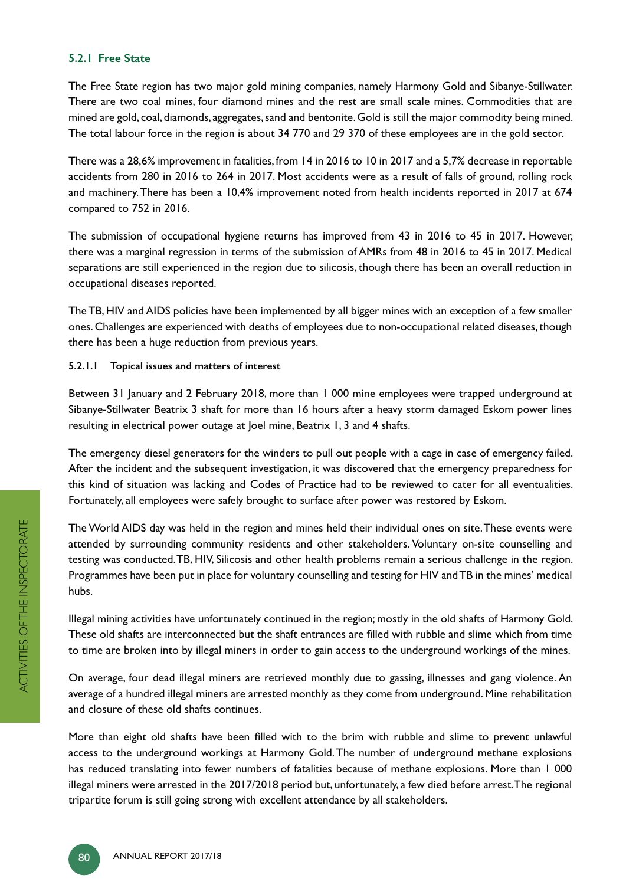### 5.2.1 Free State

The Free State region has two major gold mining companies, namely Harmony Gold and Sibanye-Stillwater. There are two coal mines, four diamond mines and the rest are small scale mines. Commodities that are mined are gold, coal, diamonds, aggregates, sand and bentonite. Gold is still the major commodity being mined. The total labour force in the region is about 34 770 and 29 370 of these employees are in the gold sector.

There was a 28,6% improvement in fatalities, from 14 in 2016 to 10 in 2017 and a 5,7% decrease in reportable accidents from 280 in 2016 to 264 in 2017. Most accidents were as a result of falls of ground, rolling rock and machinery. There has been a 10,4% improvement noted from health incidents reported in 2017 at 674 compared to 752 in 2016.

The submission of occupational hygiene returns has improved from 43 in 2016 to 45 in 2017. However, there was a marginal regression in terms of the submission of AMRs from 48 in 2016 to 45 in 2017. Medical separations are still experienced in the region due to silicosis, though there has been an overall reduction in occupational diseases reported.

The TB, HIV and AIDS policies have been implemented by all bigger mines with an exception of a few smaller ones. Challenges are experienced with deaths of employees due to non-occupational related diseases, though there has been a huge reduction from previous years.

#### 5.2.1.1 Topical issues and matters of interest

Between 31 January and 2 February 2018, more than 1 000 mine employees were trapped underground at Sibanye-Stillwater Beatrix 3 shaft for more than 16 hours after a heavy storm damaged Eskom power lines resulting in electrical power outage at Joel mine, Beatrix 1, 3 and 4 shafts.

The emergency diesel generators for the winders to pull out people with a cage in case of emergency failed. After the incident and the subsequent investigation, it was discovered that the emergency preparedness for this kind of situation was lacking and Codes of Practice had to be reviewed to cater for all eventualities. Fortunately, all employees were safely brought to surface after power was restored by Eskom.

The World AIDS day was held in the region and mines held their individual ones on site. These events were attended by surrounding community residents and other stakeholders. Voluntary on-site counselling and testing was conducted. TB, HIV, Silicosis and other health problems remain a serious challenge in the region. Programmes have been put in place for voluntary counselling and testing for HIV and TB in the mines' medical hubs.

Illegal mining activities have unfortunately continued in the region; mostly in the old shafts of Harmony Gold. These old shafts are interconnected but the shaft entrances are filled with rubble and slime which from time to time are broken into by illegal miners in order to gain access to the underground workings of the mines.

On average, four dead illegal miners are retrieved monthly due to gassing, illnesses and gang violence. An average of a hundred illegal miners are arrested monthly as they come from underground. Mine rehabilitation and closure of these old shafts continues.

More than eight old shafts have been filled with to the brim with rubble and slime to prevent unlawful access to the underground workings at Harmony Gold. The number of underground methane explosions has reduced translating into fewer numbers of fatalities because of methane explosions. More than 1 000 illegal miners were arrested in the 2017/2018 period but, unfortunately, a few died before arrest. The regional tripartite forum is still going strong with excellent attendance by all stakeholders.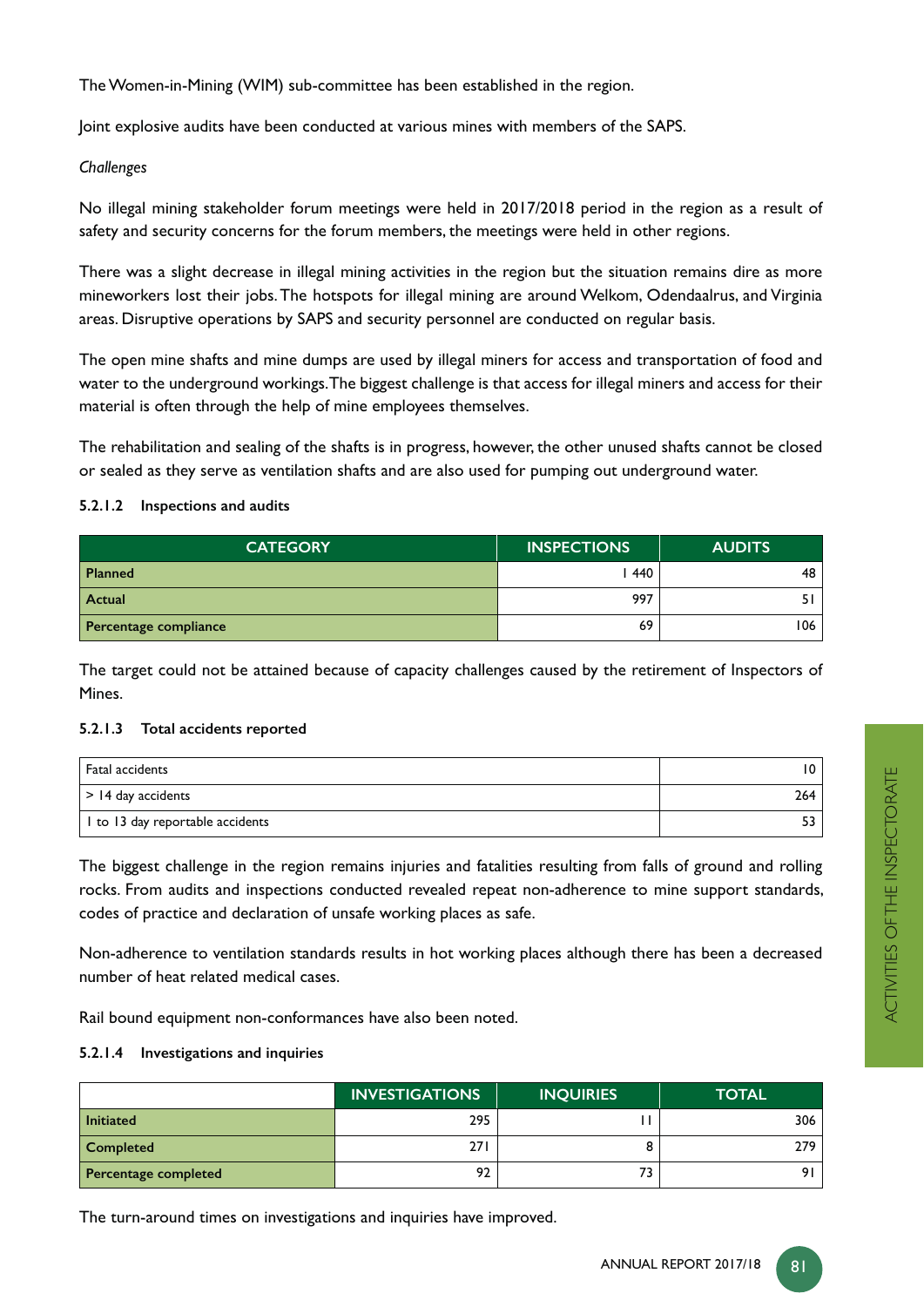The Women-in-Mining (WIM) sub-committee has been established in the region.

Joint explosive audits have been conducted at various mines with members of the SAPS.

*Challenges*

No illegal mining stakeholder forum meetings were held in 2017/2018 period in the region as a result of safety and security concerns for the forum members, the meetings were held in other regions.

There was a slight decrease in illegal mining activities in the region but the situation remains dire as more mineworkers lost their jobs. The hotspots for illegal mining are around Welkom, Odendaalrus, and Virginia areas. Disruptive operations by SAPS and security personnel are conducted on regular basis.

The open mine shafts and mine dumps are used by illegal miners for access and transportation of food and water to the underground workings. The biggest challenge is that access for illegal miners and access for their material is often through the help of mine employees themselves.

The rehabilitation and sealing of the shafts is in progress, however, the other unused shafts cannot be closed or sealed as they serve as ventilation shafts and are also used for pumping out underground water.

#### 5.2.1.2 Inspections and audits

| CATEGORY | INSPECTIONS | AUDITS |
|---|---|---|
| **Planned** | 1 440 | 48 |
| **Actual** | 997 | 51 |
| **Percentage compliance** | 69 | 106 |

The target could not be attained because of capacity challenges caused by the retirement of Inspectors of Mines.

#### 5.2.1.3 Total accidents reported

| | |
|---|---|
| Fatal accidents | 10 |
| > 14 day accidents | 264 |
| 1 to 13 day reportable accidents | 53 |

The biggest challenge in the region remains injuries and fatalities resulting from falls of ground and rolling rocks. From audits and inspections conducted revealed repeat non-adherence to mine support standards, codes of practice and declaration of unsafe working places as safe.

Non-adherence to ventilation standards results in hot working places although there has been a decreased number of heat related medical cases.

Rail bound equipment non-conformances have also been noted.

#### 5.2.1.4 Investigations and inquiries

| | INVESTIGATIONS | INQUIRIES | TOTAL |
|---|---|---|---|
| **Initiated** | 295 | 11 | 306 |
| **Completed** | 271 | 8 | 279 |
| **Percentage completed** | 92 | 73 | 91 |

The turn-around times on investigations and inquiries have improved.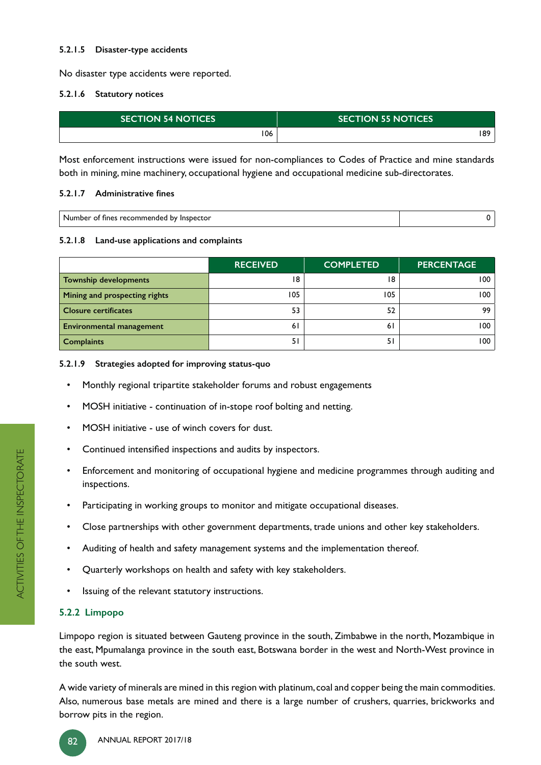#### 5.2.1.5 Disaster-type accidents

No disaster type accidents were reported.

#### 5.2.1.6 Statutory notices

| SECTION 54 NOTICES | SECTION 55 NOTICES |
|---|---|
| 106 | 189 |

Most enforcement instructions were issued for non-compliances to Codes of Practice and mine standards both in mining, mine machinery, occupational hygiene and occupational medicine sub-directorates.

#### 5.2.1.7 Administrative fines

| Number of fines recommended by Inspector | 0 |
|---|---|

#### 5.2.1.8 Land-use applications and complaints

| | RECEIVED | COMPLETED | PERCENTAGE |
|---|---|---|---|
| **Township developments** | 18 | 18 | 100 |
| **Mining and prospecting rights** | 105 | 105 | 100 |
| **Closure certificates** | 53 | 52 | 99 |
| **Environmental management** | 61 | 61 | 100 |
| **Complaints** | 51 | 51 | 100 |

#### 5.2.1.9 Strategies adopted for improving status-quo

- Monthly regional tripartite stakeholder forums and robust engagements
- MOSH initiative - continuation of in-stope roof bolting and netting.
- MOSH initiative - use of winch covers for dust.
- Continued intensified inspections and audits by inspectors.
- Enforcement and monitoring of occupational hygiene and medicine programmes through auditing and inspections.
- Participating in working groups to monitor and mitigate occupational diseases.
- Close partnerships with other government departments, trade unions and other key stakeholders.
- Auditing of health and safety management systems and the implementation thereof.
- Quarterly workshops on health and safety with key stakeholders.
- Issuing of the relevant statutory instructions.

### 5.2.2 Limpopo

Limpopo region is situated between Gauteng province in the south, Zimbabwe in the north, Mozambique in the east, Mpumalanga province in the south east, Botswana border in the west and North-West province in the south west.

A wide variety of minerals are mined in this region with platinum, coal and copper being the main commodities. Also, numerous base metals are mined and there is a large number of crushers, quarries, brickworks and borrow pits in the region.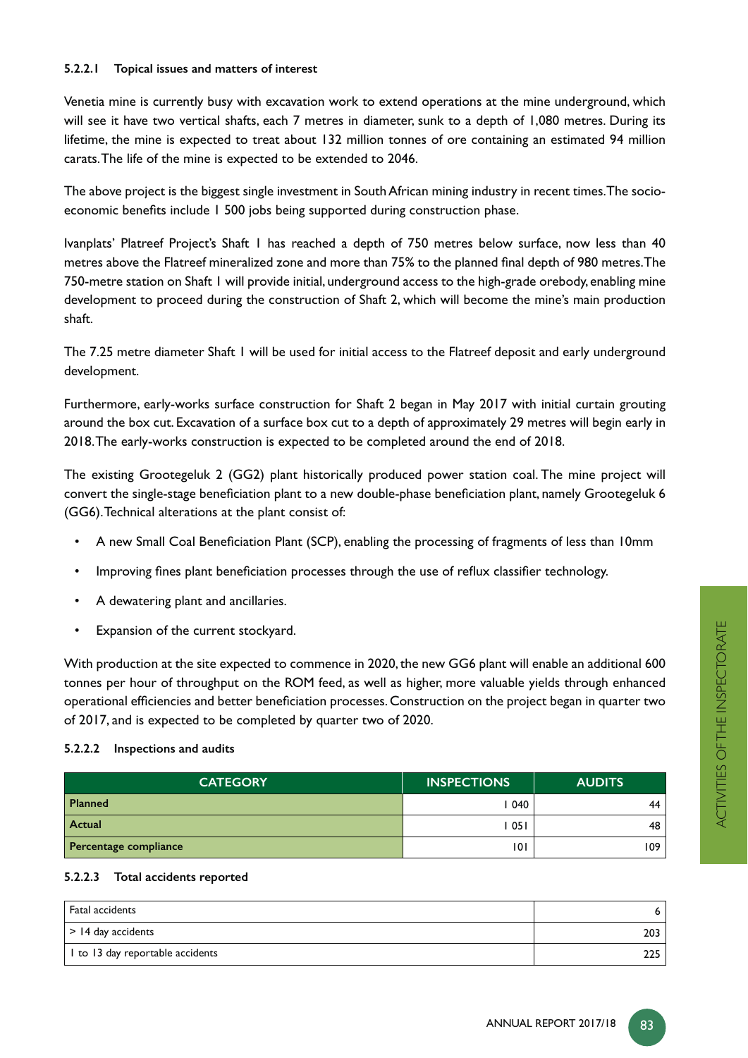#### 5.2.2.1 Topical issues and matters of interest

Venetia mine is currently busy with excavation work to extend operations at the mine underground, which will see it have two vertical shafts, each 7 metres in diameter, sunk to a depth of 1,080 metres. During its lifetime, the mine is expected to treat about 132 million tonnes of ore containing an estimated 94 million carats. The life of the mine is expected to be extended to 2046.

The above project is the biggest single investment in South African mining industry in recent times. The socio-economic benefits include 1 500 jobs being supported during construction phase.

Ivanplats' Platreef Project's Shaft 1 has reached a depth of 750 metres below surface, now less than 40 metres above the Flatreef mineralized zone and more than 75% to the planned final depth of 980 metres. The 750-metre station on Shaft 1 will provide initial, underground access to the high-grade orebody, enabling mine development to proceed during the construction of Shaft 2, which will become the mine's main production shaft.

The 7.25 metre diameter Shaft 1 will be used for initial access to the Flatreef deposit and early underground development.

Furthermore, early-works surface construction for Shaft 2 began in May 2017 with initial curtain grouting around the box cut. Excavation of a surface box cut to a depth of approximately 29 metres will begin early in 2018. The early-works construction is expected to be completed around the end of 2018.

The existing Grootegeluk 2 (GG2) plant historically produced power station coal. The mine project will convert the single-stage beneficiation plant to a new double-phase beneficiation plant, namely Grootegeluk 6 (GG6). Technical alterations at the plant consist of:

- A new Small Coal Beneficiation Plant (SCP), enabling the processing of fragments of less than 10mm
- Improving fines plant beneficiation processes through the use of reflux classifier technology.
- A dewatering plant and ancillaries.
- Expansion of the current stockyard.

With production at the site expected to commence in 2020, the new GG6 plant will enable an additional 600 tonnes per hour of throughput on the ROM feed, as well as higher, more valuable yields through enhanced operational efficiencies and better beneficiation processes. Construction on the project began in quarter two of 2017, and is expected to be completed by quarter two of 2020.

#### 5.2.2.2 Inspections and audits

| CATEGORY | INSPECTIONS | AUDITS |
|---|---|---|
| Planned | 1 040 | 44 |
| Actual | 1 051 | 48 |
| Percentage compliance | 101 | 109 |

#### 5.2.2.3 Total accidents reported

| | |
|---|---|
| Fatal accidents | 6 |
| > 14 day accidents | 203 |
| 1 to 13 day reportable accidents | 225 |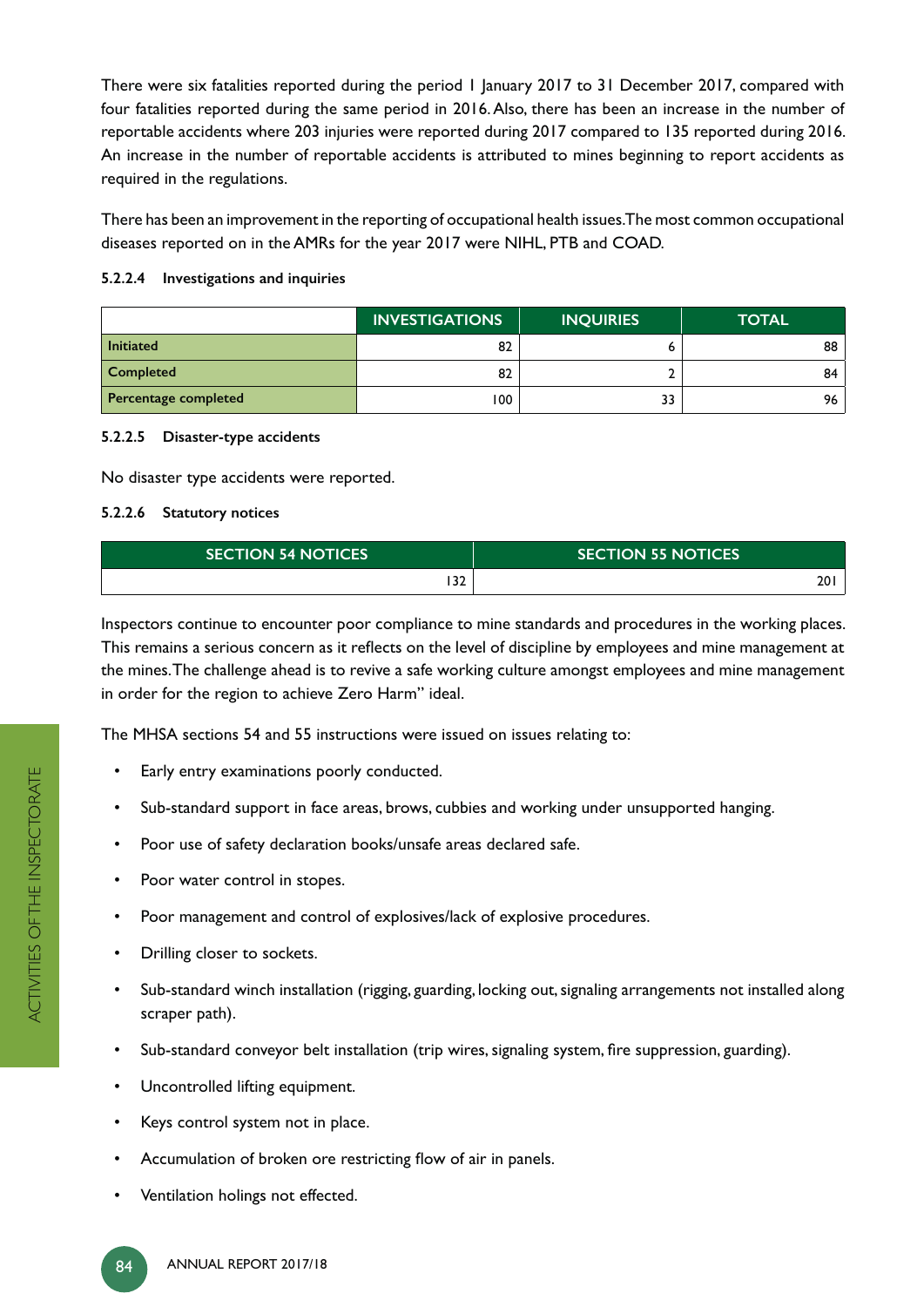There were six fatalities reported during the period 1 January 2017 to 31 December 2017, compared with four fatalities reported during the same period in 2016. Also, there has been an increase in the number of reportable accidents where 203 injuries were reported during 2017 compared to 135 reported during 2016. An increase in the number of reportable accidents is attributed to mines beginning to report accidents as required in the regulations.

There has been an improvement in the reporting of occupational health issues. The most common occupational diseases reported on in the AMRs for the year 2017 were NIHL, PTB and COAD.

#### 5.2.2.4 Investigations and inquiries

| | INVESTIGATIONS | INQUIRIES | TOTAL |
|---|---|---|---|
| **Initiated** | 82 | 6 | 88 |
| **Completed** | 82 | 2 | 84 |
| **Percentage completed** | 100 | 33 | 96 |

#### 5.2.2.5 Disaster-type accidents

No disaster type accidents were reported.

#### 5.2.2.6 Statutory notices

| SECTION 54 NOTICES | SECTION 55 NOTICES |
|---|---|
| 132 | 201 |

Inspectors continue to encounter poor compliance to mine standards and procedures in the working places. This remains a serious concern as it reflects on the level of discipline by employees and mine management at the mines. The challenge ahead is to revive a safe working culture amongst employees and mine management in order for the region to achieve Zero Harm" ideal.

The MHSA sections 54 and 55 instructions were issued on issues relating to:

- Early entry examinations poorly conducted.
- Sub-standard support in face areas, brows, cubbies and working under unsupported hanging.
- Poor use of safety declaration books/unsafe areas declared safe.
- Poor water control in stopes.
- Poor management and control of explosives/lack of explosive procedures.
- Drilling closer to sockets.
- Sub-standard winch installation (rigging, guarding, locking out, signaling arrangements not installed along scraper path).
- Sub-standard conveyor belt installation (trip wires, signaling system, fire suppression, guarding).
- Uncontrolled lifting equipment.
- Keys control system not in place.
- Accumulation of broken ore restricting flow of air in panels.
- Ventilation holings not effected.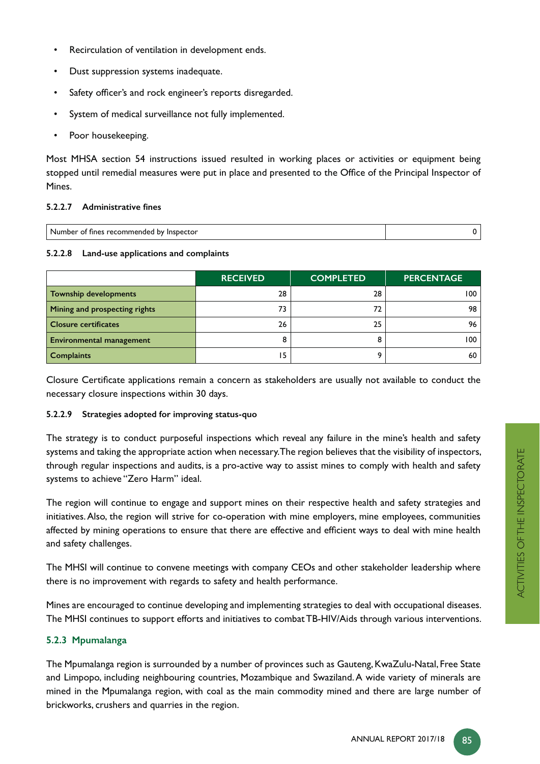- Recirculation of ventilation in development ends.
- Dust suppression systems inadequate.
- Safety officer's and rock engineer's reports disregarded.
- System of medical surveillance not fully implemented.
- Poor housekeeping.

Most MHSA section 54 instructions issued resulted in working places or activities or equipment being stopped until remedial measures were put in place and presented to the Office of the Principal Inspector of Mines.

#### 5.2.2.7 Administrative fines

| Number of fines recommended by Inspector | 0 |
|---|---|

#### 5.2.2.8 Land-use applications and complaints

| | RECEIVED | COMPLETED | PERCENTAGE |
|---|---|---|---|
| **Township developments** | 28 | 28 | 100 |
| **Mining and prospecting rights** | 73 | 72 | 98 |
| **Closure certificates** | 26 | 25 | 96 |
| **Environmental management** | 8 | 8 | 100 |
| **Complaints** | 15 | 9 | 60 |

Closure Certificate applications remain a concern as stakeholders are usually not available to conduct the necessary closure inspections within 30 days.

#### 5.2.2.9 Strategies adopted for improving status-quo

The strategy is to conduct purposeful inspections which reveal any failure in the mine's health and safety systems and taking the appropriate action when necessary. The region believes that the visibility of inspectors, through regular inspections and audits, is a pro-active way to assist mines to comply with health and safety systems to achieve "Zero Harm" ideal.

The region will continue to engage and support mines on their respective health and safety strategies and initiatives. Also, the region will strive for co-operation with mine employers, mine employees, communities affected by mining operations to ensure that there are effective and efficient ways to deal with mine health and safety challenges.

The MHSI will continue to convene meetings with company CEOs and other stakeholder leadership where there is no improvement with regards to safety and health performance.

Mines are encouraged to continue developing and implementing strategies to deal with occupational diseases. The MHSI continues to support efforts and initiatives to combat TB-HIV/Aids through various interventions.

### 5.2.3 Mpumalanga

The Mpumalanga region is surrounded by a number of provinces such as Gauteng, KwaZulu-Natal, Free State and Limpopo, including neighbouring countries, Mozambique and Swaziland. A wide variety of minerals are mined in the Mpumalanga region, with coal as the main commodity mined and there are large number of brickworks, crushers and quarries in the region.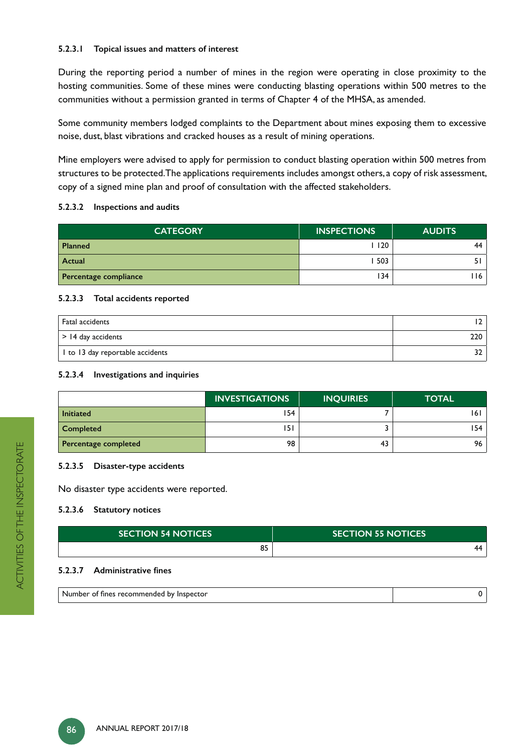#### 5.2.3.1 Topical issues and matters of interest

During the reporting period a number of mines in the region were operating in close proximity to the hosting communities. Some of these mines were conducting blasting operations within 500 metres to the communities without a permission granted in terms of Chapter 4 of the MHSA, as amended.

Some community members lodged complaints to the Department about mines exposing them to excessive noise, dust, blast vibrations and cracked houses as a result of mining operations.

Mine employers were advised to apply for permission to conduct blasting operation within 500 metres from structures to be protected. The applications requirements includes amongst others, a copy of risk assessment, copy of a signed mine plan and proof of consultation with the affected stakeholders.

#### 5.2.3.2 Inspections and audits

| CATEGORY | INSPECTIONS | AUDITS |
|---|---|---|
| **Planned** | 1 120 | 44 |
| **Actual** | 1 503 | 51 |
| **Percentage compliance** | 134 | 116 |

#### 5.2.3.3 Total accidents reported

| | |
|---|---|
| Fatal accidents | 12 |
| > 14 day accidents | 220 |
| 1 to 13 day reportable accidents | 32 |

#### 5.2.3.4 Investigations and inquiries

| | INVESTIGATIONS | INQUIRIES | TOTAL |
|---|---|---|---|
| **Initiated** | 154 | 7 | 161 |
| **Completed** | 151 | 3 | 154 |
| **Percentage completed** | 98 | 43 | 96 |

#### 5.2.3.5 Disaster-type accidents

No disaster type accidents were reported.

#### 5.2.3.6 Statutory notices

| SECTION 54 NOTICES | SECTION 55 NOTICES |
|---|---|
| 85 | 44 |

#### 5.2.3.7 Administrative fines

| | |
|---|---|
| Number of fines recommended by Inspector | 0 |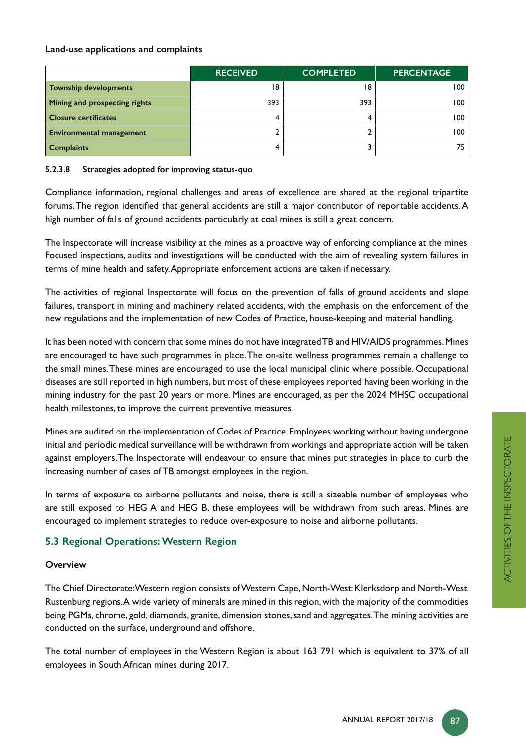**Land-use applications and complaints**

| | RECEIVED | COMPLETED | PERCENTAGE |
|---|---|---|---|
| Township developments | 18 | 18 | 100 |
| Mining and prospecting rights | 393 | 393 | 100 |
| Closure certificates | 4 | 4 | 100 |
| Environmental management | 2 | 2 | 100 |
| Complaints | 4 | 3 | 75 |

#### 5.2.3.8 Strategies adopted for improving status-quo

Compliance information, regional challenges and areas of excellence are shared at the regional tripartite forums. The region identified that general accidents are still a major contributor of reportable accidents. A high number of falls of ground accidents particularly at coal mines is still a great concern.

The Inspectorate will increase visibility at the mines as a proactive way of enforcing compliance at the mines. Focused inspections, audits and investigations will be conducted with the aim of revealing system failures in terms of mine health and safety. Appropriate enforcement actions are taken if necessary.

The activities of regional Inspectorate will focus on the prevention of falls of ground accidents and slope failures, transport in mining and machinery related accidents, with the emphasis on the enforcement of the new regulations and the implementation of new Codes of Practice, house-keeping and material handling.

It has been noted with concern that some mines do not have integrated TB and HIV/AIDS programmes. Mines are encouraged to have such programmes in place. The on-site wellness programmes remain a challenge to the small mines. These mines are encouraged to use the local municipal clinic where possible. Occupational diseases are still reported in high numbers, but most of these employees reported having been working in the mining industry for the past 20 years or more. Mines are encouraged, as per the 2024 MHSC occupational health milestones, to improve the current preventive measures.

Mines are audited on the implementation of Codes of Practice. Employees working without having undergone initial and periodic medical surveillance will be withdrawn from workings and appropriate action will be taken against employers. The Inspectorate will endeavour to ensure that mines put strategies in place to curb the increasing number of cases of TB amongst employees in the region.

In terms of exposure to airborne pollutants and noise, there is still a sizeable number of employees who are still exposed to HEG A and HEG B, these employees will be withdrawn from such areas. Mines are encouraged to implement strategies to reduce over-exposure to noise and airborne pollutants.

## 5.3 Regional Operations: Western Region

**Overview**

The Chief Directorate: Western region consists of Western Cape, North-West: Klerksdorp and North-West: Rustenburg regions. A wide variety of minerals are mined in this region, with the majority of the commodities being PGMs, chrome, gold, diamonds, granite, dimension stones, sand and aggregates. The mining activities are conducted on the surface, underground and offshore.

The total number of employees in the Western Region is about 163 791 which is equivalent to 37% of all employees in South African mines during 2017.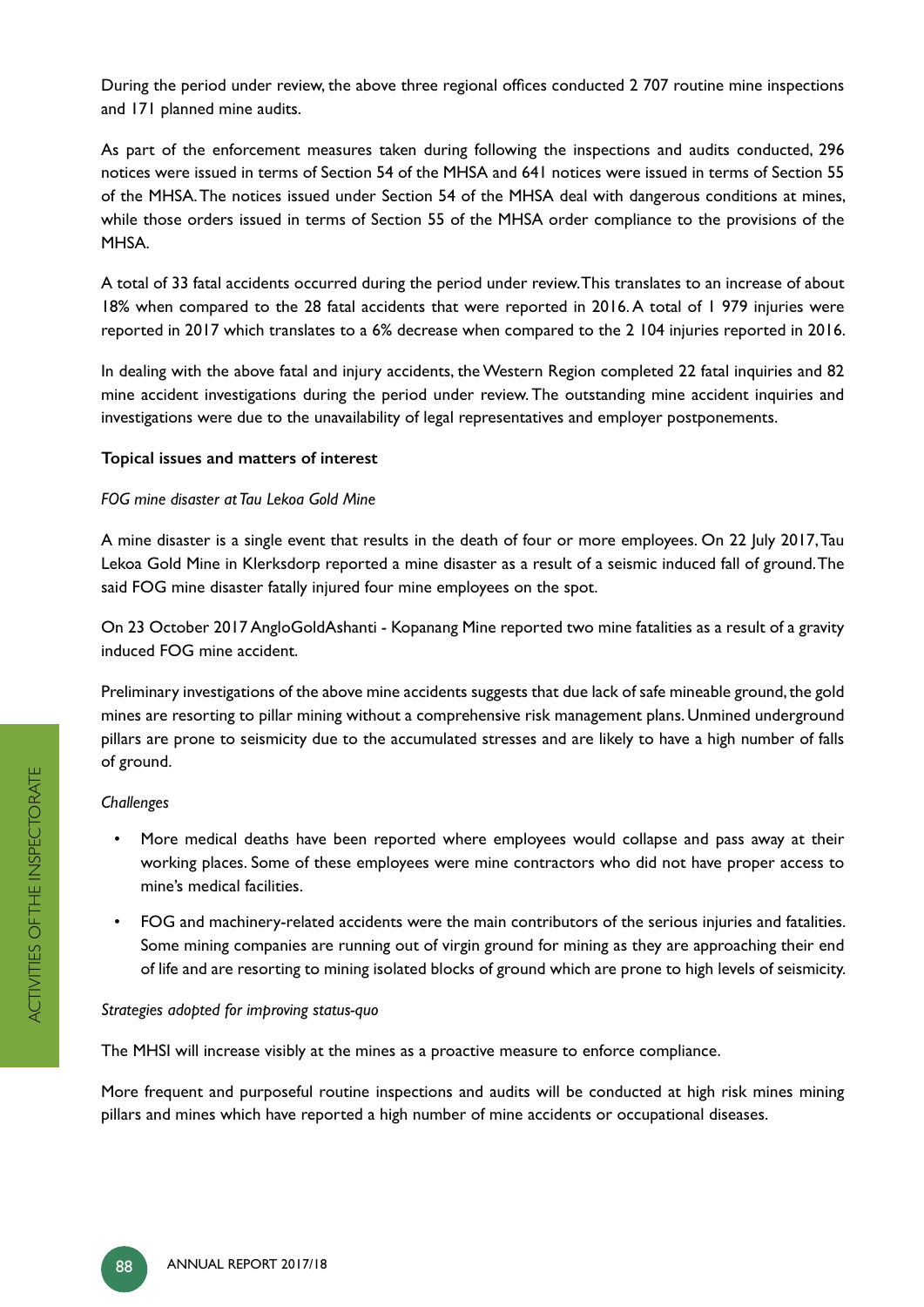During the period under review, the above three regional offices conducted 2 707 routine mine inspections and 171 planned mine audits.

As part of the enforcement measures taken during following the inspections and audits conducted, 296 notices were issued in terms of Section 54 of the MHSA and 641 notices were issued in terms of Section 55 of the MHSA. The notices issued under Section 54 of the MHSA deal with dangerous conditions at mines, while those orders issued in terms of Section 55 of the MHSA order compliance to the provisions of the MHSA.

A total of 33 fatal accidents occurred during the period under review. This translates to an increase of about 18% when compared to the 28 fatal accidents that were reported in 2016. A total of 1 979 injuries were reported in 2017 which translates to a 6% decrease when compared to the 2 104 injuries reported in 2016.

In dealing with the above fatal and injury accidents, the Western Region completed 22 fatal inquiries and 82 mine accident investigations during the period under review. The outstanding mine accident inquiries and investigations were due to the unavailability of legal representatives and employer postponements.

**Topical issues and matters of interest**

*FOG mine disaster at Tau Lekoa Gold Mine*

A mine disaster is a single event that results in the death of four or more employees. On 22 July 2017, Tau Lekoa Gold Mine in Klerksdorp reported a mine disaster as a result of a seismic induced fall of ground. The said FOG mine disaster fatally injured four mine employees on the spot.

On 23 October 2017 AngloGoldAshanti - Kopanang Mine reported two mine fatalities as a result of a gravity induced FOG mine accident.

Preliminary investigations of the above mine accidents suggests that due lack of safe mineable ground, the gold mines are resorting to pillar mining without a comprehensive risk management plans. Unmined underground pillars are prone to seismicity due to the accumulated stresses and are likely to have a high number of falls of ground.

*Challenges*

- More medical deaths have been reported where employees would collapse and pass away at their working places. Some of these employees were mine contractors who did not have proper access to mine's medical facilities.
- FOG and machinery-related accidents were the main contributors of the serious injuries and fatalities. Some mining companies are running out of virgin ground for mining as they are approaching their end of life and are resorting to mining isolated blocks of ground which are prone to high levels of seismicity.

*Strategies adopted for improving status-quo*

The MHSI will increase visibly at the mines as a proactive measure to enforce compliance.

More frequent and purposeful routine inspections and audits will be conducted at high risk mines mining pillars and mines which have reported a high number of mine accidents or occupational diseases.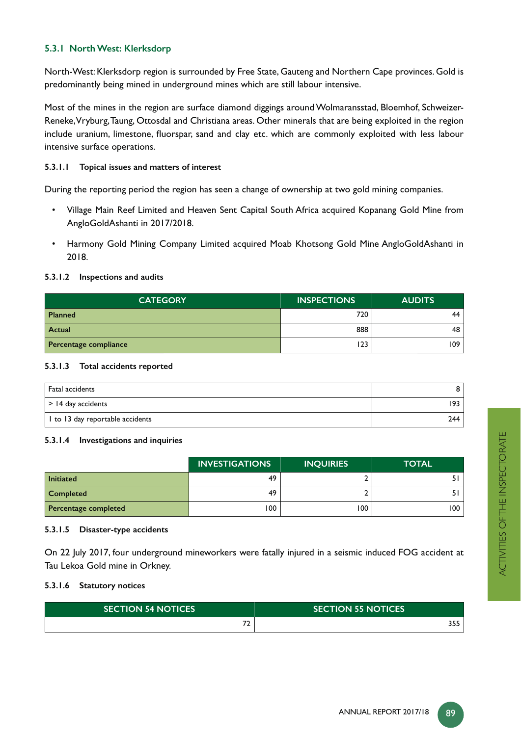### 5.3.1 North West: Klerksdorp

North-West: Klerksdorp region is surrounded by Free State, Gauteng and Northern Cape provinces. Gold is predominantly being mined in underground mines which are still labour intensive.

Most of the mines in the region are surface diamond diggings around Wolmaransstad, Bloemhof, Schweizer-Reneke, Vryburg, Taung, Ottosdal and Christiana areas. Other minerals that are being exploited in the region include uranium, limestone, fluorspar, sand and clay etc. which are commonly exploited with less labour intensive surface operations.

#### 5.3.1.1 Topical issues and matters of interest

During the reporting period the region has seen a change of ownership at two gold mining companies.

- Village Main Reef Limited and Heaven Sent Capital South Africa acquired Kopanang Gold Mine from AngloGoldAshanti in 2017/2018.
- Harmony Gold Mining Company Limited acquired Moab Khotsong Gold Mine AngloGoldAshanti in 2018.

#### 5.3.1.2 Inspections and audits

| CATEGORY | INSPECTIONS | AUDITS |
|---|---|---|
| **Planned** | 720 | 44 |
| **Actual** | 888 | 48 |
| **Percentage compliance** | 123 | 109 |

#### 5.3.1.3 Total accidents reported

| | |
|---|---|
| Fatal accidents | 8 |
| > 14 day accidents | 193 |
| 1 to 13 day reportable accidents | 244 |

#### 5.3.1.4 Investigations and inquiries

| | INVESTIGATIONS | INQUIRIES | TOTAL |
|---|---|---|---|
| **Initiated** | 49 | 2 | 51 |
| **Completed** | 49 | 2 | 51 |
| **Percentage completed** | 100 | 100 | 100 |

#### 5.3.1.5 Disaster-type accidents

On 22 July 2017, four underground mineworkers were fatally injured in a seismic induced FOG accident at Tau Lekoa Gold mine in Orkney.

#### 5.3.1.6 Statutory notices

| SECTION 54 NOTICES | SECTION 55 NOTICES |
|---|---|
| 72 | 355 |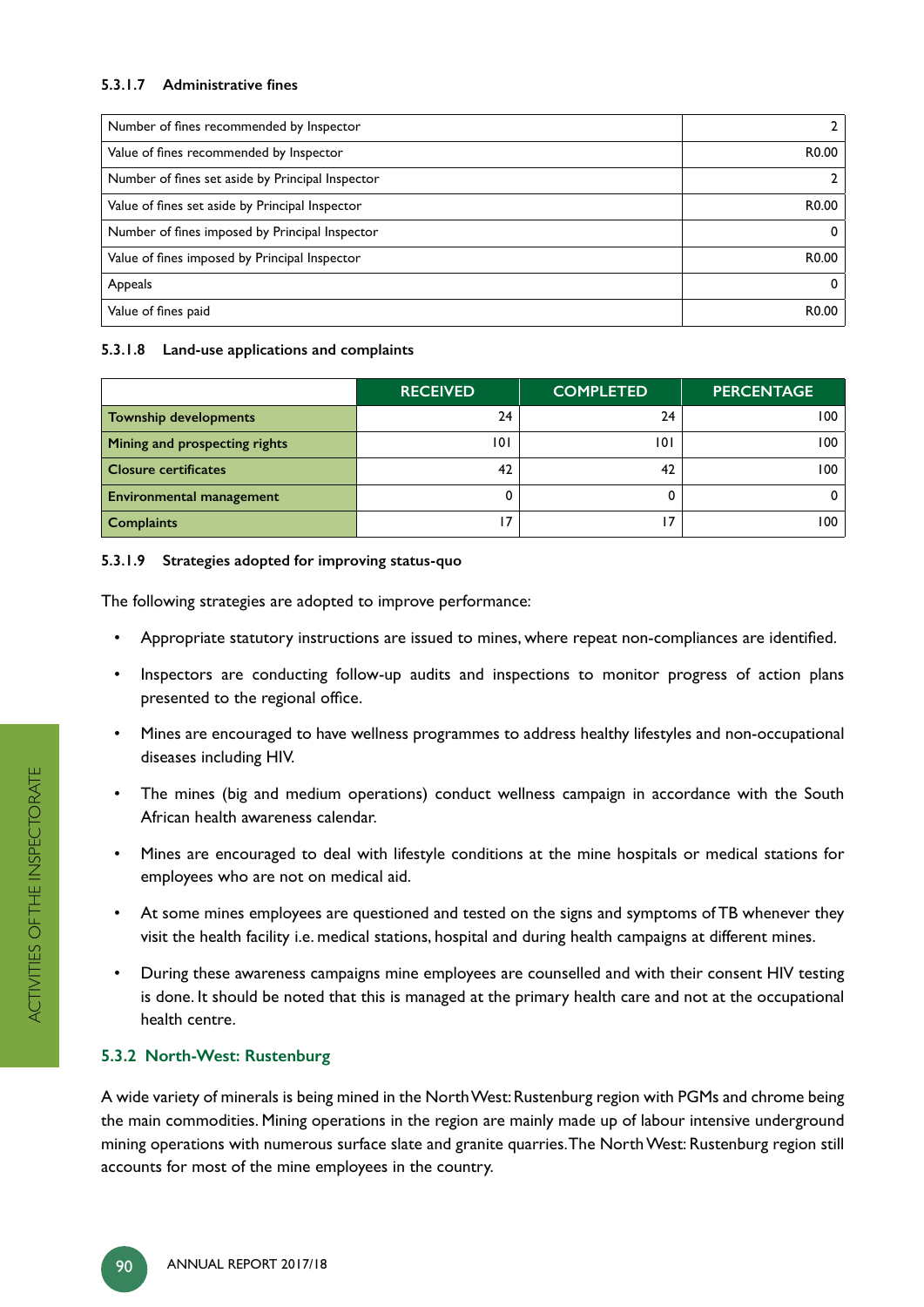#### 5.3.1.7 Administrative fines

| | |
|---|---|
| Number of fines recommended by Inspector | 2 |
| Value of fines recommended by Inspector | R0.00 |
| Number of fines set aside by Principal Inspector | 2 |
| Value of fines set aside by Principal Inspector | R0.00 |
| Number of fines imposed by Principal Inspector | 0 |
| Value of fines imposed by Principal Inspector | R0.00 |
| Appeals | 0 |
| Value of fines paid | R0.00 |

#### 5.3.1.8 Land-use applications and complaints

| | RECEIVED | COMPLETED | PERCENTAGE |
|---|---|---|---|
| **Township developments** | 24 | 24 | 100 |
| **Mining and prospecting rights** | 101 | 101 | 100 |
| **Closure certificates** | 42 | 42 | 100 |
| **Environmental management** | 0 | 0 | 0 |
| **Complaints** | 17 | 17 | 100 |

#### 5.3.1.9 Strategies adopted for improving status-quo

The following strategies are adopted to improve performance:

- Appropriate statutory instructions are issued to mines, where repeat non-compliances are identified.
- Inspectors are conducting follow-up audits and inspections to monitor progress of action plans presented to the regional office.
- Mines are encouraged to have wellness programmes to address healthy lifestyles and non-occupational diseases including HIV.
- The mines (big and medium operations) conduct wellness campaign in accordance with the South African health awareness calendar.
- Mines are encouraged to deal with lifestyle conditions at the mine hospitals or medical stations for employees who are not on medical aid.
- At some mines employees are questioned and tested on the signs and symptoms of TB whenever they visit the health facility i.e. medical stations, hospital and during health campaigns at different mines.
- During these awareness campaigns mine employees are counselled and with their consent HIV testing is done. It should be noted that this is managed at the primary health care and not at the occupational health centre.

### 5.3.2 North-West: Rustenburg

A wide variety of minerals is being mined in the North West: Rustenburg region with PGMs and chrome being the main commodities. Mining operations in the region are mainly made up of labour intensive underground mining operations with numerous surface slate and granite quarries. The North West: Rustenburg region still accounts for most of the mine employees in the country.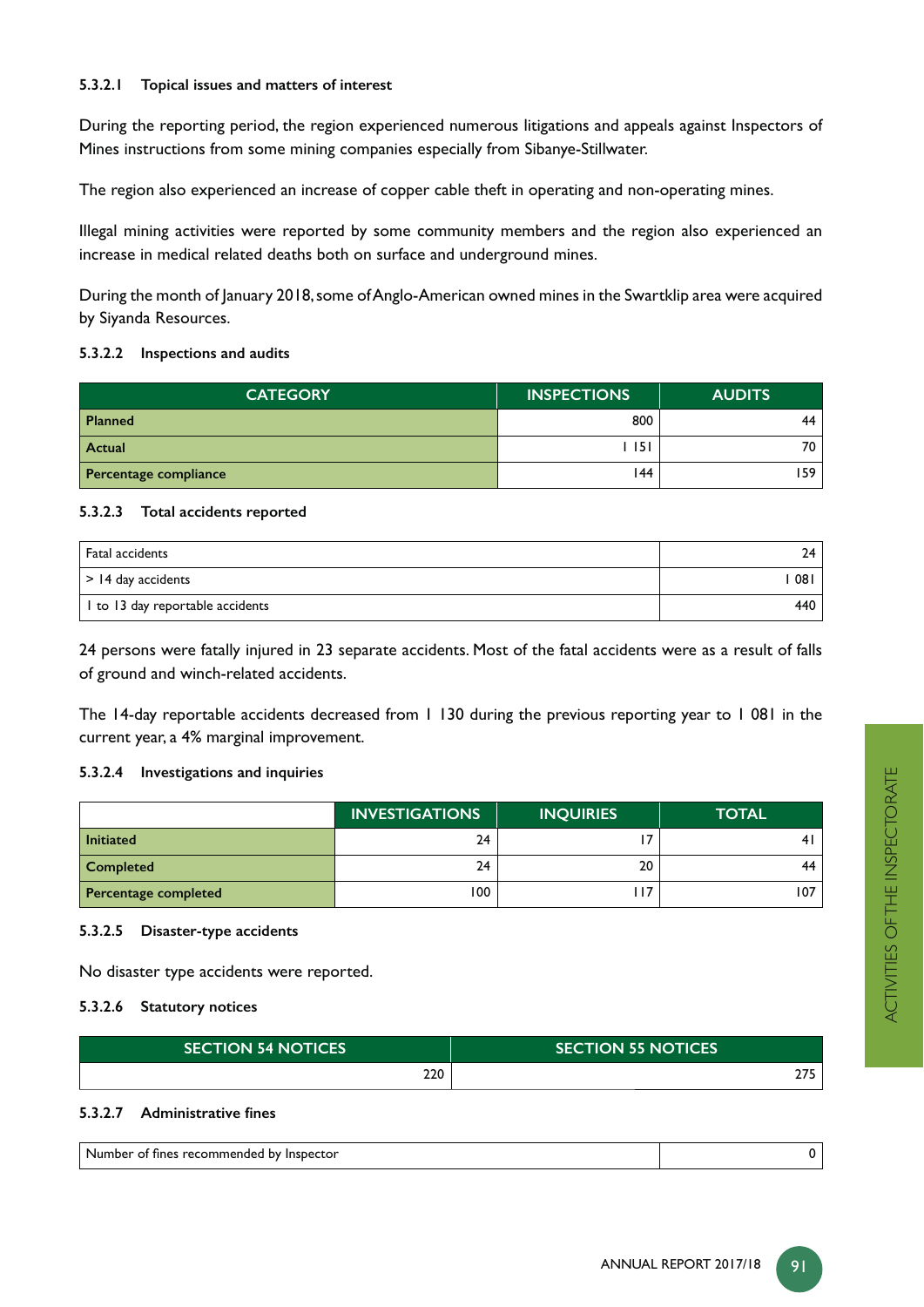#### 5.3.2.1 Topical issues and matters of interest

During the reporting period, the region experienced numerous litigations and appeals against Inspectors of Mines instructions from some mining companies especially from Sibanye-Stillwater.

The region also experienced an increase of copper cable theft in operating and non-operating mines.

Illegal mining activities were reported by some community members and the region also experienced an increase in medical related deaths both on surface and underground mines.

During the month of January 2018, some of Anglo-American owned mines in the Swartklip area were acquired by Siyanda Resources.

#### 5.3.2.2 Inspections and audits

| CATEGORY | INSPECTIONS | AUDITS |
|---|---|---|
| **Planned** | 800 | 44 |
| **Actual** | 1 151 | 70 |
| **Percentage compliance** | 144 | 159 |

#### 5.3.2.3 Total accidents reported

| | |
|---|---|
| Fatal accidents | 24 |
| > 14 day accidents | 1 081 |
| 1 to 13 day reportable accidents | 440 |

24 persons were fatally injured in 23 separate accidents. Most of the fatal accidents were as a result of falls of ground and winch-related accidents.

The 14-day reportable accidents decreased from 1 130 during the previous reporting year to 1 081 in the current year, a 4% marginal improvement.

#### 5.3.2.4 Investigations and inquiries

| | INVESTIGATIONS | INQUIRIES | TOTAL |
|---|---|---|---|
| **Initiated** | 24 | 17 | 41 |
| **Completed** | 24 | 20 | 44 |
| **Percentage completed** | 100 | 117 | 107 |

#### 5.3.2.5 Disaster-type accidents

No disaster type accidents were reported.

#### 5.3.2.6 Statutory notices

| SECTION 54 NOTICES | SECTION 55 NOTICES |
|---|---|
| 220 | 275 |

#### 5.3.2.7 Administrative fines

| | |
|---|---|
| Number of fines recommended by Inspector | 0 |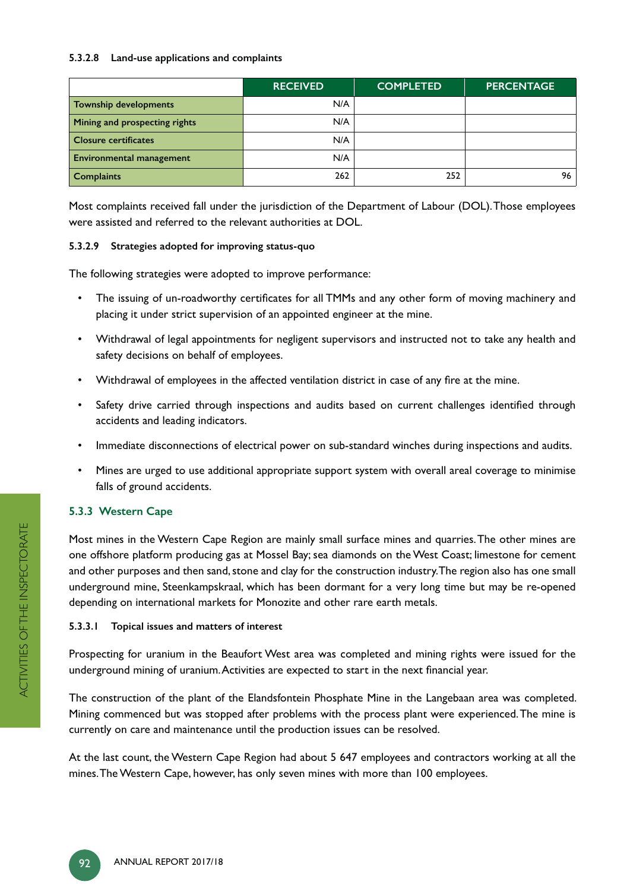#### 5.3.2.8 Land-use applications and complaints

| | RECEIVED | COMPLETED | PERCENTAGE |
|---|---|---|---|
| **Township developments** | N/A | | |
| **Mining and prospecting rights** | N/A | | |
| **Closure certificates** | N/A | | |
| **Environmental management** | N/A | | |
| **Complaints** | 262 | 252 | 96 |

Most complaints received fall under the jurisdiction of the Department of Labour (DOL). Those employees were assisted and referred to the relevant authorities at DOL.

#### 5.3.2.9 Strategies adopted for improving status-quo

The following strategies were adopted to improve performance:

- The issuing of un-roadworthy certificates for all TMMs and any other form of moving machinery and placing it under strict supervision of an appointed engineer at the mine.
- Withdrawal of legal appointments for negligent supervisors and instructed not to take any health and safety decisions on behalf of employees.
- Withdrawal of employees in the affected ventilation district in case of any fire at the mine.
- Safety drive carried through inspections and audits based on current challenges identified through accidents and leading indicators.
- Immediate disconnections of electrical power on sub-standard winches during inspections and audits.
- Mines are urged to use additional appropriate support system with overall areal coverage to minimise falls of ground accidents.

### 5.3.3 Western Cape

Most mines in the Western Cape Region are mainly small surface mines and quarries. The other mines are one offshore platform producing gas at Mossel Bay; sea diamonds on the West Coast; limestone for cement and other purposes and then sand, stone and clay for the construction industry. The region also has one small underground mine, Steenkampskraal, which has been dormant for a very long time but may be re-opened depending on international markets for Monozite and other rare earth metals.

#### 5.3.3.1 Topical issues and matters of interest

Prospecting for uranium in the Beaufort West area was completed and mining rights were issued for the underground mining of uranium. Activities are expected to start in the next financial year.

The construction of the plant of the Elandsfontein Phosphate Mine in the Langebaan area was completed. Mining commenced but was stopped after problems with the process plant were experienced. The mine is currently on care and maintenance until the production issues can be resolved.

At the last count, the Western Cape Region had about 5 647 employees and contractors working at all the mines. The Western Cape, however, has only seven mines with more than 100 employees.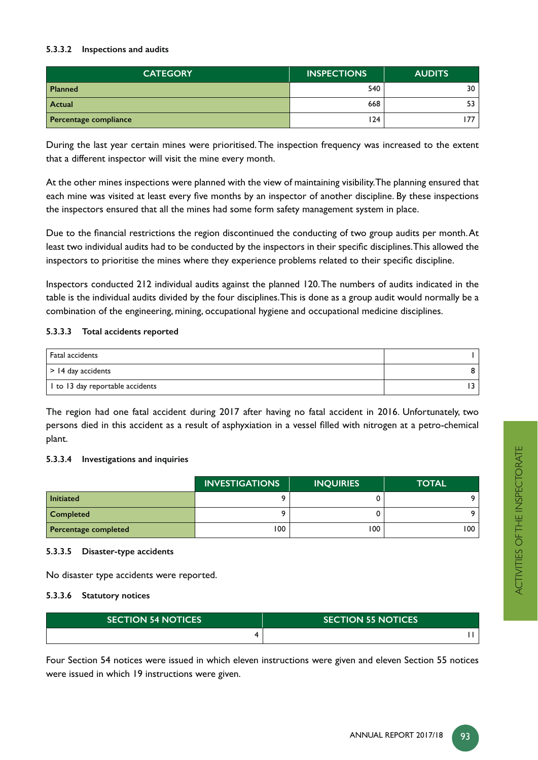#### 5.3.3.2 Inspections and audits

| CATEGORY | INSPECTIONS | AUDITS |
|---|---|---|
| **Planned** | 540 | 30 |
| **Actual** | 668 | 53 |
| **Percentage compliance** | 124 | 177 |

During the last year certain mines were prioritised. The inspection frequency was increased to the extent that a different inspector will visit the mine every month.

At the other mines inspections were planned with the view of maintaining visibility. The planning ensured that each mine was visited at least every five months by an inspector of another discipline. By these inspections the inspectors ensured that all the mines had some form safety management system in place.

Due to the financial restrictions the region discontinued the conducting of two group audits per month. At least two individual audits had to be conducted by the inspectors in their specific disciplines. This allowed the inspectors to prioritise the mines where they experience problems related to their specific discipline.

Inspectors conducted 212 individual audits against the planned 120. The numbers of audits indicated in the table is the individual audits divided by the four disciplines. This is done as a group audit would normally be a combination of the engineering, mining, occupational hygiene and occupational medicine disciplines.

#### 5.3.3.3 Total accidents reported

| | |
|---|---|
| Fatal accidents | 1 |
| > 14 day accidents | 8 |
| 1 to 13 day reportable accidents | 13 |

The region had one fatal accident during 2017 after having no fatal accident in 2016. Unfortunately, two persons died in this accident as a result of asphyxiation in a vessel filled with nitrogen at a petro-chemical plant.

#### 5.3.3.4 Investigations and inquiries

| | INVESTIGATIONS | INQUIRIES | TOTAL |
|---|---|---|---|
| **Initiated** | 9 | 0 | 9 |
| **Completed** | 9 | 0 | 9 |
| **Percentage completed** | 100 | 100 | 100 |

#### 5.3.3.5 Disaster-type accidents

No disaster type accidents were reported.

#### 5.3.3.6 Statutory notices

| SECTION 54 NOTICES | SECTION 55 NOTICES |
|---|---|
| 4 | 11 |

Four Section 54 notices were issued in which eleven instructions were given and eleven Section 55 notices were issued in which 19 instructions were given.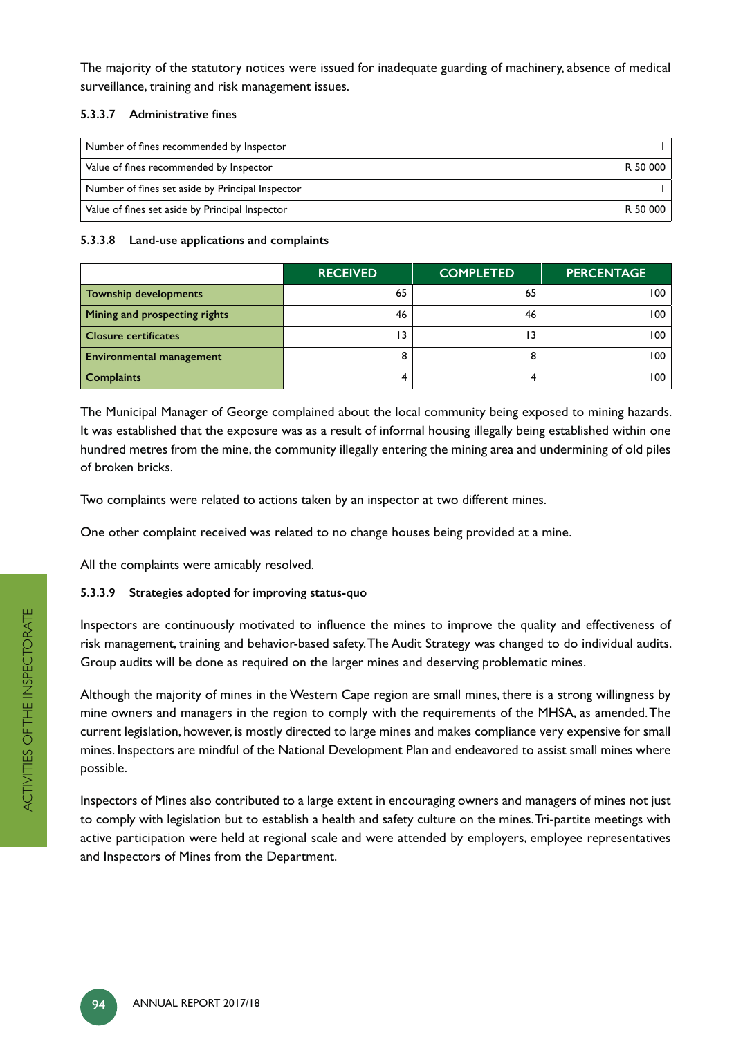The majority of the statutory notices were issued for inadequate guarding of machinery, absence of medical surveillance, training and risk management issues.

#### 5.3.3.7 Administrative fines

| | |
|---|---|
| Number of fines recommended by Inspector | 1 |
| Value of fines recommended by Inspector | R 50 000 |
| Number of fines set aside by Principal Inspector | 1 |
| Value of fines set aside by Principal Inspector | R 50 000 |

#### 5.3.3.8 Land-use applications and complaints

| | RECEIVED | COMPLETED | PERCENTAGE |
|---|---|---|---|
| **Township developments** | 65 | 65 | 100 |
| **Mining and prospecting rights** | 46 | 46 | 100 |
| **Closure certificates** | 13 | 13 | 100 |
| **Environmental management** | 8 | 8 | 100 |
| **Complaints** | 4 | 4 | 100 |

The Municipal Manager of George complained about the local community being exposed to mining hazards. It was established that the exposure was as a result of informal housing illegally being established within one hundred metres from the mine, the community illegally entering the mining area and undermining of old piles of broken bricks.

Two complaints were related to actions taken by an inspector at two different mines.

One other complaint received was related to no change houses being provided at a mine.

All the complaints were amicably resolved.

#### 5.3.3.9 Strategies adopted for improving status-quo

Inspectors are continuously motivated to influence the mines to improve the quality and effectiveness of risk management, training and behavior-based safety. The Audit Strategy was changed to do individual audits. Group audits will be done as required on the larger mines and deserving problematic mines.

Although the majority of mines in the Western Cape region are small mines, there is a strong willingness by mine owners and managers in the region to comply with the requirements of the MHSA, as amended. The current legislation, however, is mostly directed to large mines and makes compliance very expensive for small mines. Inspectors are mindful of the National Development Plan and endeavored to assist small mines where possible.

Inspectors of Mines also contributed to a large extent in encouraging owners and managers of mines not just to comply with legislation but to establish a health and safety culture on the mines. Tri-partite meetings with active participation were held at regional scale and were attended by employers, employee representatives and Inspectors of Mines from the Department.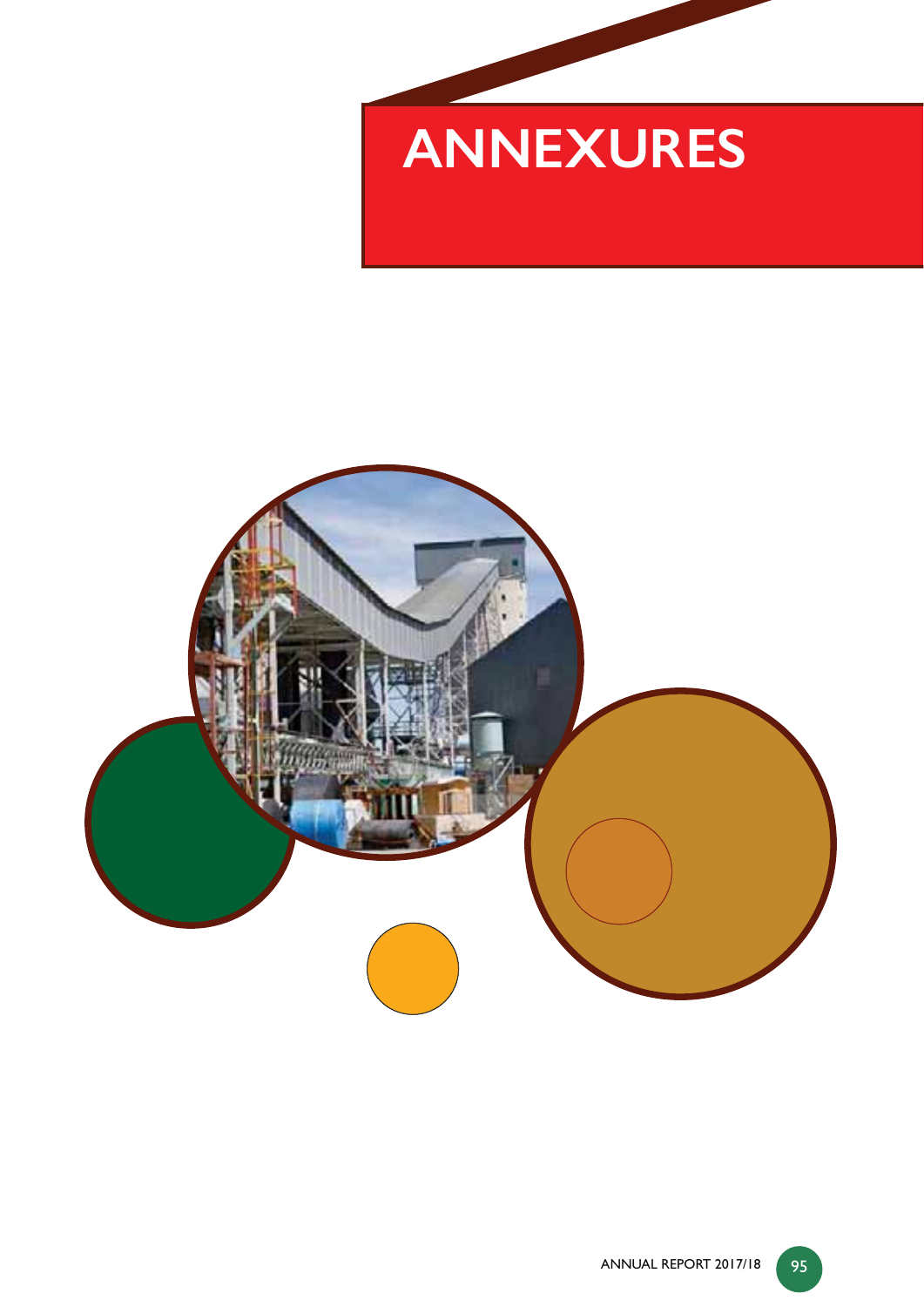# ANNEXURES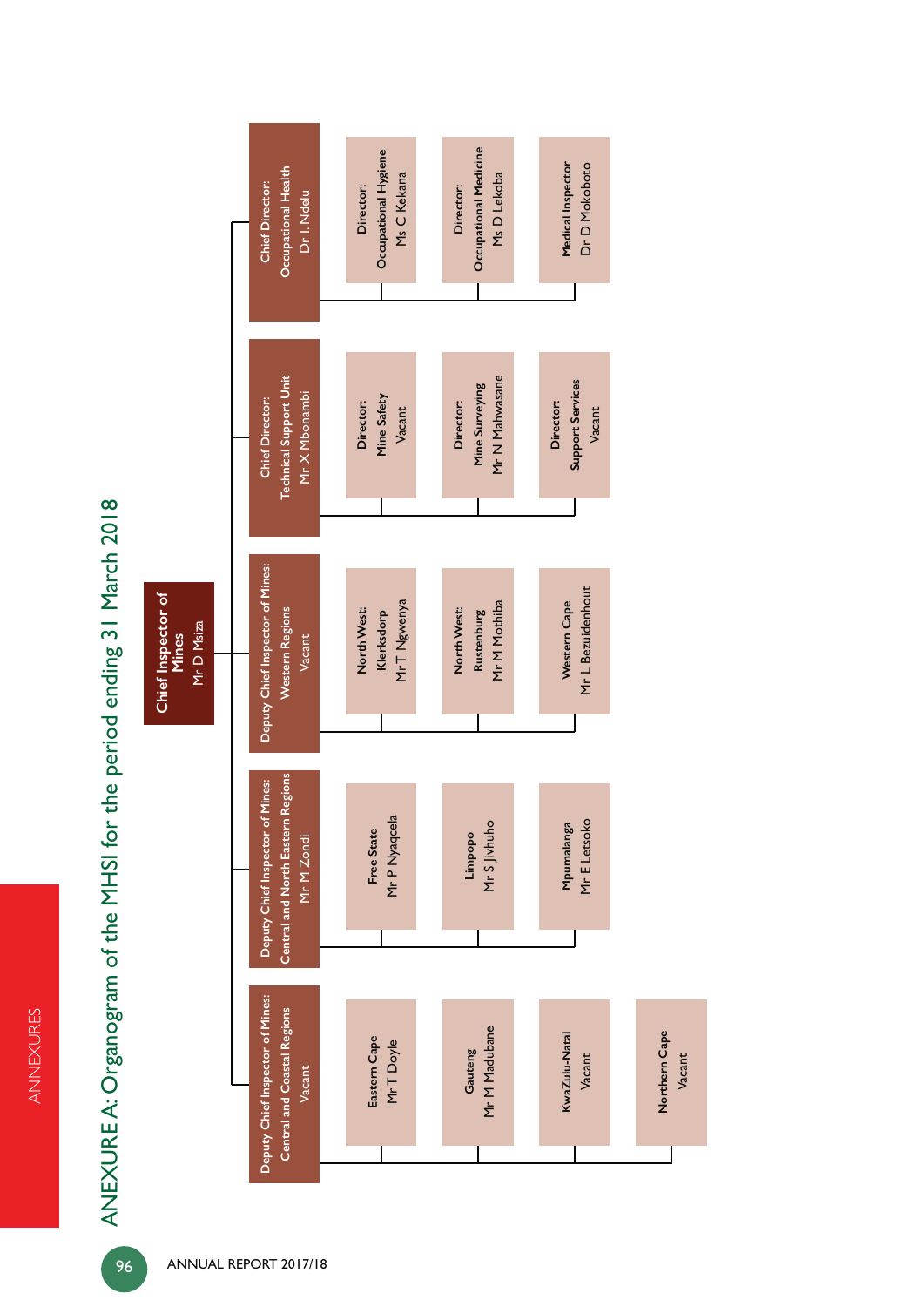# ANEXURE A: Organogram of the MHSI for the period ending 31 March 2018

**Chief Inspector of Mines**
Mr D Msiza

- **Deputy Chief Inspector of Mines: Central and Coastal Regions** — Vacant
  - Eastern Cape — Mr T Doyle
  - Gauteng — Mr M Madubane
  - KwaZulu-Natal — Vacant
  - Northern Cape — Vacant
- **Deputy Chief Inspector of Mines: Central and North Eastern Regions** — Mr M Zondi
  - Free State — Mr P Nyaqcela
  - Limpopo — Mr S Jivhuho
  - Mpumalanga — Mr E Letsoko
- **Deputy Chief Inspector of Mines: Western Regions** — Vacant
  - North West: Klerksdorp — Mr T Ngwenya
  - North West: Rustenburg — Mr M Mothiba
  - Western Cape — Mr L Bezuidenhout
- **Chief Director: Technical Support Unit** — Mr X Mbonambi
  - Director: Mine Safety — Vacant
  - Director: Mine Surveying — Mr N Mahwasane
  - Director: Support Services — Vacant
- **Chief Director: Occupational Health** — Dr I. Ndelu
  - Director: Occupational Hygiene — Ms C Kekana
  - Director: Occupational Medicine — Ms D Lekoba
  - Medical Inspector — Dr D Mokoboto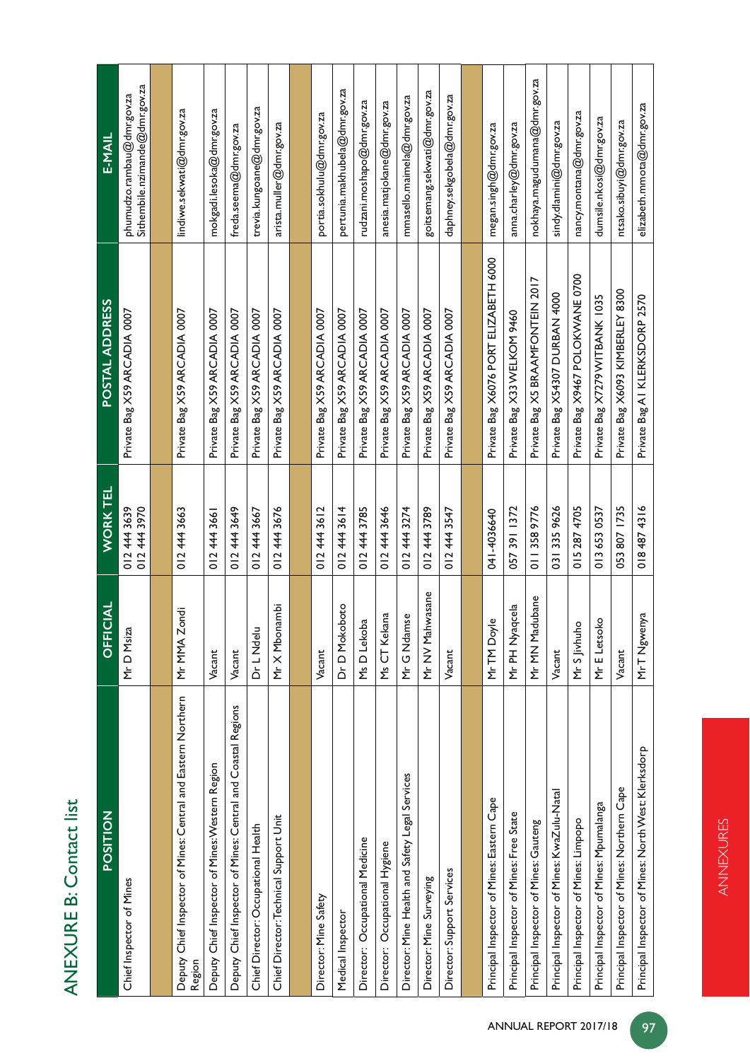# ANEXURE B: Contact list

| POSITION | OFFICIAL | WORK TEL | POSTAL ADDRESS | E-MAIL |
|---|---|---|---|---|
| Chief Inspector of Mines | Mr D Msiza | 012 444 3639<br>012 444 3970 | Private Bag X59 ARCADIA 0007 | phumudzo.rambau@dmr.gov.za<br>Sithembile.nzimande@dmr.gov.za |
| | | | | |
| Deputy Chief Inspector of Mines: Central and Eastern Northern Region | Mr MMA Zondi | 012 444 3663 | Private Bag X59 ARCADIA 0007 | lindiwe.sekwati@dmr.gov.za |
| Deputy Chief Inspector of Mines: Western Region | Vacant | 012 444 3661 | Private Bag X59 ARCADIA 0007 | mokgadi.lesoka@dmr.gov.za |
| Deputy Chief Inspector of Mines: Central and Coastal Regions | Vacant | 012 444 3649 | Private Bag X59 ARCADIA 0007 | freda.seema@dmr.gov.za |
| Chief Director: Occupational Health | Dr L Ndelu | 012 444 3667 | Private Bag X59 ARCADIA 0007 | trevia.kungoane@dmr.gov.za |
| Chief Director: Technical Support Unit | Mr X Mbonambi | 012 444 3676 | Private Bag X59 ARCADIA 0007 | arista.muller@dmr.gov.za |
| | | | | |
| Director: Mine Safety | Vacant | 012 444 3612 | Private Bag X59 ARCADIA 0007 | portia.sokhulu@dmr.gov.za |
| Medical Inspector | Dr D Mokoboto | 012 444 3614 | Private Bag X59 ARCADIA 0007 | pertunia.makhubela@dmr.gov.za |
| Director: Occupational Medicine | Ms D Lekoba | 012 444 3785 | Private Bag X59 ARCADIA 0007 | rudzani.moshapo@dmr.gov.za |
| Director: Occupational Hygiene | Ms CT Kekana | 012 444 3646 | Private Bag X59 ARCADIA 0007 | anesia.matjokane@dmr.gov.za |
| Director: Mine Health and Safety Legal Services | Mr G Ndamse | 012 444 3274 | Private Bag X59 ARCADIA 0007 | mmasello.maimela@dmr.gov.za |
| Director: Mine Surveying | Mr NV Mahwasane | 012 444 3789 | Private Bag X59 ARCADIA 0007 | goitsemang.sekwati@dmr.gov.za |
| Director: Support Services | Vacant | 012 444 3547 | Private Bag X59 ARCADIA 0007 | daphney.sekgobela@dmr.gov.za |
| | | | | |
| Principal Inspector of Mines: Eastern Cape | Mr TM Doyle | 041-4036640 | Private Bag X6076 PORT ELIZABETH 6000 | megan.singh@dmr.gov.za |
| Principal Inspector of Mines: Free State | Mr PH Nyaqcela | 057 391 1372 | Private Bag X33 WELKOM 9460 | anna.charley@dmr.gov.za |
| Principal Inspector of Mines: Gauteng | Mr MN Madubane | 011 358 9776 | Private Bag X5 BRAAMFONTEIN 2017 | nokhaya.magudumana@dmr.gov.za |
| Principal Inspector of Mines: KwaZulu-Natal | Vacant | 031 335 9626 | Private Bag X54307 DURBAN 4000 | sindy.dlamini@dmr.gov.za |
| Principal Inspector of Mines: Limpopo | Mr S Jivhuho | 015 287 4705 | Private Bag X9467 POLOKWANE 0700 | nancy.montana@dmr.gov.za |
| Principal Inspector of Mines: Mpumalanga | Mr E Letsoko | 013 653 0537 | Private Bag X7279 WITBANK 1035 | dumsile.nkosi@dmr.gov.za |
| Principal Inspector of Mines: Northern Cape | Vacant | 053 807 1735 | Private Bag X6093 KIMBERLEY 8300 | ntsako.sibuyi@dmr.gov.za |
| Principal Inspector of Mines: North West: Klerksdorp | Mr T Ngwenya | 018 487 4316 | Private Bag A1 KLERKSDORP 2570 | elizabeth.mmota@dmr.gov.za |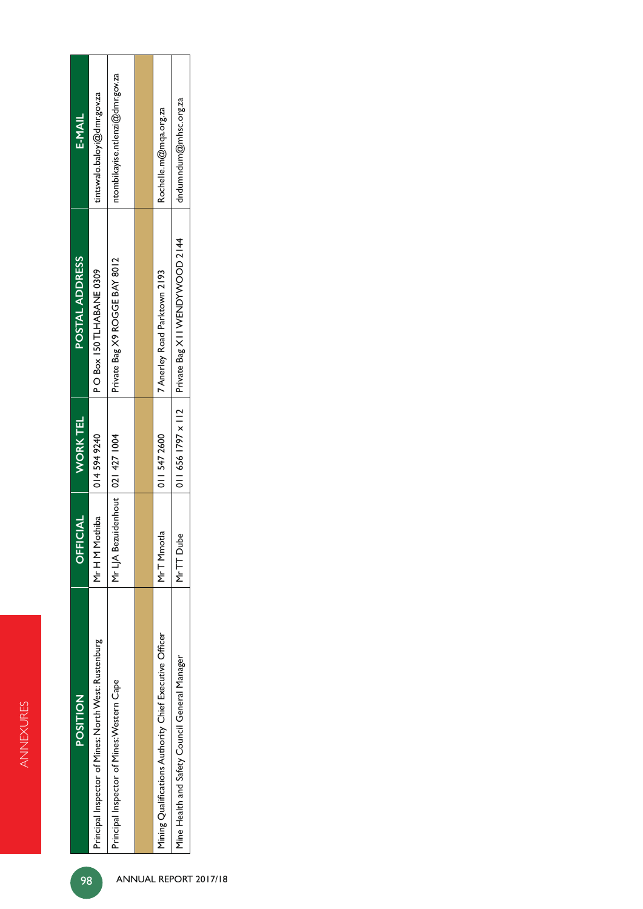| POSITION | OFFICIAL | WORK TEL | POSTAL ADDRESS | E-MAIL |
|---|---|---|---|---|
| Principal Inspector of Mines: North West: Rustenburg | Mr H M Mothiba | 014 594 9240 | P O Box 150 TLHABANE 0309 | tintswalo.baloyi@dmr.gov.za |
| Principal Inspector of Mines: Western Cape | Mr LJA Bezuidenhout | 021 427 1004 | Private Bag X9 ROGGE BAY 8012 | ntombikayise.ntlenzi@dmr.gov.za |
| | | | | |
| Mining Qualifications Authority Chief Executive Officer | Mr T Mmotla | 011 547 2600 | 7 Anerley Road Parktown 2193 | Rochelle.m@mqa.org.za |
| Mine Health and Safety Council General Manager | Mr TT Dube | 011 656 1797 x 112 | Private Bag X11 WENDYWOOD 2144 | dndumndum@mhsc.org.za |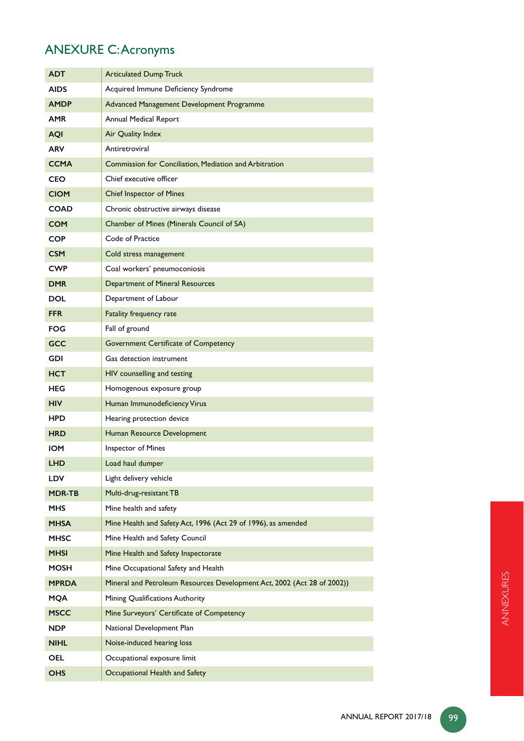## ANEXURE C: Acronyms

| | |
|---|---|
| **ADT** | Articulated Dump Truck |
| **AIDS** | Acquired Immune Deficiency Syndrome |
| **AMDP** | Advanced Management Development Programme |
| **AMR** | Annual Medical Report |
| **AQI** | Air Quality Index |
| **ARV** | Antiretroviral |
| **CCMA** | Commission for Conciliation, Mediation and Arbitration |
| **CEO** | Chief executive officer |
| **CIOM** | Chief Inspector of Mines |
| **COAD** | Chronic obstructive airways disease |
| **COM** | Chamber of Mines (Minerals Council of SA) |
| **COP** | Code of Practice |
| **CSM** | Cold stress management |
| **CWP** | Coal workers' pneumoconiosis |
| **DMR** | Department of Mineral Resources |
| **DOL** | Department of Labour |
| **FFR** | Fatality frequency rate |
| **FOG** | Fall of ground |
| **GCC** | Government Certificate of Competency |
| **GDI** | Gas detection instrument |
| **HCT** | HIV counselling and testing |
| **HEG** | Homogenous exposure group |
| **HIV** | Human Immunodeficiency Virus |
| **HPD** | Hearing protection device |
| **HRD** | Human Resource Development |
| **IOM** | Inspector of Mines |
| **LHD** | Load haul dumper |
| **LDV** | Light delivery vehicle |
| **MDR-TB** | Multi-drug-resistant TB |
| **MHS** | Mine health and safety |
| **MHSA** | Mine Health and Safety Act, 1996 (Act 29 of 1996), as amended |
| **MHSC** | Mine Health and Safety Council |
| **MHSI** | Mine Health and Safety Inspectorate |
| **MOSH** | Mine Occupational Safety and Health |
| **MPRDA** | Mineral and Petroleum Resources Development Act, 2002 (Act 28 of 2002)) |
| **MQA** | Mining Qualifications Authority |
| **MSCC** | Mine Surveyors' Certificate of Competency |
| **NDP** | National Development Plan |
| **NIHL** | Noise-induced hearing loss |
| **OEL** | Occupational exposure limit |
| **OHS** | Occupational Health and Safety |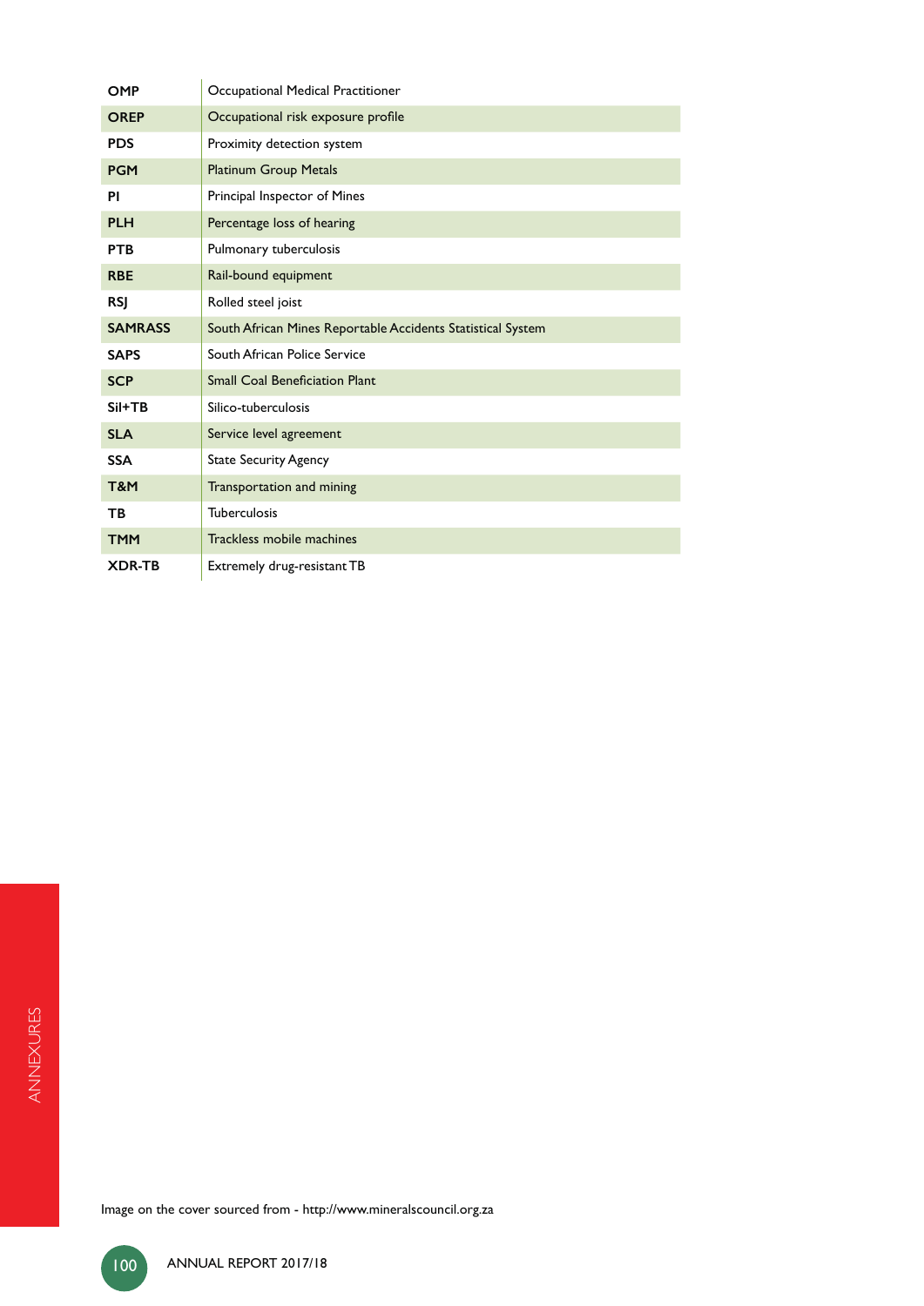| | |
|---|---|
| **OMP** | Occupational Medical Practitioner |
| **OREP** | Occupational risk exposure profile |
| **PDS** | Proximity detection system |
| **PGM** | Platinum Group Metals |
| **PI** | Principal Inspector of Mines |
| **PLH** | Percentage loss of hearing |
| **PTB** | Pulmonary tuberculosis |
| **RBE** | Rail-bound equipment |
| **RSJ** | Rolled steel joist |
| **SAMRASS** | South African Mines Reportable Accidents Statistical System |
| **SAPS** | South African Police Service |
| **SCP** | Small Coal Beneficiation Plant |
| **Sil+TB** | Silico-tuberculosis |
| **SLA** | Service level agreement |
| **SSA** | State Security Agency |
| **T&M** | Transportation and mining |
| **TB** | Tuberculosis |
| **TMM** | Trackless mobile machines |
| **XDR-TB** | Extremely drug-resistant TB |

Image on the cover sourced from - http://www.mineralscouncil.org.za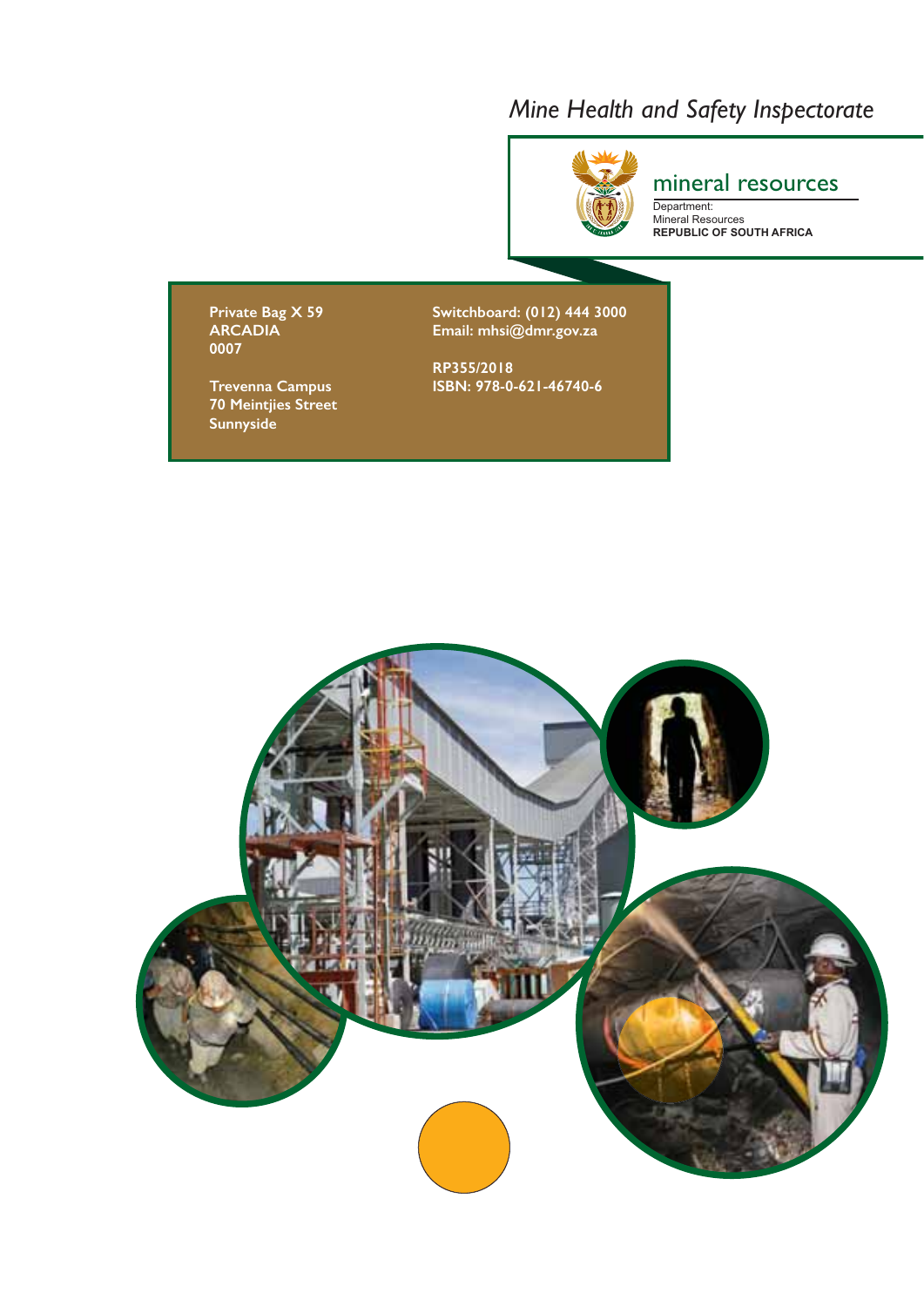*Mine Health and Safety Inspectorate*

mineral resources

Department:
Mineral Resources
**REPUBLIC OF SOUTH AFRICA**

**Private Bag X 59**
**ARCADIA**
**0007**

**Trevenna Campus**
**70 Meintjies Street**
**Sunnyside**

**Switchboard: (012) 444 3000**
**Email: mhsi@dmr.gov.za**

**RP355/2018**
**ISBN: 978-0-621-46740-6**